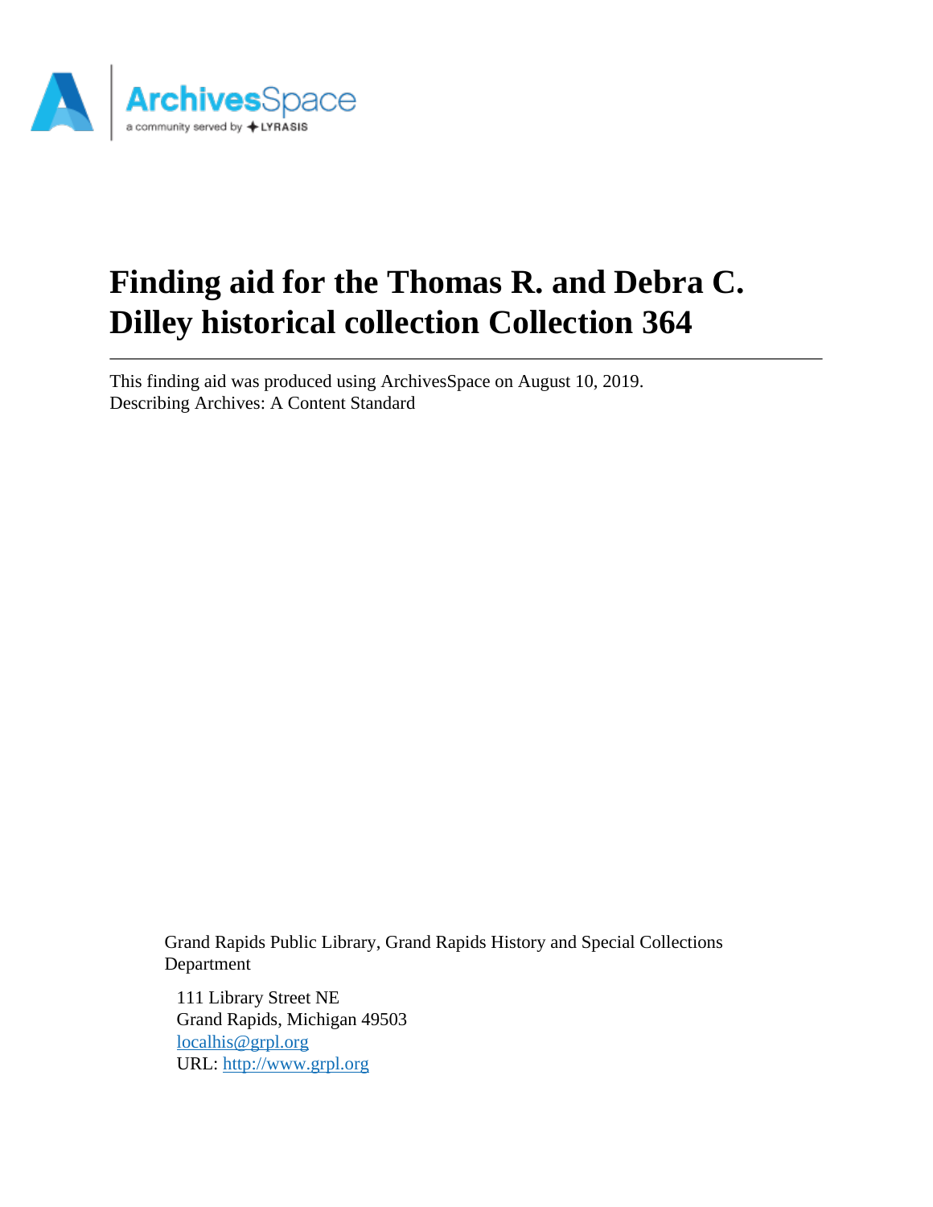# Finding aid for the Thomas R. and Debra C. Dilley historical collection Collection 364

---

This finding aid was produced using ArchivesSpace on August 10, 2019.
Describing Archives: A Content Standard

Grand Rapids Public Library, Grand Rapids History and Special Collections Department

111 Library Street NE
Grand Rapids, Michigan 49503
localhis@grpl.org
URL: http://www.grpl.org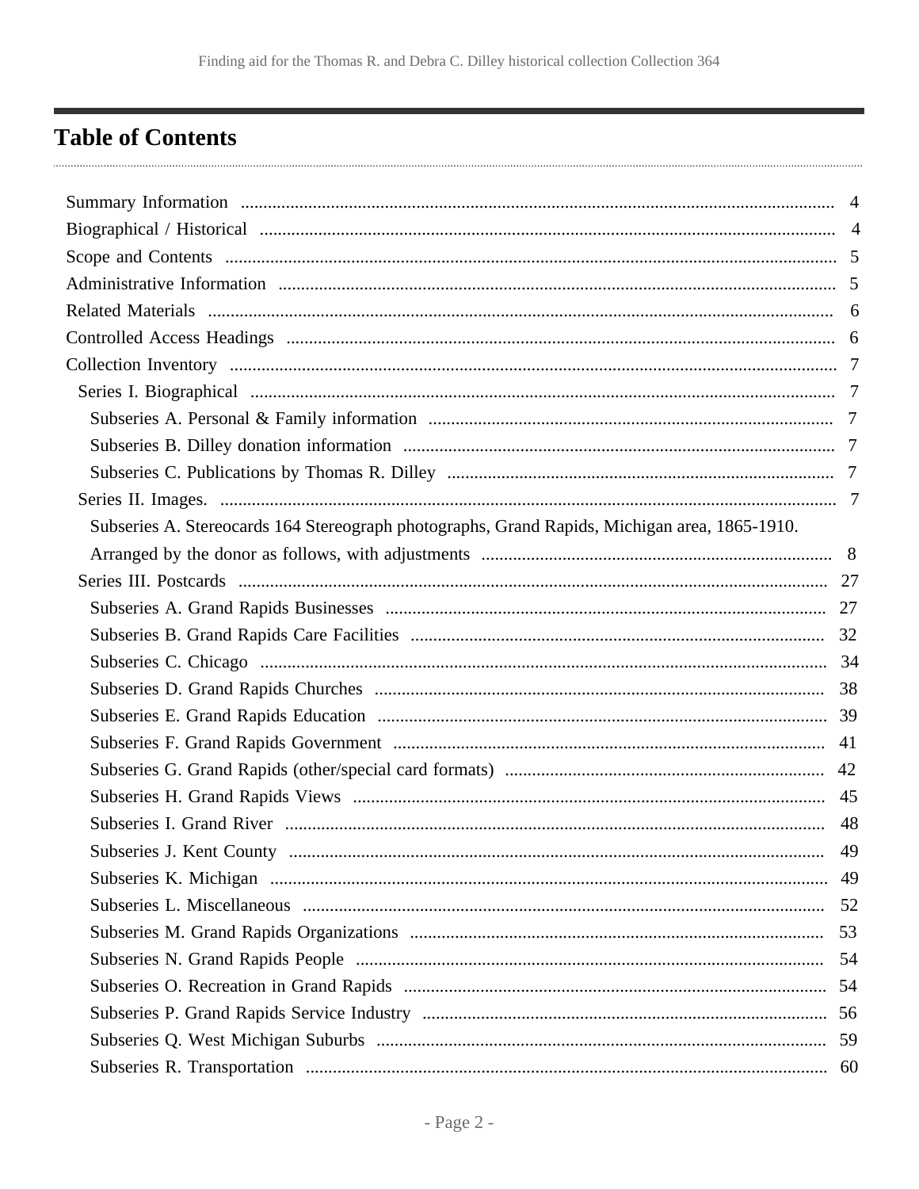# Table of Contents

- Summary Information ..... 4
- Biographical / Historical ..... 4
- Scope and Contents ..... 5
- Administrative Information ..... 5
- Related Materials ..... 6
- Controlled Access Headings ..... 6
- Collection Inventory ..... 7
  - Series I. Biographical ..... 7
    - Subseries A. Personal & Family information ..... 7
    - Subseries B. Dilley donation information ..... 7
    - Subseries C. Publications by Thomas R. Dilley ..... 7
  - Series II. Images. ..... 7
    - Subseries A. Stereocards 164 Stereograph photographs, Grand Rapids, Michigan area, 1865-1910. Arranged by the donor as follows, with adjustments ..... 8
  - Series III. Postcards ..... 27
    - Subseries A. Grand Rapids Businesses ..... 27
    - Subseries B. Grand Rapids Care Facilities ..... 32
    - Subseries C. Chicago ..... 34
    - Subseries D. Grand Rapids Churches ..... 38
    - Subseries E. Grand Rapids Education ..... 39
    - Subseries F. Grand Rapids Government ..... 41
    - Subseries G. Grand Rapids (other/special card formats) ..... 42
    - Subseries H. Grand Rapids Views ..... 45
    - Subseries I. Grand River ..... 48
    - Subseries J. Kent County ..... 49
    - Subseries K. Michigan ..... 49
    - Subseries L. Miscellaneous ..... 52
    - Subseries M. Grand Rapids Organizations ..... 53
    - Subseries N. Grand Rapids People ..... 54
    - Subseries O. Recreation in Grand Rapids ..... 54
    - Subseries P. Grand Rapids Service Industry ..... 56
    - Subseries Q. West Michigan Suburbs ..... 59
    - Subseries R. Transportation ..... 60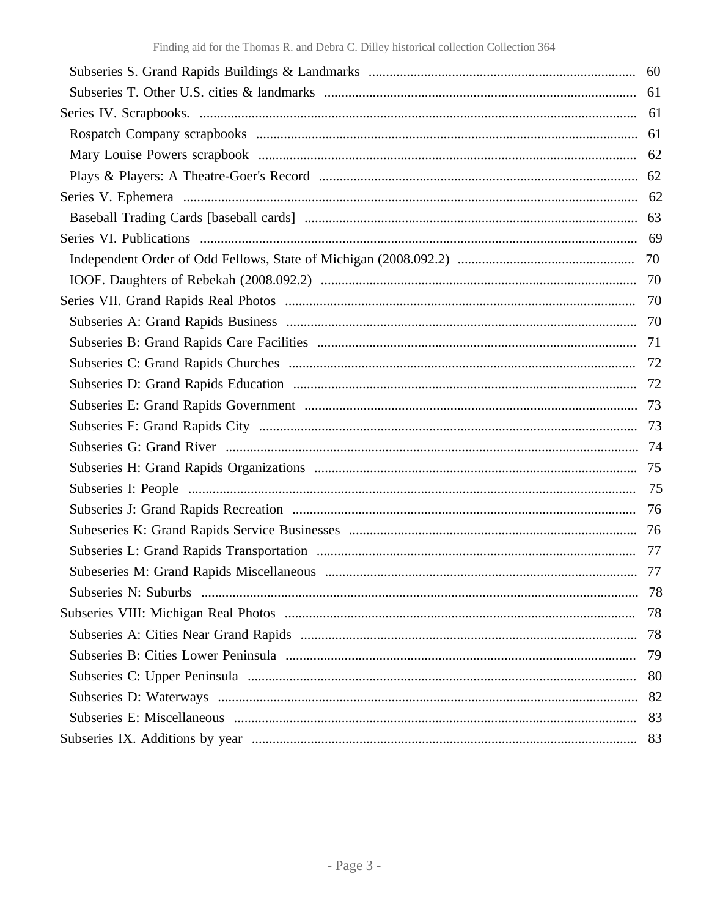- Subseries S. Grand Rapids Buildings & Landmarks ... 60
- Subseries T. Other U.S. cities & landmarks ... 61

Series IV. Scrapbooks. ... 61

- Rospatch Company scrapbooks ... 61
- Mary Louise Powers scrapbook ... 62
- Plays & Players: A Theatre-Goer's Record ... 62

Series V. Ephemera ... 62

- Baseball Trading Cards [baseball cards] ... 63

Series VI. Publications ... 69

- Independent Order of Odd Fellows, State of Michigan (2008.092.2) ... 70
- IOOF. Daughters of Rebekah (2008.092.2) ... 70

Series VII. Grand Rapids Real Photos ... 70

- Subseries A: Grand Rapids Business ... 70
- Subseries B: Grand Rapids Care Facilities ... 71
- Subseries C: Grand Rapids Churches ... 72
- Subseries D: Grand Rapids Education ... 72
- Subseries E: Grand Rapids Government ... 73
- Subseries F: Grand Rapids City ... 73
- Subseries G: Grand River ... 74
- Subseries H: Grand Rapids Organizations ... 75
- Subseries I: People ... 75
- Subseries J: Grand Rapids Recreation ... 76
- Subeseries K: Grand Rapids Service Businesses ... 76
- Subseries L: Grand Rapids Transportation ... 77
- Subeseries M: Grand Rapids Miscellaneous ... 77
- Subseries N: Suburbs ... 78

Subseries VIII: Michigan Real Photos ... 78

- Subseries A: Cities Near Grand Rapids ... 78
- Subseries B: Cities Lower Peninsula ... 79
- Subseries C: Upper Peninsula ... 80
- Subseries D: Waterways ... 82
- Subseries E: Miscellaneous ... 83

Subseries IX. Additions by year ... 83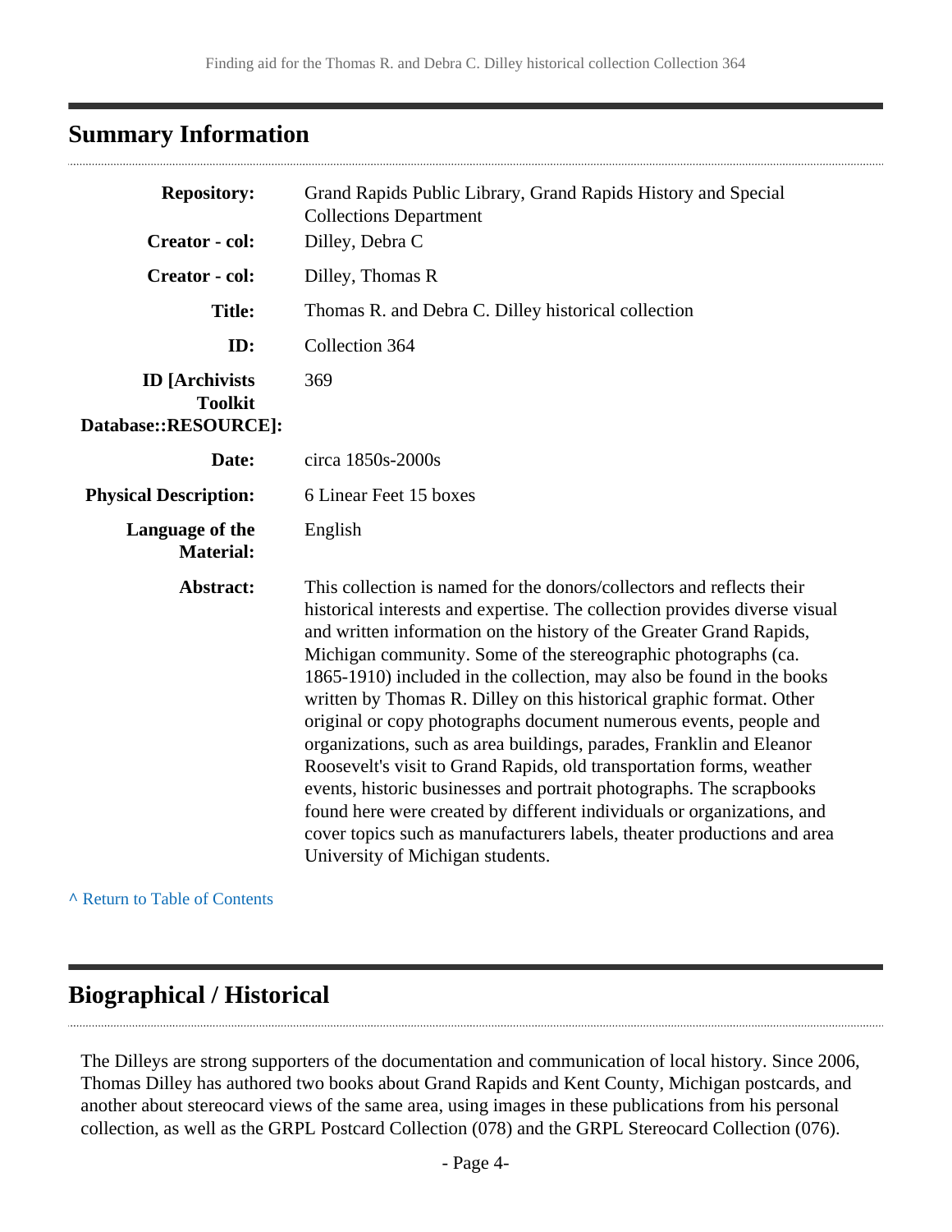## Summary Information

| | |
|---|---|
| **Repository:** | Grand Rapids Public Library, Grand Rapids History and Special Collections Department |
| **Creator - col:** | Dilley, Debra C |
| **Creator - col:** | Dilley, Thomas R |
| **Title:** | Thomas R. and Debra C. Dilley historical collection |
| **ID:** | Collection 364 |
| **ID [Archivists Toolkit Database::RESOURCE]:** | 369 |
| **Date:** | circa 1850s-2000s |
| **Physical Description:** | 6 Linear Feet 15 boxes |
| **Language of the Material:** | English |
| **Abstract:** | This collection is named for the donors/collectors and reflects their historical interests and expertise. The collection provides diverse visual and written information on the history of the Greater Grand Rapids, Michigan community. Some of the stereographic photographs (ca. 1865-1910) included in the collection, may also be found in the books written by Thomas R. Dilley on this historical graphic format. Other original or copy photographs document numerous events, people and organizations, such as area buildings, parades, Franklin and Eleanor Roosevelt's visit to Grand Rapids, old transportation forms, weather events, historic businesses and portrait photographs. The scrapbooks found here were created by different individuals or organizations, and cover topics such as manufacturers labels, theater productions and area University of Michigan students. |

^ Return to Table of Contents

## Biographical / Historical

The Dilleys are strong supporters of the documentation and communication of local history. Since 2006, Thomas Dilley has authored two books about Grand Rapids and Kent County, Michigan postcards, and another about stereocard views of the same area, using images in these publications from his personal collection, as well as the GRPL Postcard Collection (078) and the GRPL Stereocard Collection (076).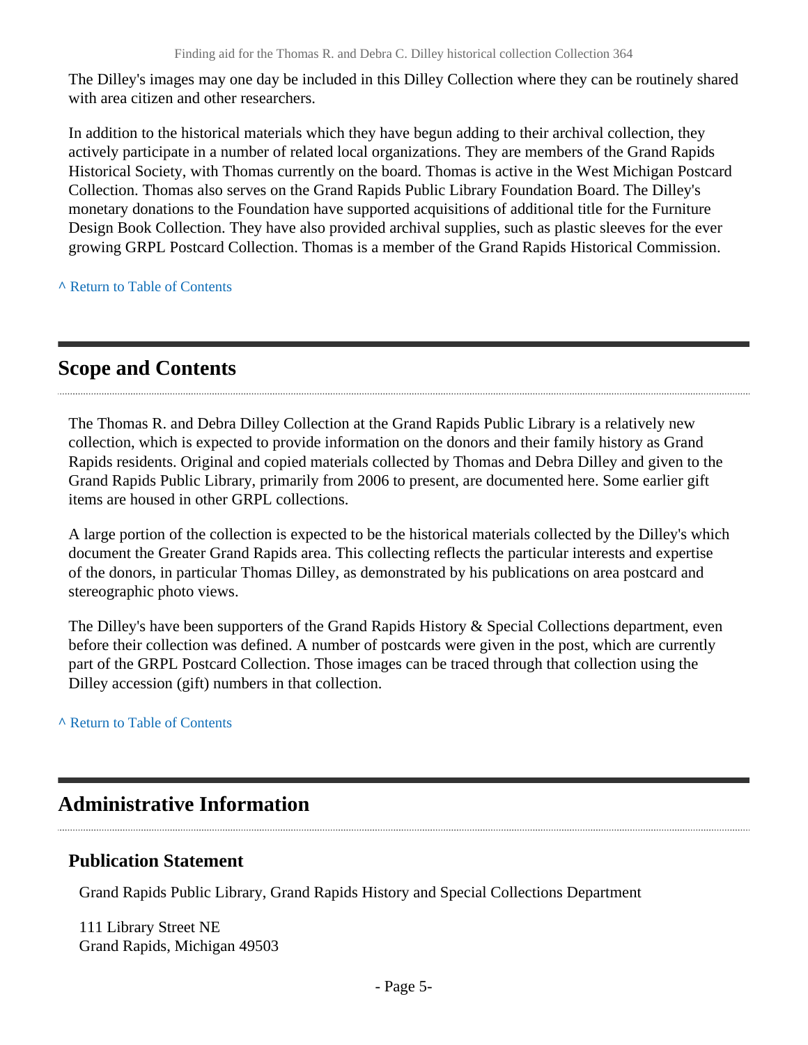The Dilley's images may one day be included in this Dilley Collection where they can be routinely shared with area citizen and other researchers.

In addition to the historical materials which they have begun adding to their archival collection, they actively participate in a number of related local organizations. They are members of the Grand Rapids Historical Society, with Thomas currently on the board. Thomas is active in the West Michigan Postcard Collection. Thomas also serves on the Grand Rapids Public Library Foundation Board. The Dilley's monetary donations to the Foundation have supported acquisitions of additional title for the Furniture Design Book Collection. They have also provided archival supplies, such as plastic sleeves for the ever growing GRPL Postcard Collection. Thomas is a member of the Grand Rapids Historical Commission.

^ Return to Table of Contents

## Scope and Contents

The Thomas R. and Debra Dilley Collection at the Grand Rapids Public Library is a relatively new collection, which is expected to provide information on the donors and their family history as Grand Rapids residents. Original and copied materials collected by Thomas and Debra Dilley and given to the Grand Rapids Public Library, primarily from 2006 to present, are documented here. Some earlier gift items are housed in other GRPL collections.

A large portion of the collection is expected to be the historical materials collected by the Dilley's which document the Greater Grand Rapids area. This collecting reflects the particular interests and expertise of the donors, in particular Thomas Dilley, as demonstrated by his publications on area postcard and stereographic photo views.

The Dilley's have been supporters of the Grand Rapids History & Special Collections department, even before their collection was defined. A number of postcards were given in the post, which are currently part of the GRPL Postcard Collection. Those images can be traced through that collection using the Dilley accession (gift) numbers in that collection.

^ Return to Table of Contents

## Administrative Information

### Publication Statement

Grand Rapids Public Library, Grand Rapids History and Special Collections Department

111 Library Street NE
Grand Rapids, Michigan 49503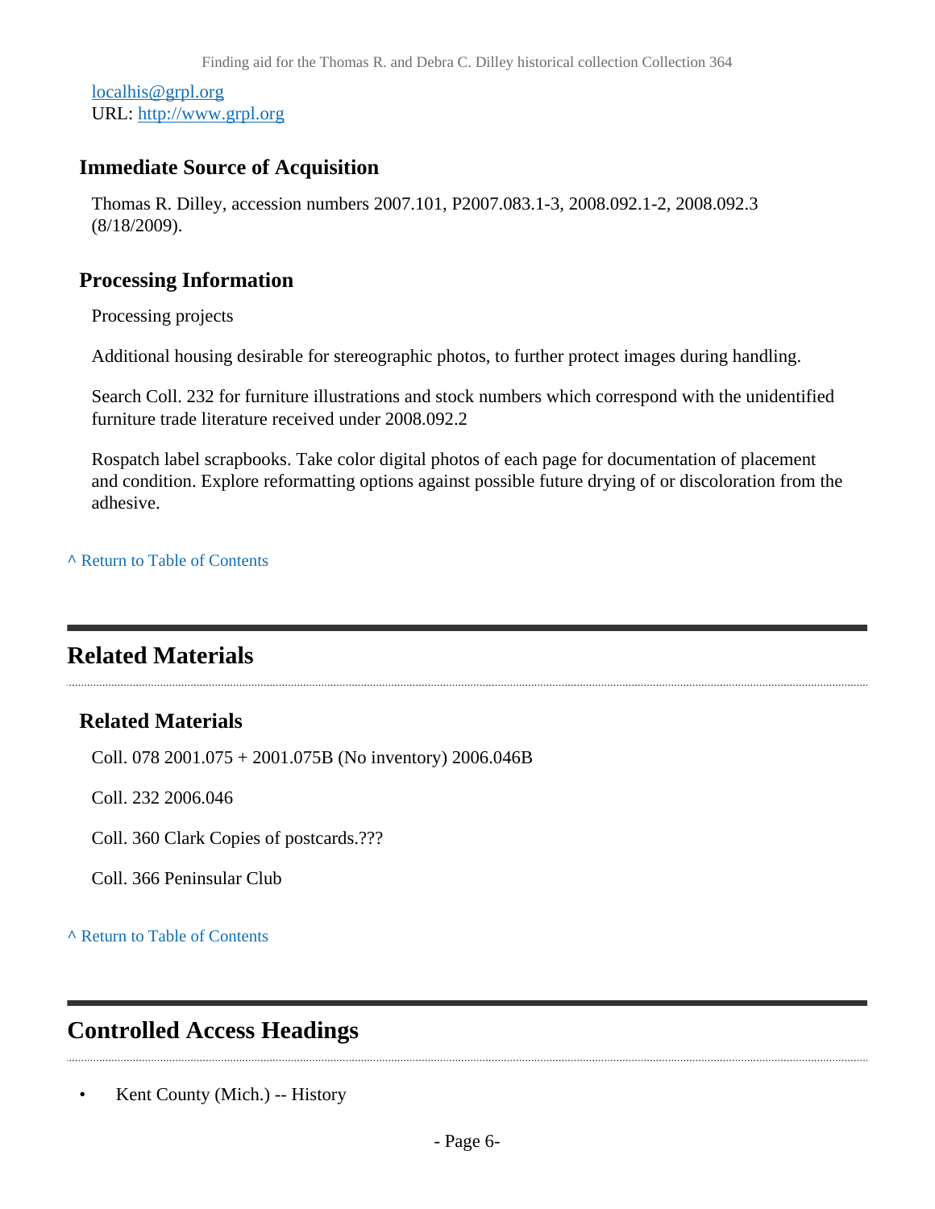localhis@grpl.org
URL: http://www.grpl.org

### Immediate Source of Acquisition

Thomas R. Dilley, accession numbers 2007.101, P2007.083.1-3, 2008.092.1-2, 2008.092.3 (8/18/2009).

### Processing Information

Processing projects

Additional housing desirable for stereographic photos, to further protect images during handling.

Search Coll. 232 for furniture illustrations and stock numbers which correspond with the unidentified furniture trade literature received under 2008.092.2

Rospatch label scrapbooks. Take color digital photos of each page for documentation of placement and condition. Explore reformatting options against possible future drying of or discoloration from the adhesive.

^ Return to Table of Contents

## Related Materials

### Related Materials

Coll. 078 2001.075 + 2001.075B (No inventory) 2006.046B

Coll. 232 2006.046

Coll. 360 Clark Copies of postcards.???

Coll. 366 Peninsular Club

^ Return to Table of Contents

## Controlled Access Headings

- Kent County (Mich.) -- History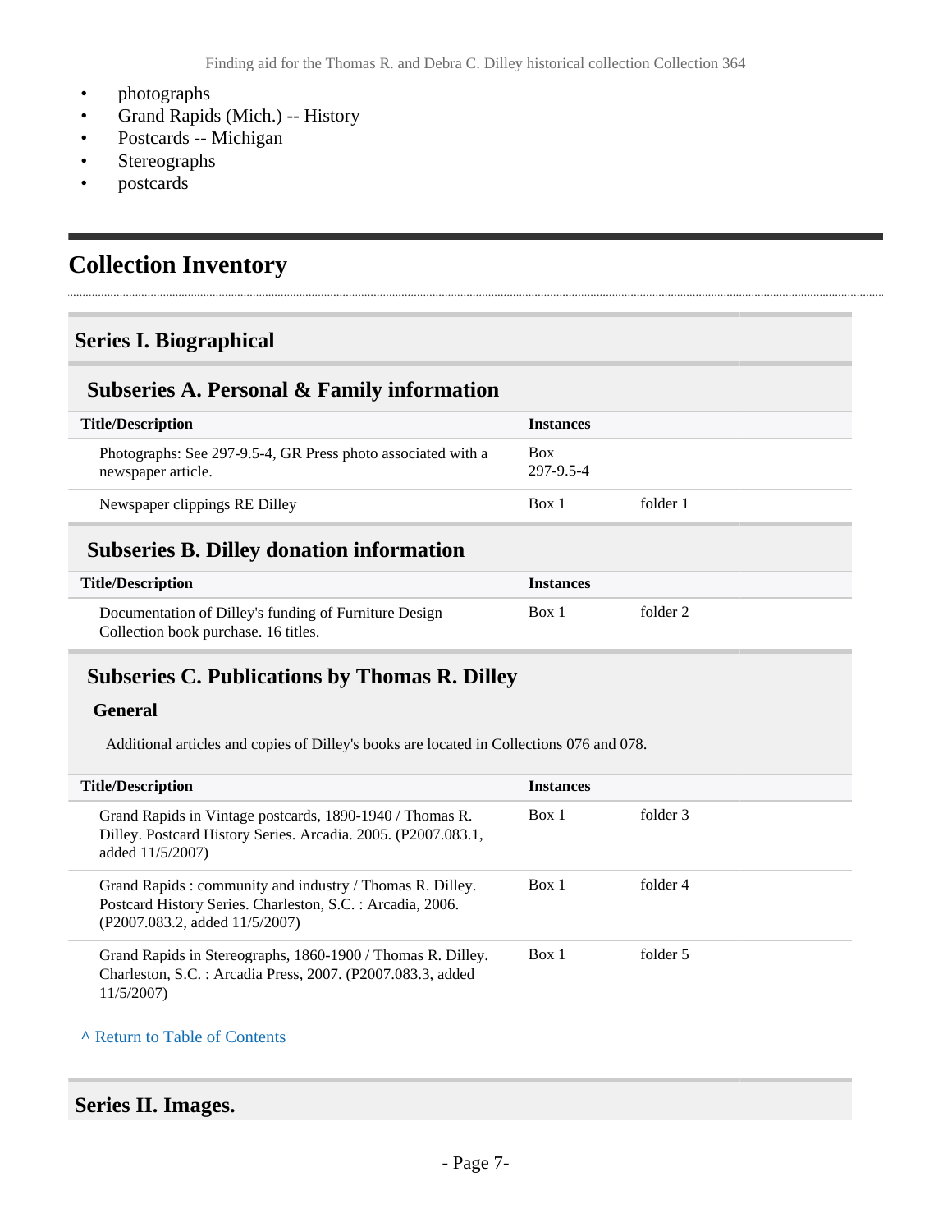- photographs
- Grand Rapids (Mich.) -- History
- Postcards -- Michigan
- Stereographs
- postcards

## Collection Inventory

### Series I. Biographical

#### Subseries A. Personal & Family information

| Title/Description | Instances | |
|---|---|---|
| Photographs: See 297-9.5-4, GR Press photo associated with a newspaper article. | Box 297-9.5-4 | |
| Newspaper clippings RE Dilley | Box 1 | folder 1 |

#### Subseries B. Dilley donation information

| Title/Description | Instances | |
|---|---|---|
| Documentation of Dilley's funding of Furniture Design Collection book purchase. 16 titles. | Box 1 | folder 2 |

#### Subseries C. Publications by Thomas R. Dilley

**General**

Additional articles and copies of Dilley's books are located in Collections 076 and 078.

| Title/Description | Instances | |
|---|---|---|
| Grand Rapids in Vintage postcards, 1890-1940 / Thomas R. Dilley. Postcard History Series. Arcadia. 2005. (P2007.083.1, added 11/5/2007) | Box 1 | folder 3 |
| Grand Rapids : community and industry / Thomas R. Dilley. Postcard History Series. Charleston, S.C. : Arcadia, 2006. (P2007.083.2, added 11/5/2007) | Box 1 | folder 4 |
| Grand Rapids in Stereographs, 1860-1900 / Thomas R. Dilley. Charleston, S.C. : Arcadia Press, 2007. (P2007.083.3, added 11/5/2007) | Box 1 | folder 5 |

^ Return to Table of Contents

### Series II. Images.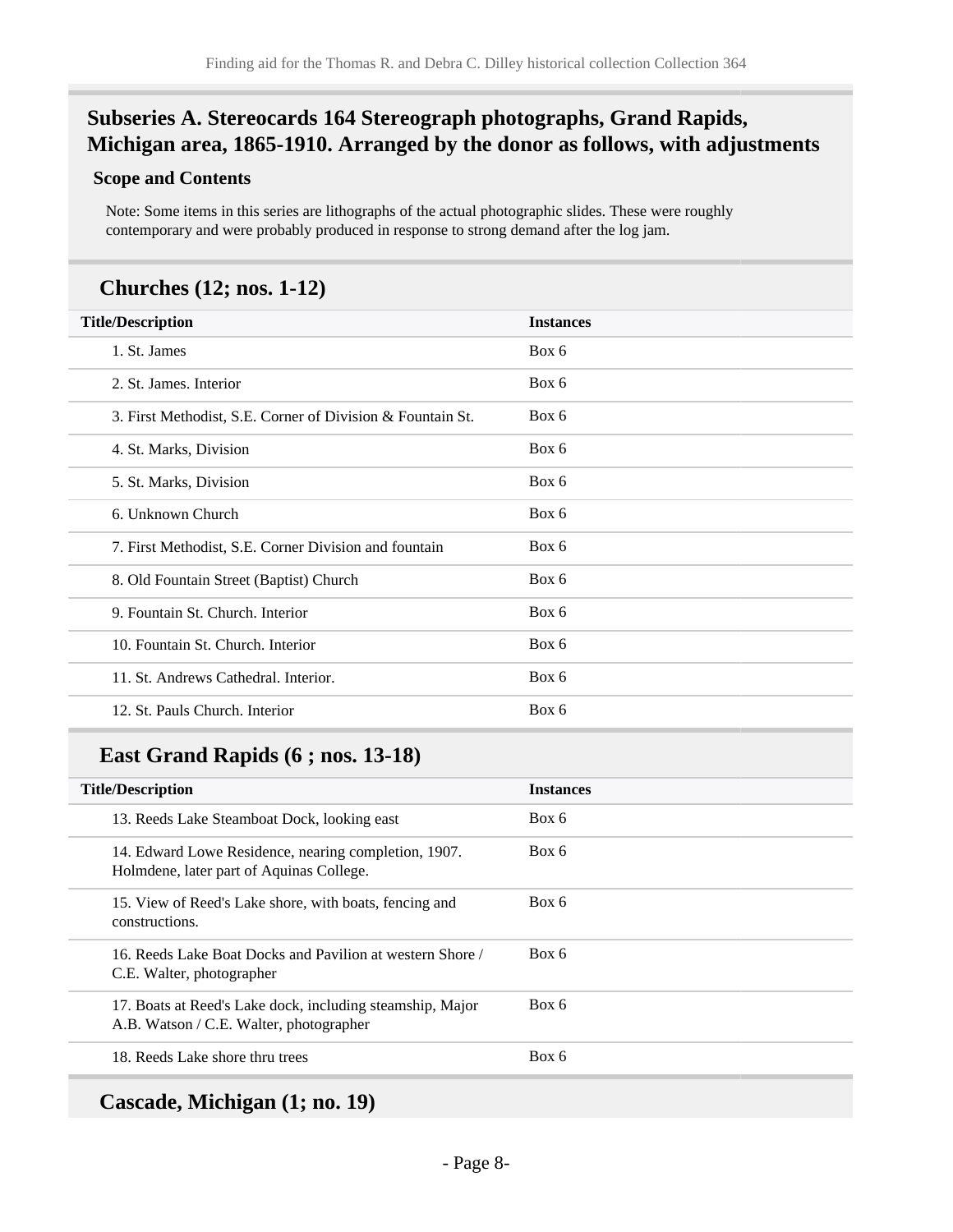## Subseries A. Stereocards 164 Stereograph photographs, Grand Rapids, Michigan area, 1865-1910. Arranged by the donor as follows, with adjustments

### Scope and Contents

Note: Some items in this series are lithographs of the actual photographic slides. These were roughly contemporary and were probably produced in response to strong demand after the log jam.

### Churches (12; nos. 1-12)

| Title/Description | Instances |
|---|---|
| 1. St. James | Box 6 |
| 2. St. James. Interior | Box 6 |
| 3. First Methodist, S.E. Corner of Division & Fountain St. | Box 6 |
| 4. St. Marks, Division | Box 6 |
| 5. St. Marks, Division | Box 6 |
| 6. Unknown Church | Box 6 |
| 7. First Methodist, S.E. Corner Division and fountain | Box 6 |
| 8. Old Fountain Street (Baptist) Church | Box 6 |
| 9. Fountain St. Church. Interior | Box 6 |
| 10. Fountain St. Church. Interior | Box 6 |
| 11. St. Andrews Cathedral. Interior. | Box 6 |
| 12. St. Pauls Church. Interior | Box 6 |

### East Grand Rapids (6 ; nos. 13-18)

| Title/Description | Instances |
|---|---|
| 13. Reeds Lake Steamboat Dock, looking east | Box 6 |
| 14. Edward Lowe Residence, nearing completion, 1907. Holmdene, later part of Aquinas College. | Box 6 |
| 15. View of Reed's Lake shore, with boats, fencing and constructions. | Box 6 |
| 16. Reeds Lake Boat Docks and Pavilion at western Shore / C.E. Walter, photographer | Box 6 |
| 17. Boats at Reed's Lake dock, including steamship, Major A.B. Watson / C.E. Walter, photographer | Box 6 |
| 18. Reeds Lake shore thru trees | Box 6 |

### Cascade, Michigan (1; no. 19)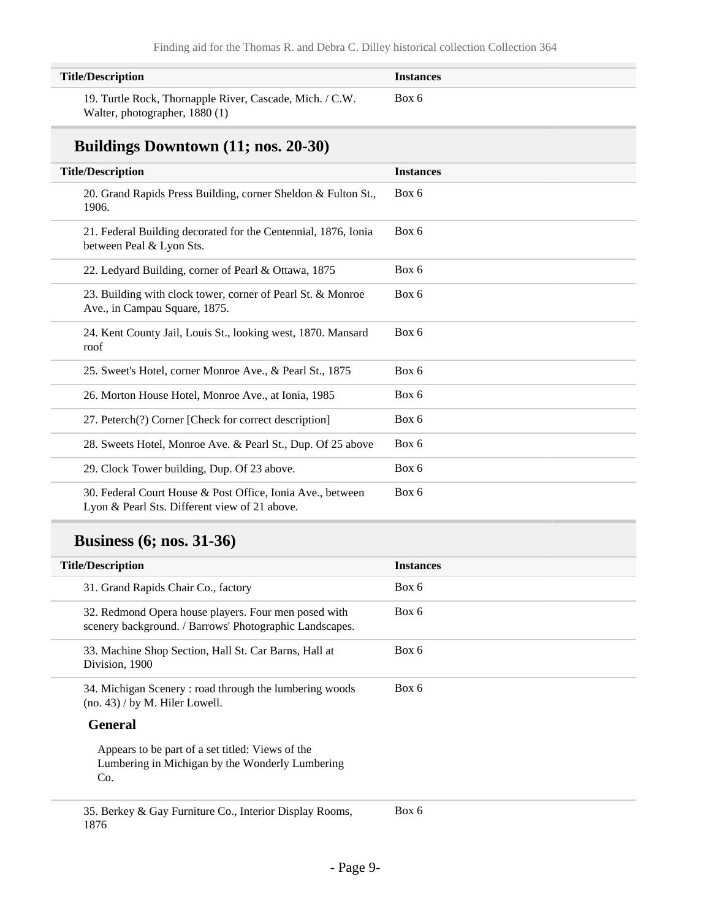| Title/Description | Instances |
| --- | --- |
| 19. Turtle Rock, Thornapple River, Cascade, Mich. / C.W. Walter, photographer, 1880 (1) | Box 6 |

## Buildings Downtown (11; nos. 20-30)

| Title/Description | Instances |
| --- | --- |
| 20. Grand Rapids Press Building, corner Sheldon & Fulton St., 1906. | Box 6 |
| 21. Federal Building decorated for the Centennial, 1876, Ionia between Peal & Lyon Sts. | Box 6 |
| 22. Ledyard Building, corner of Pearl & Ottawa, 1875 | Box 6 |
| 23. Building with clock tower, corner of Pearl St. & Monroe Ave., in Campau Square, 1875. | Box 6 |
| 24. Kent County Jail, Louis St., looking west, 1870. Mansard roof | Box 6 |
| 25. Sweet's Hotel, corner Monroe Ave., & Pearl St., 1875 | Box 6 |
| 26. Morton House Hotel, Monroe Ave., at Ionia, 1985 | Box 6 |
| 27. Peterch(?) Corner [Check for correct description] | Box 6 |
| 28. Sweets Hotel, Monroe Ave. & Pearl St., Dup. Of 25 above | Box 6 |
| 29. Clock Tower building, Dup. Of 23 above. | Box 6 |
| 30. Federal Court House & Post Office, Ionia Ave., between Lyon & Pearl Sts. Different view of 21 above. | Box 6 |

## Business (6; nos. 31-36)

| Title/Description | Instances |
| --- | --- |
| 31. Grand Rapids Chair Co., factory | Box 6 |
| 32. Redmond Opera house players. Four men posed with scenery background. / Barrows' Photographic Landscapes. | Box 6 |
| 33. Machine Shop Section, Hall St. Car Barns, Hall at Division, 1900 | Box 6 |
| 34. Michigan Scenery : road through the lumbering woods (no. 43) / by M. Hiler Lowell.<br><br>**General**<br><br>Appears to be part of a set titled: Views of the Lumbering in Michigan by the Wonderly Lumbering Co. | Box 6 |
| 35. Berkey & Gay Furniture Co., Interior Display Rooms, 1876 | Box 6 |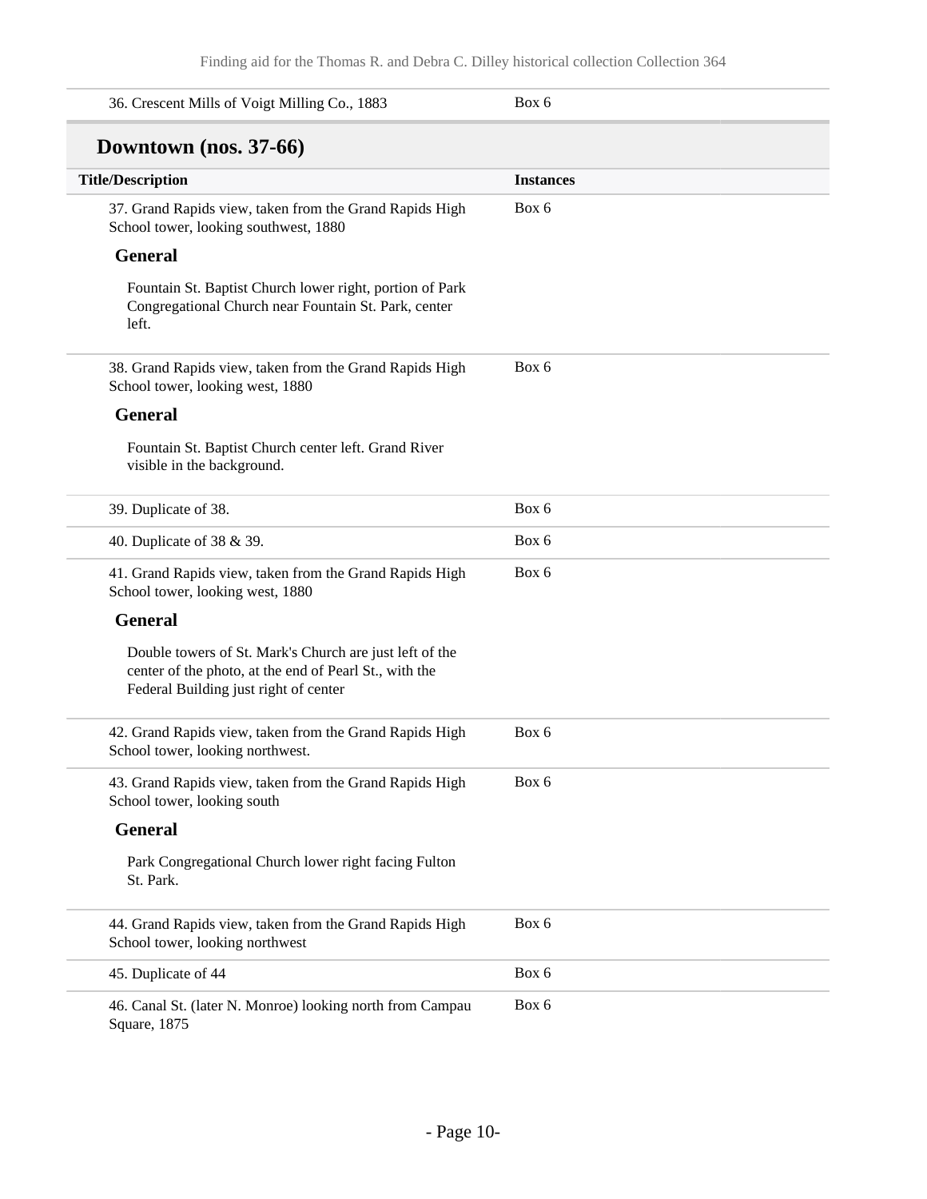| | |
|---|---|
| 36. Crescent Mills of Voigt Milling Co., 1883 | Box 6 |

## Downtown (nos. 37-66)

| Title/Description | Instances |
|---|---|
| 37. Grand Rapids view, taken from the Grand Rapids High School tower, looking southwest, 1880<br><br>**General**<br><br>Fountain St. Baptist Church lower right, portion of Park Congregational Church near Fountain St. Park, center left. | Box 6 |
| 38. Grand Rapids view, taken from the Grand Rapids High School tower, looking west, 1880<br><br>**General**<br><br>Fountain St. Baptist Church center left. Grand River visible in the background. | Box 6 |
| 39. Duplicate of 38. | Box 6 |
| 40. Duplicate of 38 & 39. | Box 6 |
| 41. Grand Rapids view, taken from the Grand Rapids High School tower, looking west, 1880<br><br>**General**<br><br>Double towers of St. Mark's Church are just left of the center of the photo, at the end of Pearl St., with the Federal Building just right of center | Box 6 |
| 42. Grand Rapids view, taken from the Grand Rapids High School tower, looking northwest. | Box 6 |
| 43. Grand Rapids view, taken from the Grand Rapids High School tower, looking south<br><br>**General**<br><br>Park Congregational Church lower right facing Fulton St. Park. | Box 6 |
| 44. Grand Rapids view, taken from the Grand Rapids High School tower, looking northwest | Box 6 |
| 45. Duplicate of 44 | Box 6 |
| 46. Canal St. (later N. Monroe) looking north from Campau Square, 1875 | Box 6 |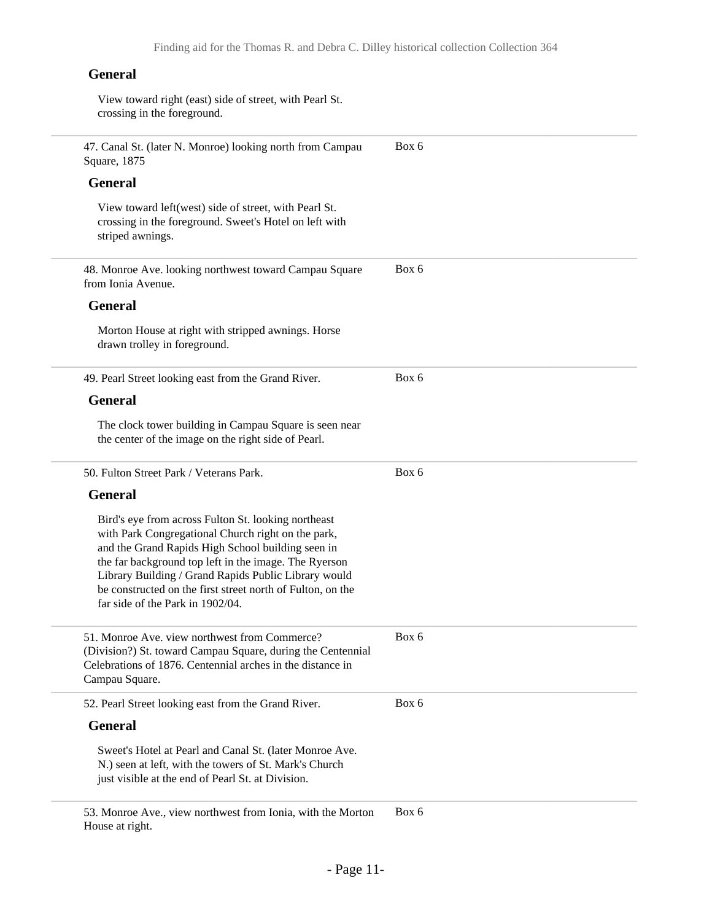### General

View toward right (east) side of street, with Pearl St. crossing in the foreground.

---

47. Canal St. (later N. Monroe) looking north from Campau Square, 1875 — Box 6

### General

View toward left(west) side of street, with Pearl St. crossing in the foreground. Sweet's Hotel on left with striped awnings.

---

48. Monroe Ave. looking northwest toward Campau Square from Ionia Avenue. — Box 6

### General

Morton House at right with stripped awnings. Horse drawn trolley in foreground.

---

49. Pearl Street looking east from the Grand River. — Box 6

### General

The clock tower building in Campau Square is seen near the center of the image on the right side of Pearl.

---

50. Fulton Street Park / Veterans Park. — Box 6

### General

Bird's eye from across Fulton St. looking northeast with Park Congregational Church right on the park, and the Grand Rapids High School building seen in the far background top left in the image. The Ryerson Library Building / Grand Rapids Public Library would be constructed on the first street north of Fulton, on the far side of the Park in 1902/04.

---

51. Monroe Ave. view northwest from Commerce? (Division?) St. toward Campau Square, during the Centennial Celebrations of 1876. Centennial arches in the distance in Campau Square. — Box 6

---

52. Pearl Street looking east from the Grand River. — Box 6

### General

Sweet's Hotel at Pearl and Canal St. (later Monroe Ave. N.) seen at left, with the towers of St. Mark's Church just visible at the end of Pearl St. at Division.

---

53. Monroe Ave., view northwest from Ionia, with the Morton House at right. — Box 6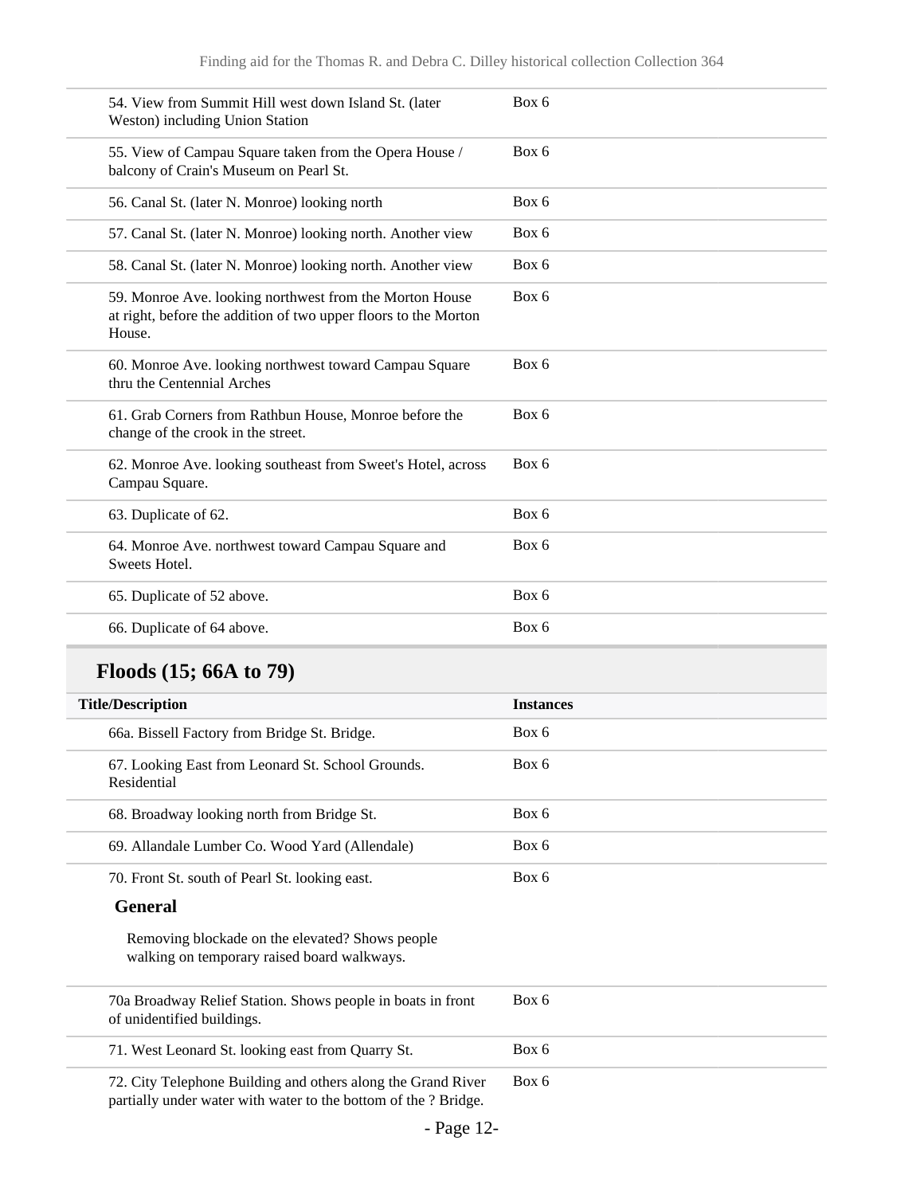| Title/Description | Instances |
| --- | --- |
| 54. View from Summit Hill west down Island St. (later Weston) including Union Station | Box 6 |
| 55. View of Campau Square taken from the Opera House / balcony of Crain's Museum on Pearl St. | Box 6 |
| 56. Canal St. (later N. Monroe) looking north | Box 6 |
| 57. Canal St. (later N. Monroe) looking north. Another view | Box 6 |
| 58. Canal St. (later N. Monroe) looking north. Another view | Box 6 |
| 59. Monroe Ave. looking northwest from the Morton House at right, before the addition of two upper floors to the Morton House. | Box 6 |
| 60. Monroe Ave. looking northwest toward Campau Square thru the Centennial Arches | Box 6 |
| 61. Grab Corners from Rathbun House, Monroe before the change of the crook in the street. | Box 6 |
| 62. Monroe Ave. looking southeast from Sweet's Hotel, across Campau Square. | Box 6 |
| 63. Duplicate of 62. | Box 6 |
| 64. Monroe Ave. northwest toward Campau Square and Sweets Hotel. | Box 6 |
| 65. Duplicate of 52 above. | Box 6 |
| 66. Duplicate of 64 above. | Box 6 |

## Floods (15; 66A to 79)

| Title/Description | Instances |
| --- | --- |
| 66a. Bissell Factory from Bridge St. Bridge. | Box 6 |
| 67. Looking East from Leonard St. School Grounds. Residential | Box 6 |
| 68. Broadway looking north from Bridge St. | Box 6 |
| 69. Allandale Lumber Co. Wood Yard (Allendale) | Box 6 |
| 70. Front St. south of Pearl St. looking east. | Box 6 |

**General**

Removing blockade on the elevated? Shows people walking on temporary raised board walkways.

| Title/Description | Instances |
| --- | --- |
| 70a Broadway Relief Station. Shows people in boats in front of unidentified buildings. | Box 6 |
| 71. West Leonard St. looking east from Quarry St. | Box 6 |
| 72. City Telephone Building and others along the Grand River partially under water with water to the bottom of the ? Bridge. | Box 6 |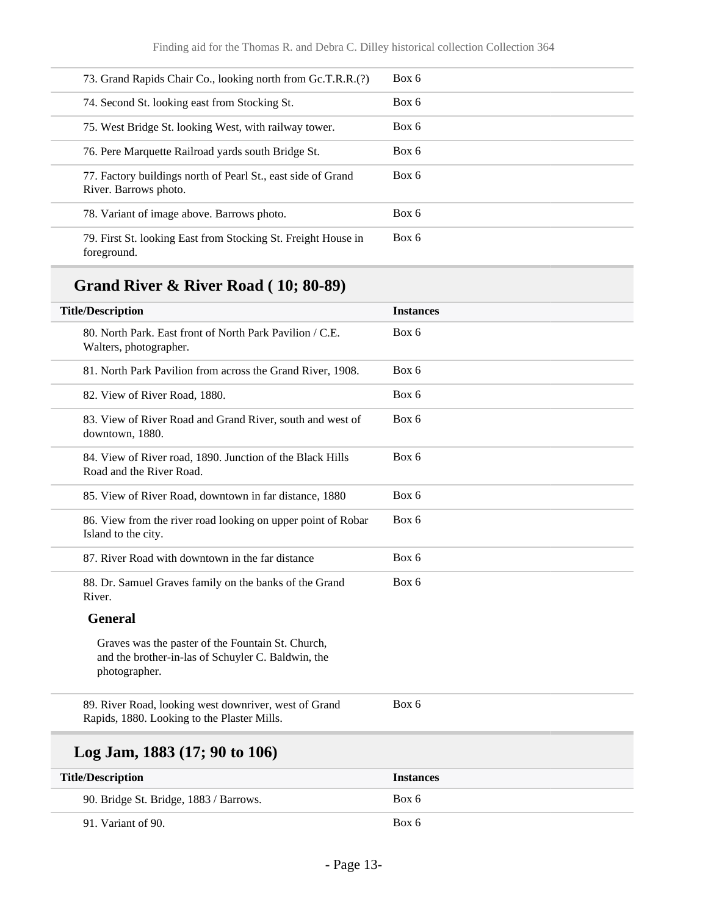| Title/Description | Instances |
|---|---|
| 73. Grand Rapids Chair Co., looking north from Gc.T.R.R.(?) | Box 6 |
| 74. Second St. looking east from Stocking St. | Box 6 |
| 75. West Bridge St. looking West, with railway tower. | Box 6 |
| 76. Pere Marquette Railroad yards south Bridge St. | Box 6 |
| 77. Factory buildings north of Pearl St., east side of Grand River. Barrows photo. | Box 6 |
| 78. Variant of image above. Barrows photo. | Box 6 |
| 79. First St. looking East from Stocking St. Freight House in foreground. | Box 6 |

## Grand River & River Road ( 10; 80-89)

| Title/Description | Instances |
|---|---|
| 80. North Park. East front of North Park Pavilion / C.E. Walters, photographer. | Box 6 |
| 81. North Park Pavilion from across the Grand River, 1908. | Box 6 |
| 82. View of River Road, 1880. | Box 6 |
| 83. View of River Road and Grand River, south and west of downtown, 1880. | Box 6 |
| 84. View of River road, 1890. Junction of the Black Hills Road and the River Road. | Box 6 |
| 85. View of River Road, downtown in far distance, 1880 | Box 6 |
| 86. View from the river road looking on upper point of Robar Island to the city. | Box 6 |
| 87. River Road with downtown in the far distance | Box 6 |
| 88. Dr. Samuel Graves family on the banks of the Grand River. | Box 6 |

**General**

Graves was the paster of the Fountain St. Church, and the brother-in-las of Schuyler C. Baldwin, the photographer.

| Title/Description | Instances |
|---|---|
| 89. River Road, looking west downriver, west of Grand Rapids, 1880. Looking to the Plaster Mills. | Box 6 |

## Log Jam, 1883 (17; 90 to 106)

| Title/Description | Instances |
|---|---|
| 90. Bridge St. Bridge, 1883 / Barrows. | Box 6 |
| 91. Variant of 90. | Box 6 |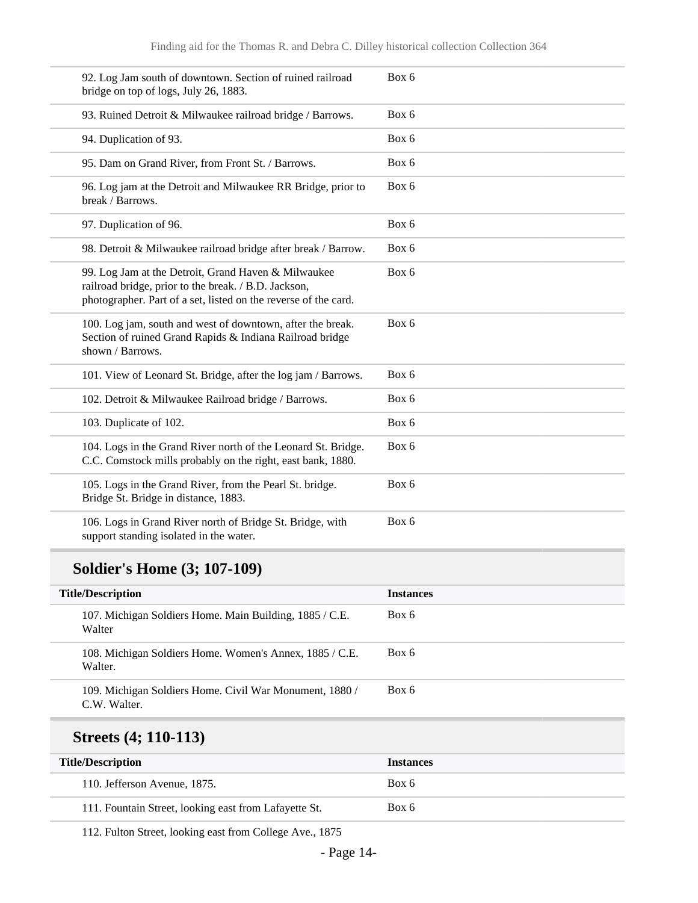| | |
|---|---|
| 92. Log Jam south of downtown. Section of ruined railroad bridge on top of logs, July 26, 1883. | Box 6 |
| 93. Ruined Detroit & Milwaukee railroad bridge / Barrows. | Box 6 |
| 94. Duplication of 93. | Box 6 |
| 95. Dam on Grand River, from Front St. / Barrows. | Box 6 |
| 96. Log jam at the Detroit and Milwaukee RR Bridge, prior to break / Barrows. | Box 6 |
| 97. Duplication of 96. | Box 6 |
| 98. Detroit & Milwaukee railroad bridge after break / Barrow. | Box 6 |
| 99. Log Jam at the Detroit, Grand Haven & Milwaukee railroad bridge, prior to the break. / B.D. Jackson, photographer. Part of a set, listed on the reverse of the card. | Box 6 |
| 100. Log jam, south and west of downtown, after the break. Section of ruined Grand Rapids & Indiana Railroad bridge shown / Barrows. | Box 6 |
| 101. View of Leonard St. Bridge, after the log jam / Barrows. | Box 6 |
| 102. Detroit & Milwaukee Railroad bridge / Barrows. | Box 6 |
| 103. Duplicate of 102. | Box 6 |
| 104. Logs in the Grand River north of the Leonard St. Bridge. C.C. Comstock mills probably on the right, east bank, 1880. | Box 6 |
| 105. Logs in the Grand River, from the Pearl St. bridge. Bridge St. Bridge in distance, 1883. | Box 6 |
| 106. Logs in Grand River north of Bridge St. Bridge, with support standing isolated in the water. | Box 6 |

## Soldier's Home (3; 107-109)

| Title/Description | Instances |
|---|---|
| 107. Michigan Soldiers Home. Main Building, 1885 / C.E. Walter | Box 6 |
| 108. Michigan Soldiers Home. Women's Annex, 1885 / C.E. Walter. | Box 6 |
| 109. Michigan Soldiers Home. Civil War Monument, 1880 / C.W. Walter. | Box 6 |

## Streets (4; 110-113)

| Title/Description | Instances |
|---|---|
| 110. Jefferson Avenue, 1875. | Box 6 |
| 111. Fountain Street, looking east from Lafayette St. | Box 6 |
| 112. Fulton Street, looking east from College Ave., 1875 | |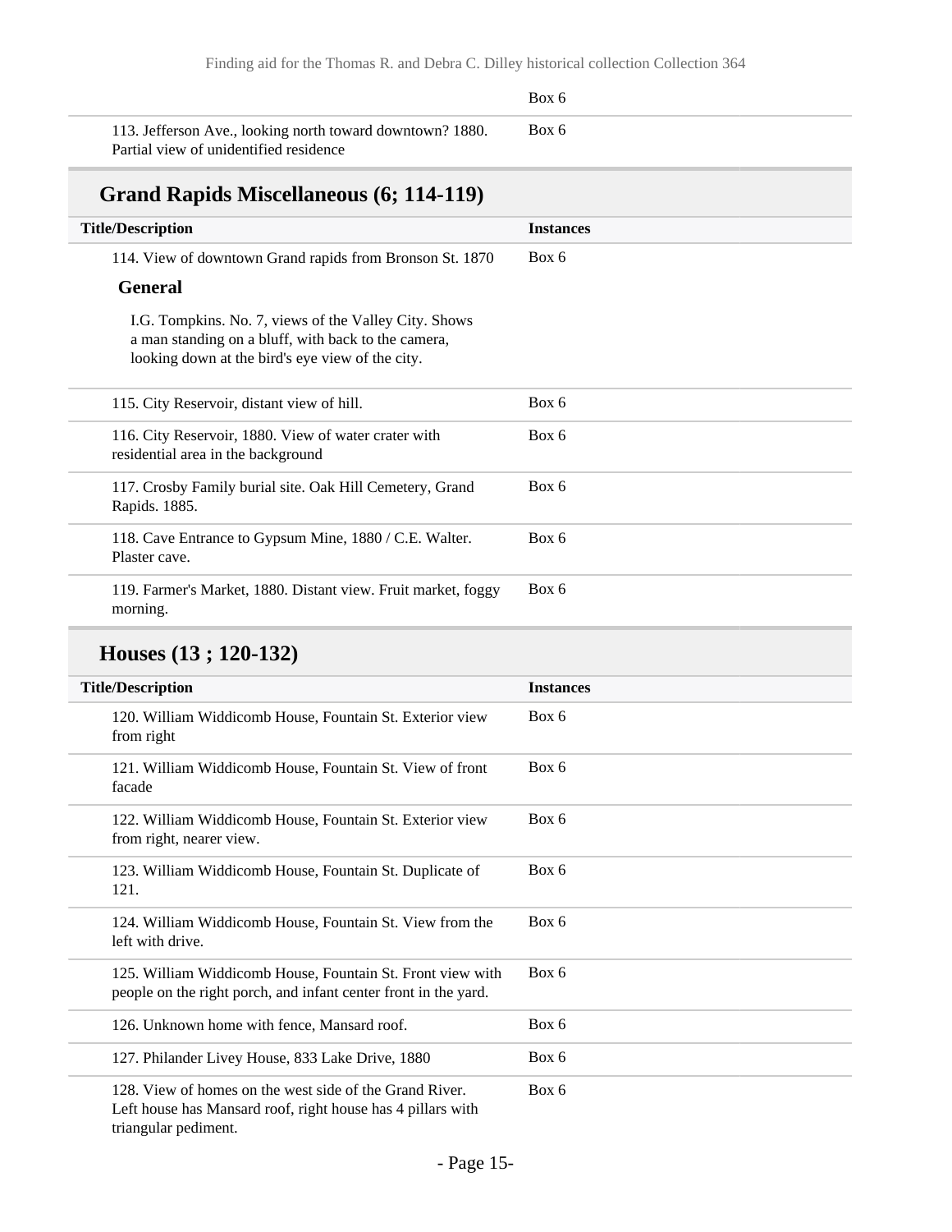| | Box 6 |
|---|---|
| 113. Jefferson Ave., looking north toward downtown? 1880. Partial view of unidentified residence | Box 6 |

## Grand Rapids Miscellaneous (6; 114-119)

| Title/Description | Instances |
|---|---|
| 114. View of downtown Grand rapids from Bronson St. 1870 | Box 6 |

**General**

I.G. Tompkins. No. 7, views of the Valley City. Shows a man standing on a bluff, with back to the camera, looking down at the bird's eye view of the city.

| Title/Description | Instances |
|---|---|
| 115. City Reservoir, distant view of hill. | Box 6 |
| 116. City Reservoir, 1880. View of water crater with residential area in the background | Box 6 |
| 117. Crosby Family burial site. Oak Hill Cemetery, Grand Rapids. 1885. | Box 6 |
| 118. Cave Entrance to Gypsum Mine, 1880 / C.E. Walter. Plaster cave. | Box 6 |
| 119. Farmer's Market, 1880. Distant view. Fruit market, foggy morning. | Box 6 |

## Houses (13 ; 120-132)

| Title/Description | Instances |
|---|---|
| 120. William Widdicomb House, Fountain St. Exterior view from right | Box 6 |
| 121. William Widdicomb House, Fountain St. View of front facade | Box 6 |
| 122. William Widdicomb House, Fountain St. Exterior view from right, nearer view. | Box 6 |
| 123. William Widdicomb House, Fountain St. Duplicate of 121. | Box 6 |
| 124. William Widdicomb House, Fountain St. View from the left with drive. | Box 6 |
| 125. William Widdicomb House, Fountain St. Front view with people on the right porch, and infant center front in the yard. | Box 6 |
| 126. Unknown home with fence, Mansard roof. | Box 6 |
| 127. Philander Livey House, 833 Lake Drive, 1880 | Box 6 |
| 128. View of homes on the west side of the Grand River. Left house has Mansard roof, right house has 4 pillars with triangular pediment. | Box 6 |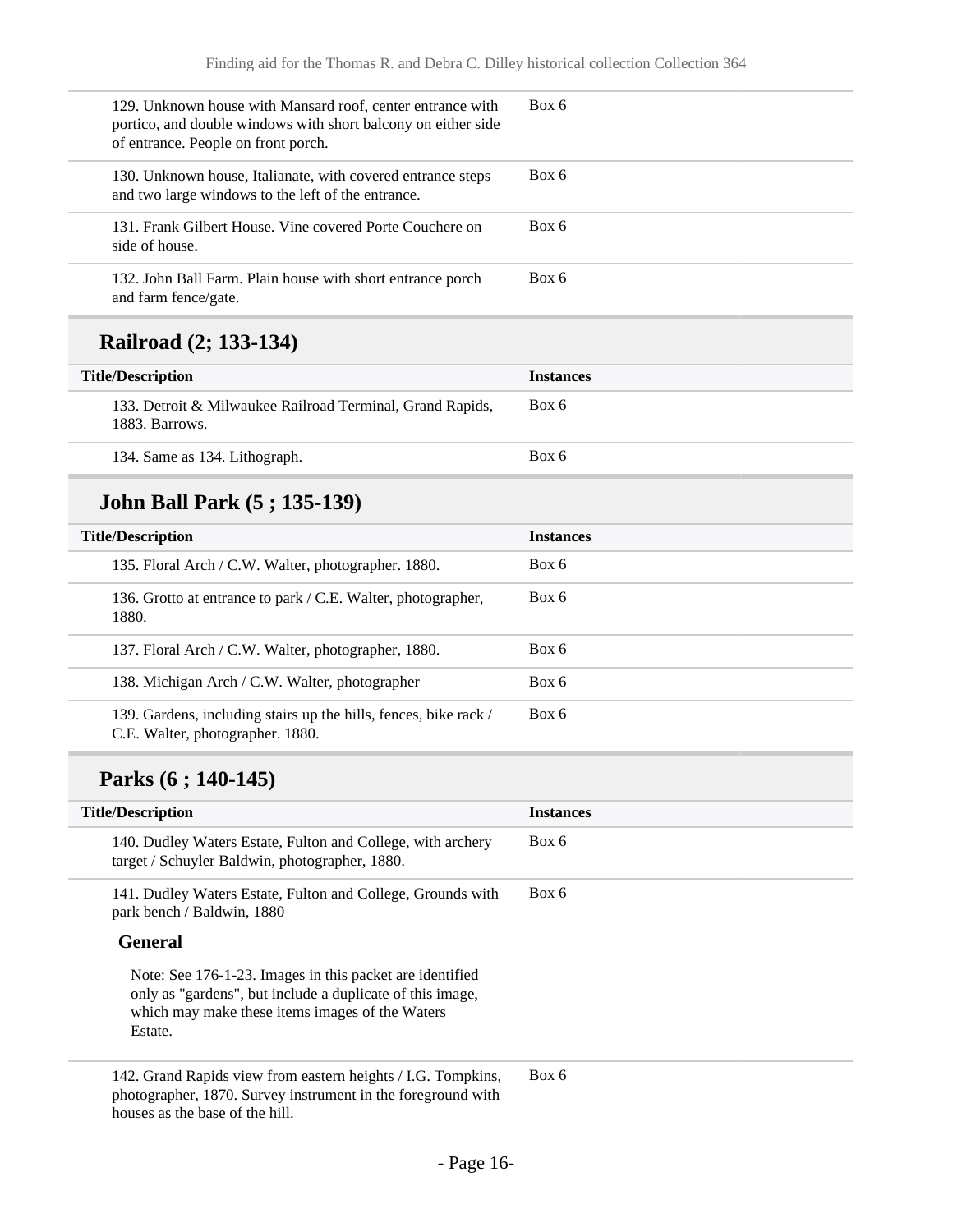| Title/Description | Instances |
| --- | --- |
| 129. Unknown house with Mansard roof, center entrance with portico, and double windows with short balcony on either side of entrance. People on front porch. | Box 6 |
| 130. Unknown house, Italianate, with covered entrance steps and two large windows to the left of the entrance. | Box 6 |
| 131. Frank Gilbert House. Vine covered Porte Couchere on side of house. | Box 6 |
| 132. John Ball Farm. Plain house with short entrance porch and farm fence/gate. | Box 6 |

## Railroad (2; 133-134)

| Title/Description | Instances |
| --- | --- |
| 133. Detroit & Milwaukee Railroad Terminal, Grand Rapids, 1883. Barrows. | Box 6 |
| 134. Same as 134. Lithograph. | Box 6 |

## John Ball Park (5 ; 135-139)

| Title/Description | Instances |
| --- | --- |
| 135. Floral Arch / C.W. Walter, photographer. 1880. | Box 6 |
| 136. Grotto at entrance to park / C.E. Walter, photographer, 1880. | Box 6 |
| 137. Floral Arch / C.W. Walter, photographer, 1880. | Box 6 |
| 138. Michigan Arch / C.W. Walter, photographer | Box 6 |
| 139. Gardens, including stairs up the hills, fences, bike rack / C.E. Walter, photographer. 1880. | Box 6 |

## Parks (6 ; 140-145)

| Title/Description | Instances |
| --- | --- |
| 140. Dudley Waters Estate, Fulton and College, with archery target / Schuyler Baldwin, photographer, 1880. | Box 6 |
| 141. Dudley Waters Estate, Fulton and College, Grounds with park bench / Baldwin, 1880 | Box 6 |

**General**

Note: See 176-1-23. Images in this packet are identified only as "gardens", but include a duplicate of this image, which may make these items images of the Waters Estate.

| Title/Description | Instances |
| --- | --- |
| 142. Grand Rapids view from eastern heights / I.G. Tompkins, photographer, 1870. Survey instrument in the foreground with houses as the base of the hill. | Box 6 |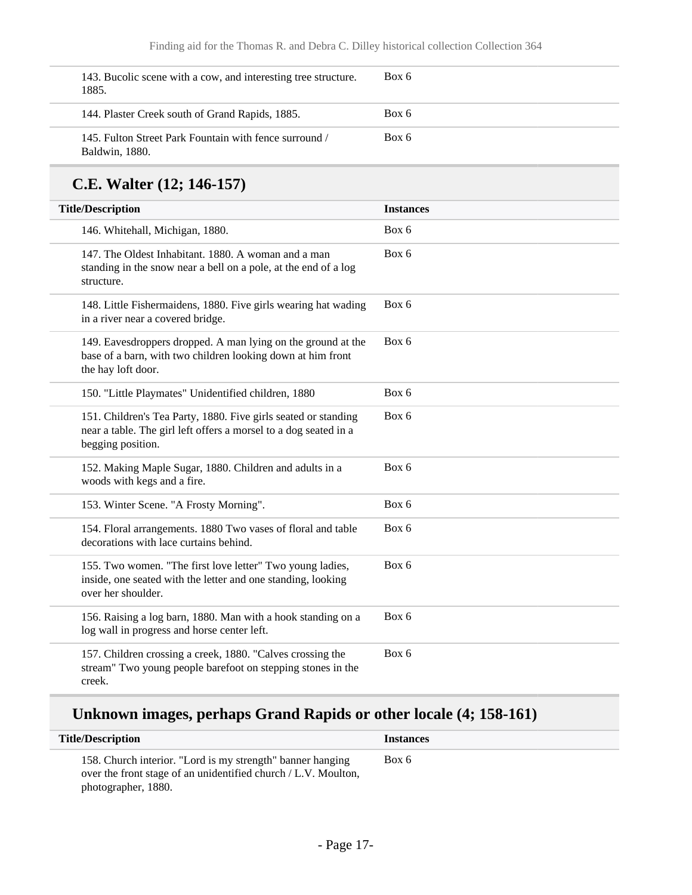| Title/Description | Instances |
|---|---|
| 143. Bucolic scene with a cow, and interesting tree structure. 1885. | Box 6 |
| 144. Plaster Creek south of Grand Rapids, 1885. | Box 6 |
| 145. Fulton Street Park Fountain with fence surround / Baldwin, 1880. | Box 6 |

## C.E. Walter (12; 146-157)

| Title/Description | Instances |
|---|---|
| 146. Whitehall, Michigan, 1880. | Box 6 |
| 147. The Oldest Inhabitant. 1880. A woman and a man standing in the snow near a bell on a pole, at the end of a log structure. | Box 6 |
| 148. Little Fishermaidens, 1880. Five girls wearing hat wading in a river near a covered bridge. | Box 6 |
| 149. Eavesdroppers dropped. A man lying on the ground at the base of a barn, with two children looking down at him front the hay loft door. | Box 6 |
| 150. "Little Playmates" Unidentified children, 1880 | Box 6 |
| 151. Children's Tea Party, 1880. Five girls seated or standing near a table. The girl left offers a morsel to a dog seated in a begging position. | Box 6 |
| 152. Making Maple Sugar, 1880. Children and adults in a woods with kegs and a fire. | Box 6 |
| 153. Winter Scene. "A Frosty Morning". | Box 6 |
| 154. Floral arrangements. 1880 Two vases of floral and table decorations with lace curtains behind. | Box 6 |
| 155. Two women. "The first love letter" Two young ladies, inside, one seated with the letter and one standing, looking over her shoulder. | Box 6 |
| 156. Raising a log barn, 1880. Man with a hook standing on a log wall in progress and horse center left. | Box 6 |
| 157. Children crossing a creek, 1880. "Calves crossing the stream" Two young people barefoot on stepping stones in the creek. | Box 6 |

## Unknown images, perhaps Grand Rapids or other locale (4; 158-161)

| Title/Description | Instances |
|---|---|
| 158. Church interior. "Lord is my strength" banner hanging over the front stage of an unidentified church / L.V. Moulton, photographer, 1880. | Box 6 |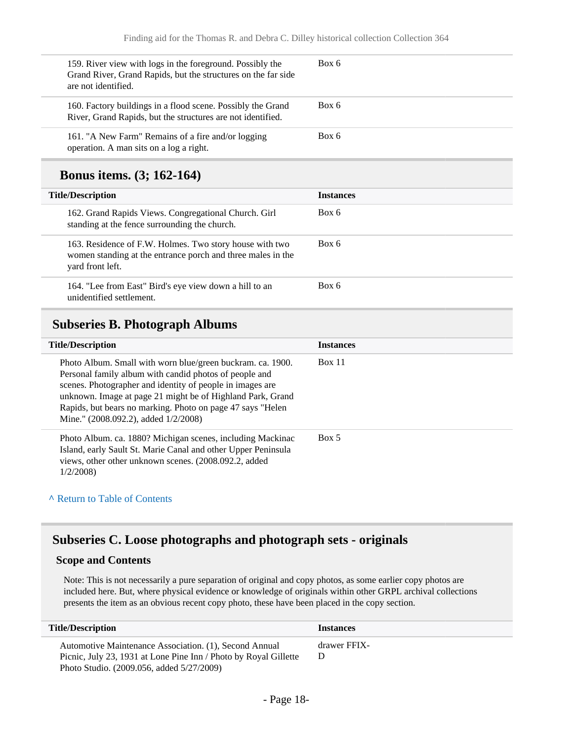| Title/Description | Instances |
|---|---|
| 159. River view with logs in the foreground. Possibly the Grand River, Grand Rapids, but the structures on the far side are not identified. | Box 6 |
| 160. Factory buildings in a flood scene. Possibly the Grand River, Grand Rapids, but the structures are not identified. | Box 6 |
| 161. "A New Farm" Remains of a fire and/or logging operation. A man sits on a log a right. | Box 6 |

### Bonus items. (3; 162-164)

| Title/Description | Instances |
|---|---|
| 162. Grand Rapids Views. Congregational Church. Girl standing at the fence surrounding the church. | Box 6 |
| 163. Residence of F.W. Holmes. Two story house with two women standing at the entrance porch and three males in the yard front left. | Box 6 |
| 164. "Lee from East" Bird's eye view down a hill to an unidentified settlement. | Box 6 |

## Subseries B. Photograph Albums

| Title/Description | Instances |
|---|---|
| Photo Album. Small with worn blue/green buckram. ca. 1900. Personal family album with candid photos of people and scenes. Photographer and identity of people in images are unknown. Image at page 21 might be of Highland Park, Grand Rapids, but bears no marking. Photo on page 47 says "Helen Mine." (2008.092.2), added 1/2/2008) | Box 11 |
| Photo Album. ca. 1880? Michigan scenes, including Mackinac Island, early Sault St. Marie Canal and other Upper Peninsula views, other other unknown scenes. (2008.092.2, added 1/2/2008) | Box 5 |

^ Return to Table of Contents

## Subseries C. Loose photographs and photograph sets - originals

### Scope and Contents

Note: This is not necessarily a pure separation of original and copy photos, as some earlier copy photos are included here. But, where physical evidence or knowledge of originals within other GRPL archival collections presents the item as an obvious recent copy photo, these have been placed in the copy section.

| Title/Description | Instances |
|---|---|
| Automotive Maintenance Association. (1), Second Annual Picnic, July 23, 1931 at Lone Pine Inn / Photo by Royal Gillette Photo Studio. (2009.056, added 5/27/2009) | drawer FFIX-D |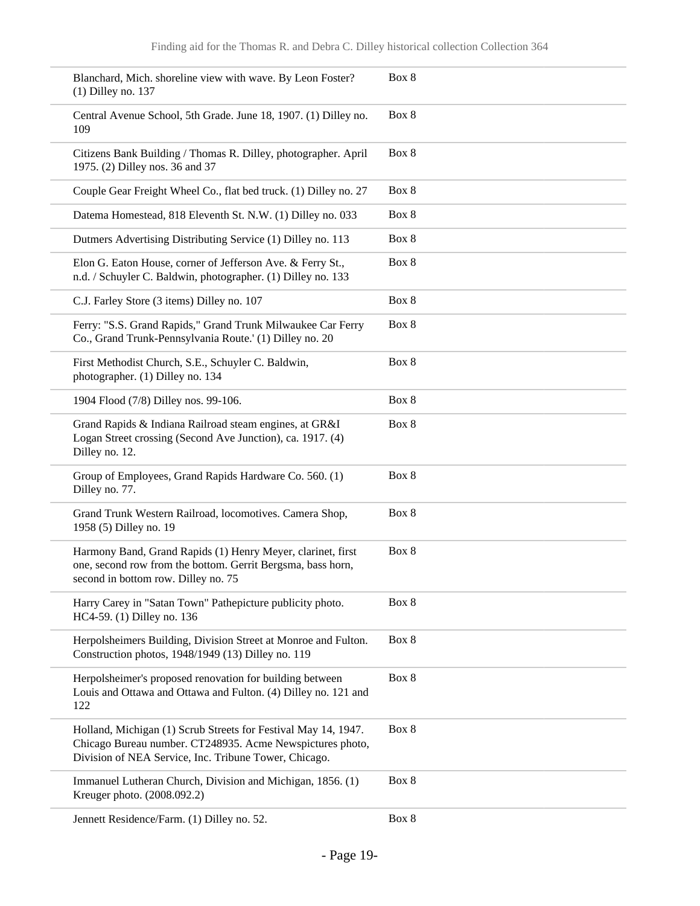| | |
|---|---|
| Blanchard, Mich. shoreline view with wave. By Leon Foster? (1) Dilley no. 137 | Box 8 |
| Central Avenue School, 5th Grade. June 18, 1907. (1) Dilley no. 109 | Box 8 |
| Citizens Bank Building / Thomas R. Dilley, photographer. April 1975. (2) Dilley nos. 36 and 37 | Box 8 |
| Couple Gear Freight Wheel Co., flat bed truck. (1) Dilley no. 27 | Box 8 |
| Datema Homestead, 818 Eleventh St. N.W. (1) Dilley no. 033 | Box 8 |
| Dutmers Advertising Distributing Service (1) Dilley no. 113 | Box 8 |
| Elon G. Eaton House, corner of Jefferson Ave. & Ferry St., n.d. / Schuyler C. Baldwin, photographer. (1) Dilley no. 133 | Box 8 |
| C.J. Farley Store (3 items) Dilley no. 107 | Box 8 |
| Ferry: "S.S. Grand Rapids," Grand Trunk Milwaukee Car Ferry Co., Grand Trunk-Pennsylvania Route.' (1) Dilley no. 20 | Box 8 |
| First Methodist Church, S.E., Schuyler C. Baldwin, photographer. (1) Dilley no. 134 | Box 8 |
| 1904 Flood (7/8) Dilley nos. 99-106. | Box 8 |
| Grand Rapids & Indiana Railroad steam engines, at GR&I Logan Street crossing (Second Ave Junction), ca. 1917. (4) Dilley no. 12. | Box 8 |
| Group of Employees, Grand Rapids Hardware Co. 560. (1) Dilley no. 77. | Box 8 |
| Grand Trunk Western Railroad, locomotives. Camera Shop, 1958 (5) Dilley no. 19 | Box 8 |
| Harmony Band, Grand Rapids (1) Henry Meyer, clarinet, first one, second row from the bottom. Gerrit Bergsma, bass horn, second in bottom row. Dilley no. 75 | Box 8 |
| Harry Carey in "Satan Town" Pathepicture publicity photo. HC4-59. (1) Dilley no. 136 | Box 8 |
| Herpolsheimers Building, Division Street at Monroe and Fulton. Construction photos, 1948/1949 (13) Dilley no. 119 | Box 8 |
| Herpolsheimer's proposed renovation for building between Louis and Ottawa and Ottawa and Fulton. (4) Dilley no. 121 and 122 | Box 8 |
| Holland, Michigan (1) Scrub Streets for Festival May 14, 1947. Chicago Bureau number. CT248935. Acme Newspictures photo, Division of NEA Service, Inc. Tribune Tower, Chicago. | Box 8 |
| Immanuel Lutheran Church, Division and Michigan, 1856. (1) Kreuger photo. (2008.092.2) | Box 8 |
| Jennett Residence/Farm. (1) Dilley no. 52. | Box 8 |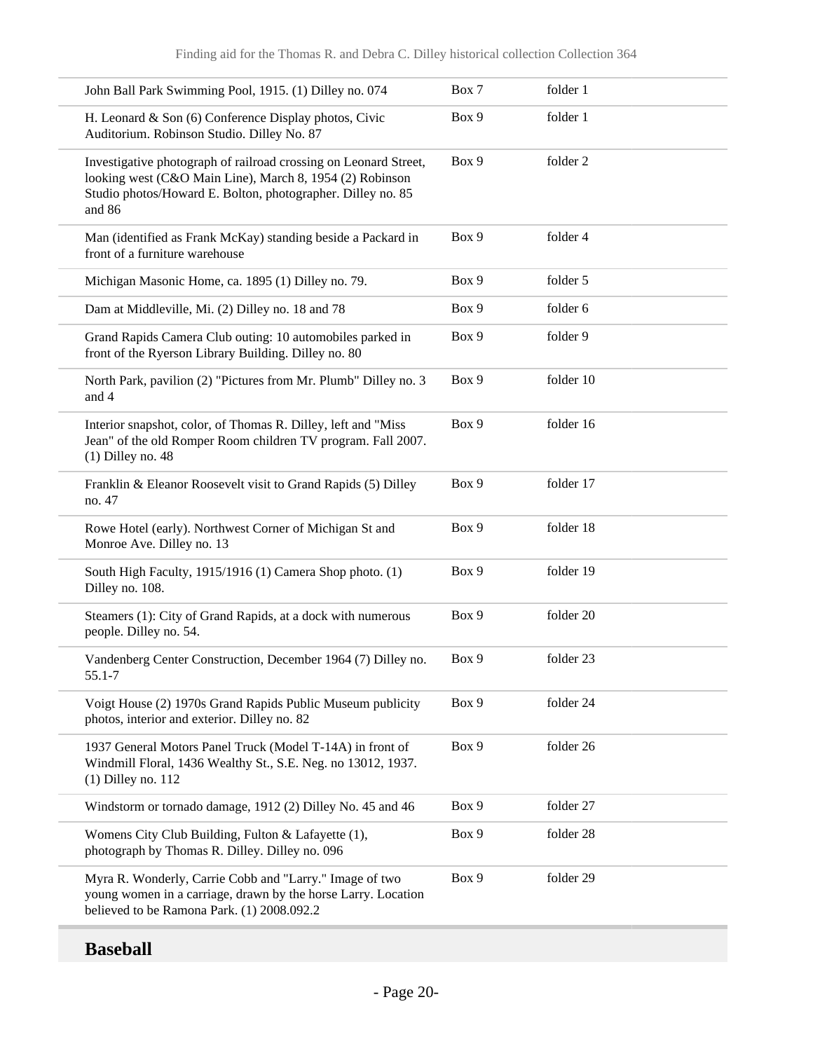| | | |
|---|---|---|
| John Ball Park Swimming Pool, 1915. (1) Dilley no. 074 | Box 7 | folder 1 |
| H. Leonard & Son (6) Conference Display photos, Civic Auditorium. Robinson Studio. Dilley No. 87 | Box 9 | folder 1 |
| Investigative photograph of railroad crossing on Leonard Street, looking west (C&O Main Line), March 8, 1954 (2) Robinson Studio photos/Howard E. Bolton, photographer. Dilley no. 85 and 86 | Box 9 | folder 2 |
| Man (identified as Frank McKay) standing beside a Packard in front of a furniture warehouse | Box 9 | folder 4 |
| Michigan Masonic Home, ca. 1895 (1) Dilley no. 79. | Box 9 | folder 5 |
| Dam at Middleville, Mi. (2) Dilley no. 18 and 78 | Box 9 | folder 6 |
| Grand Rapids Camera Club outing: 10 automobiles parked in front of the Ryerson Library Building. Dilley no. 80 | Box 9 | folder 9 |
| North Park, pavilion (2) "Pictures from Mr. Plumb" Dilley no. 3 and 4 | Box 9 | folder 10 |
| Interior snapshot, color, of Thomas R. Dilley, left and "Miss Jean" of the old Romper Room children TV program. Fall 2007. (1) Dilley no. 48 | Box 9 | folder 16 |
| Franklin & Eleanor Roosevelt visit to Grand Rapids (5) Dilley no. 47 | Box 9 | folder 17 |
| Rowe Hotel (early). Northwest Corner of Michigan St and Monroe Ave. Dilley no. 13 | Box 9 | folder 18 |
| South High Faculty, 1915/1916 (1) Camera Shop photo. (1) Dilley no. 108. | Box 9 | folder 19 |
| Steamers (1): City of Grand Rapids, at a dock with numerous people. Dilley no. 54. | Box 9 | folder 20 |
| Vandenberg Center Construction, December 1964 (7) Dilley no. 55.1-7 | Box 9 | folder 23 |
| Voigt House (2) 1970s Grand Rapids Public Museum publicity photos, interior and exterior. Dilley no. 82 | Box 9 | folder 24 |
| 1937 General Motors Panel Truck (Model T-14A) in front of Windmill Floral, 1436 Wealthy St., S.E. Neg. no 13012, 1937. (1) Dilley no. 112 | Box 9 | folder 26 |
| Windstorm or tornado damage, 1912 (2) Dilley No. 45 and 46 | Box 9 | folder 27 |
| Womens City Club Building, Fulton & Lafayette (1), photograph by Thomas R. Dilley. Dilley no. 096 | Box 9 | folder 28 |
| Myra R. Wonderly, Carrie Cobb and "Larry." Image of two young women in a carriage, drawn by the horse Larry. Location believed to be Ramona Park. (1) 2008.092.2 | Box 9 | folder 29 |

## Baseball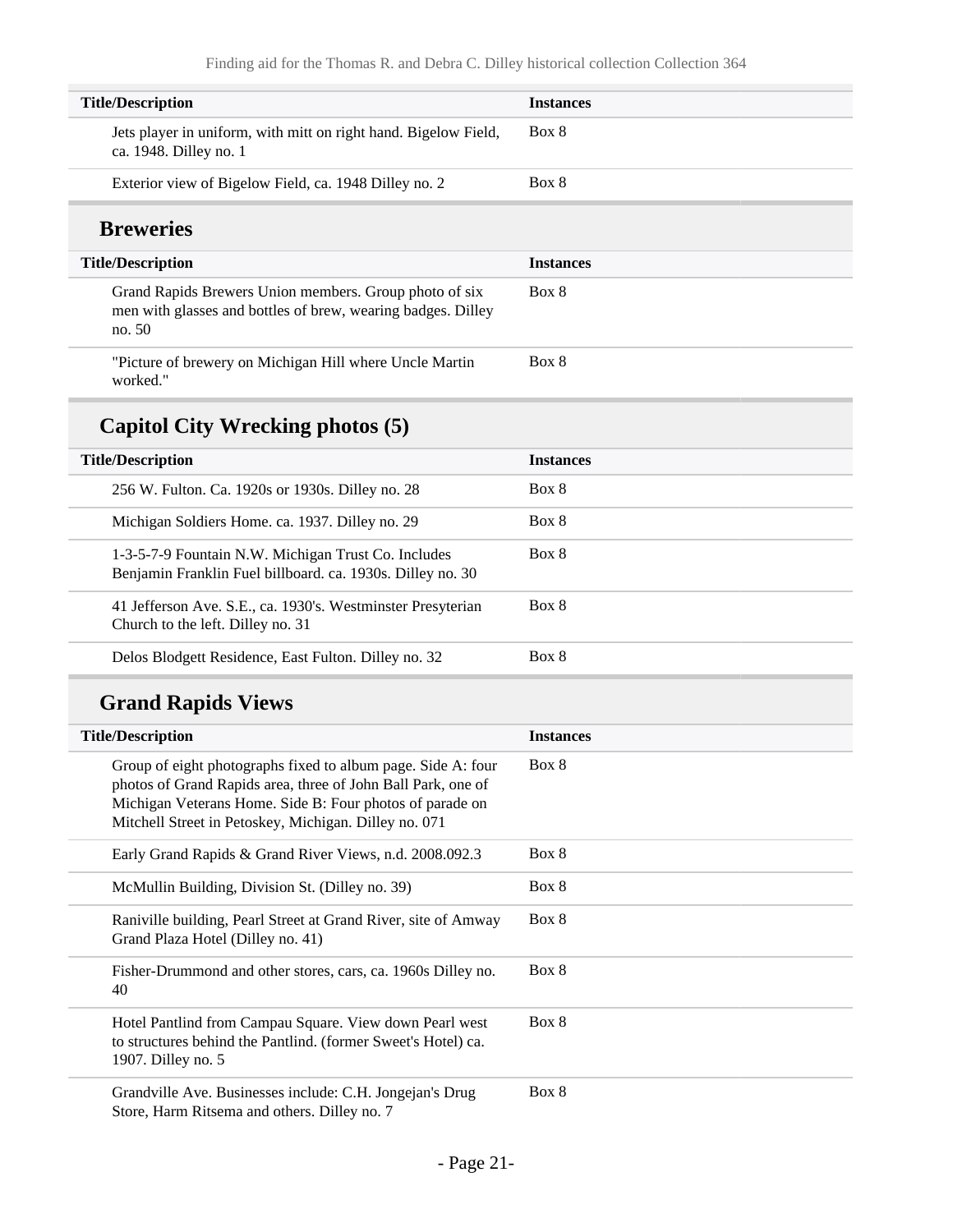| Title/Description | Instances |
| --- | --- |
| Jets player in uniform, with mitt on right hand. Bigelow Field, ca. 1948. Dilley no. 1 | Box 8 |
| Exterior view of Bigelow Field, ca. 1948 Dilley no. 2 | Box 8 |

## Breweries

| Title/Description | Instances |
| --- | --- |
| Grand Rapids Brewers Union members. Group photo of six men with glasses and bottles of brew, wearing badges. Dilley no. 50 | Box 8 |
| "Picture of brewery on Michigan Hill where Uncle Martin worked." | Box 8 |

## Capitol City Wrecking photos (5)

| Title/Description | Instances |
| --- | --- |
| 256 W. Fulton. Ca. 1920s or 1930s. Dilley no. 28 | Box 8 |
| Michigan Soldiers Home. ca. 1937. Dilley no. 29 | Box 8 |
| 1-3-5-7-9 Fountain N.W. Michigan Trust Co. Includes Benjamin Franklin Fuel billboard. ca. 1930s. Dilley no. 30 | Box 8 |
| 41 Jefferson Ave. S.E., ca. 1930's. Westminster Presyterian Church to the left. Dilley no. 31 | Box 8 |
| Delos Blodgett Residence, East Fulton. Dilley no. 32 | Box 8 |

## Grand Rapids Views

| Title/Description | Instances |
| --- | --- |
| Group of eight photographs fixed to album page. Side A: four photos of Grand Rapids area, three of John Ball Park, one of Michigan Veterans Home. Side B: Four photos of parade on Mitchell Street in Petoskey, Michigan. Dilley no. 071 | Box 8 |
| Early Grand Rapids & Grand River Views, n.d. 2008.092.3 | Box 8 |
| McMullin Building, Division St. (Dilley no. 39) | Box 8 |
| Raniville building, Pearl Street at Grand River, site of Amway Grand Plaza Hotel (Dilley no. 41) | Box 8 |
| Fisher-Drummond and other stores, cars, ca. 1960s Dilley no. 40 | Box 8 |
| Hotel Pantlind from Campau Square. View down Pearl west to structures behind the Pantlind. (former Sweet's Hotel) ca. 1907. Dilley no. 5 | Box 8 |
| Grandville Ave. Businesses include: C.H. Jongejan's Drug Store, Harm Ritsema and others. Dilley no. 7 | Box 8 |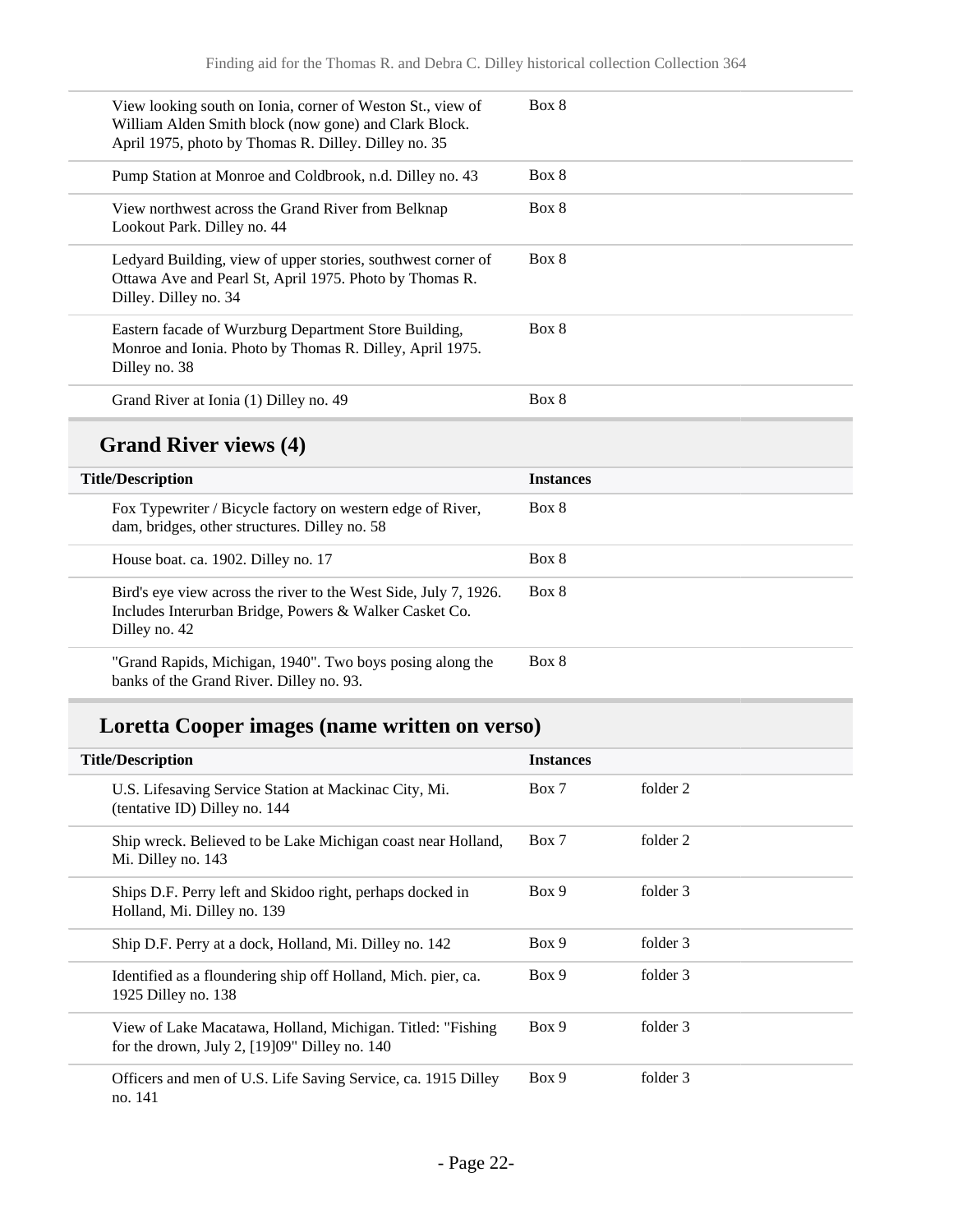| Title/Description | Instances | |
|---|---|---|
| View looking south on Ionia, corner of Weston St., view of William Alden Smith block (now gone) and Clark Block. April 1975, photo by Thomas R. Dilley. Dilley no. 35 | Box 8 | |
| Pump Station at Monroe and Coldbrook, n.d. Dilley no. 43 | Box 8 | |
| View northwest across the Grand River from Belknap Lookout Park. Dilley no. 44 | Box 8 | |
| Ledyard Building, view of upper stories, southwest corner of Ottawa Ave and Pearl St, April 1975. Photo by Thomas R. Dilley. Dilley no. 34 | Box 8 | |
| Eastern facade of Wurzburg Department Store Building, Monroe and Ionia. Photo by Thomas R. Dilley, April 1975. Dilley no. 38 | Box 8 | |
| Grand River at Ionia (1) Dilley no. 49 | Box 8 | |

## Grand River views (4)

| Title/Description | Instances |
|---|---|
| Fox Typewriter / Bicycle factory on western edge of River, dam, bridges, other structures. Dilley no. 58 | Box 8 |
| House boat. ca. 1902. Dilley no. 17 | Box 8 |
| Bird's eye view across the river to the West Side, July 7, 1926. Includes Interurban Bridge, Powers & Walker Casket Co. Dilley no. 42 | Box 8 |
| "Grand Rapids, Michigan, 1940". Two boys posing along the banks of the Grand River. Dilley no. 93. | Box 8 |

## Loretta Cooper images (name written on verso)

| Title/Description | Instances | |
|---|---|---|
| U.S. Lifesaving Service Station at Mackinac City, Mi. (tentative ID) Dilley no. 144 | Box 7 | folder 2 |
| Ship wreck. Believed to be Lake Michigan coast near Holland, Mi. Dilley no. 143 | Box 7 | folder 2 |
| Ships D.F. Perry left and Skidoo right, perhaps docked in Holland, Mi. Dilley no. 139 | Box 9 | folder 3 |
| Ship D.F. Perry at a dock, Holland, Mi. Dilley no. 142 | Box 9 | folder 3 |
| Identified as a floundering ship off Holland, Mich. pier, ca. 1925 Dilley no. 138 | Box 9 | folder 3 |
| View of Lake Macatawa, Holland, Michigan. Titled: "Fishing for the drown, July 2, [19]09" Dilley no. 140 | Box 9 | folder 3 |
| Officers and men of U.S. Life Saving Service, ca. 1915 Dilley no. 141 | Box 9 | folder 3 |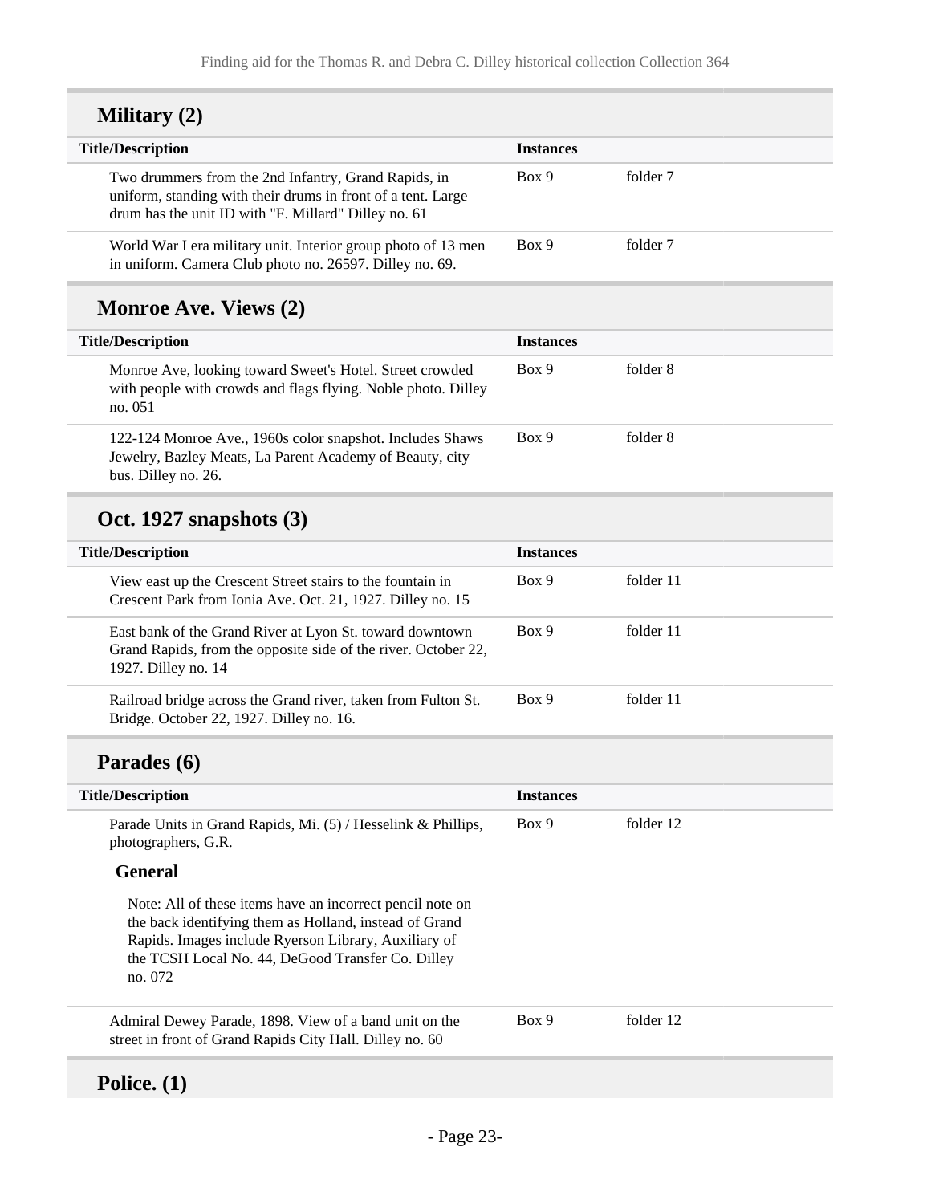## Military (2)

| Title/Description | Instances | |
|---|---|---|
| Two drummers from the 2nd Infantry, Grand Rapids, in uniform, standing with their drums in front of a tent. Large drum has the unit ID with "F. Millard" Dilley no. 61 | Box 9 | folder 7 |
| World War I era military unit. Interior group photo of 13 men in uniform. Camera Club photo no. 26597. Dilley no. 69. | Box 9 | folder 7 |

## Monroe Ave. Views (2)

| Title/Description | Instances | |
|---|---|---|
| Monroe Ave, looking toward Sweet's Hotel. Street crowded with people with crowds and flags flying. Noble photo. Dilley no. 051 | Box 9 | folder 8 |
| 122-124 Monroe Ave., 1960s color snapshot. Includes Shaws Jewelry, Bazley Meats, La Parent Academy of Beauty, city bus. Dilley no. 26. | Box 9 | folder 8 |

## Oct. 1927 snapshots (3)

| Title/Description | Instances | |
|---|---|---|
| View east up the Crescent Street stairs to the fountain in Crescent Park from Ionia Ave. Oct. 21, 1927. Dilley no. 15 | Box 9 | folder 11 |
| East bank of the Grand River at Lyon St. toward downtown Grand Rapids, from the opposite side of the river. October 22, 1927. Dilley no. 14 | Box 9 | folder 11 |
| Railroad bridge across the Grand river, taken from Fulton St. Bridge. October 22, 1927. Dilley no. 16. | Box 9 | folder 11 |

## Parades (6)

| Title/Description | Instances | |
|---|---|---|
| Parade Units in Grand Rapids, Mi. (5) / Hesselink & Phillips, photographers, G.R. | Box 9 | folder 12 |

**General**

Note: All of these items have an incorrect pencil note on the back identifying them as Holland, instead of Grand Rapids. Images include Ryerson Library, Auxiliary of the TCSH Local No. 44, DeGood Transfer Co. Dilley no. 072

| Title/Description | Instances | |
|---|---|---|
| Admiral Dewey Parade, 1898. View of a band unit on the street in front of Grand Rapids City Hall. Dilley no. 60 | Box 9 | folder 12 |

## Police. (1)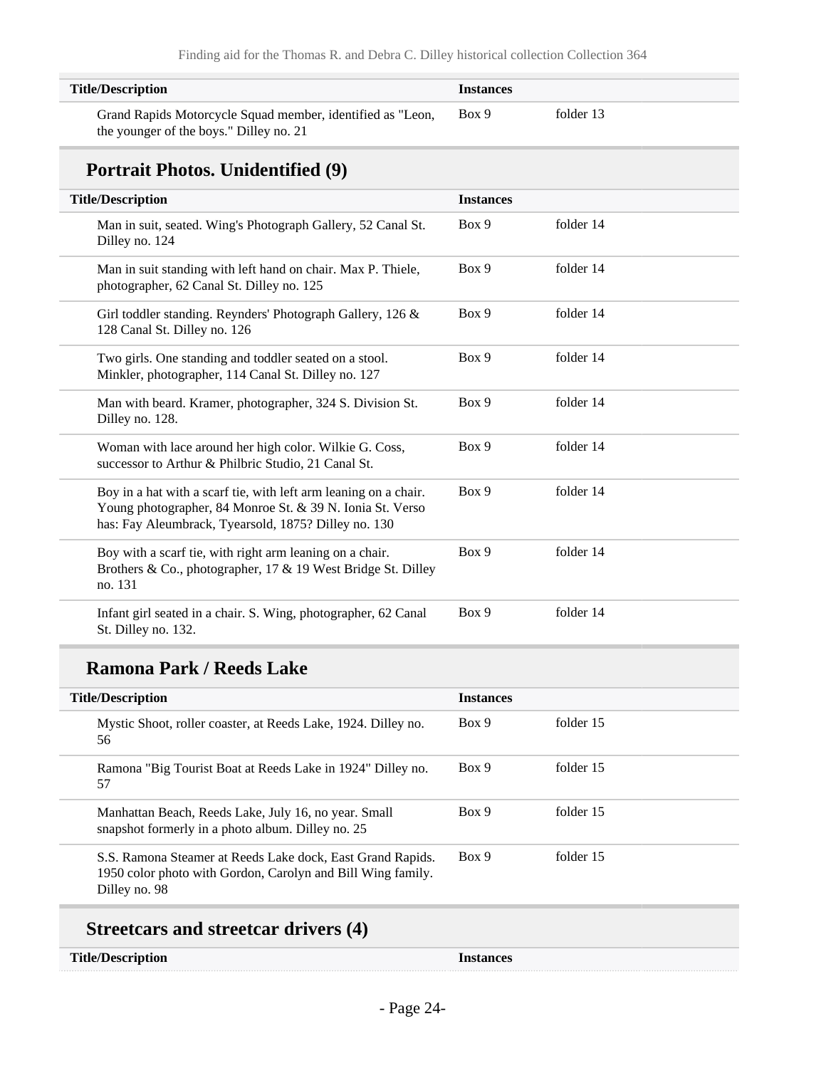| Title/Description | Instances | |
|---|---|---|
| Grand Rapids Motorcycle Squad member, identified as "Leon, the younger of the boys." Dilley no. 21 | Box 9 | folder 13 |

## Portrait Photos. Unidentified (9)

| Title/Description | Instances | |
|---|---|---|
| Man in suit, seated. Wing's Photograph Gallery, 52 Canal St. Dilley no. 124 | Box 9 | folder 14 |
| Man in suit standing with left hand on chair. Max P. Thiele, photographer, 62 Canal St. Dilley no. 125 | Box 9 | folder 14 |
| Girl toddler standing. Reynders' Photograph Gallery, 126 & 128 Canal St. Dilley no. 126 | Box 9 | folder 14 |
| Two girls. One standing and toddler seated on a stool. Minkler, photographer, 114 Canal St. Dilley no. 127 | Box 9 | folder 14 |
| Man with beard. Kramer, photographer, 324 S. Division St. Dilley no. 128. | Box 9 | folder 14 |
| Woman with lace around her high color. Wilkie G. Coss, successor to Arthur & Philbric Studio, 21 Canal St. | Box 9 | folder 14 |
| Boy in a hat with a scarf tie, with left arm leaning on a chair. Young photographer, 84 Monroe St. & 39 N. Ionia St. Verso has: Fay Aleumbrack, Tyearsold, 1875? Dilley no. 130 | Box 9 | folder 14 |
| Boy with a scarf tie, with right arm leaning on a chair. Brothers & Co., photographer, 17 & 19 West Bridge St. Dilley no. 131 | Box 9 | folder 14 |
| Infant girl seated in a chair. S. Wing, photographer, 62 Canal St. Dilley no. 132. | Box 9 | folder 14 |

## Ramona Park / Reeds Lake

| Title/Description | Instances | |
|---|---|---|
| Mystic Shoot, roller coaster, at Reeds Lake, 1924. Dilley no. 56 | Box 9 | folder 15 |
| Ramona "Big Tourist Boat at Reeds Lake in 1924" Dilley no. 57 | Box 9 | folder 15 |
| Manhattan Beach, Reeds Lake, July 16, no year. Small snapshot formerly in a photo album. Dilley no. 25 | Box 9 | folder 15 |
| S.S. Ramona Steamer at Reeds Lake dock, East Grand Rapids. 1950 color photo with Gordon, Carolyn and Bill Wing family. Dilley no. 98 | Box 9 | folder 15 |

## Streetcars and streetcar drivers (4)

| Title/Description | Instances |
|---|---|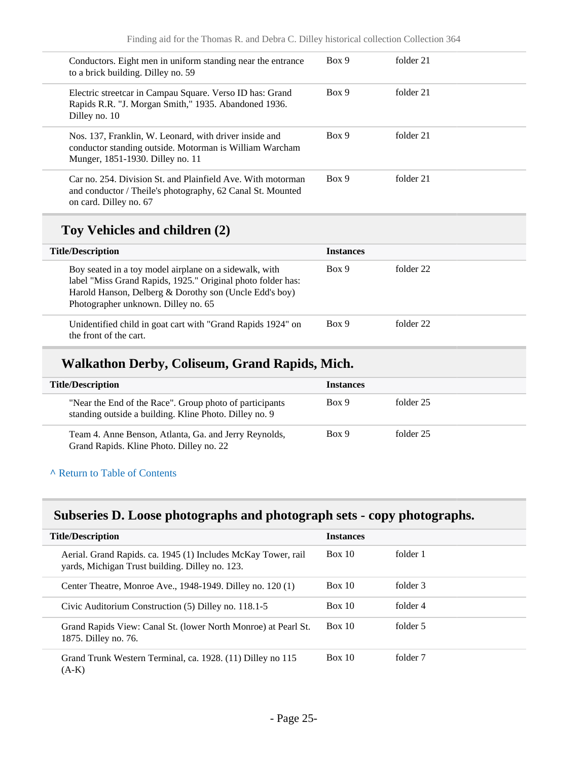| Title/Description | Instances | |
|---|---|---|
| Conductors. Eight men in uniform standing near the entrance to a brick building. Dilley no. 59 | Box 9 | folder 21 |
| Electric streetcar in Campau Square. Verso ID has: Grand Rapids R.R. "J. Morgan Smith," 1935. Abandoned 1936. Dilley no. 10 | Box 9 | folder 21 |
| Nos. 137, Franklin, W. Leonard, with driver inside and conductor standing outside. Motorman is William Warcham Munger, 1851-1930. Dilley no. 11 | Box 9 | folder 21 |
| Car no. 254. Division St. and Plainfield Ave. With motorman and conductor / Theile's photography, 62 Canal St. Mounted on card. Dilley no. 67 | Box 9 | folder 21 |

### Toy Vehicles and children (2)

| Title/Description | Instances | |
|---|---|---|
| Boy seated in a toy model airplane on a sidewalk, with label "Miss Grand Rapids, 1925." Original photo folder has: Harold Hanson, Delberg & Dorothy son (Uncle Edd's boy) Photographer unknown. Dilley no. 65 | Box 9 | folder 22 |
| Unidentified child in goat cart with "Grand Rapids 1924" on the front of the cart. | Box 9 | folder 22 |

### Walkathon Derby, Coliseum, Grand Rapids, Mich.

| Title/Description | Instances | |
|---|---|---|
| "Near the End of the Race". Group photo of participants standing outside a building. Kline Photo. Dilley no. 9 | Box 9 | folder 25 |
| Team 4. Anne Benson, Atlanta, Ga. and Jerry Reynolds, Grand Rapids. Kline Photo. Dilley no. 22 | Box 9 | folder 25 |

^ Return to Table of Contents

## Subseries D. Loose photographs and photograph sets - copy photographs.

| Title/Description | Instances | |
|---|---|---|
| Aerial. Grand Rapids. ca. 1945 (1) Includes McKay Tower, rail yards, Michigan Trust building. Dilley no. 123. | Box 10 | folder 1 |
| Center Theatre, Monroe Ave., 1948-1949. Dilley no. 120 (1) | Box 10 | folder 3 |
| Civic Auditorium Construction (5) Dilley no. 118.1-5 | Box 10 | folder 4 |
| Grand Rapids View: Canal St. (lower North Monroe) at Pearl St. 1875. Dilley no. 76. | Box 10 | folder 5 |
| Grand Trunk Western Terminal, ca. 1928. (11) Dilley no 115 (A-K) | Box 10 | folder 7 |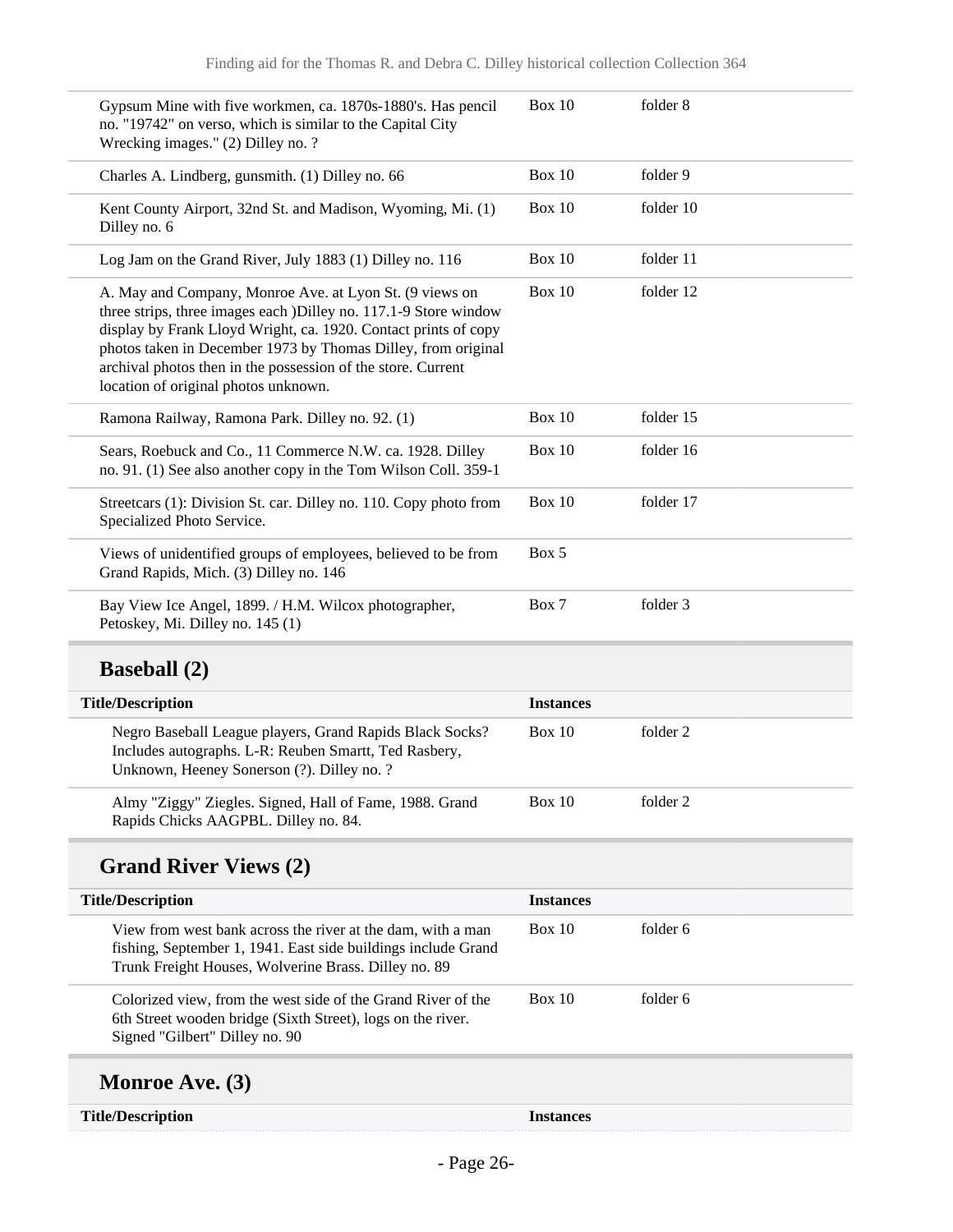| | | |
|---|---|---|
| Gypsum Mine with five workmen, ca. 1870s-1880's. Has pencil no. "19742" on verso, which is similar to the Capital City Wrecking images." (2) Dilley no. ? | Box 10 | folder 8 |
| Charles A. Lindberg, gunsmith. (1) Dilley no. 66 | Box 10 | folder 9 |
| Kent County Airport, 32nd St. and Madison, Wyoming, Mi. (1) Dilley no. 6 | Box 10 | folder 10 |
| Log Jam on the Grand River, July 1883 (1) Dilley no. 116 | Box 10 | folder 11 |
| A. May and Company, Monroe Ave. at Lyon St. (9 views on three strips, three images each )Dilley no. 117.1-9 Store window display by Frank Lloyd Wright, ca. 1920. Contact prints of copy photos taken in December 1973 by Thomas Dilley, from original archival photos then in the possession of the store. Current location of original photos unknown. | Box 10 | folder 12 |
| Ramona Railway, Ramona Park. Dilley no. 92. (1) | Box 10 | folder 15 |
| Sears, Roebuck and Co., 11 Commerce N.W. ca. 1928. Dilley no. 91. (1) See also another copy in the Tom Wilson Coll. 359-1 | Box 10 | folder 16 |
| Streetcars (1): Division St. car. Dilley no. 110. Copy photo from Specialized Photo Service. | Box 10 | folder 17 |
| Views of unidentified groups of employees, believed to be from Grand Rapids, Mich. (3) Dilley no. 146 | Box 5 | |
| Bay View Ice Angel, 1899. / H.M. Wilcox photographer, Petoskey, Mi. Dilley no. 145 (1) | Box 7 | folder 3 |

## Baseball (2)

| Title/Description | Instances | |
|---|---|---|
| Negro Baseball League players, Grand Rapids Black Socks? Includes autographs. L-R: Reuben Smartt, Ted Rasbery, Unknown, Heeney Sonerson (?). Dilley no. ? | Box 10 | folder 2 |
| Almy "Ziggy" Ziegles. Signed, Hall of Fame, 1988. Grand Rapids Chicks AAGPBL. Dilley no. 84. | Box 10 | folder 2 |

## Grand River Views (2)

| Title/Description | Instances | |
|---|---|---|
| View from west bank across the river at the dam, with a man fishing, September 1, 1941. East side buildings include Grand Trunk Freight Houses, Wolverine Brass. Dilley no. 89 | Box 10 | folder 6 |
| Colorized view, from the west side of the Grand River of the 6th Street wooden bridge (Sixth Street), logs on the river. Signed "Gilbert" Dilley no. 90 | Box 10 | folder 6 |

## Monroe Ave. (3)

| Title/Description | Instances |
|---|---|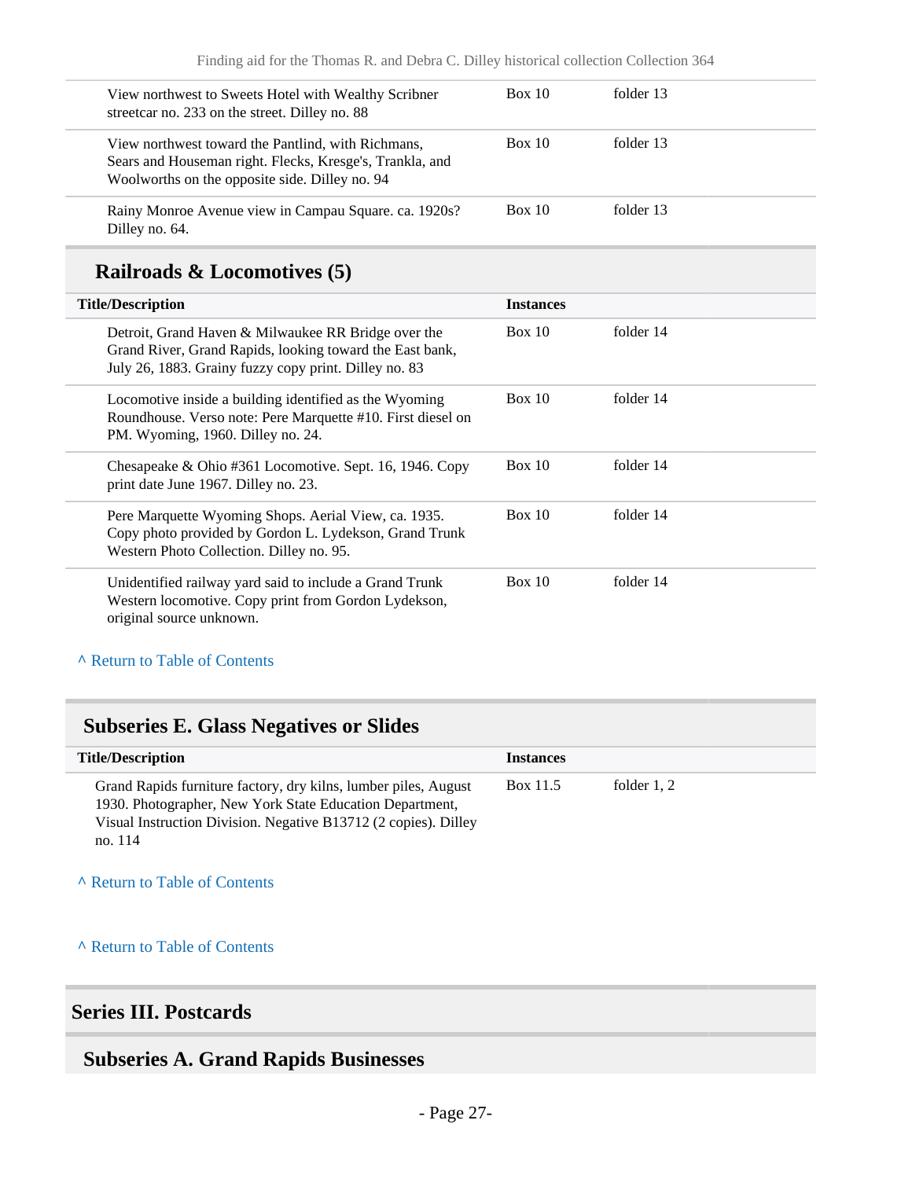| | | |
|---|---|---|
| View northwest to Sweets Hotel with Wealthy Scribner streetcar no. 233 on the street. Dilley no. 88 | Box 10 | folder 13 |
| View northwest toward the Pantlind, with Richmans, Sears and Houseman right. Flecks, Kresge's, Trankla, and Woolworths on the opposite side. Dilley no. 94 | Box 10 | folder 13 |
| Rainy Monroe Avenue view in Campau Square. ca. 1920s? Dilley no. 64. | Box 10 | folder 13 |

### Railroads & Locomotives (5)

| Title/Description | Instances | |
|---|---|---|
| Detroit, Grand Haven & Milwaukee RR Bridge over the Grand River, Grand Rapids, looking toward the East bank, July 26, 1883. Grainy fuzzy copy print. Dilley no. 83 | Box 10 | folder 14 |
| Locomotive inside a building identified as the Wyoming Roundhouse. Verso note: Pere Marquette #10. First diesel on PM. Wyoming, 1960. Dilley no. 24. | Box 10 | folder 14 |
| Chesapeake & Ohio #361 Locomotive. Sept. 16, 1946. Copy print date June 1967. Dilley no. 23. | Box 10 | folder 14 |
| Pere Marquette Wyoming Shops. Aerial View, ca. 1935. Copy photo provided by Gordon L. Lydekson, Grand Trunk Western Photo Collection. Dilley no. 95. | Box 10 | folder 14 |
| Unidentified railway yard said to include a Grand Trunk Western locomotive. Copy print from Gordon Lydekson, original source unknown. | Box 10 | folder 14 |

^ Return to Table of Contents

## Subseries E. Glass Negatives or Slides

| Title/Description | Instances | |
|---|---|---|
| Grand Rapids furniture factory, dry kilns, lumber piles, August 1930. Photographer, New York State Education Department, Visual Instruction Division. Negative B13712 (2 copies). Dilley no. 114 | Box 11.5 | folder 1, 2 |

^ Return to Table of Contents

^ Return to Table of Contents

# Series III. Postcards

## Subseries A. Grand Rapids Businesses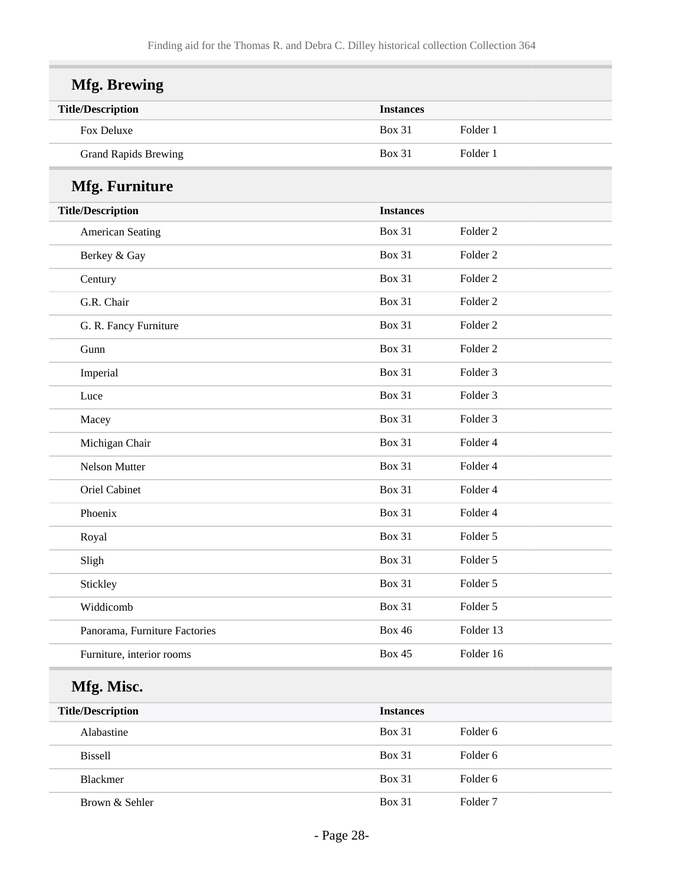## Mfg. Brewing

| Title/Description | Instances | |
|---|---|---|
| Fox Deluxe | Box 31 | Folder 1 |
| Grand Rapids Brewing | Box 31 | Folder 1 |

## Mfg. Furniture

| Title/Description | Instances | |
|---|---|---|
| American Seating | Box 31 | Folder 2 |
| Berkey & Gay | Box 31 | Folder 2 |
| Century | Box 31 | Folder 2 |
| G.R. Chair | Box 31 | Folder 2 |
| G. R. Fancy Furniture | Box 31 | Folder 2 |
| Gunn | Box 31 | Folder 2 |
| Imperial | Box 31 | Folder 3 |
| Luce | Box 31 | Folder 3 |
| Macey | Box 31 | Folder 3 |
| Michigan Chair | Box 31 | Folder 4 |
| Nelson Mutter | Box 31 | Folder 4 |
| Oriel Cabinet | Box 31 | Folder 4 |
| Phoenix | Box 31 | Folder 4 |
| Royal | Box 31 | Folder 5 |
| Sligh | Box 31 | Folder 5 |
| Stickley | Box 31 | Folder 5 |
| Widdicomb | Box 31 | Folder 5 |
| Panorama, Furniture Factories | Box 46 | Folder 13 |
| Furniture, interior rooms | Box 45 | Folder 16 |

## Mfg. Misc.

| Title/Description | Instances | |
|---|---|---|
| Alabastine | Box 31 | Folder 6 |
| Bissell | Box 31 | Folder 6 |
| Blackmer | Box 31 | Folder 6 |
| Brown & Sehler | Box 31 | Folder 7 |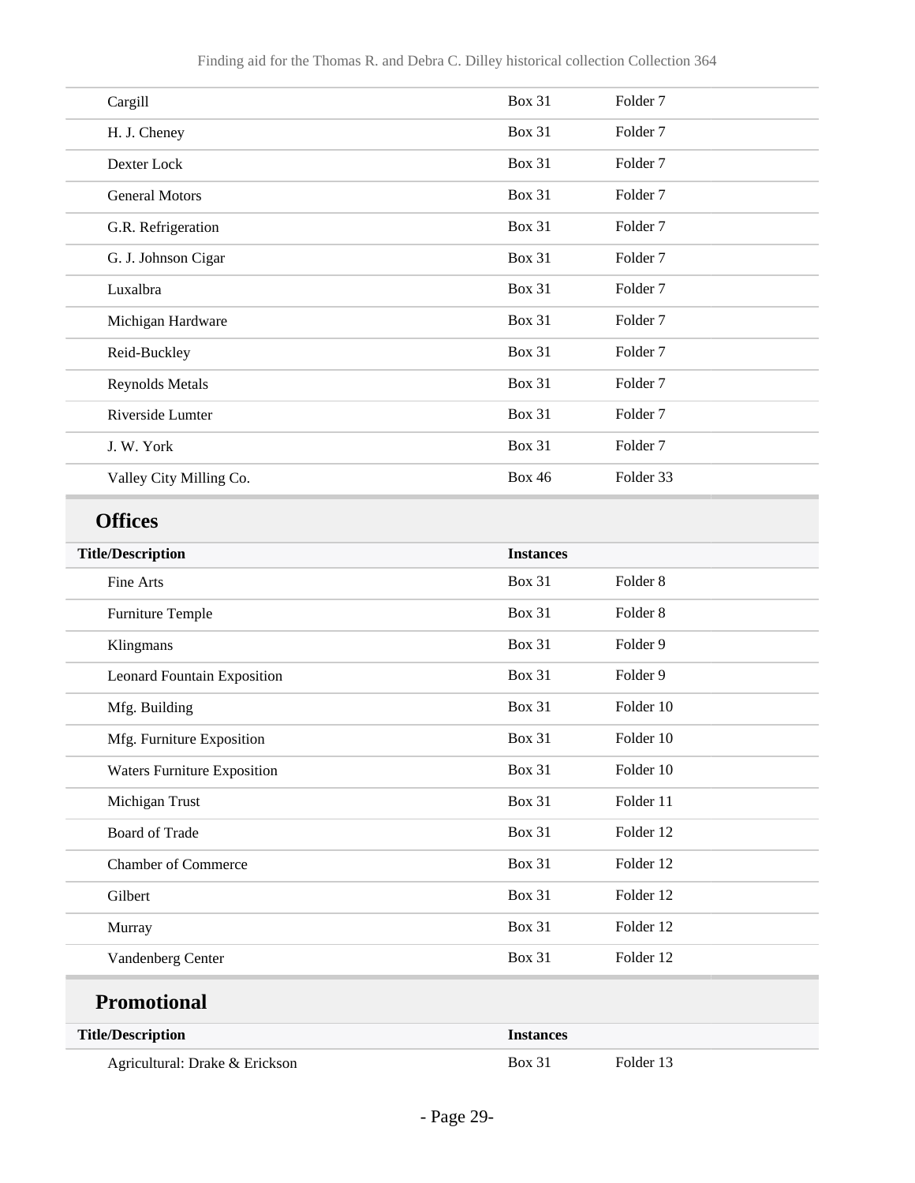| | | |
|---|---|---|
| Cargill | Box 31 | Folder 7 |
| H. J. Cheney | Box 31 | Folder 7 |
| Dexter Lock | Box 31 | Folder 7 |
| General Motors | Box 31 | Folder 7 |
| G.R. Refrigeration | Box 31 | Folder 7 |
| G. J. Johnson Cigar | Box 31 | Folder 7 |
| Luxalbra | Box 31 | Folder 7 |
| Michigan Hardware | Box 31 | Folder 7 |
| Reid-Buckley | Box 31 | Folder 7 |
| Reynolds Metals | Box 31 | Folder 7 |
| Riverside Lumter | Box 31 | Folder 7 |
| J. W. York | Box 31 | Folder 7 |
| Valley City Milling Co. | Box 46 | Folder 33 |

## Offices

| Title/Description | Instances | |
|---|---|---|
| Fine Arts | Box 31 | Folder 8 |
| Furniture Temple | Box 31 | Folder 8 |
| Klingmans | Box 31 | Folder 9 |
| Leonard Fountain Exposition | Box 31 | Folder 9 |
| Mfg. Building | Box 31 | Folder 10 |
| Mfg. Furniture Exposition | Box 31 | Folder 10 |
| Waters Furniture Exposition | Box 31 | Folder 10 |
| Michigan Trust | Box 31 | Folder 11 |
| Board of Trade | Box 31 | Folder 12 |
| Chamber of Commerce | Box 31 | Folder 12 |
| Gilbert | Box 31 | Folder 12 |
| Murray | Box 31 | Folder 12 |
| Vandenberg Center | Box 31 | Folder 12 |

## Promotional

| Title/Description | Instances | |
|---|---|---|
| Agricultural: Drake & Erickson | Box 31 | Folder 13 |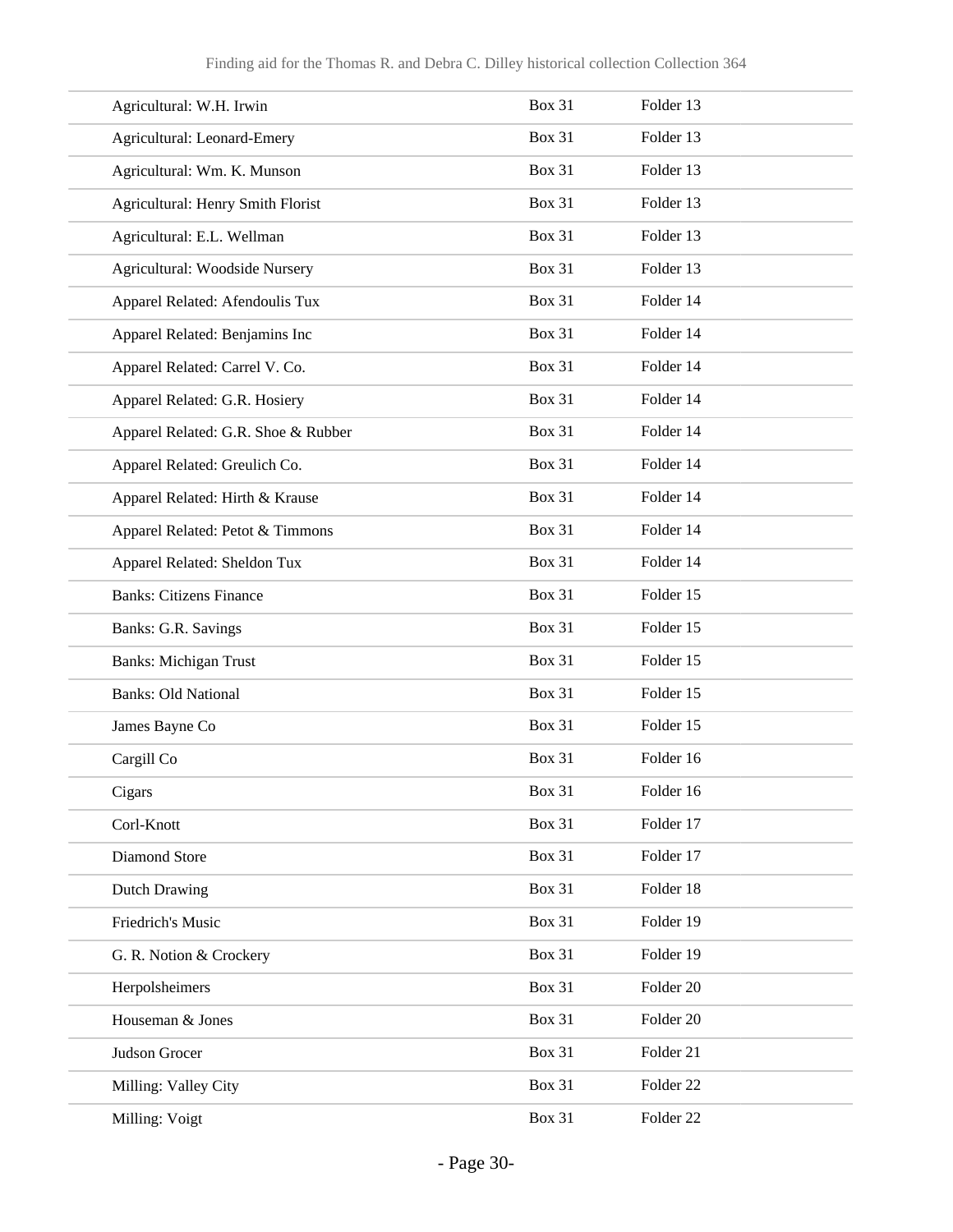| | | |
|---|---|---|
| Agricultural: W.H. Irwin | Box 31 | Folder 13 |
| Agricultural: Leonard-Emery | Box 31 | Folder 13 |
| Agricultural: Wm. K. Munson | Box 31 | Folder 13 |
| Agricultural: Henry Smith Florist | Box 31 | Folder 13 |
| Agricultural: E.L. Wellman | Box 31 | Folder 13 |
| Agricultural: Woodside Nursery | Box 31 | Folder 13 |
| Apparel Related: Afendoulis Tux | Box 31 | Folder 14 |
| Apparel Related: Benjamins Inc | Box 31 | Folder 14 |
| Apparel Related: Carrel V. Co. | Box 31 | Folder 14 |
| Apparel Related: G.R. Hosiery | Box 31 | Folder 14 |
| Apparel Related: G.R. Shoe & Rubber | Box 31 | Folder 14 |
| Apparel Related: Greulich Co. | Box 31 | Folder 14 |
| Apparel Related: Hirth & Krause | Box 31 | Folder 14 |
| Apparel Related: Petot & Timmons | Box 31 | Folder 14 |
| Apparel Related: Sheldon Tux | Box 31 | Folder 14 |
| Banks: Citizens Finance | Box 31 | Folder 15 |
| Banks: G.R. Savings | Box 31 | Folder 15 |
| Banks: Michigan Trust | Box 31 | Folder 15 |
| Banks: Old National | Box 31 | Folder 15 |
| James Bayne Co | Box 31 | Folder 15 |
| Cargill Co | Box 31 | Folder 16 |
| Cigars | Box 31 | Folder 16 |
| Corl-Knott | Box 31 | Folder 17 |
| Diamond Store | Box 31 | Folder 17 |
| Dutch Drawing | Box 31 | Folder 18 |
| Friedrich's Music | Box 31 | Folder 19 |
| G. R. Notion & Crockery | Box 31 | Folder 19 |
| Herpolsheimers | Box 31 | Folder 20 |
| Houseman & Jones | Box 31 | Folder 20 |
| Judson Grocer | Box 31 | Folder 21 |
| Milling: Valley City | Box 31 | Folder 22 |
| Milling: Voigt | Box 31 | Folder 22 |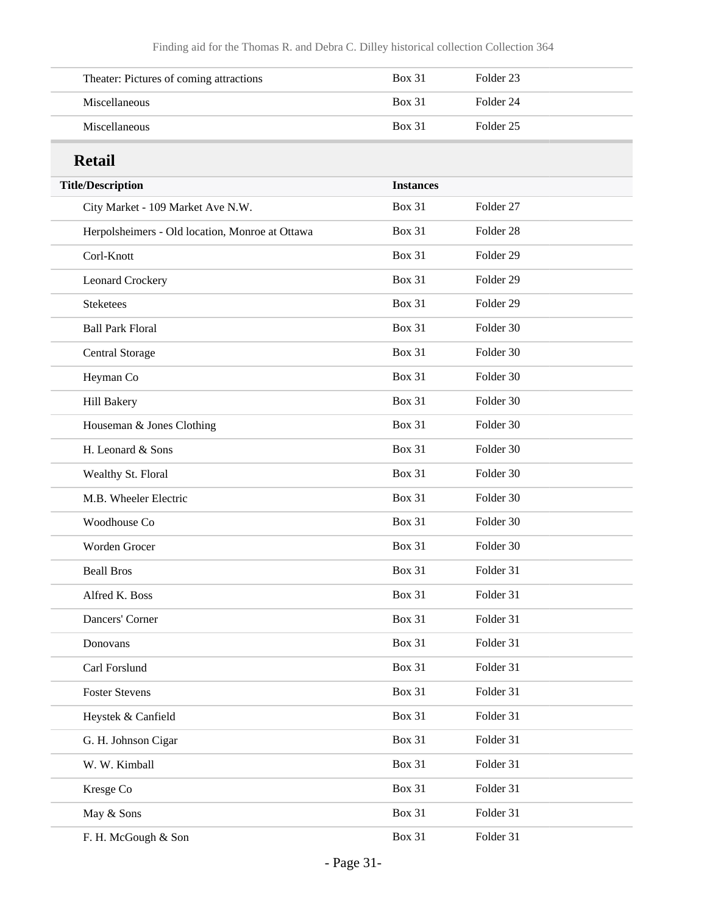| | | |
|---|---|---|
| Theater: Pictures of coming attractions | Box 31 | Folder 23 |
| Miscellaneous | Box 31 | Folder 24 |
| Miscellaneous | Box 31 | Folder 25 |

## Retail

| Title/Description | Instances | |
|---|---|---|
| City Market - 109 Market Ave N.W. | Box 31 | Folder 27 |
| Herpolsheimers - Old location, Monroe at Ottawa | Box 31 | Folder 28 |
| Corl-Knott | Box 31 | Folder 29 |
| Leonard Crockery | Box 31 | Folder 29 |
| Steketees | Box 31 | Folder 29 |
| Ball Park Floral | Box 31 | Folder 30 |
| Central Storage | Box 31 | Folder 30 |
| Heyman Co | Box 31 | Folder 30 |
| Hill Bakery | Box 31 | Folder 30 |
| Houseman & Jones Clothing | Box 31 | Folder 30 |
| H. Leonard & Sons | Box 31 | Folder 30 |
| Wealthy St. Floral | Box 31 | Folder 30 |
| M.B. Wheeler Electric | Box 31 | Folder 30 |
| Woodhouse Co | Box 31 | Folder 30 |
| Worden Grocer | Box 31 | Folder 30 |
| Beall Bros | Box 31 | Folder 31 |
| Alfred K. Boss | Box 31 | Folder 31 |
| Dancers' Corner | Box 31 | Folder 31 |
| Donovans | Box 31 | Folder 31 |
| Carl Forslund | Box 31 | Folder 31 |
| Foster Stevens | Box 31 | Folder 31 |
| Heystek & Canfield | Box 31 | Folder 31 |
| G. H. Johnson Cigar | Box 31 | Folder 31 |
| W. W. Kimball | Box 31 | Folder 31 |
| Kresge Co | Box 31 | Folder 31 |
| May & Sons | Box 31 | Folder 31 |
| F. H. McGough & Son | Box 31 | Folder 31 |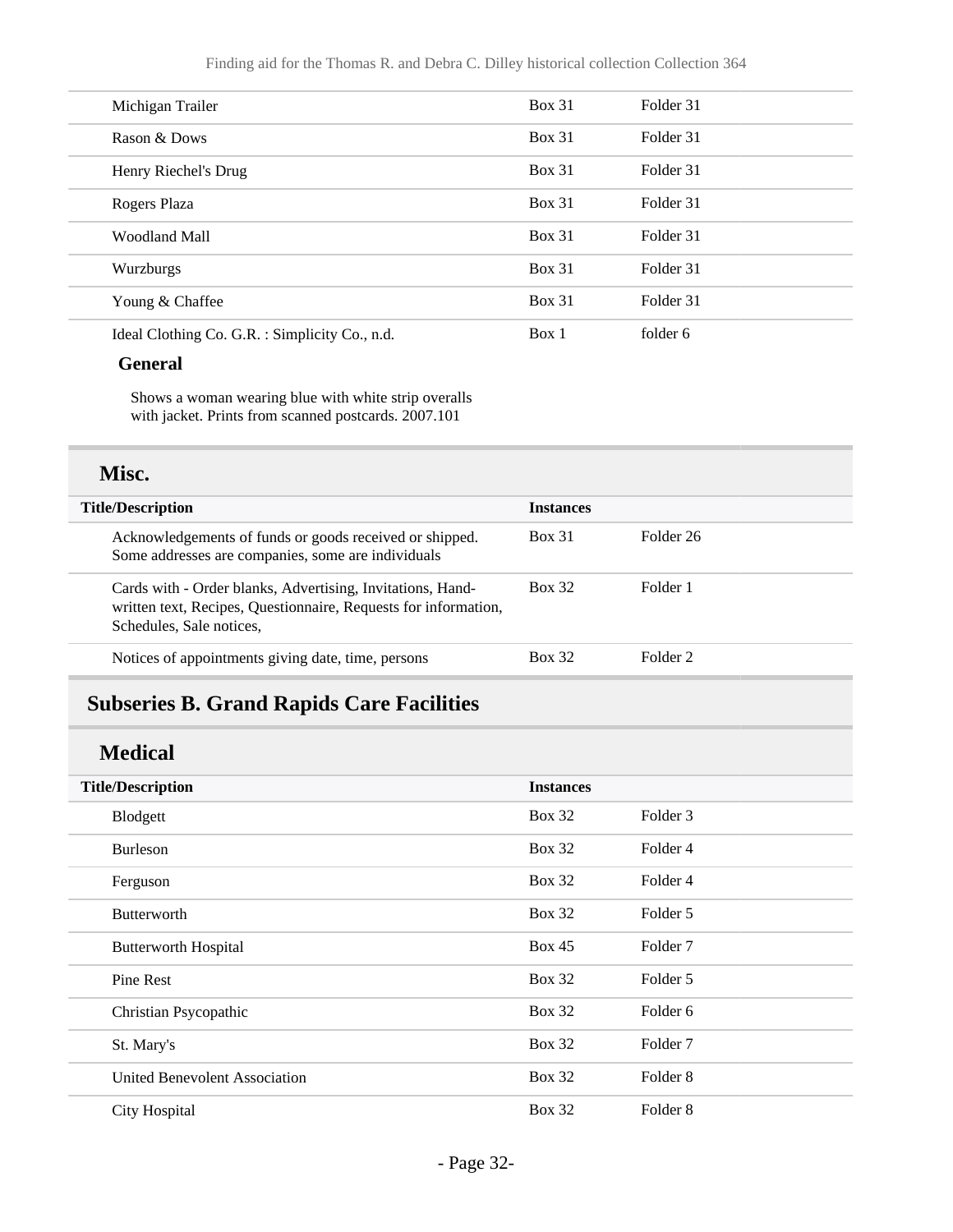| | | |
|---|---|---|
| Michigan Trailer | Box 31 | Folder 31 |
| Rason & Dows | Box 31 | Folder 31 |
| Henry Riechel's Drug | Box 31 | Folder 31 |
| Rogers Plaza | Box 31 | Folder 31 |
| Woodland Mall | Box 31 | Folder 31 |
| Wurzburgs | Box 31 | Folder 31 |
| Young & Chaffee | Box 31 | Folder 31 |
| Ideal Clothing Co. G.R. : Simplicity Co., n.d. | Box 1 | folder 6 |

**General**

Shows a woman wearing blue with white strip overalls with jacket. Prints from scanned postcards. 2007.101

### Misc.

| Title/Description | Instances | |
|---|---|---|
| Acknowledgements of funds or goods received or shipped. Some addresses are companies, some are individuals | Box 31 | Folder 26 |
| Cards with - Order blanks, Advertising, Invitations, Hand-written text, Recipes, Questionnaire, Requests for information, Schedules, Sale notices, | Box 32 | Folder 1 |
| Notices of appointments giving date, time, persons | Box 32 | Folder 2 |

## Subseries B. Grand Rapids Care Facilities

### Medical

| Title/Description | Instances | |
|---|---|---|
| Blodgett | Box 32 | Folder 3 |
| Burleson | Box 32 | Folder 4 |
| Ferguson | Box 32 | Folder 4 |
| Butterworth | Box 32 | Folder 5 |
| Butterworth Hospital | Box 45 | Folder 7 |
| Pine Rest | Box 32 | Folder 5 |
| Christian Psycopathic | Box 32 | Folder 6 |
| St. Mary's | Box 32 | Folder 7 |
| United Benevolent Association | Box 32 | Folder 8 |
| City Hospital | Box 32 | Folder 8 |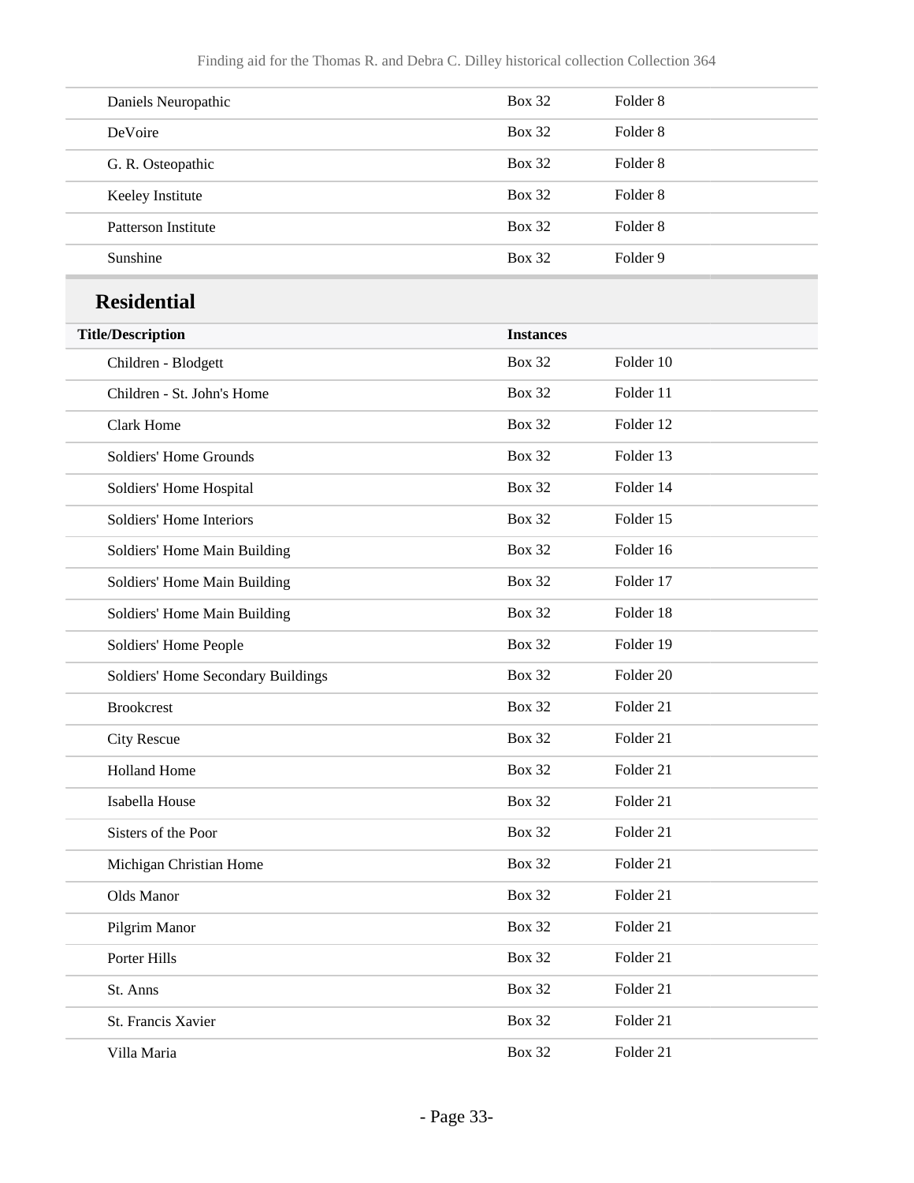| | | |
|---|---|---|
| Daniels Neuropathic | Box 32 | Folder 8 |
| DeVoire | Box 32 | Folder 8 |
| G. R. Osteopathic | Box 32 | Folder 8 |
| Keeley Institute | Box 32 | Folder 8 |
| Patterson Institute | Box 32 | Folder 8 |
| Sunshine | Box 32 | Folder 9 |

## Residential

| Title/Description | Instances | |
|---|---|---|
| Children - Blodgett | Box 32 | Folder 10 |
| Children - St. John's Home | Box 32 | Folder 11 |
| Clark Home | Box 32 | Folder 12 |
| Soldiers' Home Grounds | Box 32 | Folder 13 |
| Soldiers' Home Hospital | Box 32 | Folder 14 |
| Soldiers' Home Interiors | Box 32 | Folder 15 |
| Soldiers' Home Main Building | Box 32 | Folder 16 |
| Soldiers' Home Main Building | Box 32 | Folder 17 |
| Soldiers' Home Main Building | Box 32 | Folder 18 |
| Soldiers' Home People | Box 32 | Folder 19 |
| Soldiers' Home Secondary Buildings | Box 32 | Folder 20 |
| Brookcrest | Box 32 | Folder 21 |
| City Rescue | Box 32 | Folder 21 |
| Holland Home | Box 32 | Folder 21 |
| Isabella House | Box 32 | Folder 21 |
| Sisters of the Poor | Box 32 | Folder 21 |
| Michigan Christian Home | Box 32 | Folder 21 |
| Olds Manor | Box 32 | Folder 21 |
| Pilgrim Manor | Box 32 | Folder 21 |
| Porter Hills | Box 32 | Folder 21 |
| St. Anns | Box 32 | Folder 21 |
| St. Francis Xavier | Box 32 | Folder 21 |
| Villa Maria | Box 32 | Folder 21 |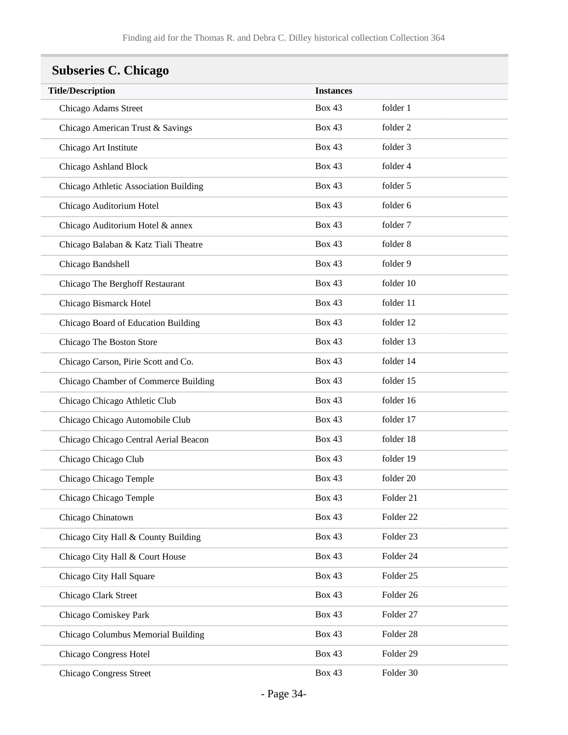## Subseries C. Chicago

| Title/Description | Instances | |
|---|---|---|
| Chicago Adams Street | Box 43 | folder 1 |
| Chicago American Trust & Savings | Box 43 | folder 2 |
| Chicago Art Institute | Box 43 | folder 3 |
| Chicago Ashland Block | Box 43 | folder 4 |
| Chicago Athletic Association Building | Box 43 | folder 5 |
| Chicago Auditorium Hotel | Box 43 | folder 6 |
| Chicago Auditorium Hotel & annex | Box 43 | folder 7 |
| Chicago Balaban & Katz Tiali Theatre | Box 43 | folder 8 |
| Chicago Bandshell | Box 43 | folder 9 |
| Chicago The Berghoff Restaurant | Box 43 | folder 10 |
| Chicago Bismarck Hotel | Box 43 | folder 11 |
| Chicago Board of Education Building | Box 43 | folder 12 |
| Chicago The Boston Store | Box 43 | folder 13 |
| Chicago Carson, Pirie Scott and Co. | Box 43 | folder 14 |
| Chicago Chamber of Commerce Building | Box 43 | folder 15 |
| Chicago Chicago Athletic Club | Box 43 | folder 16 |
| Chicago Chicago Automobile Club | Box 43 | folder 17 |
| Chicago Chicago Central Aerial Beacon | Box 43 | folder 18 |
| Chicago Chicago Club | Box 43 | folder 19 |
| Chicago Chicago Temple | Box 43 | folder 20 |
| Chicago Chicago Temple | Box 43 | Folder 21 |
| Chicago Chinatown | Box 43 | Folder 22 |
| Chicago City Hall & County Building | Box 43 | Folder 23 |
| Chicago City Hall & Court House | Box 43 | Folder 24 |
| Chicago City Hall Square | Box 43 | Folder 25 |
| Chicago Clark Street | Box 43 | Folder 26 |
| Chicago Comiskey Park | Box 43 | Folder 27 |
| Chicago Columbus Memorial Building | Box 43 | Folder 28 |
| Chicago Congress Hotel | Box 43 | Folder 29 |
| Chicago Congress Street | Box 43 | Folder 30 |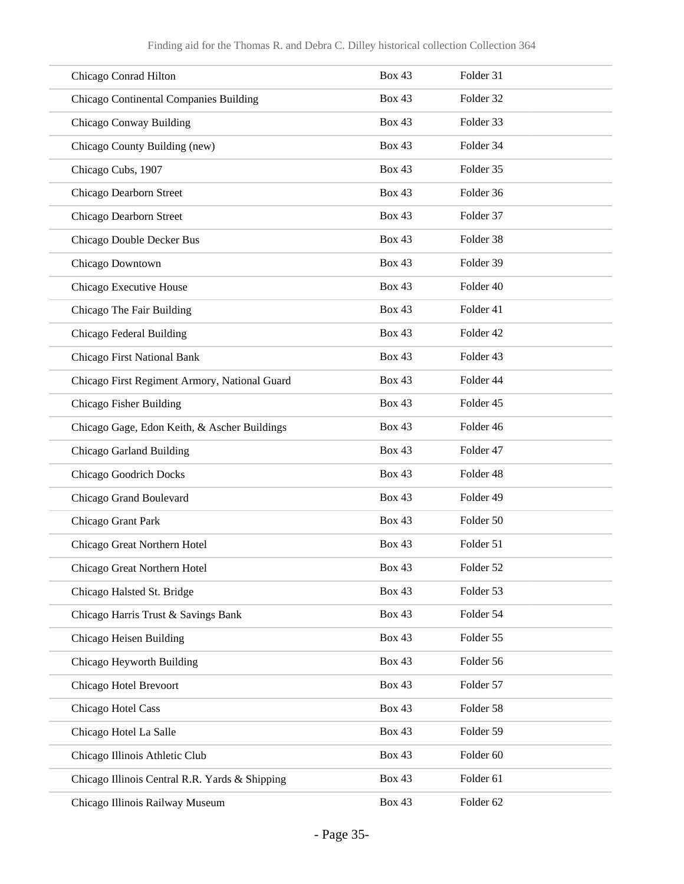| | | |
|---|---|---|
| Chicago Conrad Hilton | Box 43 | Folder 31 |
| Chicago Continental Companies Building | Box 43 | Folder 32 |
| Chicago Conway Building | Box 43 | Folder 33 |
| Chicago County Building (new) | Box 43 | Folder 34 |
| Chicago Cubs, 1907 | Box 43 | Folder 35 |
| Chicago Dearborn Street | Box 43 | Folder 36 |
| Chicago Dearborn Street | Box 43 | Folder 37 |
| Chicago Double Decker Bus | Box 43 | Folder 38 |
| Chicago Downtown | Box 43 | Folder 39 |
| Chicago Executive House | Box 43 | Folder 40 |
| Chicago The Fair Building | Box 43 | Folder 41 |
| Chicago Federal Building | Box 43 | Folder 42 |
| Chicago First National Bank | Box 43 | Folder 43 |
| Chicago First Regiment Armory, National Guard | Box 43 | Folder 44 |
| Chicago Fisher Building | Box 43 | Folder 45 |
| Chicago Gage, Edon Keith, & Ascher Buildings | Box 43 | Folder 46 |
| Chicago Garland Building | Box 43 | Folder 47 |
| Chicago Goodrich Docks | Box 43 | Folder 48 |
| Chicago Grand Boulevard | Box 43 | Folder 49 |
| Chicago Grant Park | Box 43 | Folder 50 |
| Chicago Great Northern Hotel | Box 43 | Folder 51 |
| Chicago Great Northern Hotel | Box 43 | Folder 52 |
| Chicago Halsted St. Bridge | Box 43 | Folder 53 |
| Chicago Harris Trust & Savings Bank | Box 43 | Folder 54 |
| Chicago Heisen Building | Box 43 | Folder 55 |
| Chicago Heyworth Building | Box 43 | Folder 56 |
| Chicago Hotel Brevoort | Box 43 | Folder 57 |
| Chicago Hotel Cass | Box 43 | Folder 58 |
| Chicago Hotel La Salle | Box 43 | Folder 59 |
| Chicago Illinois Athletic Club | Box 43 | Folder 60 |
| Chicago Illinois Central R.R. Yards & Shipping | Box 43 | Folder 61 |
| Chicago Illinois Railway Museum | Box 43 | Folder 62 |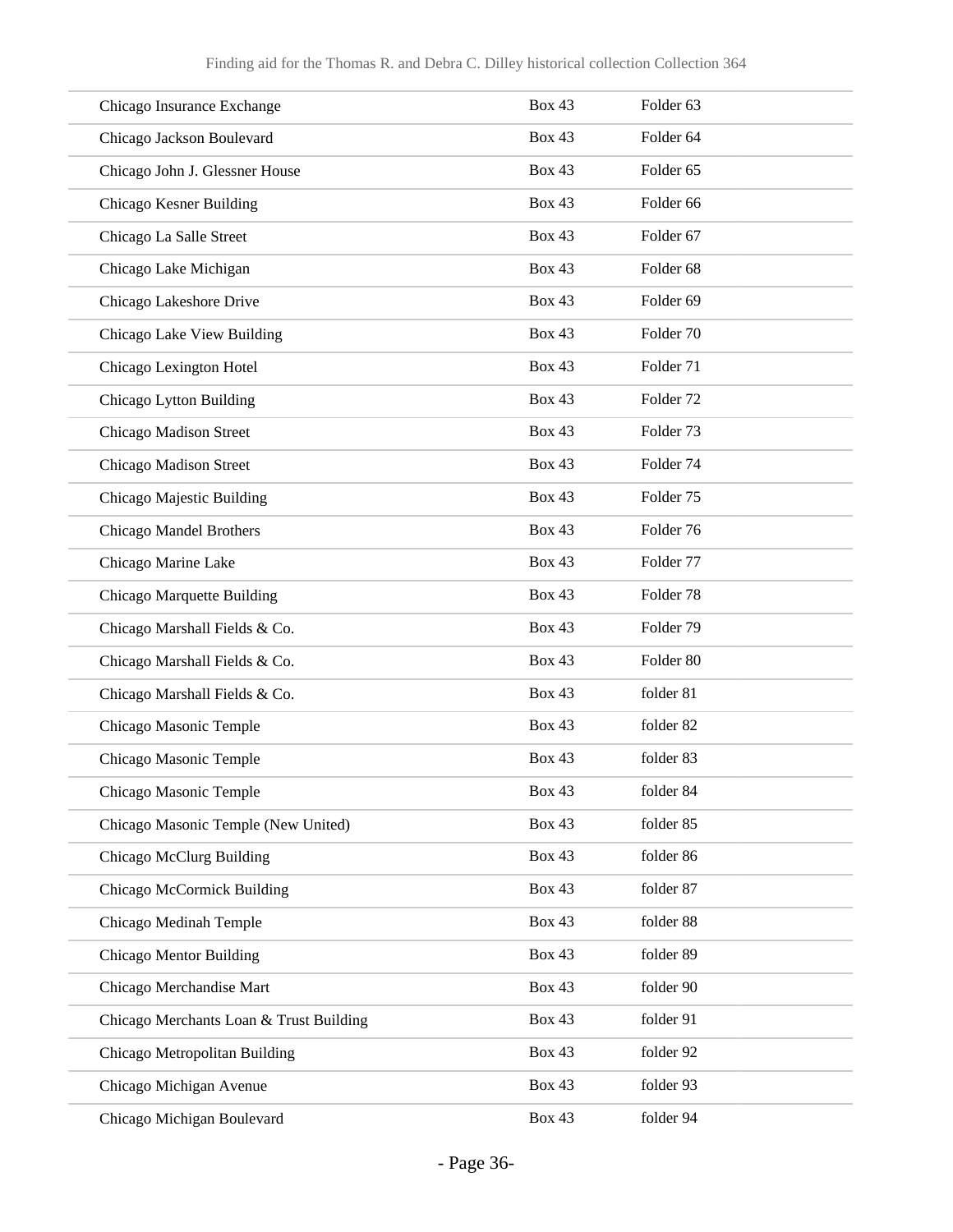| | | |
|---|---|---|
| Chicago Insurance Exchange | Box 43 | Folder 63 |
| Chicago Jackson Boulevard | Box 43 | Folder 64 |
| Chicago John J. Glessner House | Box 43 | Folder 65 |
| Chicago Kesner Building | Box 43 | Folder 66 |
| Chicago La Salle Street | Box 43 | Folder 67 |
| Chicago Lake Michigan | Box 43 | Folder 68 |
| Chicago Lakeshore Drive | Box 43 | Folder 69 |
| Chicago Lake View Building | Box 43 | Folder 70 |
| Chicago Lexington Hotel | Box 43 | Folder 71 |
| Chicago Lytton Building | Box 43 | Folder 72 |
| Chicago Madison Street | Box 43 | Folder 73 |
| Chicago Madison Street | Box 43 | Folder 74 |
| Chicago Majestic Building | Box 43 | Folder 75 |
| Chicago Mandel Brothers | Box 43 | Folder 76 |
| Chicago Marine Lake | Box 43 | Folder 77 |
| Chicago Marquette Building | Box 43 | Folder 78 |
| Chicago Marshall Fields & Co. | Box 43 | Folder 79 |
| Chicago Marshall Fields & Co. | Box 43 | Folder 80 |
| Chicago Marshall Fields & Co. | Box 43 | folder 81 |
| Chicago Masonic Temple | Box 43 | folder 82 |
| Chicago Masonic Temple | Box 43 | folder 83 |
| Chicago Masonic Temple | Box 43 | folder 84 |
| Chicago Masonic Temple (New United) | Box 43 | folder 85 |
| Chicago McClurg Building | Box 43 | folder 86 |
| Chicago McCormick Building | Box 43 | folder 87 |
| Chicago Medinah Temple | Box 43 | folder 88 |
| Chicago Mentor Building | Box 43 | folder 89 |
| Chicago Merchandise Mart | Box 43 | folder 90 |
| Chicago Merchants Loan & Trust Building | Box 43 | folder 91 |
| Chicago Metropolitan Building | Box 43 | folder 92 |
| Chicago Michigan Avenue | Box 43 | folder 93 |
| Chicago Michigan Boulevard | Box 43 | folder 94 |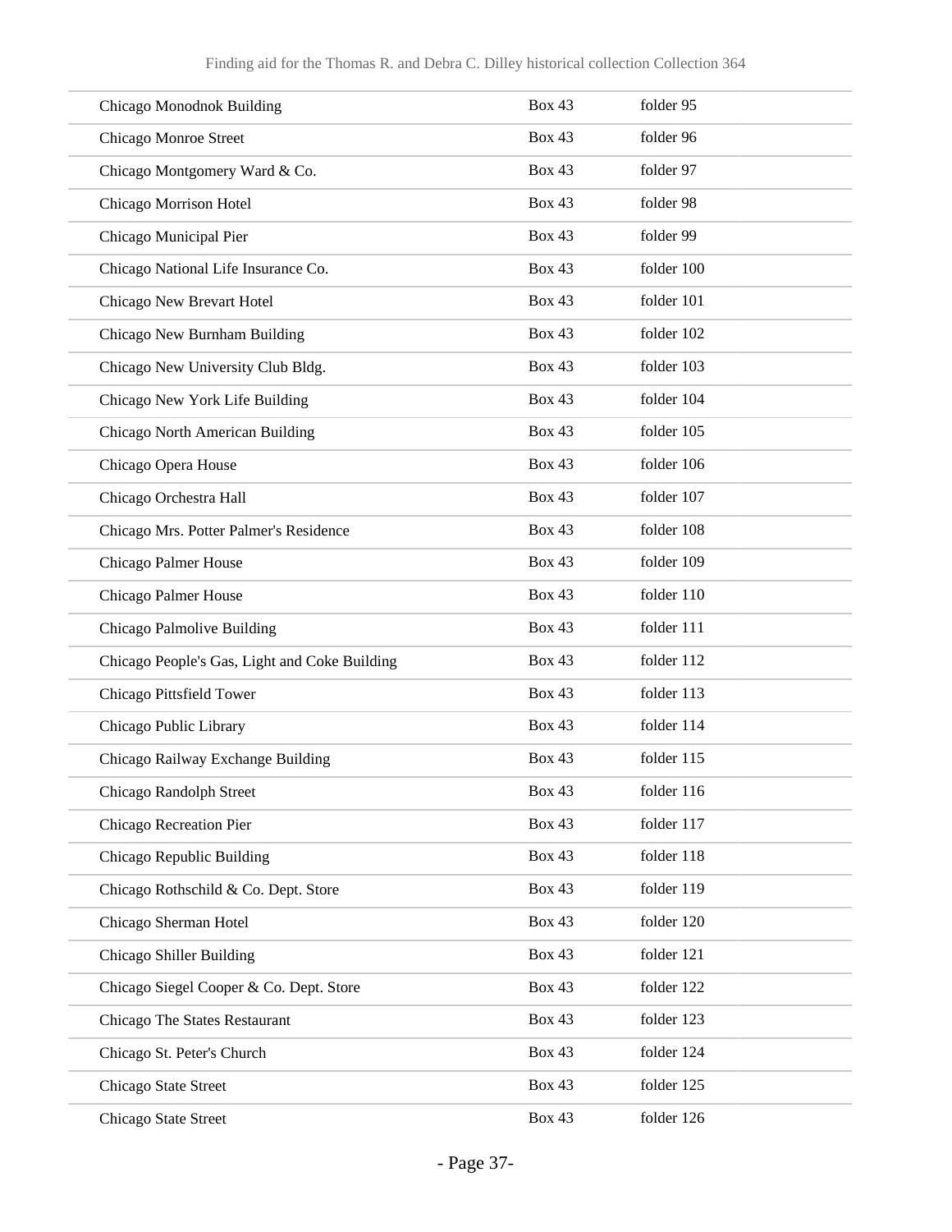| | | |
|---|---|---|
| Chicago Monodnok Building | Box 43 | folder 95 |
| Chicago Monroe Street | Box 43 | folder 96 |
| Chicago Montgomery Ward & Co. | Box 43 | folder 97 |
| Chicago Morrison Hotel | Box 43 | folder 98 |
| Chicago Municipal Pier | Box 43 | folder 99 |
| Chicago National Life Insurance Co. | Box 43 | folder 100 |
| Chicago New Brevart Hotel | Box 43 | folder 101 |
| Chicago New Burnham Building | Box 43 | folder 102 |
| Chicago New University Club Bldg. | Box 43 | folder 103 |
| Chicago New York Life Building | Box 43 | folder 104 |
| Chicago North American Building | Box 43 | folder 105 |
| Chicago Opera House | Box 43 | folder 106 |
| Chicago Orchestra Hall | Box 43 | folder 107 |
| Chicago Mrs. Potter Palmer's Residence | Box 43 | folder 108 |
| Chicago Palmer House | Box 43 | folder 109 |
| Chicago Palmer House | Box 43 | folder 110 |
| Chicago Palmolive Building | Box 43 | folder 111 |
| Chicago People's Gas, Light and Coke Building | Box 43 | folder 112 |
| Chicago Pittsfield Tower | Box 43 | folder 113 |
| Chicago Public Library | Box 43 | folder 114 |
| Chicago Railway Exchange Building | Box 43 | folder 115 |
| Chicago Randolph Street | Box 43 | folder 116 |
| Chicago Recreation Pier | Box 43 | folder 117 |
| Chicago Republic Building | Box 43 | folder 118 |
| Chicago Rothschild & Co. Dept. Store | Box 43 | folder 119 |
| Chicago Sherman Hotel | Box 43 | folder 120 |
| Chicago Shiller Building | Box 43 | folder 121 |
| Chicago Siegel Cooper & Co. Dept. Store | Box 43 | folder 122 |
| Chicago The States Restaurant | Box 43 | folder 123 |
| Chicago St. Peter's Church | Box 43 | folder 124 |
| Chicago State Street | Box 43 | folder 125 |
| Chicago State Street | Box 43 | folder 126 |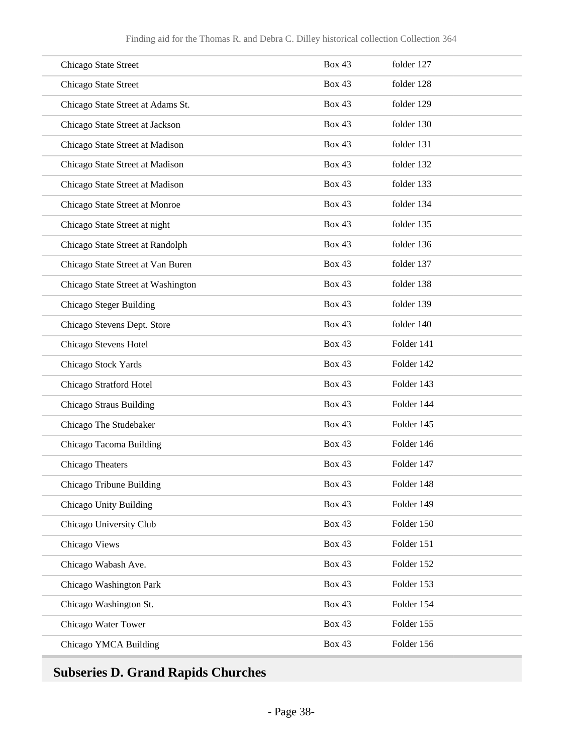| | | |
|---|---|---|
| Chicago State Street | Box 43 | folder 127 |
| Chicago State Street | Box 43 | folder 128 |
| Chicago State Street at Adams St. | Box 43 | folder 129 |
| Chicago State Street at Jackson | Box 43 | folder 130 |
| Chicago State Street at Madison | Box 43 | folder 131 |
| Chicago State Street at Madison | Box 43 | folder 132 |
| Chicago State Street at Madison | Box 43 | folder 133 |
| Chicago State Street at Monroe | Box 43 | folder 134 |
| Chicago State Street at night | Box 43 | folder 135 |
| Chicago State Street at Randolph | Box 43 | folder 136 |
| Chicago State Street at Van Buren | Box 43 | folder 137 |
| Chicago State Street at Washington | Box 43 | folder 138 |
| Chicago Steger Building | Box 43 | folder 139 |
| Chicago Stevens Dept. Store | Box 43 | folder 140 |
| Chicago Stevens Hotel | Box 43 | Folder 141 |
| Chicago Stock Yards | Box 43 | Folder 142 |
| Chicago Stratford Hotel | Box 43 | Folder 143 |
| Chicago Straus Building | Box 43 | Folder 144 |
| Chicago The Studebaker | Box 43 | Folder 145 |
| Chicago Tacoma Building | Box 43 | Folder 146 |
| Chicago Theaters | Box 43 | Folder 147 |
| Chicago Tribune Building | Box 43 | Folder 148 |
| Chicago Unity Building | Box 43 | Folder 149 |
| Chicago University Club | Box 43 | Folder 150 |
| Chicago Views | Box 43 | Folder 151 |
| Chicago Wabash Ave. | Box 43 | Folder 152 |
| Chicago Washington Park | Box 43 | Folder 153 |
| Chicago Washington St. | Box 43 | Folder 154 |
| Chicago Water Tower | Box 43 | Folder 155 |
| Chicago YMCA Building | Box 43 | Folder 156 |

## Subseries D. Grand Rapids Churches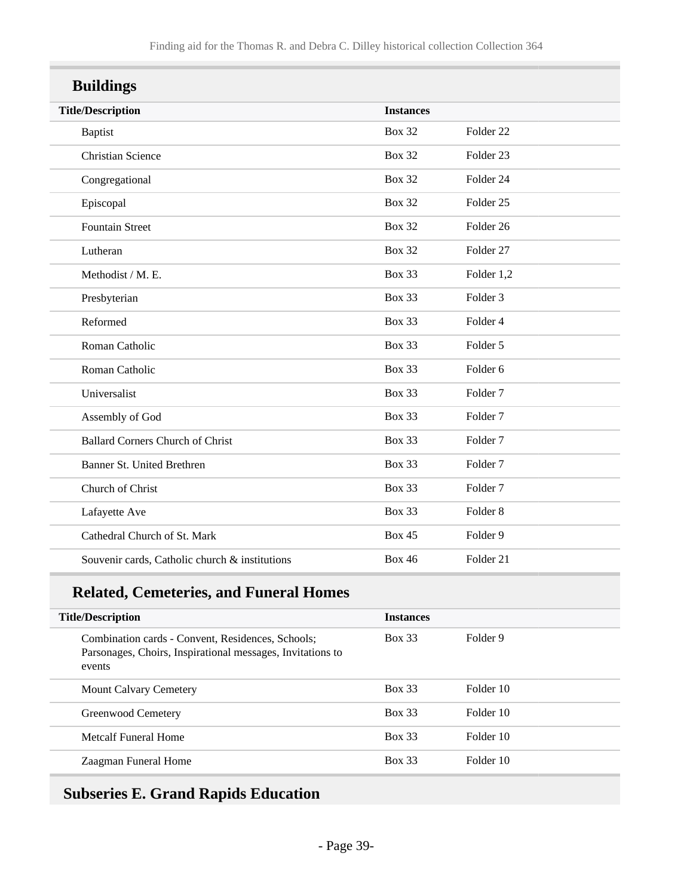### Buildings

| Title/Description | Instances | |
|---|---|---|
| Baptist | Box 32 | Folder 22 |
| Christian Science | Box 32 | Folder 23 |
| Congregational | Box 32 | Folder 24 |
| Episcopal | Box 32 | Folder 25 |
| Fountain Street | Box 32 | Folder 26 |
| Lutheran | Box 32 | Folder 27 |
| Methodist / M. E. | Box 33 | Folder 1,2 |
| Presbyterian | Box 33 | Folder 3 |
| Reformed | Box 33 | Folder 4 |
| Roman Catholic | Box 33 | Folder 5 |
| Roman Catholic | Box 33 | Folder 6 |
| Universalist | Box 33 | Folder 7 |
| Assembly of God | Box 33 | Folder 7 |
| Ballard Corners Church of Christ | Box 33 | Folder 7 |
| Banner St. United Brethren | Box 33 | Folder 7 |
| Church of Christ | Box 33 | Folder 7 |
| Lafayette Ave | Box 33 | Folder 8 |
| Cathedral Church of St. Mark | Box 45 | Folder 9 |
| Souvenir cards, Catholic church & institutions | Box 46 | Folder 21 |

### Related, Cemeteries, and Funeral Homes

| Title/Description | Instances | |
|---|---|---|
| Combination cards - Convent, Residences, Schools; Parsonages, Choirs, Inspirational messages, Invitations to events | Box 33 | Folder 9 |
| Mount Calvary Cemetery | Box 33 | Folder 10 |
| Greenwood Cemetery | Box 33 | Folder 10 |
| Metcalf Funeral Home | Box 33 | Folder 10 |
| Zaagman Funeral Home | Box 33 | Folder 10 |

## Subseries E. Grand Rapids Education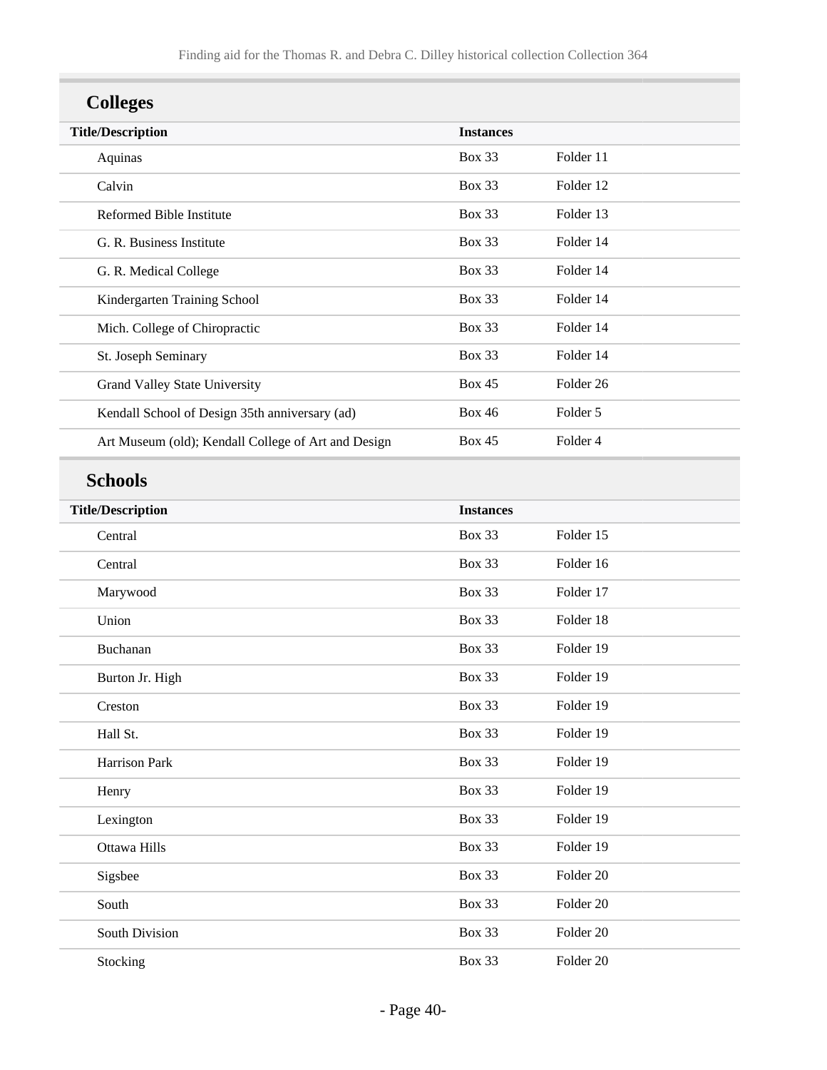## Colleges

| Title/Description | Instances | |
|---|---|---|
| Aquinas | Box 33 | Folder 11 |
| Calvin | Box 33 | Folder 12 |
| Reformed Bible Institute | Box 33 | Folder 13 |
| G. R. Business Institute | Box 33 | Folder 14 |
| G. R. Medical College | Box 33 | Folder 14 |
| Kindergarten Training School | Box 33 | Folder 14 |
| Mich. College of Chiropractic | Box 33 | Folder 14 |
| St. Joseph Seminary | Box 33 | Folder 14 |
| Grand Valley State University | Box 45 | Folder 26 |
| Kendall School of Design 35th anniversary (ad) | Box 46 | Folder 5 |
| Art Museum (old); Kendall College of Art and Design | Box 45 | Folder 4 |

## Schools

| Title/Description | Instances | |
|---|---|---|
| Central | Box 33 | Folder 15 |
| Central | Box 33 | Folder 16 |
| Marywood | Box 33 | Folder 17 |
| Union | Box 33 | Folder 18 |
| Buchanan | Box 33 | Folder 19 |
| Burton Jr. High | Box 33 | Folder 19 |
| Creston | Box 33 | Folder 19 |
| Hall St. | Box 33 | Folder 19 |
| Harrison Park | Box 33 | Folder 19 |
| Henry | Box 33 | Folder 19 |
| Lexington | Box 33 | Folder 19 |
| Ottawa Hills | Box 33 | Folder 19 |
| Sigsbee | Box 33 | Folder 20 |
| South | Box 33 | Folder 20 |
| South Division | Box 33 | Folder 20 |
| Stocking | Box 33 | Folder 20 |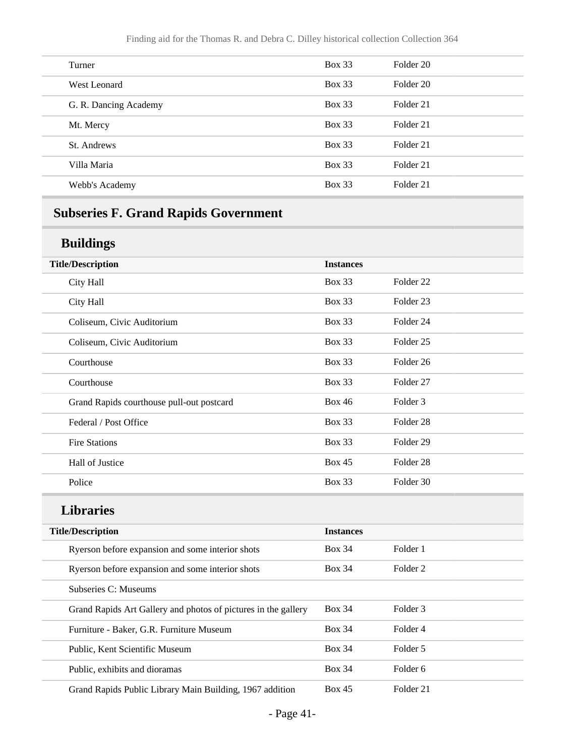| | | |
|---|---|---|
| Turner | Box 33 | Folder 20 |
| West Leonard | Box 33 | Folder 20 |
| G. R. Dancing Academy | Box 33 | Folder 21 |
| Mt. Mercy | Box 33 | Folder 21 |
| St. Andrews | Box 33 | Folder 21 |
| Villa Maria | Box 33 | Folder 21 |
| Webb's Academy | Box 33 | Folder 21 |

## Subseries F. Grand Rapids Government

### Buildings

| Title/Description | Instances | |
|---|---|---|
| City Hall | Box 33 | Folder 22 |
| City Hall | Box 33 | Folder 23 |
| Coliseum, Civic Auditorium | Box 33 | Folder 24 |
| Coliseum, Civic Auditorium | Box 33 | Folder 25 |
| Courthouse | Box 33 | Folder 26 |
| Courthouse | Box 33 | Folder 27 |
| Grand Rapids courthouse pull-out postcard | Box 46 | Folder 3 |
| Federal / Post Office | Box 33 | Folder 28 |
| Fire Stations | Box 33 | Folder 29 |
| Hall of Justice | Box 45 | Folder 28 |
| Police | Box 33 | Folder 30 |

### Libraries

| Title/Description | Instances | |
|---|---|---|
| Ryerson before expansion and some interior shots | Box 34 | Folder 1 |
| Ryerson before expansion and some interior shots | Box 34 | Folder 2 |
| Subseries C: Museums | | |
| Grand Rapids Art Gallery and photos of pictures in the gallery | Box 34 | Folder 3 |
| Furniture - Baker, G.R. Furniture Museum | Box 34 | Folder 4 |
| Public, Kent Scientific Museum | Box 34 | Folder 5 |
| Public, exhibits and dioramas | Box 34 | Folder 6 |
| Grand Rapids Public Library Main Building, 1967 addition | Box 45 | Folder 21 |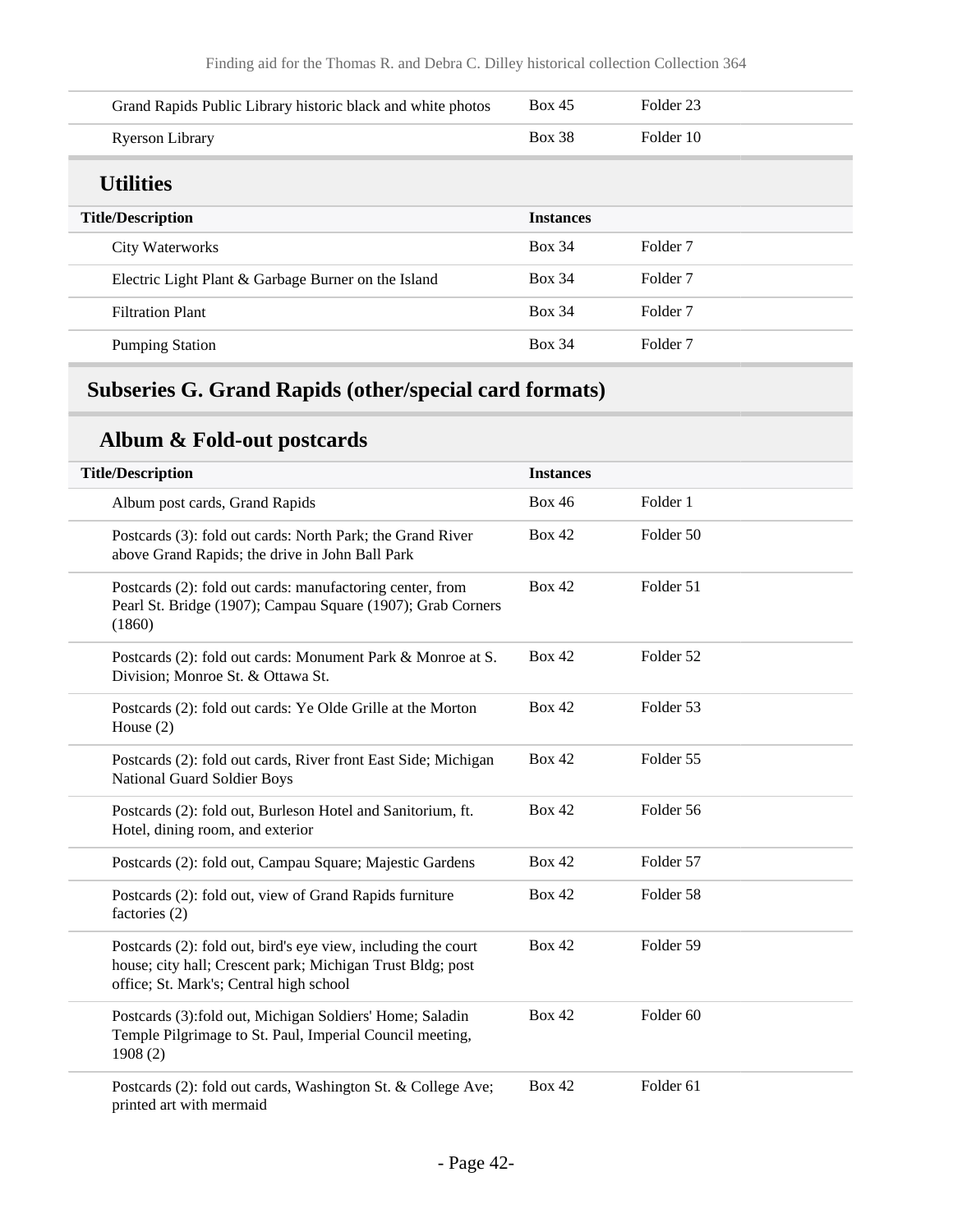| Title/Description | Instances | |
|---|---|---|
| Grand Rapids Public Library historic black and white photos | Box 45 | Folder 23 |
| Ryerson Library | Box 38 | Folder 10 |

### Utilities

| Title/Description | Instances | |
|---|---|---|
| City Waterworks | Box 34 | Folder 7 |
| Electric Light Plant & Garbage Burner on the Island | Box 34 | Folder 7 |
| Filtration Plant | Box 34 | Folder 7 |
| Pumping Station | Box 34 | Folder 7 |

## Subseries G. Grand Rapids (other/special card formats)

### Album & Fold-out postcards

| Title/Description | Instances | |
|---|---|---|
| Album post cards, Grand Rapids | Box 46 | Folder 1 |
| Postcards (3): fold out cards: North Park; the Grand River above Grand Rapids; the drive in John Ball Park | Box 42 | Folder 50 |
| Postcards (2): fold out cards: manufactoring center, from Pearl St. Bridge (1907); Campau Square (1907); Grab Corners (1860) | Box 42 | Folder 51 |
| Postcards (2): fold out cards: Monument Park & Monroe at S. Division; Monroe St. & Ottawa St. | Box 42 | Folder 52 |
| Postcards (2): fold out cards: Ye Olde Grille at the Morton House (2) | Box 42 | Folder 53 |
| Postcards (2): fold out cards, River front East Side; Michigan National Guard Soldier Boys | Box 42 | Folder 55 |
| Postcards (2): fold out, Burleson Hotel and Sanitorium, ft. Hotel, dining room, and exterior | Box 42 | Folder 56 |
| Postcards (2): fold out, Campau Square; Majestic Gardens | Box 42 | Folder 57 |
| Postcards (2): fold out, view of Grand Rapids furniture factories (2) | Box 42 | Folder 58 |
| Postcards (2): fold out, bird's eye view, including the court house; city hall; Crescent park; Michigan Trust Bldg; post office; St. Mark's; Central high school | Box 42 | Folder 59 |
| Postcards (3):fold out, Michigan Soldiers' Home; Saladin Temple Pilgrimage to St. Paul, Imperial Council meeting, 1908 (2) | Box 42 | Folder 60 |
| Postcards (2): fold out cards, Washington St. & College Ave; printed art with mermaid | Box 42 | Folder 61 |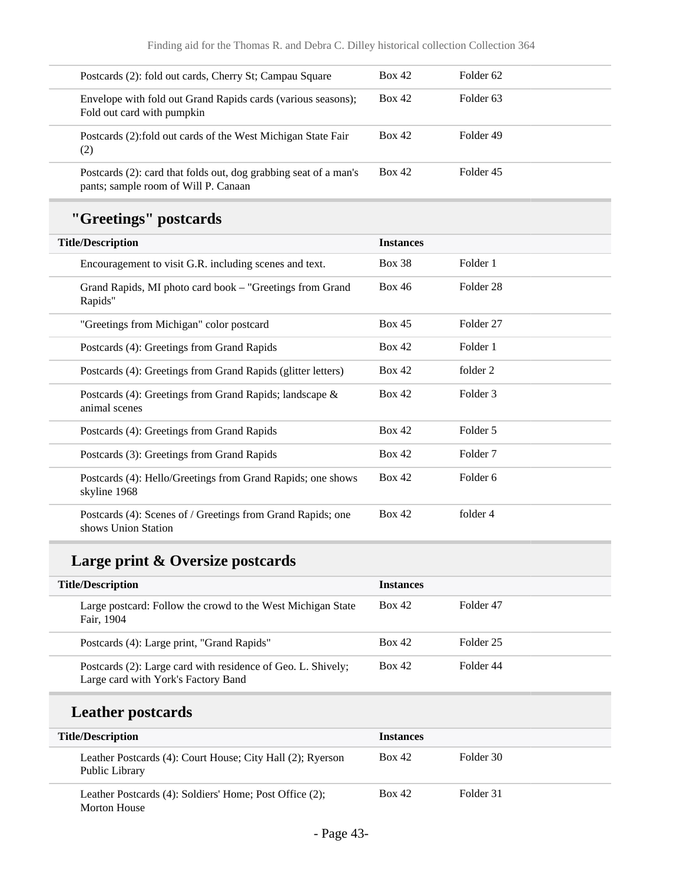| Title/Description | Instances | |
|---|---|---|
| Postcards (2): fold out cards, Cherry St; Campau Square | Box 42 | Folder 62 |
| Envelope with fold out Grand Rapids cards (various seasons); Fold out card with pumpkin | Box 42 | Folder 63 |
| Postcards (2):fold out cards of the West Michigan State Fair (2) | Box 42 | Folder 49 |
| Postcards (2): card that folds out, dog grabbing seat of a man's pants; sample room of Will P. Canaan | Box 42 | Folder 45 |

## "Greetings" postcards

| Title/Description | Instances | |
|---|---|---|
| Encouragement to visit G.R. including scenes and text. | Box 38 | Folder 1 |
| Grand Rapids, MI photo card book – "Greetings from Grand Rapids" | Box 46 | Folder 28 |
| "Greetings from Michigan" color postcard | Box 45 | Folder 27 |
| Postcards (4): Greetings from Grand Rapids | Box 42 | Folder 1 |
| Postcards (4): Greetings from Grand Rapids (glitter letters) | Box 42 | folder 2 |
| Postcards (4): Greetings from Grand Rapids; landscape & animal scenes | Box 42 | Folder 3 |
| Postcards (4): Greetings from Grand Rapids | Box 42 | Folder 5 |
| Postcards (3): Greetings from Grand Rapids | Box 42 | Folder 7 |
| Postcards (4): Hello/Greetings from Grand Rapids; one shows skyline 1968 | Box 42 | Folder 6 |
| Postcards (4): Scenes of / Greetings from Grand Rapids; one shows Union Station | Box 42 | folder 4 |

## Large print & Oversize postcards

| Title/Description | Instances | |
|---|---|---|
| Large postcard: Follow the crowd to the West Michigan State Fair, 1904 | Box 42 | Folder 47 |
| Postcards (4): Large print, "Grand Rapids" | Box 42 | Folder 25 |
| Postcards (2): Large card with residence of Geo. L. Shively; Large card with York's Factory Band | Box 42 | Folder 44 |

## Leather postcards

| Title/Description | Instances | |
|---|---|---|
| Leather Postcards (4): Court House; City Hall (2); Ryerson Public Library | Box 42 | Folder 30 |
| Leather Postcards (4): Soldiers' Home; Post Office (2); Morton House | Box 42 | Folder 31 |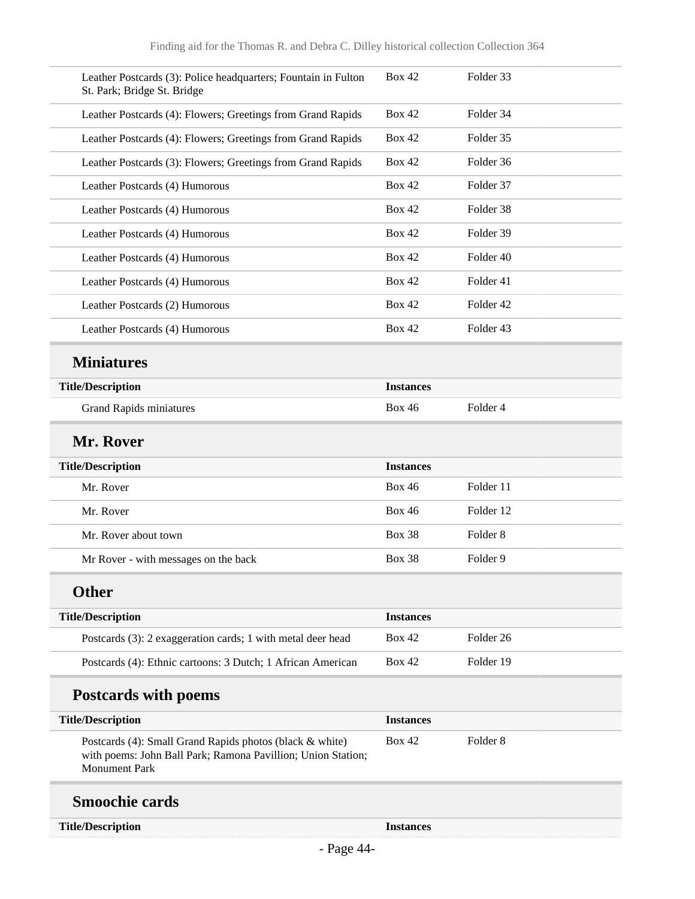| Title/Description | Instances | |
|---|---|---|
| Leather Postcards (3): Police headquarters; Fountain in Fulton St. Park; Bridge St. Bridge | Box 42 | Folder 33 |
| Leather Postcards (4): Flowers; Greetings from Grand Rapids | Box 42 | Folder 34 |
| Leather Postcards (4): Flowers; Greetings from Grand Rapids | Box 42 | Folder 35 |
| Leather Postcards (3): Flowers; Greetings from Grand Rapids | Box 42 | Folder 36 |
| Leather Postcards (4) Humorous | Box 42 | Folder 37 |
| Leather Postcards (4) Humorous | Box 42 | Folder 38 |
| Leather Postcards (4) Humorous | Box 42 | Folder 39 |
| Leather Postcards (4) Humorous | Box 42 | Folder 40 |
| Leather Postcards (4) Humorous | Box 42 | Folder 41 |
| Leather Postcards (2) Humorous | Box 42 | Folder 42 |
| Leather Postcards (4) Humorous | Box 42 | Folder 43 |

## Miniatures

| Title/Description | Instances | |
|---|---|---|
| Grand Rapids miniatures | Box 46 | Folder 4 |

## Mr. Rover

| Title/Description | Instances | |
|---|---|---|
| Mr. Rover | Box 46 | Folder 11 |
| Mr. Rover | Box 46 | Folder 12 |
| Mr. Rover about town | Box 38 | Folder 8 |
| Mr Rover - with messages on the back | Box 38 | Folder 9 |

## Other

| Title/Description | Instances | |
|---|---|---|
| Postcards (3): 2 exaggeration cards; 1 with metal deer head | Box 42 | Folder 26 |
| Postcards (4): Ethnic cartoons: 3 Dutch; 1 African American | Box 42 | Folder 19 |

## Postcards with poems

| Title/Description | Instances | |
|---|---|---|
| Postcards (4): Small Grand Rapids photos (black & white) with poems: John Ball Park; Ramona Pavillion; Union Station; Monument Park | Box 42 | Folder 8 |

## Smoochie cards

| Title/Description | Instances |
|---|---|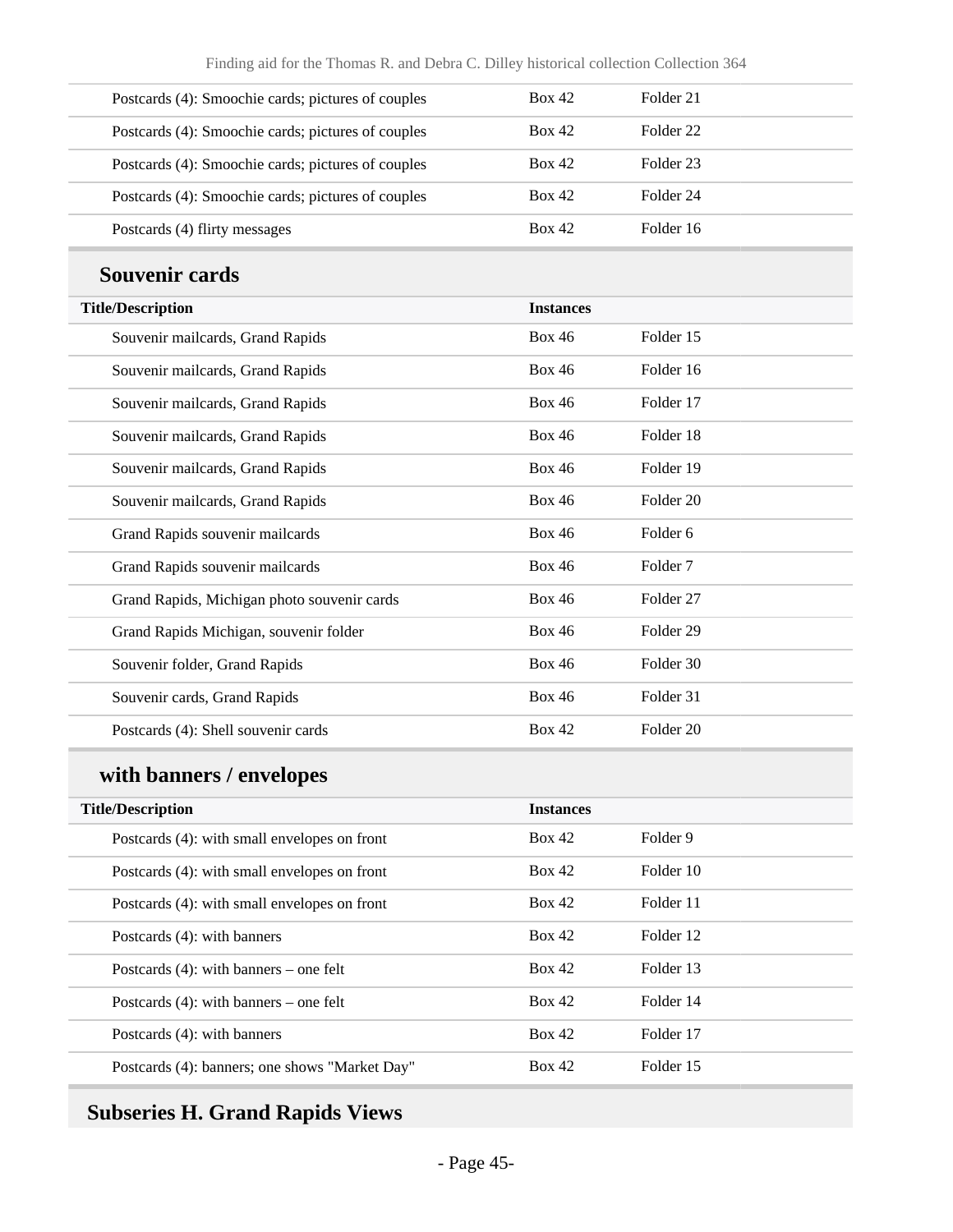| Title/Description | Instances | |
|---|---|---|
| Postcards (4): Smoochie cards; pictures of couples | Box 42 | Folder 21 |
| Postcards (4): Smoochie cards; pictures of couples | Box 42 | Folder 22 |
| Postcards (4): Smoochie cards; pictures of couples | Box 42 | Folder 23 |
| Postcards (4): Smoochie cards; pictures of couples | Box 42 | Folder 24 |
| Postcards (4) flirty messages | Box 42 | Folder 16 |

## Souvenir cards

| Title/Description | Instances | |
|---|---|---|
| Souvenir mailcards, Grand Rapids | Box 46 | Folder 15 |
| Souvenir mailcards, Grand Rapids | Box 46 | Folder 16 |
| Souvenir mailcards, Grand Rapids | Box 46 | Folder 17 |
| Souvenir mailcards, Grand Rapids | Box 46 | Folder 18 |
| Souvenir mailcards, Grand Rapids | Box 46 | Folder 19 |
| Souvenir mailcards, Grand Rapids | Box 46 | Folder 20 |
| Grand Rapids souvenir mailcards | Box 46 | Folder 6 |
| Grand Rapids souvenir mailcards | Box 46 | Folder 7 |
| Grand Rapids, Michigan photo souvenir cards | Box 46 | Folder 27 |
| Grand Rapids Michigan, souvenir folder | Box 46 | Folder 29 |
| Souvenir folder, Grand Rapids | Box 46 | Folder 30 |
| Souvenir cards, Grand Rapids | Box 46 | Folder 31 |
| Postcards (4): Shell souvenir cards | Box 42 | Folder 20 |

## with banners / envelopes

| Title/Description | Instances | |
|---|---|---|
| Postcards (4): with small envelopes on front | Box 42 | Folder 9 |
| Postcards (4): with small envelopes on front | Box 42 | Folder 10 |
| Postcards (4): with small envelopes on front | Box 42 | Folder 11 |
| Postcards (4): with banners | Box 42 | Folder 12 |
| Postcards (4): with banners – one felt | Box 42 | Folder 13 |
| Postcards (4): with banners – one felt | Box 42 | Folder 14 |
| Postcards (4): with banners | Box 42 | Folder 17 |
| Postcards (4): banners; one shows "Market Day" | Box 42 | Folder 15 |

## Subseries H. Grand Rapids Views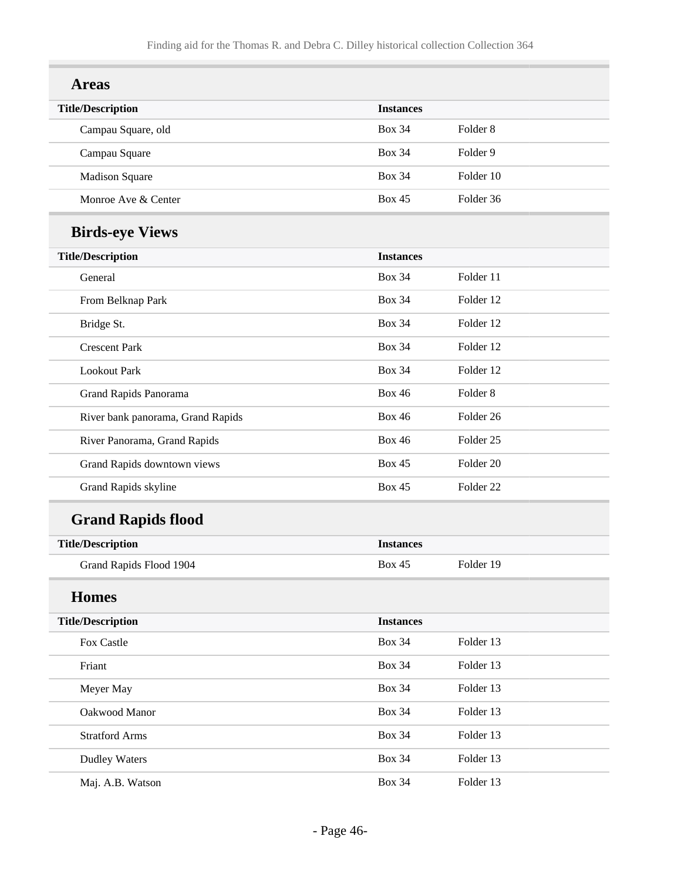## Areas

| Title/Description | Instances | |
|---|---|---|
| Campau Square, old | Box 34 | Folder 8 |
| Campau Square | Box 34 | Folder 9 |
| Madison Square | Box 34 | Folder 10 |
| Monroe Ave & Center | Box 45 | Folder 36 |

## Birds-eye Views

| Title/Description | Instances | |
|---|---|---|
| General | Box 34 | Folder 11 |
| From Belknap Park | Box 34 | Folder 12 |
| Bridge St. | Box 34 | Folder 12 |
| Crescent Park | Box 34 | Folder 12 |
| Lookout Park | Box 34 | Folder 12 |
| Grand Rapids Panorama | Box 46 | Folder 8 |
| River bank panorama, Grand Rapids | Box 46 | Folder 26 |
| River Panorama, Grand Rapids | Box 46 | Folder 25 |
| Grand Rapids downtown views | Box 45 | Folder 20 |
| Grand Rapids skyline | Box 45 | Folder 22 |

## Grand Rapids flood

| Title/Description | Instances | |
|---|---|---|
| Grand Rapids Flood 1904 | Box 45 | Folder 19 |

## Homes

| Title/Description | Instances | |
|---|---|---|
| Fox Castle | Box 34 | Folder 13 |
| Friant | Box 34 | Folder 13 |
| Meyer May | Box 34 | Folder 13 |
| Oakwood Manor | Box 34 | Folder 13 |
| Stratford Arms | Box 34 | Folder 13 |
| Dudley Waters | Box 34 | Folder 13 |
| Maj. A.B. Watson | Box 34 | Folder 13 |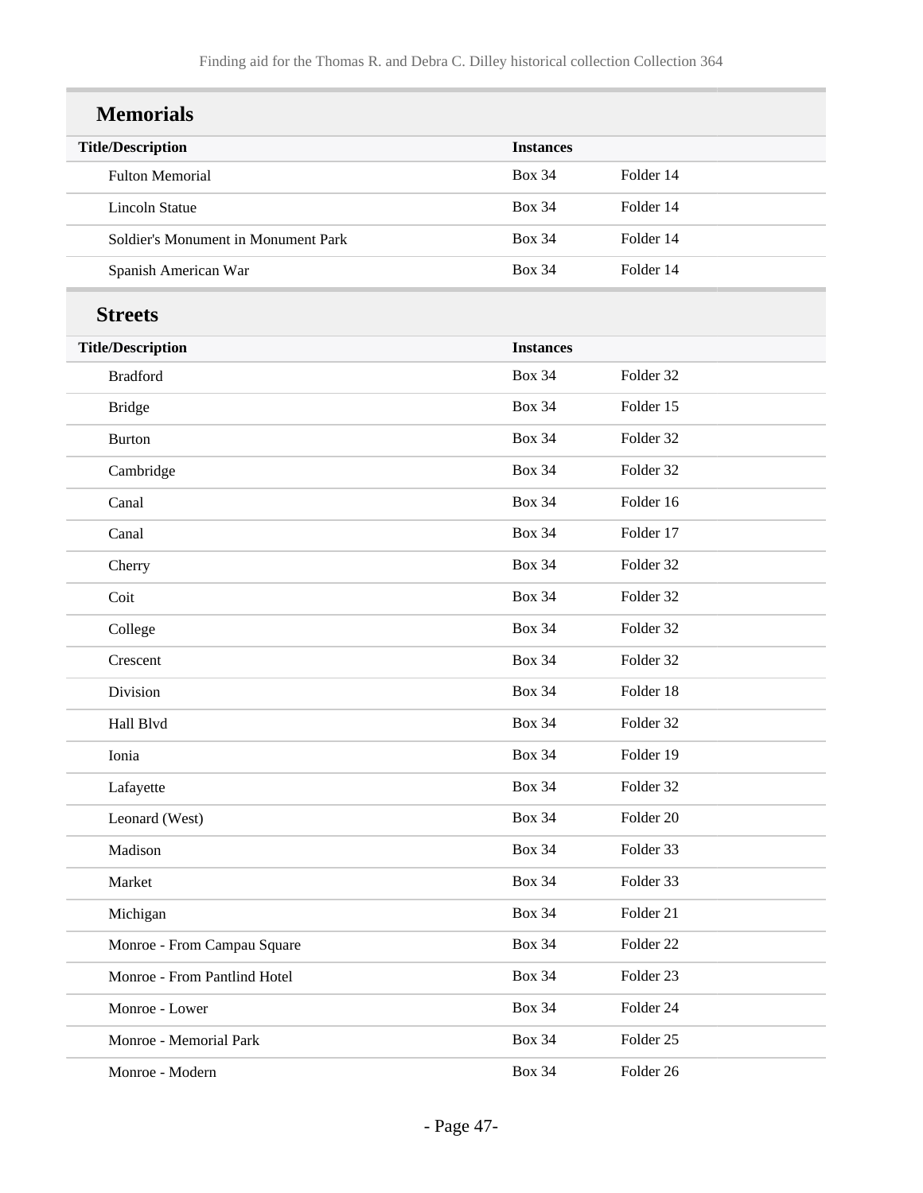## Memorials

| Title/Description | Instances | |
|---|---|---|
| Fulton Memorial | Box 34 | Folder 14 |
| Lincoln Statue | Box 34 | Folder 14 |
| Soldier's Monument in Monument Park | Box 34 | Folder 14 |
| Spanish American War | Box 34 | Folder 14 |

## Streets

| Title/Description | Instances | |
|---|---|---|
| Bradford | Box 34 | Folder 32 |
| Bridge | Box 34 | Folder 15 |
| Burton | Box 34 | Folder 32 |
| Cambridge | Box 34 | Folder 32 |
| Canal | Box 34 | Folder 16 |
| Canal | Box 34 | Folder 17 |
| Cherry | Box 34 | Folder 32 |
| Coit | Box 34 | Folder 32 |
| College | Box 34 | Folder 32 |
| Crescent | Box 34 | Folder 32 |
| Division | Box 34 | Folder 18 |
| Hall Blvd | Box 34 | Folder 32 |
| Ionia | Box 34 | Folder 19 |
| Lafayette | Box 34 | Folder 32 |
| Leonard (West) | Box 34 | Folder 20 |
| Madison | Box 34 | Folder 33 |
| Market | Box 34 | Folder 33 |
| Michigan | Box 34 | Folder 21 |
| Monroe - From Campau Square | Box 34 | Folder 22 |
| Monroe - From Pantlind Hotel | Box 34 | Folder 23 |
| Monroe - Lower | Box 34 | Folder 24 |
| Monroe - Memorial Park | Box 34 | Folder 25 |
| Monroe - Modern | Box 34 | Folder 26 |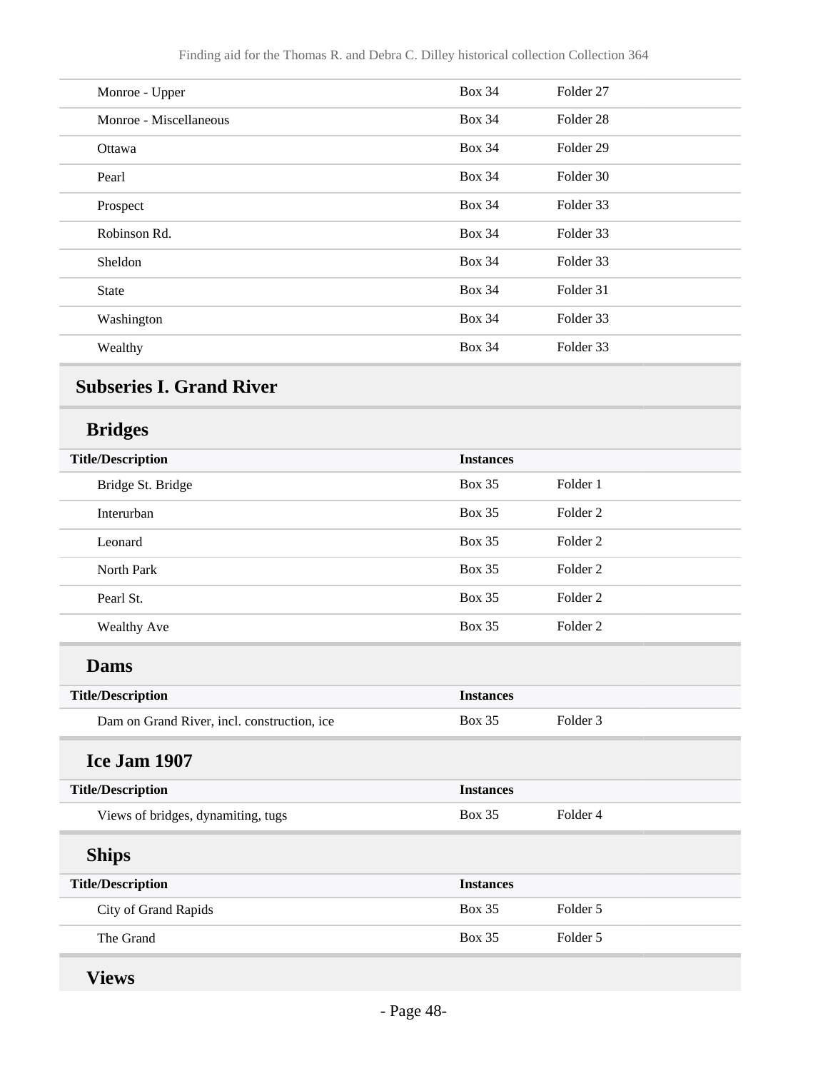| Title/Description | Instances | |
|---|---|---|
| Monroe - Upper | Box 34 | Folder 27 |
| Monroe - Miscellaneous | Box 34 | Folder 28 |
| Ottawa | Box 34 | Folder 29 |
| Pearl | Box 34 | Folder 30 |
| Prospect | Box 34 | Folder 33 |
| Robinson Rd. | Box 34 | Folder 33 |
| Sheldon | Box 34 | Folder 33 |
| State | Box 34 | Folder 31 |
| Washington | Box 34 | Folder 33 |
| Wealthy | Box 34 | Folder 33 |

## Subseries I. Grand River

### Bridges

| Title/Description | Instances | |
|---|---|---|
| Bridge St. Bridge | Box 35 | Folder 1 |
| Interurban | Box 35 | Folder 2 |
| Leonard | Box 35 | Folder 2 |
| North Park | Box 35 | Folder 2 |
| Pearl St. | Box 35 | Folder 2 |
| Wealthy Ave | Box 35 | Folder 2 |

### Dams

| Title/Description | Instances | |
|---|---|---|
| Dam on Grand River, incl. construction, ice | Box 35 | Folder 3 |

### Ice Jam 1907

| Title/Description | Instances | |
|---|---|---|
| Views of bridges, dynamiting, tugs | Box 35 | Folder 4 |

### Ships

| Title/Description | Instances | |
|---|---|---|
| City of Grand Rapids | Box 35 | Folder 5 |
| The Grand | Box 35 | Folder 5 |

### Views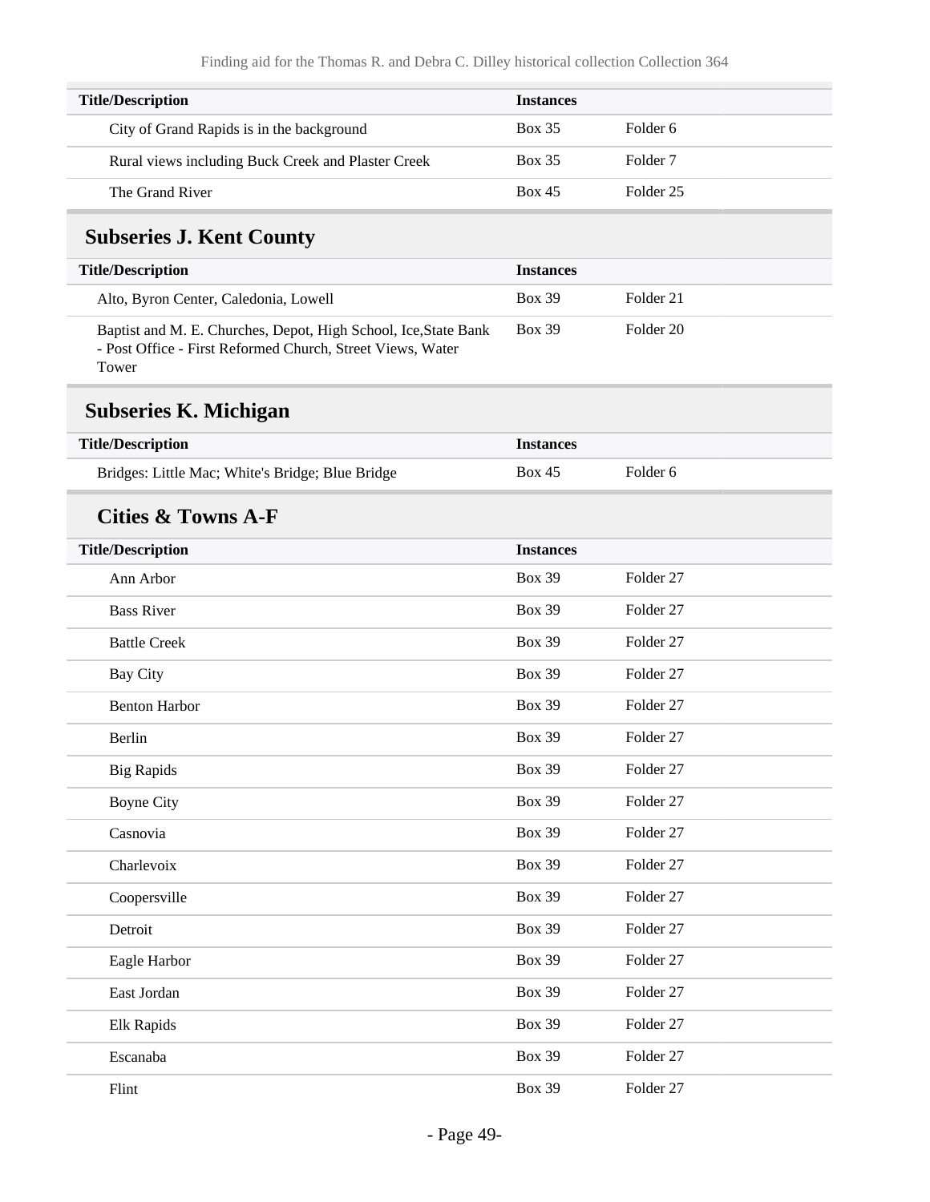| Title/Description | Instances | |
|---|---|---|
| City of Grand Rapids is in the background | Box 35 | Folder 6 |
| Rural views including Buck Creek and Plaster Creek | Box 35 | Folder 7 |
| The Grand River | Box 45 | Folder 25 |

## Subseries J. Kent County

| Title/Description | Instances | |
|---|---|---|
| Alto, Byron Center, Caledonia, Lowell | Box 39 | Folder 21 |
| Baptist and M. E. Churches, Depot, High School, Ice,State Bank - Post Office - First Reformed Church, Street Views, Water Tower | Box 39 | Folder 20 |

## Subseries K. Michigan

| Title/Description | Instances | |
|---|---|---|
| Bridges: Little Mac; White's Bridge; Blue Bridge | Box 45 | Folder 6 |

### Cities & Towns A-F

| Title/Description | Instances | |
|---|---|---|
| Ann Arbor | Box 39 | Folder 27 |
| Bass River | Box 39 | Folder 27 |
| Battle Creek | Box 39 | Folder 27 |
| Bay City | Box 39 | Folder 27 |
| Benton Harbor | Box 39 | Folder 27 |
| Berlin | Box 39 | Folder 27 |
| Big Rapids | Box 39 | Folder 27 |
| Boyne City | Box 39 | Folder 27 |
| Casnovia | Box 39 | Folder 27 |
| Charlevoix | Box 39 | Folder 27 |
| Coopersville | Box 39 | Folder 27 |
| Detroit | Box 39 | Folder 27 |
| Eagle Harbor | Box 39 | Folder 27 |
| East Jordan | Box 39 | Folder 27 |
| Elk Rapids | Box 39 | Folder 27 |
| Escanaba | Box 39 | Folder 27 |
| Flint | Box 39 | Folder 27 |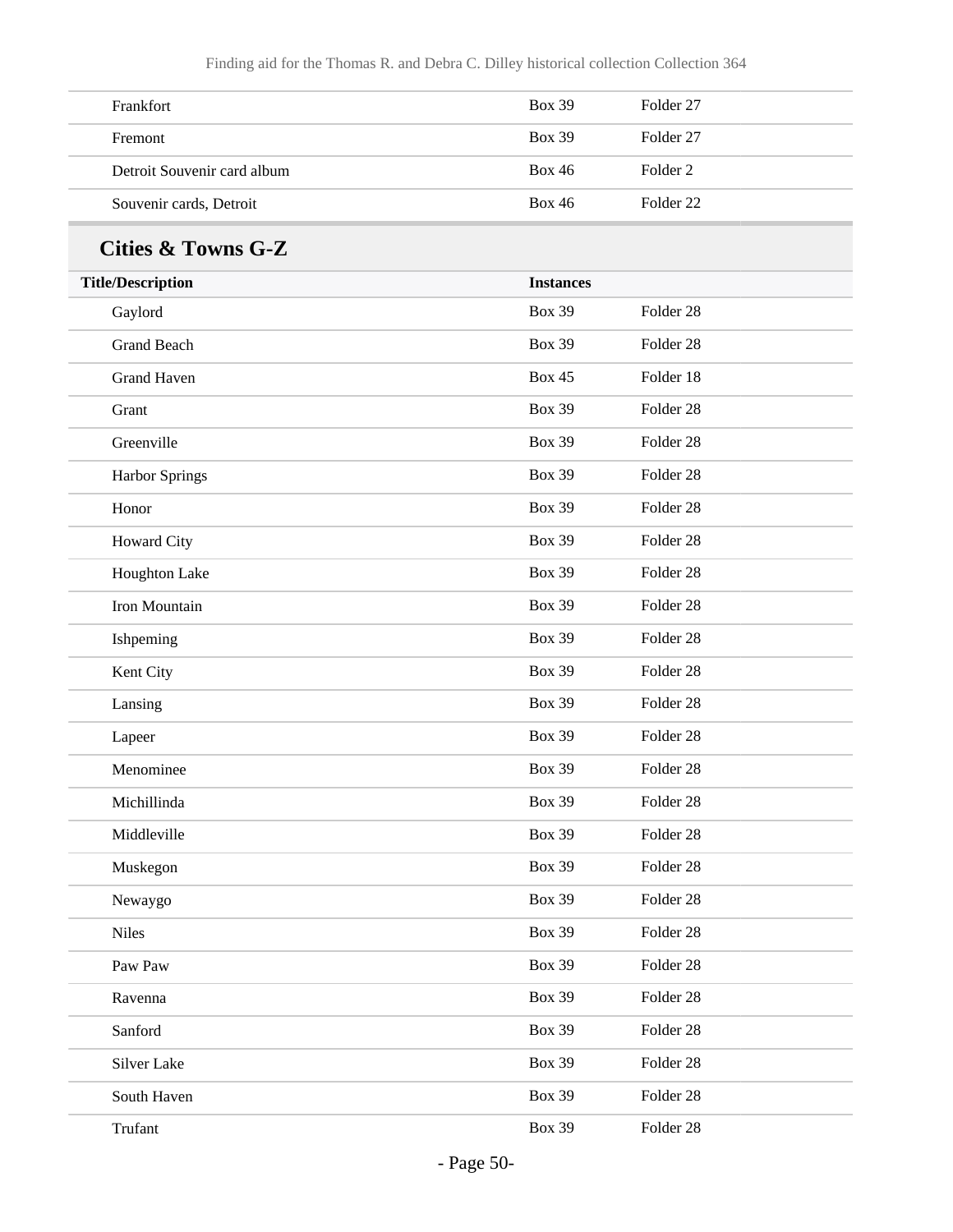| | | |
|---|---|---|
| Frankfort | Box 39 | Folder 27 |
| Fremont | Box 39 | Folder 27 |
| Detroit Souvenir card album | Box 46 | Folder 2 |
| Souvenir cards, Detroit | Box 46 | Folder 22 |

## Cities & Towns G-Z

| Title/Description | Instances | |
|---|---|---|
| Gaylord | Box 39 | Folder 28 |
| Grand Beach | Box 39 | Folder 28 |
| Grand Haven | Box 45 | Folder 18 |
| Grant | Box 39 | Folder 28 |
| Greenville | Box 39 | Folder 28 |
| Harbor Springs | Box 39 | Folder 28 |
| Honor | Box 39 | Folder 28 |
| Howard City | Box 39 | Folder 28 |
| Houghton Lake | Box 39 | Folder 28 |
| Iron Mountain | Box 39 | Folder 28 |
| Ishpeming | Box 39 | Folder 28 |
| Kent City | Box 39 | Folder 28 |
| Lansing | Box 39 | Folder 28 |
| Lapeer | Box 39 | Folder 28 |
| Menominee | Box 39 | Folder 28 |
| Michillinda | Box 39 | Folder 28 |
| Middleville | Box 39 | Folder 28 |
| Muskegon | Box 39 | Folder 28 |
| Newaygo | Box 39 | Folder 28 |
| Niles | Box 39 | Folder 28 |
| Paw Paw | Box 39 | Folder 28 |
| Ravenna | Box 39 | Folder 28 |
| Sanford | Box 39 | Folder 28 |
| Silver Lake | Box 39 | Folder 28 |
| South Haven | Box 39 | Folder 28 |
| Trufant | Box 39 | Folder 28 |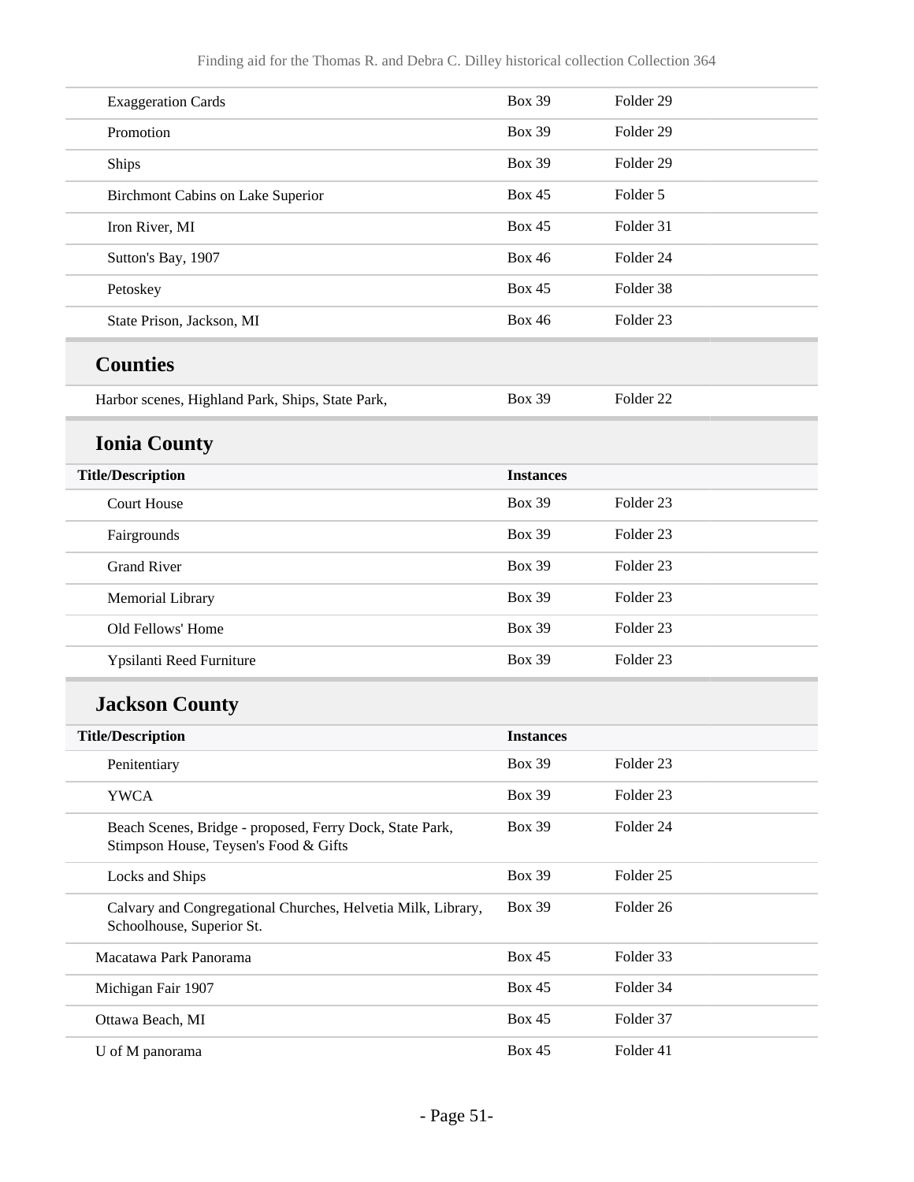| | | |
|---|---|---|
| Exaggeration Cards | Box 39 | Folder 29 |
| Promotion | Box 39 | Folder 29 |
| Ships | Box 39 | Folder 29 |
| Birchmont Cabins on Lake Superior | Box 45 | Folder 5 |
| Iron River, MI | Box 45 | Folder 31 |
| Sutton's Bay, 1907 | Box 46 | Folder 24 |
| Petoskey | Box 45 | Folder 38 |
| State Prison, Jackson, MI | Box 46 | Folder 23 |

## Counties

| | | |
|---|---|---|
| Harbor scenes, Highland Park, Ships, State Park, | Box 39 | Folder 22 |

## Ionia County

| Title/Description | Instances | |
|---|---|---|
| Court House | Box 39 | Folder 23 |
| Fairgrounds | Box 39 | Folder 23 |
| Grand River | Box 39 | Folder 23 |
| Memorial Library | Box 39 | Folder 23 |
| Old Fellows' Home | Box 39 | Folder 23 |
| Ypsilanti Reed Furniture | Box 39 | Folder 23 |

## Jackson County

| Title/Description | Instances | |
|---|---|---|
| Penitentiary | Box 39 | Folder 23 |
| YWCA | Box 39 | Folder 23 |
| Beach Scenes, Bridge - proposed, Ferry Dock, State Park, Stimpson House, Teysen's Food & Gifts | Box 39 | Folder 24 |
| Locks and Ships | Box 39 | Folder 25 |
| Calvary and Congregational Churches, Helvetia Milk, Library, Schoolhouse, Superior St. | Box 39 | Folder 26 |
| Macatawa Park Panorama | Box 45 | Folder 33 |
| Michigan Fair 1907 | Box 45 | Folder 34 |
| Ottawa Beach, MI | Box 45 | Folder 37 |
| U of M panorama | Box 45 | Folder 41 |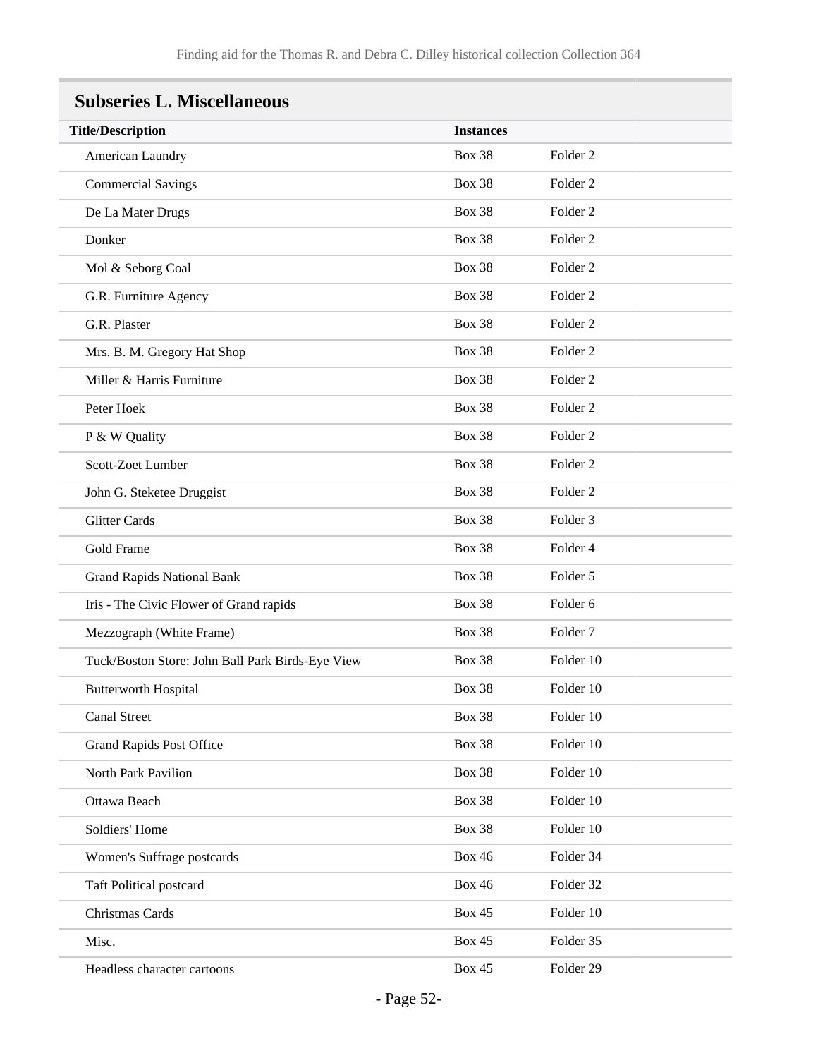## Subseries L. Miscellaneous

| Title/Description | Instances | |
|---|---|---|
| American Laundry | Box 38 | Folder 2 |
| Commercial Savings | Box 38 | Folder 2 |
| De La Mater Drugs | Box 38 | Folder 2 |
| Donker | Box 38 | Folder 2 |
| Mol & Seborg Coal | Box 38 | Folder 2 |
| G.R. Furniture Agency | Box 38 | Folder 2 |
| G.R. Plaster | Box 38 | Folder 2 |
| Mrs. B. M. Gregory Hat Shop | Box 38 | Folder 2 |
| Miller & Harris Furniture | Box 38 | Folder 2 |
| Peter Hoek | Box 38 | Folder 2 |
| P & W Quality | Box 38 | Folder 2 |
| Scott-Zoet Lumber | Box 38 | Folder 2 |
| John G. Steketee Druggist | Box 38 | Folder 2 |
| Glitter Cards | Box 38 | Folder 3 |
| Gold Frame | Box 38 | Folder 4 |
| Grand Rapids National Bank | Box 38 | Folder 5 |
| Iris - The Civic Flower of Grand rapids | Box 38 | Folder 6 |
| Mezzograph (White Frame) | Box 38 | Folder 7 |
| Tuck/Boston Store: John Ball Park Birds-Eye View | Box 38 | Folder 10 |
| Butterworth Hospital | Box 38 | Folder 10 |
| Canal Street | Box 38 | Folder 10 |
| Grand Rapids Post Office | Box 38 | Folder 10 |
| North Park Pavilion | Box 38 | Folder 10 |
| Ottawa Beach | Box 38 | Folder 10 |
| Soldiers' Home | Box 38 | Folder 10 |
| Women's Suffrage postcards | Box 46 | Folder 34 |
| Taft Political postcard | Box 46 | Folder 32 |
| Christmas Cards | Box 45 | Folder 10 |
| Misc. | Box 45 | Folder 35 |
| Headless character cartoons | Box 45 | Folder 29 |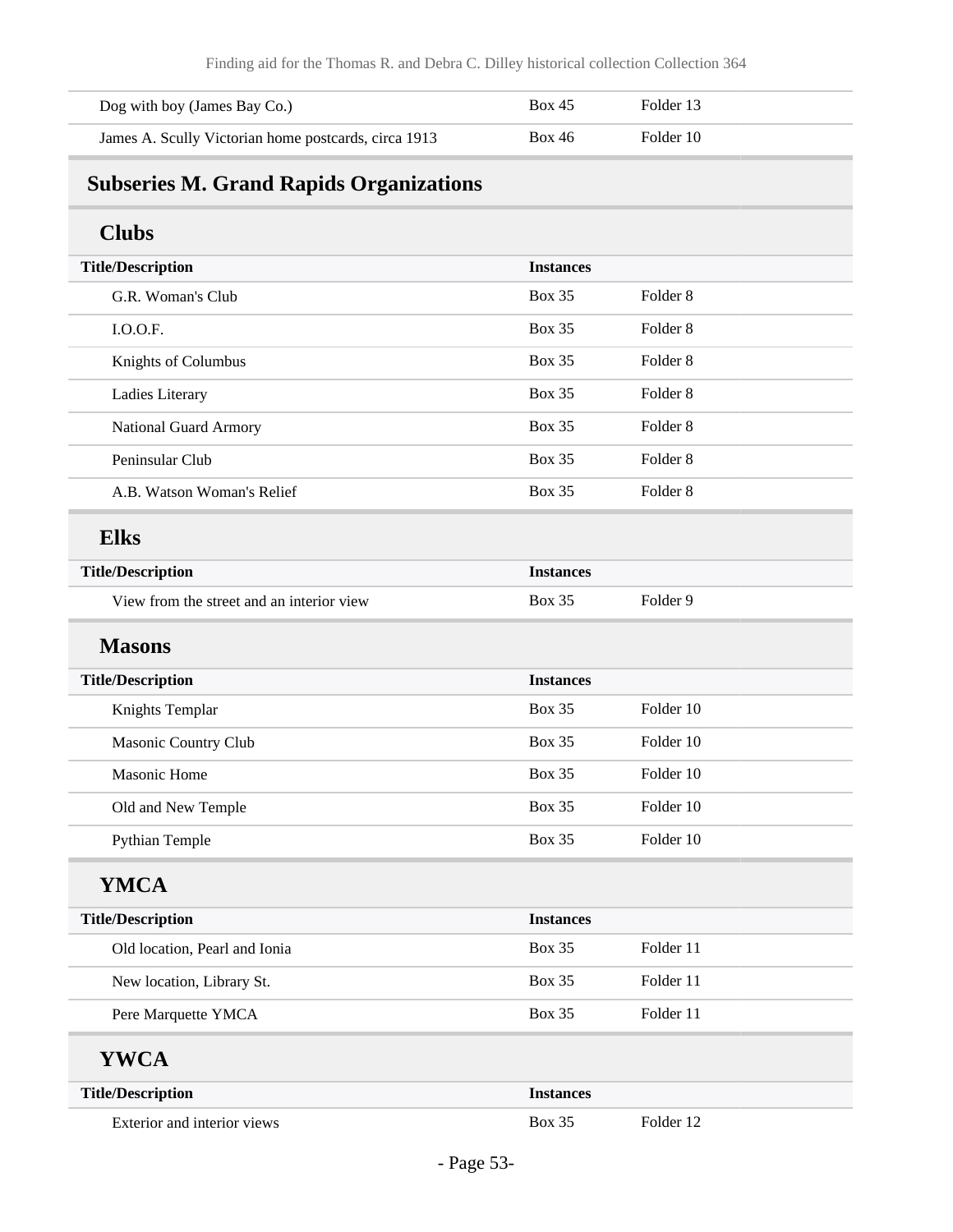| | | |
|---|---|---|
| Dog with boy (James Bay Co.) | Box 45 | Folder 13 |
| James A. Scully Victorian home postcards, circa 1913 | Box 46 | Folder 10 |

## Subseries M. Grand Rapids Organizations

### Clubs

| Title/Description | Instances | |
|---|---|---|
| G.R. Woman's Club | Box 35 | Folder 8 |
| I.O.O.F. | Box 35 | Folder 8 |
| Knights of Columbus | Box 35 | Folder 8 |
| Ladies Literary | Box 35 | Folder 8 |
| National Guard Armory | Box 35 | Folder 8 |
| Peninsular Club | Box 35 | Folder 8 |
| A.B. Watson Woman's Relief | Box 35 | Folder 8 |

### Elks

| Title/Description | Instances | |
|---|---|---|
| View from the street and an interior view | Box 35 | Folder 9 |

### Masons

| Title/Description | Instances | |
|---|---|---|
| Knights Templar | Box 35 | Folder 10 |
| Masonic Country Club | Box 35 | Folder 10 |
| Masonic Home | Box 35 | Folder 10 |
| Old and New Temple | Box 35 | Folder 10 |
| Pythian Temple | Box 35 | Folder 10 |

### YMCA

| Title/Description | Instances | |
|---|---|---|
| Old location, Pearl and Ionia | Box 35 | Folder 11 |
| New location, Library St. | Box 35 | Folder 11 |
| Pere Marquette YMCA | Box 35 | Folder 11 |

### YWCA

| Title/Description | Instances | |
|---|---|---|
| Exterior and interior views | Box 35 | Folder 12 |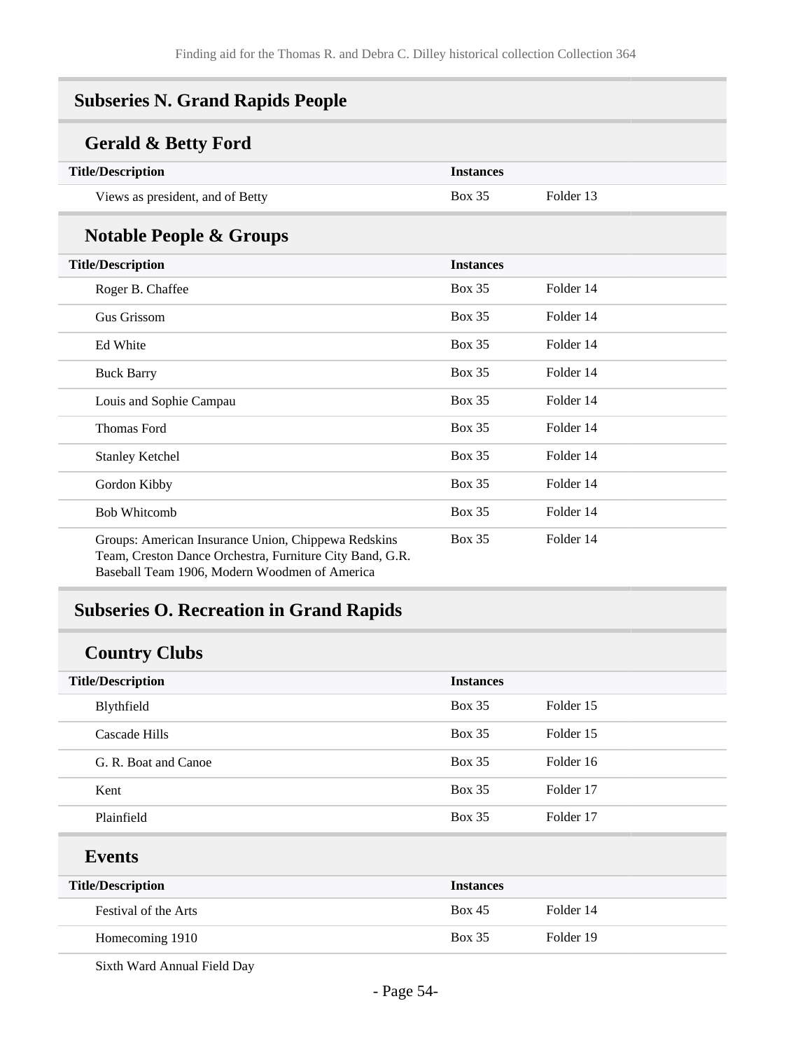## Subseries N. Grand Rapids People

### Gerald & Betty Ford

| Title/Description | Instances | |
|---|---|---|
| Views as president, and of Betty | Box 35 | Folder 13 |

### Notable People & Groups

| Title/Description | Instances | |
|---|---|---|
| Roger B. Chaffee | Box 35 | Folder 14 |
| Gus Grissom | Box 35 | Folder 14 |
| Ed White | Box 35 | Folder 14 |
| Buck Barry | Box 35 | Folder 14 |
| Louis and Sophie Campau | Box 35 | Folder 14 |
| Thomas Ford | Box 35 | Folder 14 |
| Stanley Ketchel | Box 35 | Folder 14 |
| Gordon Kibby | Box 35 | Folder 14 |
| Bob Whitcomb | Box 35 | Folder 14 |
| Groups: American Insurance Union, Chippewa Redskins Team, Creston Dance Orchestra, Furniture City Band, G.R. Baseball Team 1906, Modern Woodmen of America | Box 35 | Folder 14 |

## Subseries O. Recreation in Grand Rapids

### Country Clubs

| Title/Description | Instances | |
|---|---|---|
| Blythfield | Box 35 | Folder 15 |
| Cascade Hills | Box 35 | Folder 15 |
| G. R. Boat and Canoe | Box 35 | Folder 16 |
| Kent | Box 35 | Folder 17 |
| Plainfield | Box 35 | Folder 17 |

### Events

| Title/Description | Instances | |
|---|---|---|
| Festival of the Arts | Box 45 | Folder 14 |
| Homecoming 1910 | Box 35 | Folder 19 |
| Sixth Ward Annual Field Day | | |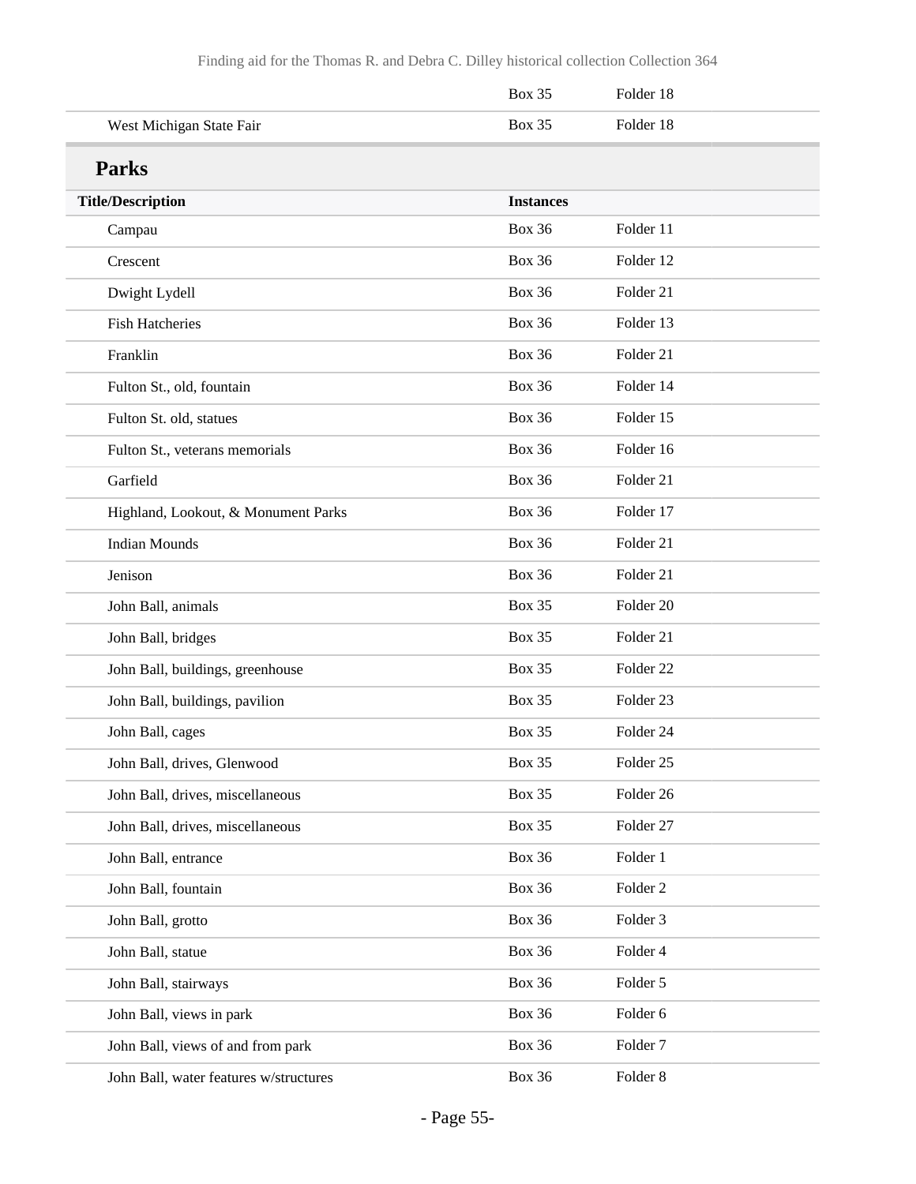| | | |
|---|---|---|
| | Box 35 | Folder 18 |
| West Michigan State Fair | Box 35 | Folder 18 |

## Parks

| Title/Description | Instances | |
|---|---|---|
| Campau | Box 36 | Folder 11 |
| Crescent | Box 36 | Folder 12 |
| Dwight Lydell | Box 36 | Folder 21 |
| Fish Hatcheries | Box 36 | Folder 13 |
| Franklin | Box 36 | Folder 21 |
| Fulton St., old, fountain | Box 36 | Folder 14 |
| Fulton St. old, statues | Box 36 | Folder 15 |
| Fulton St., veterans memorials | Box 36 | Folder 16 |
| Garfield | Box 36 | Folder 21 |
| Highland, Lookout, & Monument Parks | Box 36 | Folder 17 |
| Indian Mounds | Box 36 | Folder 21 |
| Jenison | Box 36 | Folder 21 |
| John Ball, animals | Box 35 | Folder 20 |
| John Ball, bridges | Box 35 | Folder 21 |
| John Ball, buildings, greenhouse | Box 35 | Folder 22 |
| John Ball, buildings, pavilion | Box 35 | Folder 23 |
| John Ball, cages | Box 35 | Folder 24 |
| John Ball, drives, Glenwood | Box 35 | Folder 25 |
| John Ball, drives, miscellaneous | Box 35 | Folder 26 |
| John Ball, drives, miscellaneous | Box 35 | Folder 27 |
| John Ball, entrance | Box 36 | Folder 1 |
| John Ball, fountain | Box 36 | Folder 2 |
| John Ball, grotto | Box 36 | Folder 3 |
| John Ball, statue | Box 36 | Folder 4 |
| John Ball, stairways | Box 36 | Folder 5 |
| John Ball, views in park | Box 36 | Folder 6 |
| John Ball, views of and from park | Box 36 | Folder 7 |
| John Ball, water features w/structures | Box 36 | Folder 8 |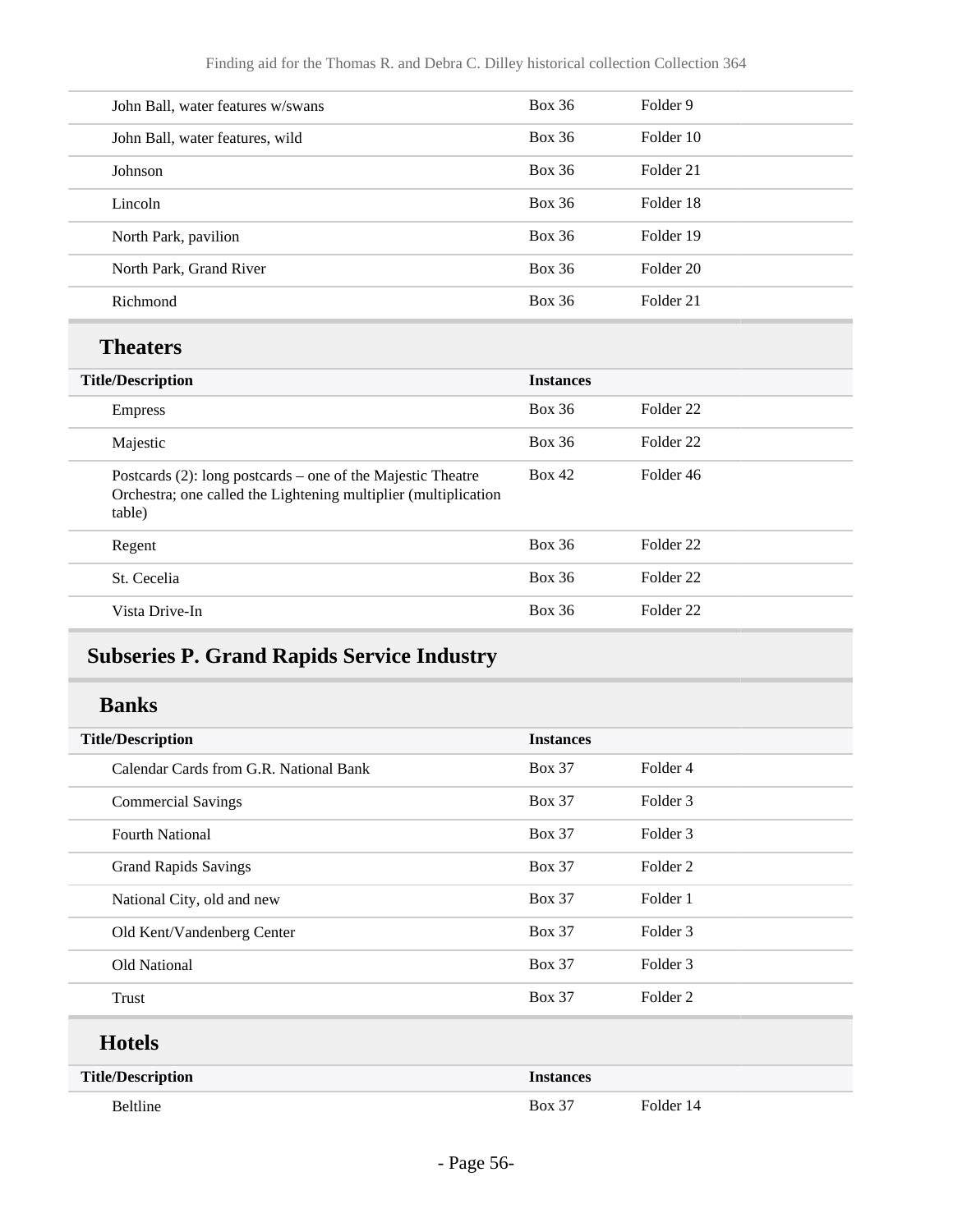| Title/Description | Instances | |
|---|---|---|
| John Ball, water features w/swans | Box 36 | Folder 9 |
| John Ball, water features, wild | Box 36 | Folder 10 |
| Johnson | Box 36 | Folder 21 |
| Lincoln | Box 36 | Folder 18 |
| North Park, pavilion | Box 36 | Folder 19 |
| North Park, Grand River | Box 36 | Folder 20 |
| Richmond | Box 36 | Folder 21 |

### Theaters

| Title/Description | Instances | |
|---|---|---|
| Empress | Box 36 | Folder 22 |
| Majestic | Box 36 | Folder 22 |
| Postcards (2): long postcards – one of the Majestic Theatre Orchestra; one called the Lightening multiplier (multiplication table) | Box 42 | Folder 46 |
| Regent | Box 36 | Folder 22 |
| St. Cecelia | Box 36 | Folder 22 |
| Vista Drive-In | Box 36 | Folder 22 |

## Subseries P. Grand Rapids Service Industry

### Banks

| Title/Description | Instances | |
|---|---|---|
| Calendar Cards from G.R. National Bank | Box 37 | Folder 4 |
| Commercial Savings | Box 37 | Folder 3 |
| Fourth National | Box 37 | Folder 3 |
| Grand Rapids Savings | Box 37 | Folder 2 |
| National City, old and new | Box 37 | Folder 1 |
| Old Kent/Vandenberg Center | Box 37 | Folder 3 |
| Old National | Box 37 | Folder 3 |
| Trust | Box 37 | Folder 2 |

### Hotels

| Title/Description | Instances | |
|---|---|---|
| Beltline | Box 37 | Folder 14 |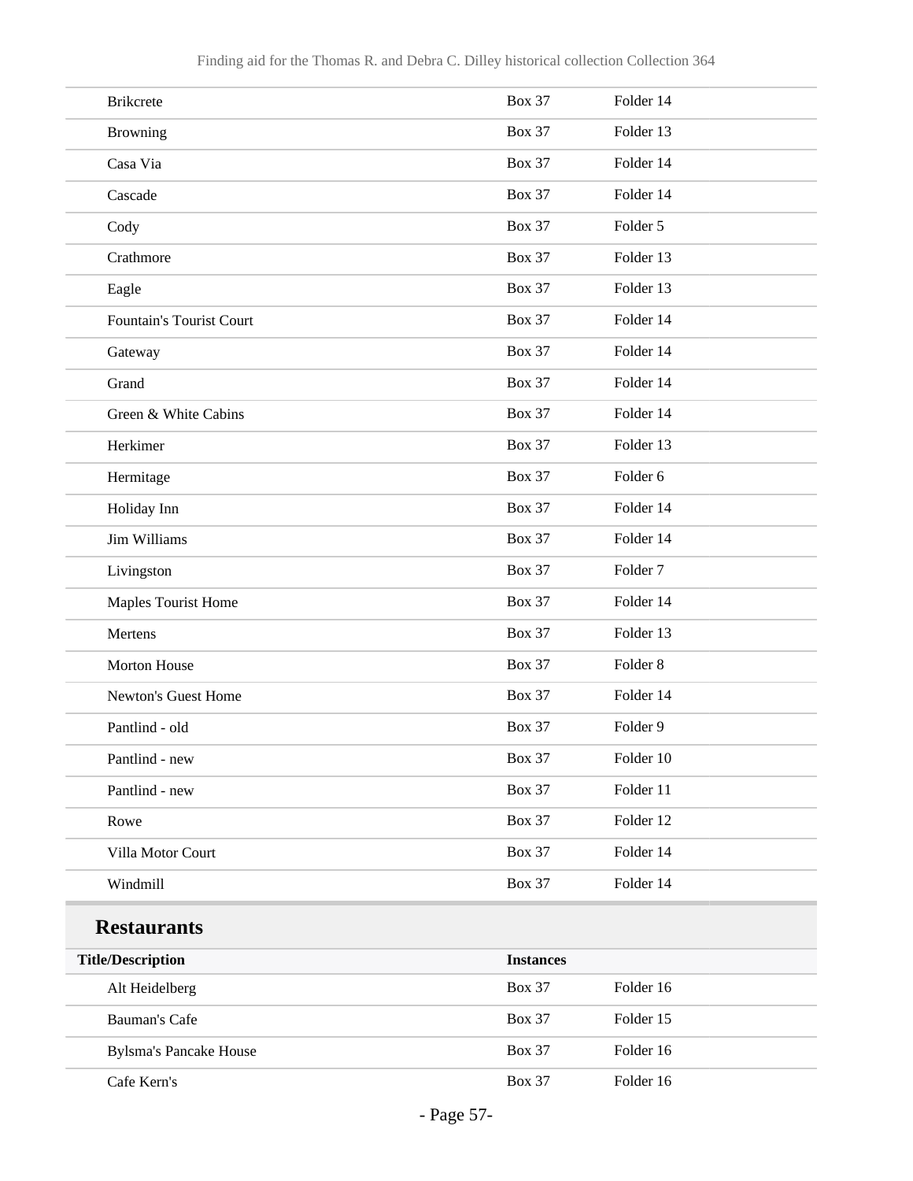| Title/Description | Instances | |
|---|---|---|
| Brikcrete | Box 37 | Folder 14 |
| Browning | Box 37 | Folder 13 |
| Casa Via | Box 37 | Folder 14 |
| Cascade | Box 37 | Folder 14 |
| Cody | Box 37 | Folder 5 |
| Crathmore | Box 37 | Folder 13 |
| Eagle | Box 37 | Folder 13 |
| Fountain's Tourist Court | Box 37 | Folder 14 |
| Gateway | Box 37 | Folder 14 |
| Grand | Box 37 | Folder 14 |
| Green & White Cabins | Box 37 | Folder 14 |
| Herkimer | Box 37 | Folder 13 |
| Hermitage | Box 37 | Folder 6 |
| Holiday Inn | Box 37 | Folder 14 |
| Jim Williams | Box 37 | Folder 14 |
| Livingston | Box 37 | Folder 7 |
| Maples Tourist Home | Box 37 | Folder 14 |
| Mertens | Box 37 | Folder 13 |
| Morton House | Box 37 | Folder 8 |
| Newton's Guest Home | Box 37 | Folder 14 |
| Pantlind - old | Box 37 | Folder 9 |
| Pantlind - new | Box 37 | Folder 10 |
| Pantlind - new | Box 37 | Folder 11 |
| Rowe | Box 37 | Folder 12 |
| Villa Motor Court | Box 37 | Folder 14 |
| Windmill | Box 37 | Folder 14 |

## Restaurants

| Title/Description | Instances | |
|---|---|---|
| Alt Heidelberg | Box 37 | Folder 16 |
| Bauman's Cafe | Box 37 | Folder 15 |
| Bylsma's Pancake House | Box 37 | Folder 16 |
| Cafe Kern's | Box 37 | Folder 16 |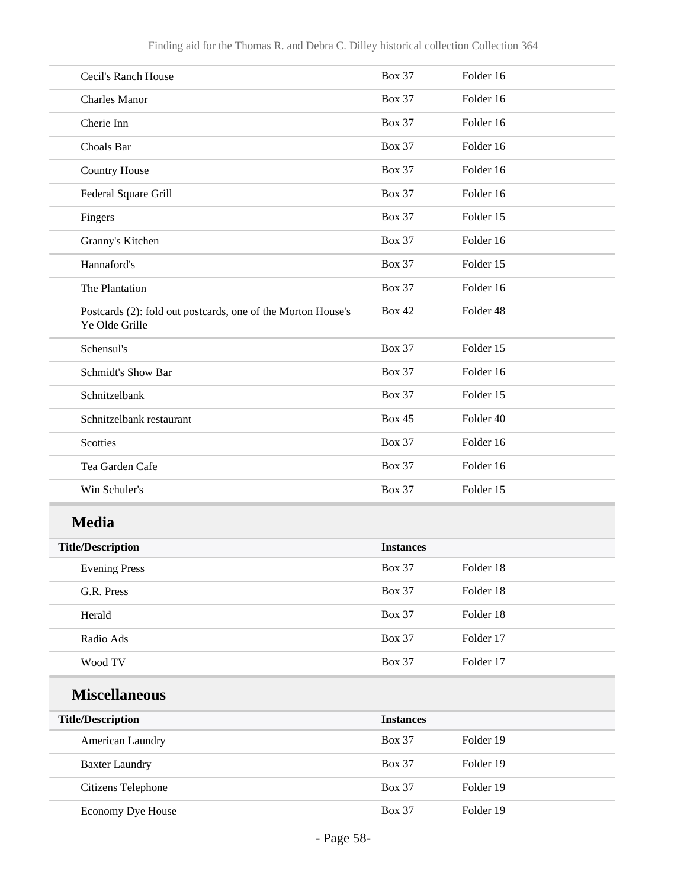| | | |
|---|---|---|
| Cecil's Ranch House | Box 37 | Folder 16 |
| Charles Manor | Box 37 | Folder 16 |
| Cherie Inn | Box 37 | Folder 16 |
| Choals Bar | Box 37 | Folder 16 |
| Country House | Box 37 | Folder 16 |
| Federal Square Grill | Box 37 | Folder 16 |
| Fingers | Box 37 | Folder 15 |
| Granny's Kitchen | Box 37 | Folder 16 |
| Hannaford's | Box 37 | Folder 15 |
| The Plantation | Box 37 | Folder 16 |
| Postcards (2): fold out postcards, one of the Morton House's Ye Olde Grille | Box 42 | Folder 48 |
| Schensul's | Box 37 | Folder 15 |
| Schmidt's Show Bar | Box 37 | Folder 16 |
| Schnitzelbank | Box 37 | Folder 15 |
| Schnitzelbank restaurant | Box 45 | Folder 40 |
| Scotties | Box 37 | Folder 16 |
| Tea Garden Cafe | Box 37 | Folder 16 |
| Win Schuler's | Box 37 | Folder 15 |

## Media

| Title/Description | Instances | |
|---|---|---|
| Evening Press | Box 37 | Folder 18 |
| G.R. Press | Box 37 | Folder 18 |
| Herald | Box 37 | Folder 18 |
| Radio Ads | Box 37 | Folder 17 |
| Wood TV | Box 37 | Folder 17 |

## Miscellaneous

| Title/Description | Instances | |
|---|---|---|
| American Laundry | Box 37 | Folder 19 |
| Baxter Laundry | Box 37 | Folder 19 |
| Citizens Telephone | Box 37 | Folder 19 |
| Economy Dye House | Box 37 | Folder 19 |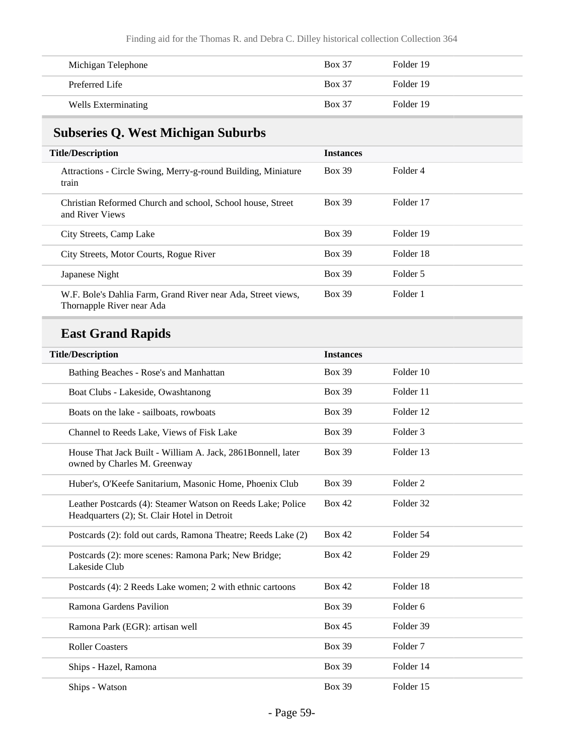| Michigan Telephone | Box 37 | Folder 19 |
|---|---|---|
| Preferred Life | Box 37 | Folder 19 |
| Wells Exterminating | Box 37 | Folder 19 |

## Subseries Q. West Michigan Suburbs

| Title/Description | Instances | |
|---|---|---|
| Attractions - Circle Swing, Merry-g-round Building, Miniature train | Box 39 | Folder 4 |
| Christian Reformed Church and school, School house, Street and River Views | Box 39 | Folder 17 |
| City Streets, Camp Lake | Box 39 | Folder 19 |
| City Streets, Motor Courts, Rogue River | Box 39 | Folder 18 |
| Japanese Night | Box 39 | Folder 5 |
| W.F. Bole's Dahlia Farm, Grand River near Ada, Street views, Thornapple River near Ada | Box 39 | Folder 1 |

### East Grand Rapids

| Title/Description | Instances | |
|---|---|---|
| Bathing Beaches - Rose's and Manhattan | Box 39 | Folder 10 |
| Boat Clubs - Lakeside, Owashtanong | Box 39 | Folder 11 |
| Boats on the lake - sailboats, rowboats | Box 39 | Folder 12 |
| Channel to Reeds Lake, Views of Fisk Lake | Box 39 | Folder 3 |
| House That Jack Built - William A. Jack, 2861Bonnell, later owned by Charles M. Greenway | Box 39 | Folder 13 |
| Huber's, O'Keefe Sanitarium, Masonic Home, Phoenix Club | Box 39 | Folder 2 |
| Leather Postcards (4): Steamer Watson on Reeds Lake; Police Headquarters (2); St. Clair Hotel in Detroit | Box 42 | Folder 32 |
| Postcards (2): fold out cards, Ramona Theatre; Reeds Lake (2) | Box 42 | Folder 54 |
| Postcards (2): more scenes: Ramona Park; New Bridge; Lakeside Club | Box 42 | Folder 29 |
| Postcards (4): 2 Reeds Lake women; 2 with ethnic cartoons | Box 42 | Folder 18 |
| Ramona Gardens Pavilion | Box 39 | Folder 6 |
| Ramona Park (EGR): artisan well | Box 45 | Folder 39 |
| Roller Coasters | Box 39 | Folder 7 |
| Ships - Hazel, Ramona | Box 39 | Folder 14 |
| Ships - Watson | Box 39 | Folder 15 |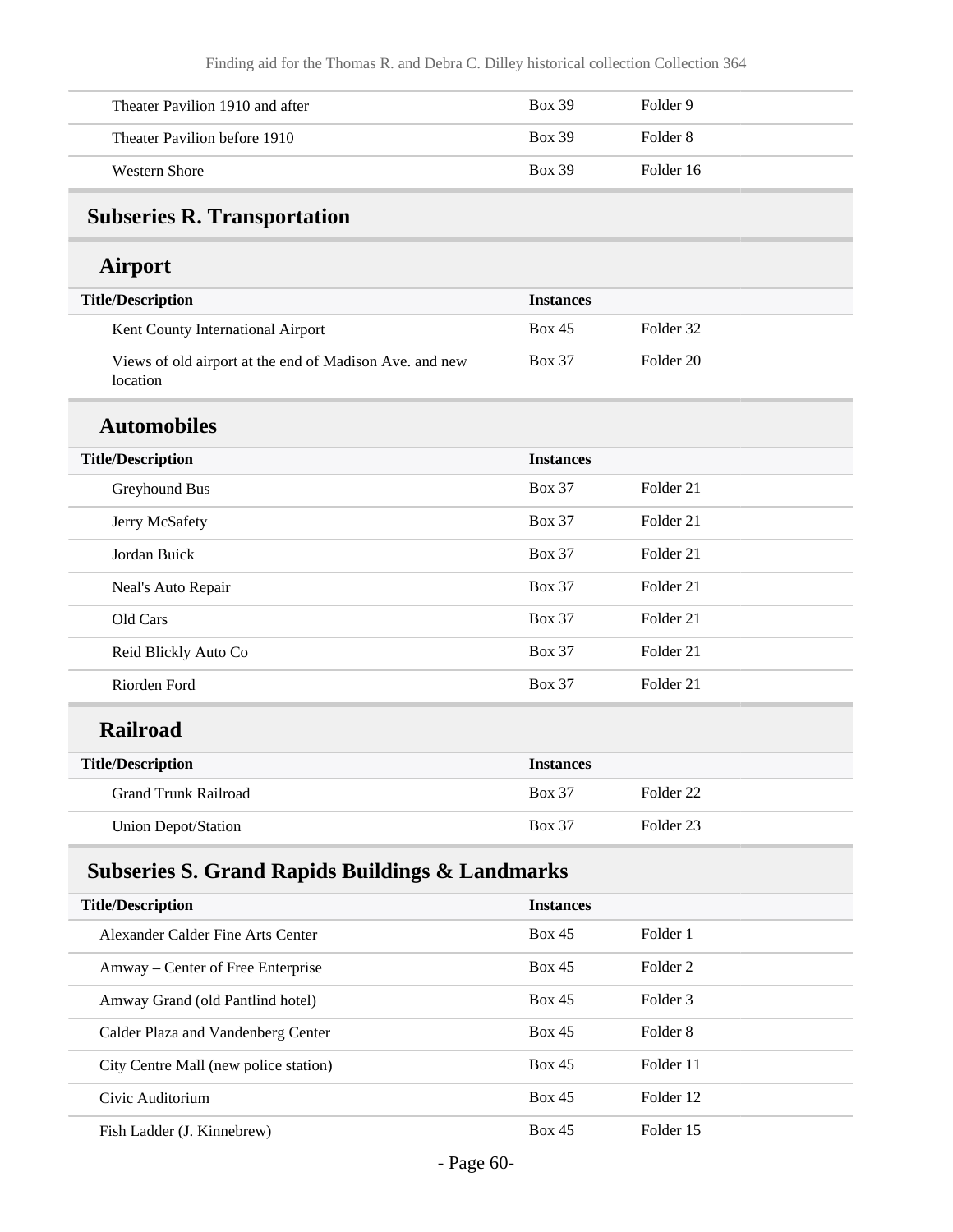| | | |
|---|---|---|
| Theater Pavilion 1910 and after | Box 39 | Folder 9 |
| Theater Pavilion before 1910 | Box 39 | Folder 8 |
| Western Shore | Box 39 | Folder 16 |

## Subseries R. Transportation

### Airport

| Title/Description | Instances | |
|---|---|---|
| Kent County International Airport | Box 45 | Folder 32 |
| Views of old airport at the end of Madison Ave. and new location | Box 37 | Folder 20 |

### Automobiles

| Title/Description | Instances | |
|---|---|---|
| Greyhound Bus | Box 37 | Folder 21 |
| Jerry McSafety | Box 37 | Folder 21 |
| Jordan Buick | Box 37 | Folder 21 |
| Neal's Auto Repair | Box 37 | Folder 21 |
| Old Cars | Box 37 | Folder 21 |
| Reid Blickly Auto Co | Box 37 | Folder 21 |
| Riorden Ford | Box 37 | Folder 21 |

### Railroad

| Title/Description | Instances | |
|---|---|---|
| Grand Trunk Railroad | Box 37 | Folder 22 |
| Union Depot/Station | Box 37 | Folder 23 |

## Subseries S. Grand Rapids Buildings & Landmarks

| Title/Description | Instances | |
|---|---|---|
| Alexander Calder Fine Arts Center | Box 45 | Folder 1 |
| Amway – Center of Free Enterprise | Box 45 | Folder 2 |
| Amway Grand (old Pantlind hotel) | Box 45 | Folder 3 |
| Calder Plaza and Vandenberg Center | Box 45 | Folder 8 |
| City Centre Mall (new police station) | Box 45 | Folder 11 |
| Civic Auditorium | Box 45 | Folder 12 |
| Fish Ladder (J. Kinnebrew) | Box 45 | Folder 15 |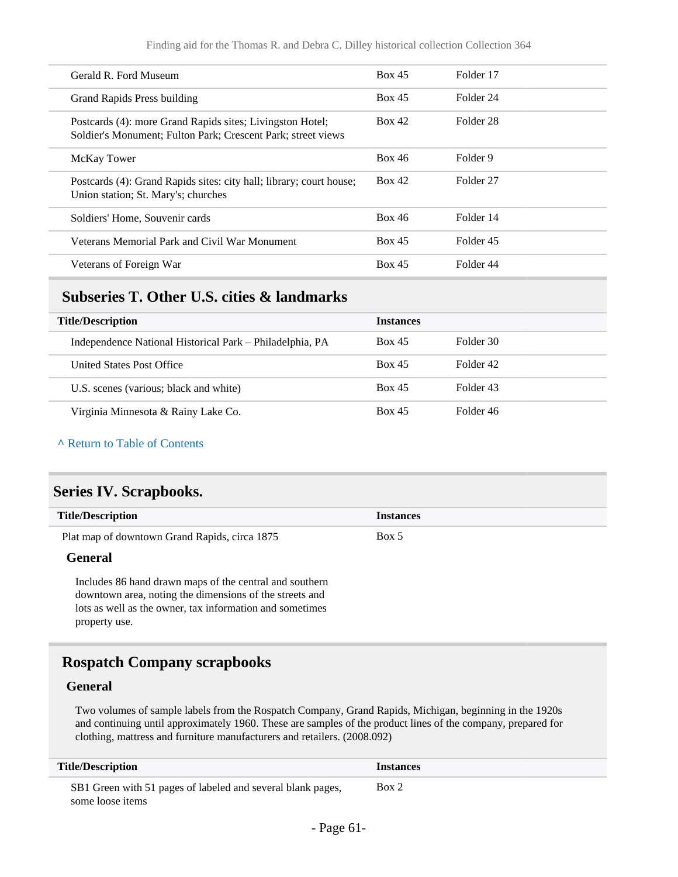| Title/Description | Instances | |
|---|---|---|
| Gerald R. Ford Museum | Box 45 | Folder 17 |
| Grand Rapids Press building | Box 45 | Folder 24 |
| Postcards (4): more Grand Rapids sites; Livingston Hotel; Soldier's Monument; Fulton Park; Crescent Park; street views | Box 42 | Folder 28 |
| McKay Tower | Box 46 | Folder 9 |
| Postcards (4): Grand Rapids sites: city hall; library; court house; Union station; St. Mary's; churches | Box 42 | Folder 27 |
| Soldiers' Home, Souvenir cards | Box 46 | Folder 14 |
| Veterans Memorial Park and Civil War Monument | Box 45 | Folder 45 |
| Veterans of Foreign War | Box 45 | Folder 44 |

### Subseries T. Other U.S. cities & landmarks

| Title/Description | Instances | |
|---|---|---|
| Independence National Historical Park – Philadelphia, PA | Box 45 | Folder 30 |
| United States Post Office | Box 45 | Folder 42 |
| U.S. scenes (various; black and white) | Box 45 | Folder 43 |
| Virginia Minnesota & Rainy Lake Co. | Box 45 | Folder 46 |

^ Return to Table of Contents

## Series IV. Scrapbooks.

| Title/Description | Instances |
|---|---|
| Plat map of downtown Grand Rapids, circa 1875 | Box 5 |

#### General

Includes 86 hand drawn maps of the central and southern downtown area, noting the dimensions of the streets and lots as well as the owner, tax information and sometimes property use.

### Rospatch Company scrapbooks

#### General

Two volumes of sample labels from the Rospatch Company, Grand Rapids, Michigan, beginning in the 1920s and continuing until approximately 1960. These are samples of the product lines of the company, prepared for clothing, mattress and furniture manufacturers and retailers. (2008.092)

| Title/Description | Instances |
|---|---|
| SB1 Green with 51 pages of labeled and several blank pages, some loose items | Box 2 |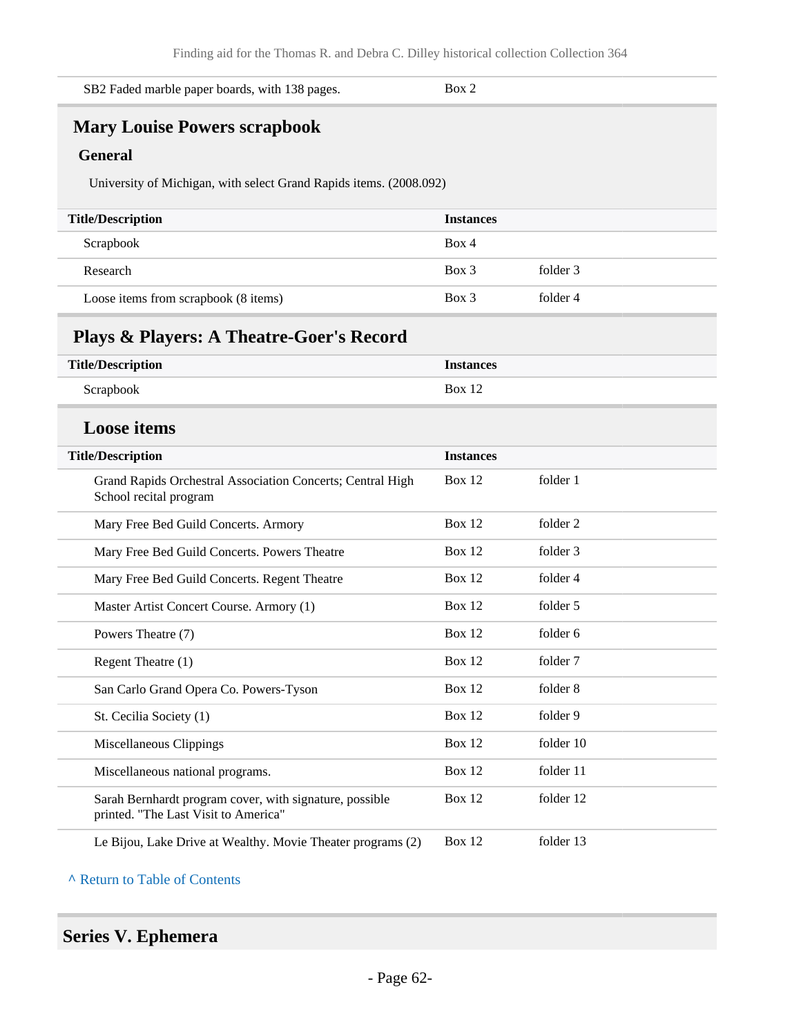| | | |
|---|---|---|
| SB2 Faded marble paper boards, with 138 pages. | Box 2 | |

## Mary Louise Powers scrapbook

### General

University of Michigan, with select Grand Rapids items. (2008.092)

| Title/Description | Instances | |
|---|---|---|
| Scrapbook | Box 4 | |
| Research | Box 3 | folder 3 |
| Loose items from scrapbook (8 items) | Box 3 | folder 4 |

## Plays & Players: A Theatre-Goer's Record

| Title/Description | Instances |
|---|---|
| Scrapbook | Box 12 |

### Loose items

| Title/Description | Instances | |
|---|---|---|
| Grand Rapids Orchestral Association Concerts; Central High School recital program | Box 12 | folder 1 |
| Mary Free Bed Guild Concerts. Armory | Box 12 | folder 2 |
| Mary Free Bed Guild Concerts. Powers Theatre | Box 12 | folder 3 |
| Mary Free Bed Guild Concerts. Regent Theatre | Box 12 | folder 4 |
| Master Artist Concert Course. Armory (1) | Box 12 | folder 5 |
| Powers Theatre (7) | Box 12 | folder 6 |
| Regent Theatre (1) | Box 12 | folder 7 |
| San Carlo Grand Opera Co. Powers-Tyson | Box 12 | folder 8 |
| St. Cecilia Society (1) | Box 12 | folder 9 |
| Miscellaneous Clippings | Box 12 | folder 10 |
| Miscellaneous national programs. | Box 12 | folder 11 |
| Sarah Bernhardt program cover, with signature, possible printed. "The Last Visit to America" | Box 12 | folder 12 |
| Le Bijou, Lake Drive at Wealthy. Movie Theater programs (2) | Box 12 | folder 13 |

^ Return to Table of Contents

# Series V. Ephemera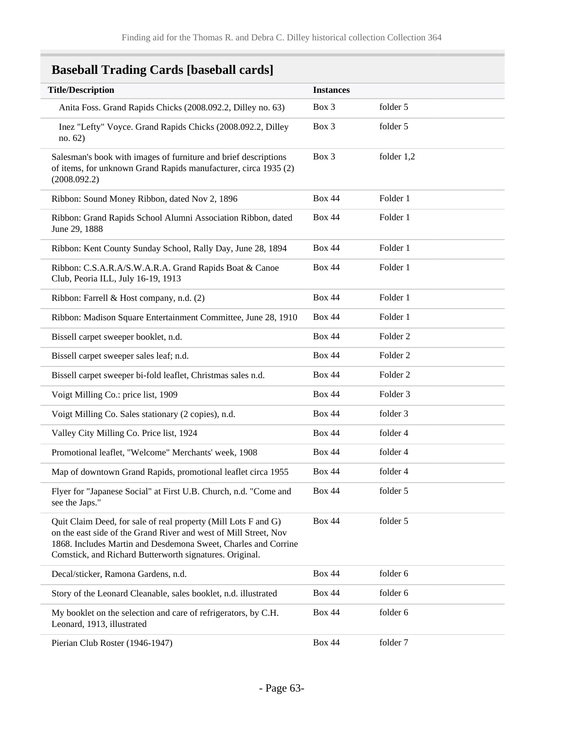## Baseball Trading Cards [baseball cards]

| Title/Description | Instances | |
|---|---|---|
| Anita Foss. Grand Rapids Chicks (2008.092.2, Dilley no. 63) | Box 3 | folder 5 |
| Inez "Lefty" Voyce. Grand Rapids Chicks (2008.092.2, Dilley no. 62) | Box 3 | folder 5 |
| Salesman's book with images of furniture and brief descriptions of items, for unknown Grand Rapids manufacturer, circa 1935 (2) (2008.092.2) | Box 3 | folder 1,2 |
| Ribbon: Sound Money Ribbon, dated Nov 2, 1896 | Box 44 | Folder 1 |
| Ribbon: Grand Rapids School Alumni Association Ribbon, dated June 29, 1888 | Box 44 | Folder 1 |
| Ribbon: Kent County Sunday School, Rally Day, June 28, 1894 | Box 44 | Folder 1 |
| Ribbon: C.S.A.R.A/S.W.A.R.A. Grand Rapids Boat & Canoe Club, Peoria ILL, July 16-19, 1913 | Box 44 | Folder 1 |
| Ribbon: Farrell & Host company, n.d. (2) | Box 44 | Folder 1 |
| Ribbon: Madison Square Entertainment Committee, June 28, 1910 | Box 44 | Folder 1 |
| Bissell carpet sweeper booklet, n.d. | Box 44 | Folder 2 |
| Bissell carpet sweeper sales leaf; n.d. | Box 44 | Folder 2 |
| Bissell carpet sweeper bi-fold leaflet, Christmas sales n.d. | Box 44 | Folder 2 |
| Voigt Milling Co.: price list, 1909 | Box 44 | Folder 3 |
| Voigt Milling Co. Sales stationary (2 copies), n.d. | Box 44 | folder 3 |
| Valley City Milling Co. Price list, 1924 | Box 44 | folder 4 |
| Promotional leaflet, "Welcome" Merchants' week, 1908 | Box 44 | folder 4 |
| Map of downtown Grand Rapids, promotional leaflet circa 1955 | Box 44 | folder 4 |
| Flyer for "Japanese Social" at First U.B. Church, n.d. "Come and see the Japs." | Box 44 | folder 5 |
| Quit Claim Deed, for sale of real property (Mill Lots F and G) on the east side of the Grand River and west of Mill Street, Nov 1868. Includes Martin and Desdemona Sweet, Charles and Corrine Comstick, and Richard Butterworth signatures. Original. | Box 44 | folder 5 |
| Decal/sticker, Ramona Gardens, n.d. | Box 44 | folder 6 |
| Story of the Leonard Cleanable, sales booklet, n.d. illustrated | Box 44 | folder 6 |
| My booklet on the selection and care of refrigerators, by C.H. Leonard, 1913, illustrated | Box 44 | folder 6 |
| Pierian Club Roster (1946-1947) | Box 44 | folder 7 |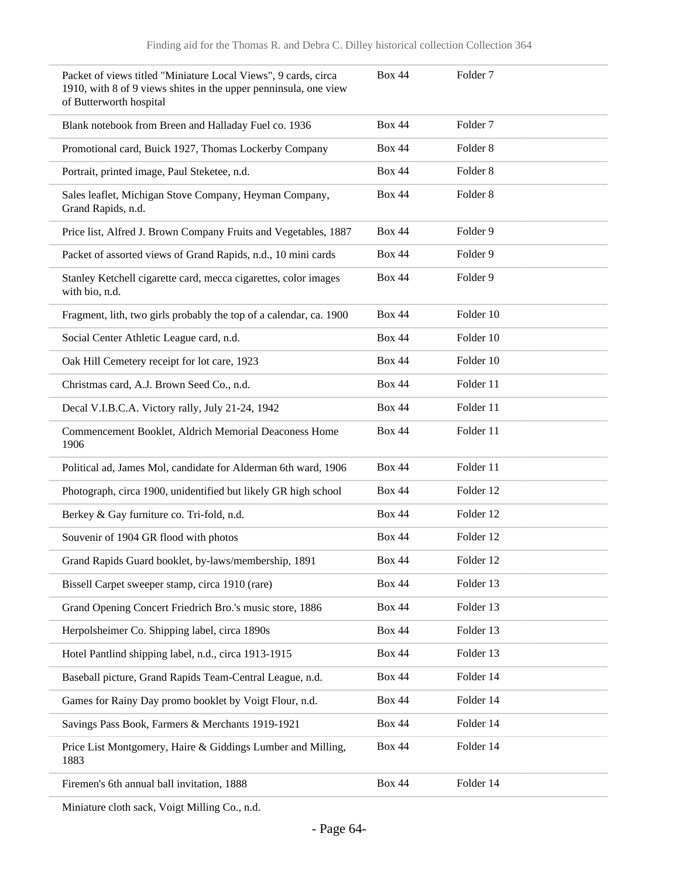| | | |
|---|---|---|
| Packet of views titled "Miniature Local Views", 9 cards, circa 1910, with 8 of 9 views shites in the upper penninsula, one view of Butterworth hospital | Box 44 | Folder 7 |
| Blank notebook from Breen and Halladay Fuel co. 1936 | Box 44 | Folder 7 |
| Promotional card, Buick 1927, Thomas Lockerby Company | Box 44 | Folder 8 |
| Portrait, printed image, Paul Steketee, n.d. | Box 44 | Folder 8 |
| Sales leaflet, Michigan Stove Company, Heyman Company, Grand Rapids, n.d. | Box 44 | Folder 8 |
| Price list, Alfred J. Brown Company Fruits and Vegetables, 1887 | Box 44 | Folder 9 |
| Packet of assorted views of Grand Rapids, n.d., 10 mini cards | Box 44 | Folder 9 |
| Stanley Ketchell cigarette card, mecca cigarettes, color images with bio, n.d. | Box 44 | Folder 9 |
| Fragment, lith, two girls probably the top of a calendar, ca. 1900 | Box 44 | Folder 10 |
| Social Center Athletic League card, n.d. | Box 44 | Folder 10 |
| Oak Hill Cemetery receipt for lot care, 1923 | Box 44 | Folder 10 |
| Christmas card, A.J. Brown Seed Co., n.d. | Box 44 | Folder 11 |
| Decal V.I.B.C.A. Victory rally, July 21-24, 1942 | Box 44 | Folder 11 |
| Commencement Booklet, Aldrich Memorial Deaconess Home 1906 | Box 44 | Folder 11 |
| Political ad, James Mol, candidate for Alderman 6th ward, 1906 | Box 44 | Folder 11 |
| Photograph, circa 1900, unidentified but likely GR high school | Box 44 | Folder 12 |
| Berkey & Gay furniture co. Tri-fold, n.d. | Box 44 | Folder 12 |
| Souvenir of 1904 GR flood with photos | Box 44 | Folder 12 |
| Grand Rapids Guard booklet, by-laws/membership, 1891 | Box 44 | Folder 12 |
| Bissell Carpet sweeper stamp, circa 1910 (rare) | Box 44 | Folder 13 |
| Grand Opening Concert Friedrich Bro.'s music store, 1886 | Box 44 | Folder 13 |
| Herpolsheimer Co. Shipping label, circa 1890s | Box 44 | Folder 13 |
| Hotel Pantlind shipping label, n.d., circa 1913-1915 | Box 44 | Folder 13 |
| Baseball picture, Grand Rapids Team-Central League, n.d. | Box 44 | Folder 14 |
| Games for Rainy Day promo booklet by Voigt Flour, n.d. | Box 44 | Folder 14 |
| Savings Pass Book, Farmers & Merchants 1919-1921 | Box 44 | Folder 14 |
| Price List Montgomery, Haire & Giddings Lumber and Milling, 1883 | Box 44 | Folder 14 |
| Firemen's 6th annual ball invitation, 1888 | Box 44 | Folder 14 |
| Miniature cloth sack, Voigt Milling Co., n.d. | | |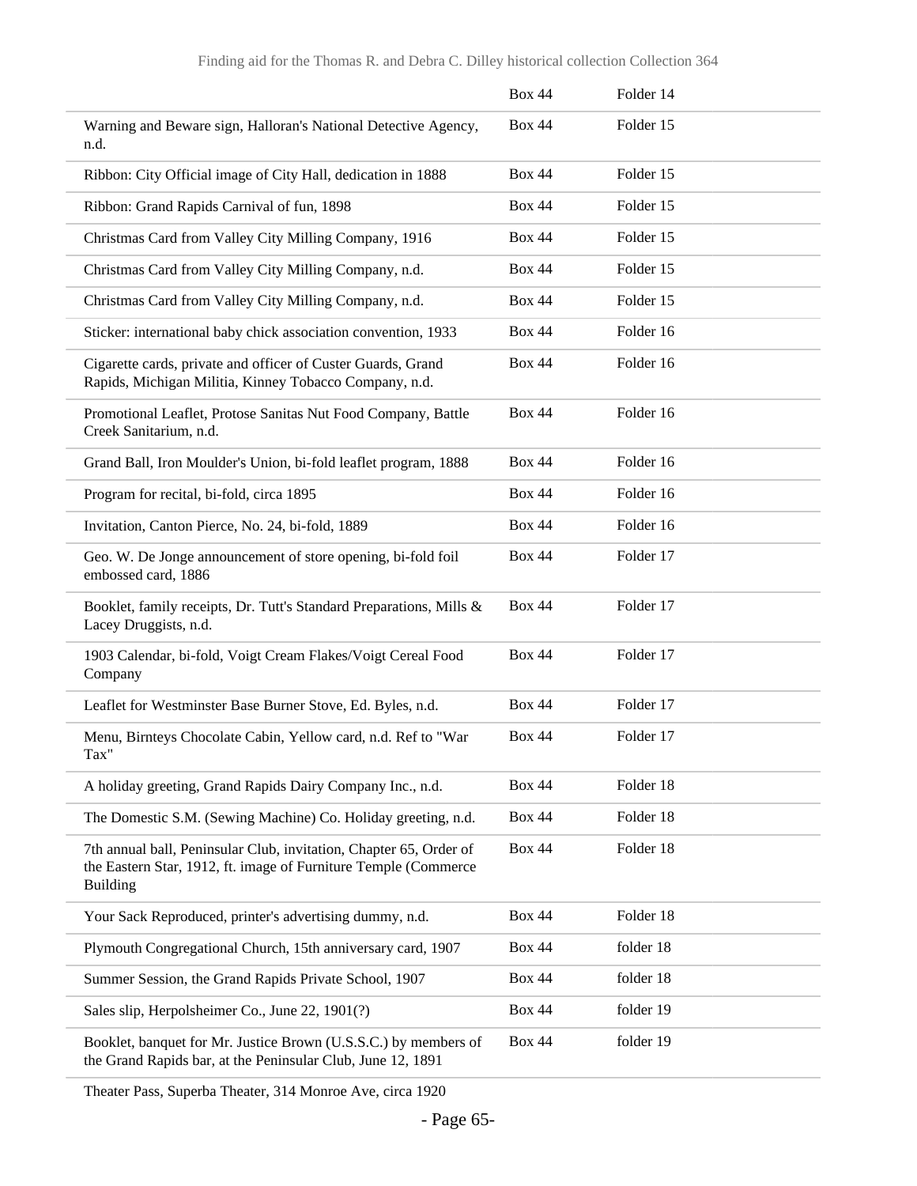| | | |
|---|---|---|
| | Box 44 | Folder 14 |
| Warning and Beware sign, Halloran's National Detective Agency, n.d. | Box 44 | Folder 15 |
| Ribbon: City Official image of City Hall, dedication in 1888 | Box 44 | Folder 15 |
| Ribbon: Grand Rapids Carnival of fun, 1898 | Box 44 | Folder 15 |
| Christmas Card from Valley City Milling Company, 1916 | Box 44 | Folder 15 |
| Christmas Card from Valley City Milling Company, n.d. | Box 44 | Folder 15 |
| Christmas Card from Valley City Milling Company, n.d. | Box 44 | Folder 15 |
| Sticker: international baby chick association convention, 1933 | Box 44 | Folder 16 |
| Cigarette cards, private and officer of Custer Guards, Grand Rapids, Michigan Militia, Kinney Tobacco Company, n.d. | Box 44 | Folder 16 |
| Promotional Leaflet, Protose Sanitas Nut Food Company, Battle Creek Sanitarium, n.d. | Box 44 | Folder 16 |
| Grand Ball, Iron Moulder's Union, bi-fold leaflet program, 1888 | Box 44 | Folder 16 |
| Program for recital, bi-fold, circa 1895 | Box 44 | Folder 16 |
| Invitation, Canton Pierce, No. 24, bi-fold, 1889 | Box 44 | Folder 16 |
| Geo. W. De Jonge announcement of store opening, bi-fold foil embossed card, 1886 | Box 44 | Folder 17 |
| Booklet, family receipts, Dr. Tutt's Standard Preparations, Mills & Lacey Druggists, n.d. | Box 44 | Folder 17 |
| 1903 Calendar, bi-fold, Voigt Cream Flakes/Voigt Cereal Food Company | Box 44 | Folder 17 |
| Leaflet for Westminster Base Burner Stove, Ed. Byles, n.d. | Box 44 | Folder 17 |
| Menu, Birnteys Chocolate Cabin, Yellow card, n.d. Ref to "War Tax" | Box 44 | Folder 17 |
| A holiday greeting, Grand Rapids Dairy Company Inc., n.d. | Box 44 | Folder 18 |
| The Domestic S.M. (Sewing Machine) Co. Holiday greeting, n.d. | Box 44 | Folder 18 |
| 7th annual ball, Peninsular Club, invitation, Chapter 65, Order of the Eastern Star, 1912, ft. image of Furniture Temple (Commerce Building | Box 44 | Folder 18 |
| Your Sack Reproduced, printer's advertising dummy, n.d. | Box 44 | Folder 18 |
| Plymouth Congregational Church, 15th anniversary card, 1907 | Box 44 | folder 18 |
| Summer Session, the Grand Rapids Private School, 1907 | Box 44 | folder 18 |
| Sales slip, Herpolsheimer Co., June 22, 1901(?) | Box 44 | folder 19 |
| Booklet, banquet for Mr. Justice Brown (U.S.S.C.) by members of the Grand Rapids bar, at the Peninsular Club, June 12, 1891 | Box 44 | folder 19 |
| Theater Pass, Superba Theater, 314 Monroe Ave, circa 1920 | | |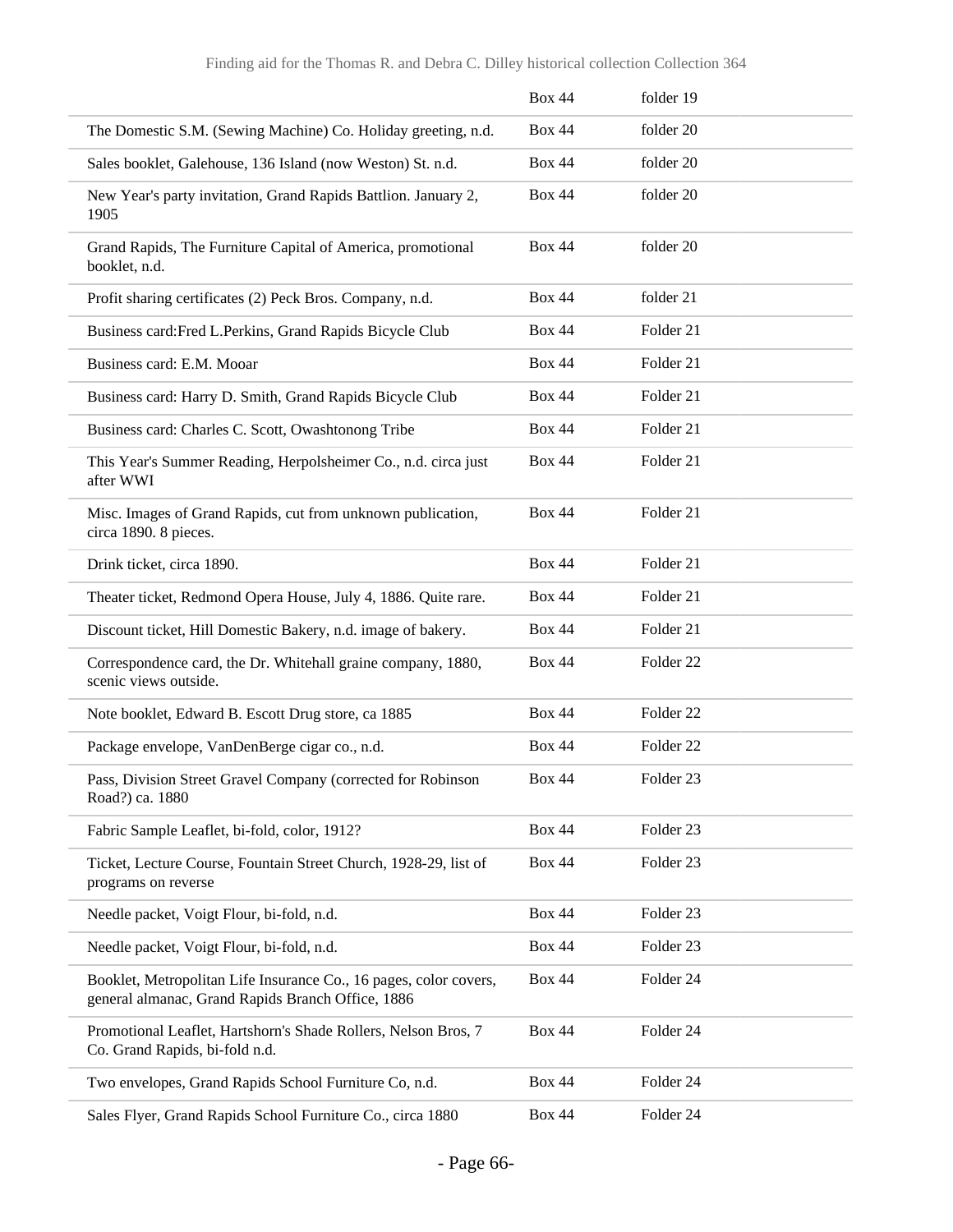| | | |
|---|---|---|
| | Box 44 | folder 19 |
| The Domestic S.M. (Sewing Machine) Co. Holiday greeting, n.d. | Box 44 | folder 20 |
| Sales booklet, Galehouse, 136 Island (now Weston) St. n.d. | Box 44 | folder 20 |
| New Year's party invitation, Grand Rapids Battlion. January 2, 1905 | Box 44 | folder 20 |
| Grand Rapids, The Furniture Capital of America, promotional booklet, n.d. | Box 44 | folder 20 |
| Profit sharing certificates (2) Peck Bros. Company, n.d. | Box 44 | folder 21 |
| Business card:Fred L.Perkins, Grand Rapids Bicycle Club | Box 44 | Folder 21 |
| Business card: E.M. Mooar | Box 44 | Folder 21 |
| Business card: Harry D. Smith, Grand Rapids Bicycle Club | Box 44 | Folder 21 |
| Business card: Charles C. Scott, Owashtonong Tribe | Box 44 | Folder 21 |
| This Year's Summer Reading, Herpolsheimer Co., n.d. circa just after WWI | Box 44 | Folder 21 |
| Misc. Images of Grand Rapids, cut from unknown publication, circa 1890. 8 pieces. | Box 44 | Folder 21 |
| Drink ticket, circa 1890. | Box 44 | Folder 21 |
| Theater ticket, Redmond Opera House, July 4, 1886. Quite rare. | Box 44 | Folder 21 |
| Discount ticket, Hill Domestic Bakery, n.d. image of bakery. | Box 44 | Folder 21 |
| Correspondence card, the Dr. Whitehall graine company, 1880, scenic views outside. | Box 44 | Folder 22 |
| Note booklet, Edward B. Escott Drug store, ca 1885 | Box 44 | Folder 22 |
| Package envelope, VanDenBerge cigar co., n.d. | Box 44 | Folder 22 |
| Pass, Division Street Gravel Company (corrected for Robinson Road?) ca. 1880 | Box 44 | Folder 23 |
| Fabric Sample Leaflet, bi-fold, color, 1912? | Box 44 | Folder 23 |
| Ticket, Lecture Course, Fountain Street Church, 1928-29, list of programs on reverse | Box 44 | Folder 23 |
| Needle packet, Voigt Flour, bi-fold, n.d. | Box 44 | Folder 23 |
| Needle packet, Voigt Flour, bi-fold, n.d. | Box 44 | Folder 23 |
| Booklet, Metropolitan Life Insurance Co., 16 pages, color covers, general almanac, Grand Rapids Branch Office, 1886 | Box 44 | Folder 24 |
| Promotional Leaflet, Hartshorn's Shade Rollers, Nelson Bros, 7 Co. Grand Rapids, bi-fold n.d. | Box 44 | Folder 24 |
| Two envelopes, Grand Rapids School Furniture Co, n.d. | Box 44 | Folder 24 |
| Sales Flyer, Grand Rapids School Furniture Co., circa 1880 | Box 44 | Folder 24 |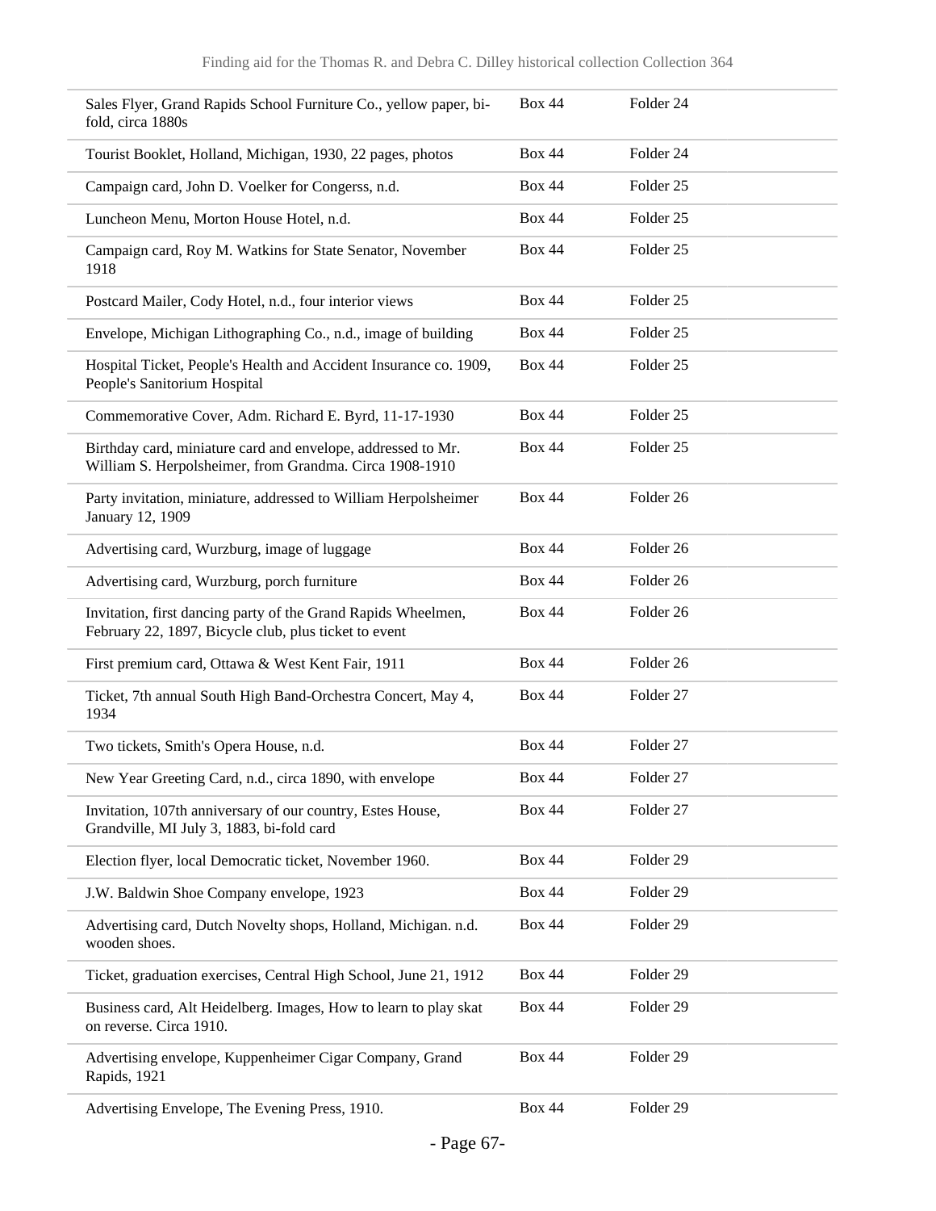| | | |
|---|---|---|
| Sales Flyer, Grand Rapids School Furniture Co., yellow paper, bi-fold, circa 1880s | Box 44 | Folder 24 |
| Tourist Booklet, Holland, Michigan, 1930, 22 pages, photos | Box 44 | Folder 24 |
| Campaign card, John D. Voelker for Congerss, n.d. | Box 44 | Folder 25 |
| Luncheon Menu, Morton House Hotel, n.d. | Box 44 | Folder 25 |
| Campaign card, Roy M. Watkins for State Senator, November 1918 | Box 44 | Folder 25 |
| Postcard Mailer, Cody Hotel, n.d., four interior views | Box 44 | Folder 25 |
| Envelope, Michigan Lithographing Co., n.d., image of building | Box 44 | Folder 25 |
| Hospital Ticket, People's Health and Accident Insurance co. 1909, People's Sanitorium Hospital | Box 44 | Folder 25 |
| Commemorative Cover, Adm. Richard E. Byrd, 11-17-1930 | Box 44 | Folder 25 |
| Birthday card, miniature card and envelope, addressed to Mr. William S. Herpolsheimer, from Grandma. Circa 1908-1910 | Box 44 | Folder 25 |
| Party invitation, miniature, addressed to William Herpolsheimer January 12, 1909 | Box 44 | Folder 26 |
| Advertising card, Wurzburg, image of luggage | Box 44 | Folder 26 |
| Advertising card, Wurzburg, porch furniture | Box 44 | Folder 26 |
| Invitation, first dancing party of the Grand Rapids Wheelmen, February 22, 1897, Bicycle club, plus ticket to event | Box 44 | Folder 26 |
| First premium card, Ottawa & West Kent Fair, 1911 | Box 44 | Folder 26 |
| Ticket, 7th annual South High Band-Orchestra Concert, May 4, 1934 | Box 44 | Folder 27 |
| Two tickets, Smith's Opera House, n.d. | Box 44 | Folder 27 |
| New Year Greeting Card, n.d., circa 1890, with envelope | Box 44 | Folder 27 |
| Invitation, 107th anniversary of our country, Estes House, Grandville, MI July 3, 1883, bi-fold card | Box 44 | Folder 27 |
| Election flyer, local Democratic ticket, November 1960. | Box 44 | Folder 29 |
| J.W. Baldwin Shoe Company envelope, 1923 | Box 44 | Folder 29 |
| Advertising card, Dutch Novelty shops, Holland, Michigan. n.d. wooden shoes. | Box 44 | Folder 29 |
| Ticket, graduation exercises, Central High School, June 21, 1912 | Box 44 | Folder 29 |
| Business card, Alt Heidelberg. Images, How to learn to play skat on reverse. Circa 1910. | Box 44 | Folder 29 |
| Advertising envelope, Kuppenheimer Cigar Company, Grand Rapids, 1921 | Box 44 | Folder 29 |
| Advertising Envelope, The Evening Press, 1910. | Box 44 | Folder 29 |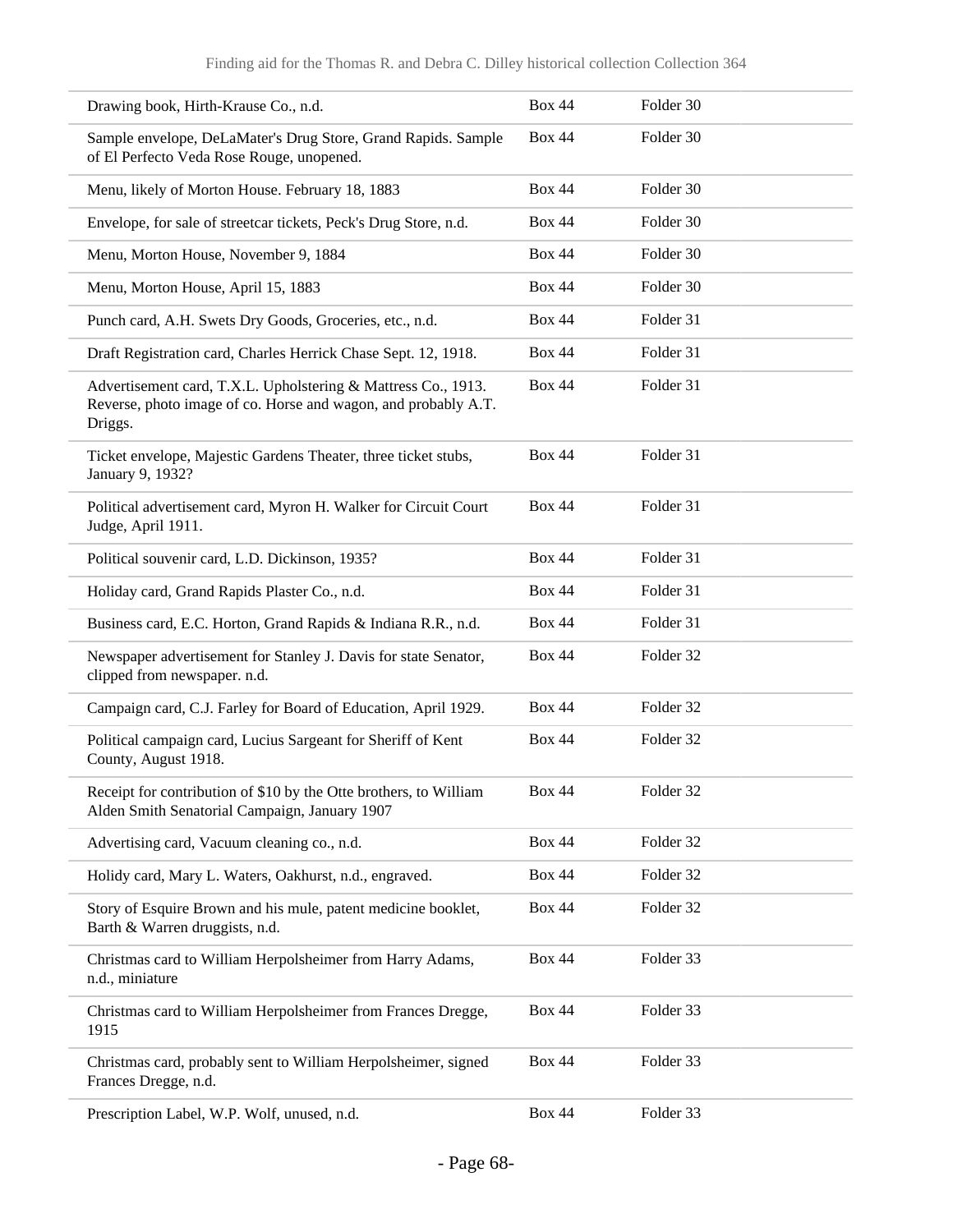| | | |
|---|---|---|
| Drawing book, Hirth-Krause Co., n.d. | Box 44 | Folder 30 |
| Sample envelope, DeLaMater's Drug Store, Grand Rapids. Sample of El Perfecto Veda Rose Rouge, unopened. | Box 44 | Folder 30 |
| Menu, likely of Morton House. February 18, 1883 | Box 44 | Folder 30 |
| Envelope, for sale of streetcar tickets, Peck's Drug Store, n.d. | Box 44 | Folder 30 |
| Menu, Morton House, November 9, 1884 | Box 44 | Folder 30 |
| Menu, Morton House, April 15, 1883 | Box 44 | Folder 30 |
| Punch card, A.H. Swets Dry Goods, Groceries, etc., n.d. | Box 44 | Folder 31 |
| Draft Registration card, Charles Herrick Chase Sept. 12, 1918. | Box 44 | Folder 31 |
| Advertisement card, T.X.L. Upholstering & Mattress Co., 1913. Reverse, photo image of co. Horse and wagon, and probably A.T. Driggs. | Box 44 | Folder 31 |
| Ticket envelope, Majestic Gardens Theater, three ticket stubs, January 9, 1932? | Box 44 | Folder 31 |
| Political advertisement card, Myron H. Walker for Circuit Court Judge, April 1911. | Box 44 | Folder 31 |
| Political souvenir card, L.D. Dickinson, 1935? | Box 44 | Folder 31 |
| Holiday card, Grand Rapids Plaster Co., n.d. | Box 44 | Folder 31 |
| Business card, E.C. Horton, Grand Rapids & Indiana R.R., n.d. | Box 44 | Folder 31 |
| Newspaper advertisement for Stanley J. Davis for state Senator, clipped from newspaper. n.d. | Box 44 | Folder 32 |
| Campaign card, C.J. Farley for Board of Education, April 1929. | Box 44 | Folder 32 |
| Political campaign card, Lucius Sargeant for Sheriff of Kent County, August 1918. | Box 44 | Folder 32 |
| Receipt for contribution of $10 by the Otte brothers, to William Alden Smith Senatorial Campaign, January 1907 | Box 44 | Folder 32 |
| Advertising card, Vacuum cleaning co., n.d. | Box 44 | Folder 32 |
| Holidy card, Mary L. Waters, Oakhurst, n.d., engraved. | Box 44 | Folder 32 |
| Story of Esquire Brown and his mule, patent medicine booklet, Barth & Warren druggists, n.d. | Box 44 | Folder 32 |
| Christmas card to William Herpolsheimer from Harry Adams, n.d., miniature | Box 44 | Folder 33 |
| Christmas card to William Herpolsheimer from Frances Dregge, 1915 | Box 44 | Folder 33 |
| Christmas card, probably sent to William Herpolsheimer, signed Frances Dregge, n.d. | Box 44 | Folder 33 |
| Prescription Label, W.P. Wolf, unused, n.d. | Box 44 | Folder 33 |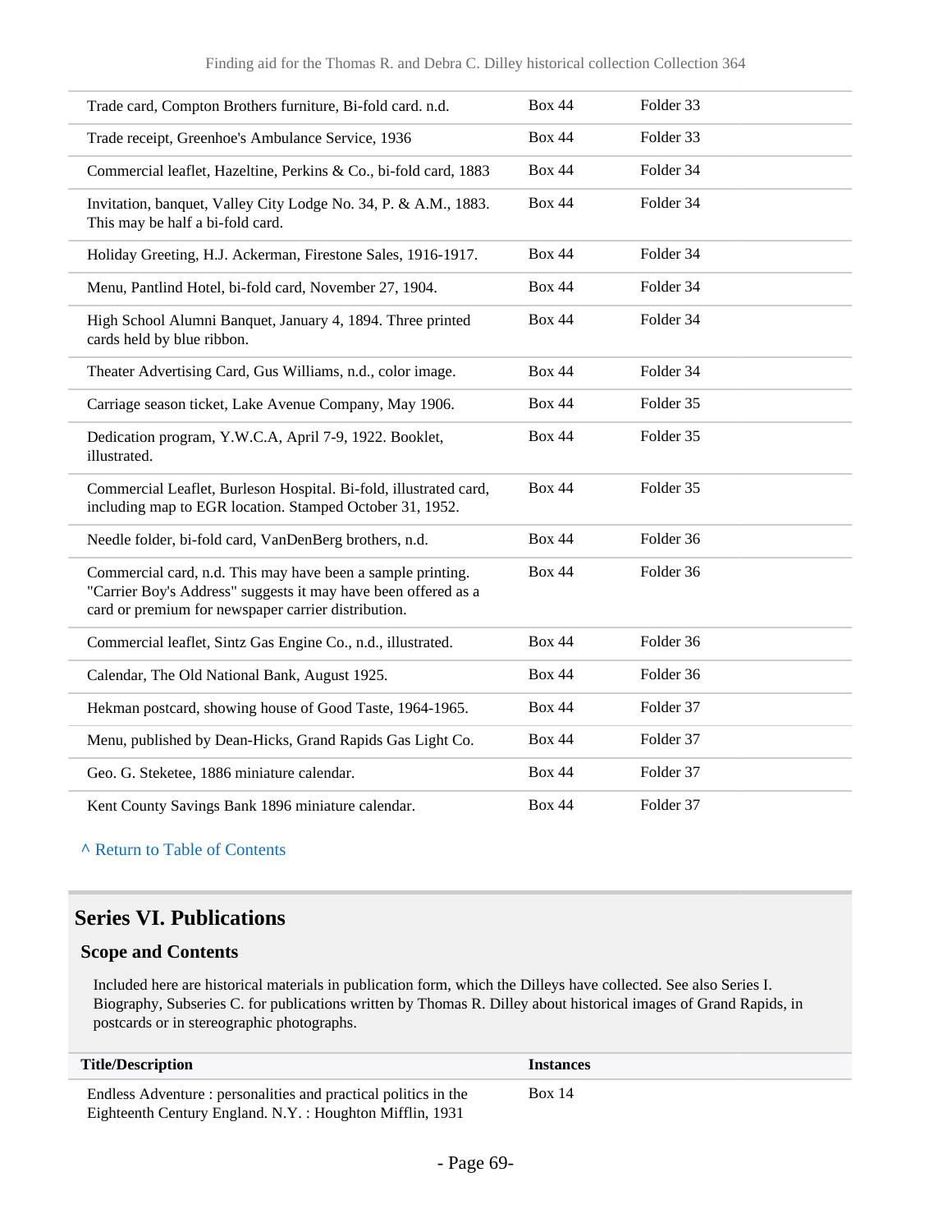| | | |
|---|---|---|
| Trade card, Compton Brothers furniture, Bi-fold card. n.d. | Box 44 | Folder 33 |
| Trade receipt, Greenhoe's Ambulance Service, 1936 | Box 44 | Folder 33 |
| Commercial leaflet, Hazeltine, Perkins & Co., bi-fold card, 1883 | Box 44 | Folder 34 |
| Invitation, banquet, Valley City Lodge No. 34, P. & A.M., 1883. This may be half a bi-fold card. | Box 44 | Folder 34 |
| Holiday Greeting, H.J. Ackerman, Firestone Sales, 1916-1917. | Box 44 | Folder 34 |
| Menu, Pantlind Hotel, bi-fold card, November 27, 1904. | Box 44 | Folder 34 |
| High School Alumni Banquet, January 4, 1894. Three printed cards held by blue ribbon. | Box 44 | Folder 34 |
| Theater Advertising Card, Gus Williams, n.d., color image. | Box 44 | Folder 34 |
| Carriage season ticket, Lake Avenue Company, May 1906. | Box 44 | Folder 35 |
| Dedication program, Y.W.C.A, April 7-9, 1922. Booklet, illustrated. | Box 44 | Folder 35 |
| Commercial Leaflet, Burleson Hospital. Bi-fold, illustrated card, including map to EGR location. Stamped October 31, 1952. | Box 44 | Folder 35 |
| Needle folder, bi-fold card, VanDenBerg brothers, n.d. | Box 44 | Folder 36 |
| Commercial card, n.d. This may have been a sample printing. "Carrier Boy's Address" suggests it may have been offered as a card or premium for newspaper carrier distribution. | Box 44 | Folder 36 |
| Commercial leaflet, Sintz Gas Engine Co., n.d., illustrated. | Box 44 | Folder 36 |
| Calendar, The Old National Bank, August 1925. | Box 44 | Folder 36 |
| Hekman postcard, showing house of Good Taste, 1964-1965. | Box 44 | Folder 37 |
| Menu, published by Dean-Hicks, Grand Rapids Gas Light Co. | Box 44 | Folder 37 |
| Geo. G. Steketee, 1886 miniature calendar. | Box 44 | Folder 37 |
| Kent County Savings Bank 1896 miniature calendar. | Box 44 | Folder 37 |

^ Return to Table of Contents

## Series VI. Publications

### Scope and Contents

Included here are historical materials in publication form, which the Dilleys have collected. See also Series I. Biography, Subseries C. for publications written by Thomas R. Dilley about historical images of Grand Rapids, in postcards or in stereographic photographs.

| Title/Description | Instances |
|---|---|
| Endless Adventure : personalities and practical politics in the Eighteenth Century England. N.Y. : Houghton Mifflin, 1931 | Box 14 |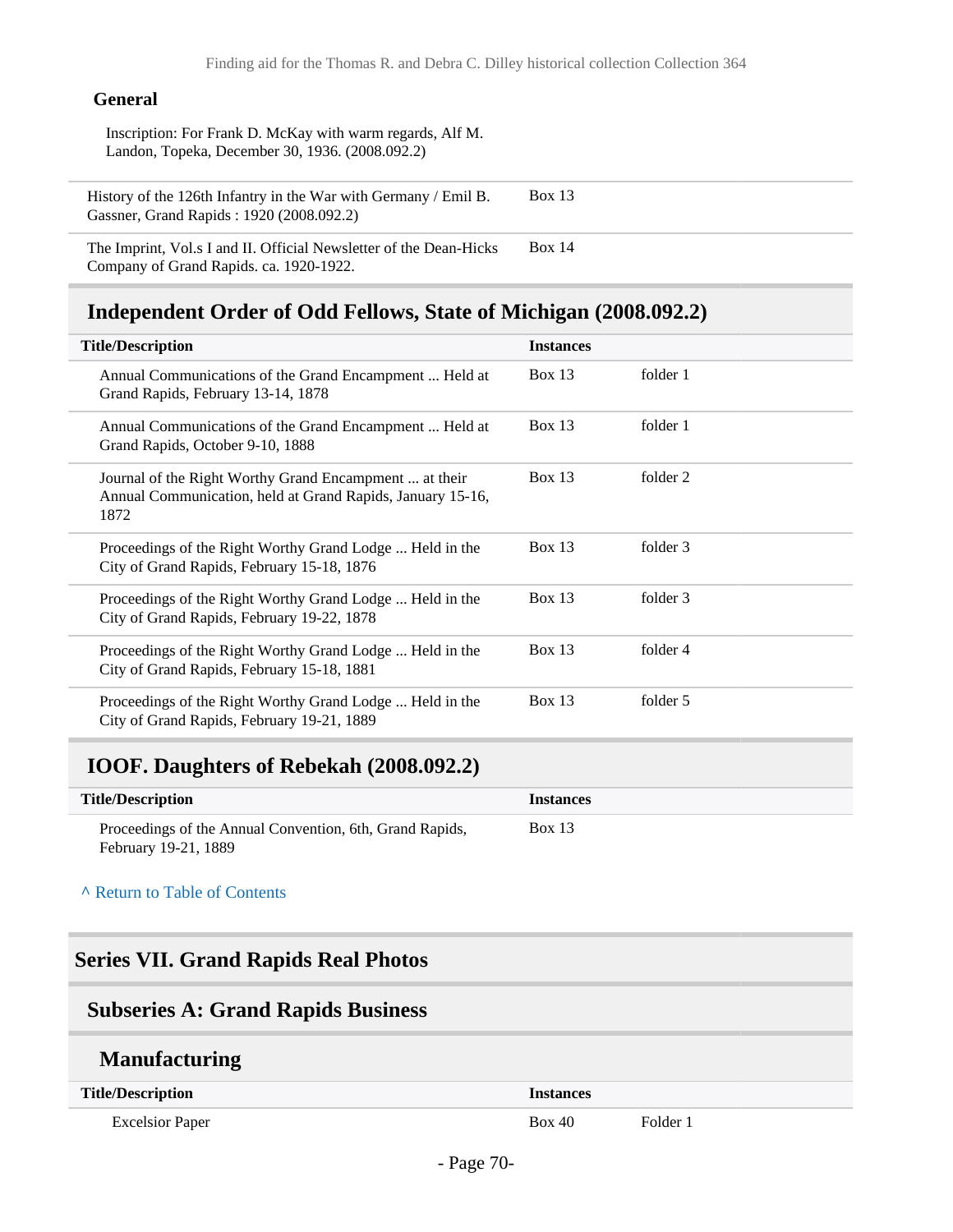#### General

Inscription: For Frank D. McKay with warm regards, Alf M. Landon, Topeka, December 30, 1936. (2008.092.2)

| | | |
|---|---|---|
| History of the 126th Infantry in the War with Germany / Emil B. Gassner, Grand Rapids : 1920 (2008.092.2) | Box 13 | |
| The Imprint, Vol.s I and II. Official Newsletter of the Dean-Hicks Company of Grand Rapids. ca. 1920-1922. | Box 14 | |

### Independent Order of Odd Fellows, State of Michigan (2008.092.2)

| Title/Description | Instances | |
|---|---|---|
| Annual Communications of the Grand Encampment ... Held at Grand Rapids, February 13-14, 1878 | Box 13 | folder 1 |
| Annual Communications of the Grand Encampment ... Held at Grand Rapids, October 9-10, 1888 | Box 13 | folder 1 |
| Journal of the Right Worthy Grand Encampment ... at their Annual Communication, held at Grand Rapids, January 15-16, 1872 | Box 13 | folder 2 |
| Proceedings of the Right Worthy Grand Lodge ... Held in the City of Grand Rapids, February 15-18, 1876 | Box 13 | folder 3 |
| Proceedings of the Right Worthy Grand Lodge ... Held in the City of Grand Rapids, February 19-22, 1878 | Box 13 | folder 3 |
| Proceedings of the Right Worthy Grand Lodge ... Held in the City of Grand Rapids, February 15-18, 1881 | Box 13 | folder 4 |
| Proceedings of the Right Worthy Grand Lodge ... Held in the City of Grand Rapids, February 19-21, 1889 | Box 13 | folder 5 |

### IOOF. Daughters of Rebekah (2008.092.2)

| Title/Description | Instances |
|---|---|
| Proceedings of the Annual Convention, 6th, Grand Rapids, February 19-21, 1889 | Box 13 |

^ Return to Table of Contents

## Series VII. Grand Rapids Real Photos

### Subseries A: Grand Rapids Business

#### Manufacturing

| Title/Description | Instances | |
|---|---|---|
| Excelsior Paper | Box 40 | Folder 1 |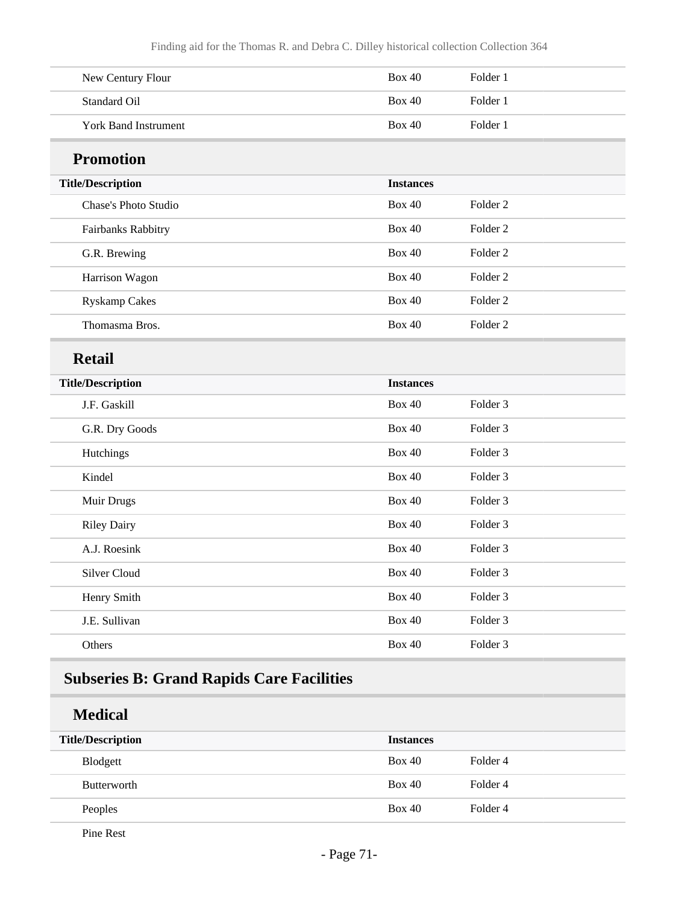| | | |
|---|---|---|
| New Century Flour | Box 40 | Folder 1 |
| Standard Oil | Box 40 | Folder 1 |
| York Band Instrument | Box 40 | Folder 1 |

### Promotion

| Title/Description | Instances | |
|---|---|---|
| Chase's Photo Studio | Box 40 | Folder 2 |
| Fairbanks Rabbitry | Box 40 | Folder 2 |
| G.R. Brewing | Box 40 | Folder 2 |
| Harrison Wagon | Box 40 | Folder 2 |
| Ryskamp Cakes | Box 40 | Folder 2 |
| Thomasma Bros. | Box 40 | Folder 2 |

### Retail

| Title/Description | Instances | |
|---|---|---|
| J.F. Gaskill | Box 40 | Folder 3 |
| G.R. Dry Goods | Box 40 | Folder 3 |
| Hutchings | Box 40 | Folder 3 |
| Kindel | Box 40 | Folder 3 |
| Muir Drugs | Box 40 | Folder 3 |
| Riley Dairy | Box 40 | Folder 3 |
| A.J. Roesink | Box 40 | Folder 3 |
| Silver Cloud | Box 40 | Folder 3 |
| Henry Smith | Box 40 | Folder 3 |
| J.E. Sullivan | Box 40 | Folder 3 |
| Others | Box 40 | Folder 3 |

## Subseries B: Grand Rapids Care Facilities

### Medical

| Title/Description | Instances | |
|---|---|---|
| Blodgett | Box 40 | Folder 4 |
| Butterworth | Box 40 | Folder 4 |
| Peoples | Box 40 | Folder 4 |
| Pine Rest | | |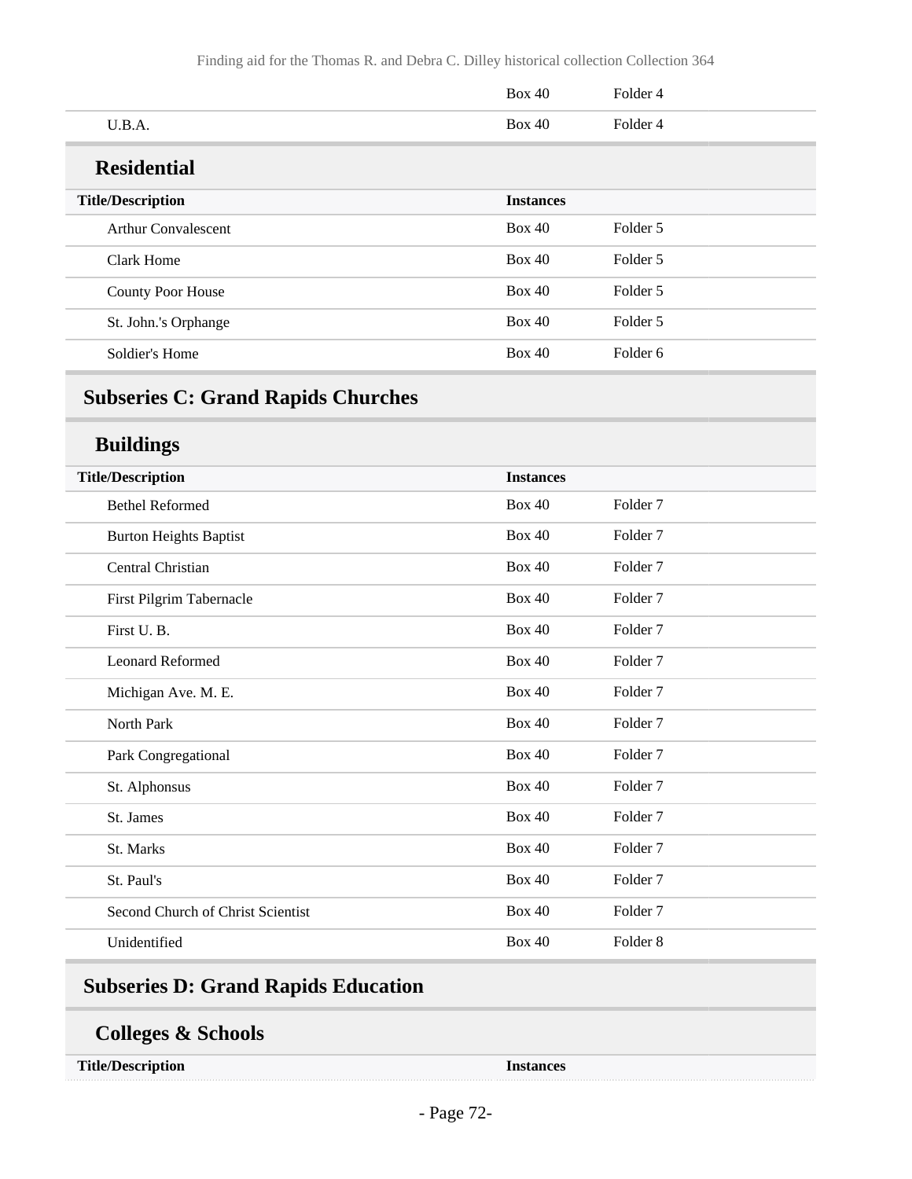| | | |
|---|---|---|
| | Box 40 | Folder 4 |
| U.B.A. | Box 40 | Folder 4 |

### Residential

| Title/Description | Instances | |
|---|---|---|
| Arthur Convalescent | Box 40 | Folder 5 |
| Clark Home | Box 40 | Folder 5 |
| County Poor House | Box 40 | Folder 5 |
| St. John.'s Orphange | Box 40 | Folder 5 |
| Soldier's Home | Box 40 | Folder 6 |

## Subseries C: Grand Rapids Churches

### Buildings

| Title/Description | Instances | |
|---|---|---|
| Bethel Reformed | Box 40 | Folder 7 |
| Burton Heights Baptist | Box 40 | Folder 7 |
| Central Christian | Box 40 | Folder 7 |
| First Pilgrim Tabernacle | Box 40 | Folder 7 |
| First U. B. | Box 40 | Folder 7 |
| Leonard Reformed | Box 40 | Folder 7 |
| Michigan Ave. M. E. | Box 40 | Folder 7 |
| North Park | Box 40 | Folder 7 |
| Park Congregational | Box 40 | Folder 7 |
| St. Alphonsus | Box 40 | Folder 7 |
| St. James | Box 40 | Folder 7 |
| St. Marks | Box 40 | Folder 7 |
| St. Paul's | Box 40 | Folder 7 |
| Second Church of Christ Scientist | Box 40 | Folder 7 |
| Unidentified | Box 40 | Folder 8 |

## Subseries D: Grand Rapids Education

### Colleges & Schools

| Title/Description | Instances |
|---|---|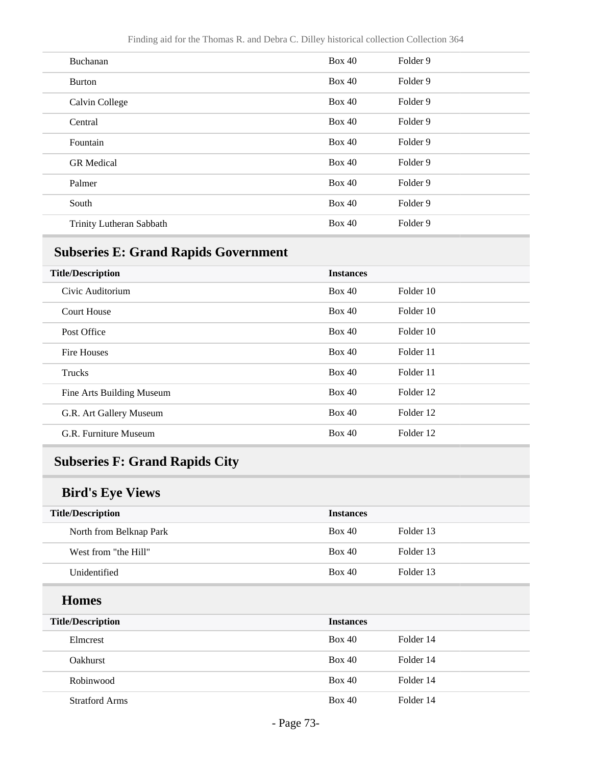| | | |
|---|---|---|
| Buchanan | Box 40 | Folder 9 |
| Burton | Box 40 | Folder 9 |
| Calvin College | Box 40 | Folder 9 |
| Central | Box 40 | Folder 9 |
| Fountain | Box 40 | Folder 9 |
| GR Medical | Box 40 | Folder 9 |
| Palmer | Box 40 | Folder 9 |
| South | Box 40 | Folder 9 |
| Trinity Lutheran Sabbath | Box 40 | Folder 9 |

## Subseries E: Grand Rapids Government

| Title/Description | Instances | |
|---|---|---|
| Civic Auditorium | Box 40 | Folder 10 |
| Court House | Box 40 | Folder 10 |
| Post Office | Box 40 | Folder 10 |
| Fire Houses | Box 40 | Folder 11 |
| Trucks | Box 40 | Folder 11 |
| Fine Arts Building Museum | Box 40 | Folder 12 |
| G.R. Art Gallery Museum | Box 40 | Folder 12 |
| G.R. Furniture Museum | Box 40 | Folder 12 |

## Subseries F: Grand Rapids City

### Bird's Eye Views

| Title/Description | Instances | |
|---|---|---|
| North from Belknap Park | Box 40 | Folder 13 |
| West from "the Hill" | Box 40 | Folder 13 |
| Unidentified | Box 40 | Folder 13 |

### Homes

| Title/Description | Instances | |
|---|---|---|
| Elmcrest | Box 40 | Folder 14 |
| Oakhurst | Box 40 | Folder 14 |
| Robinwood | Box 40 | Folder 14 |
| Stratford Arms | Box 40 | Folder 14 |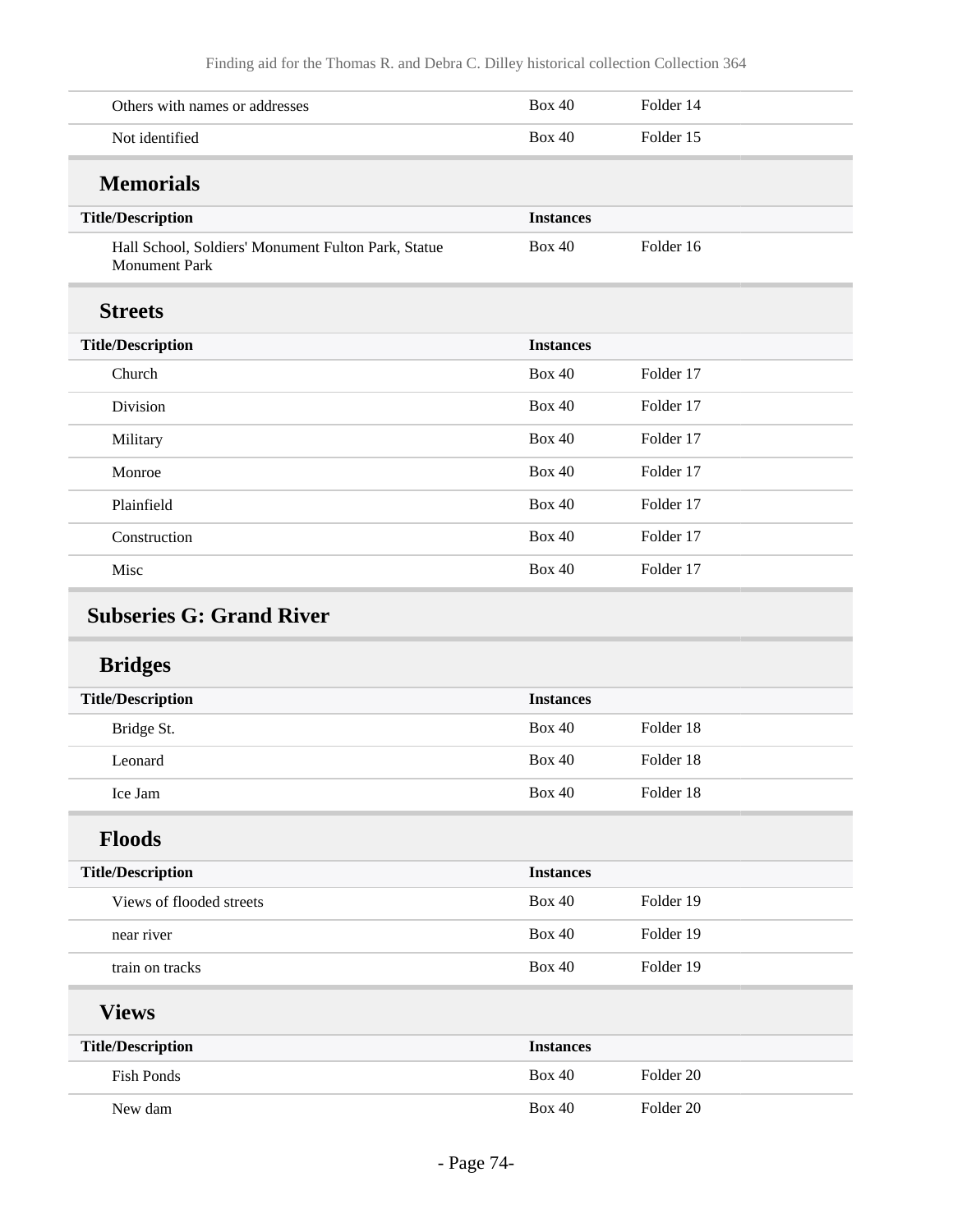| | | |
|---|---|---|
| Others with names or addresses | Box 40 | Folder 14 |
| Not identified | Box 40 | Folder 15 |

### Memorials

| Title/Description | Instances | |
|---|---|---|
| Hall School, Soldiers' Monument Fulton Park, Statue Monument Park | Box 40 | Folder 16 |

### Streets

| Title/Description | Instances | |
|---|---|---|
| Church | Box 40 | Folder 17 |
| Division | Box 40 | Folder 17 |
| Military | Box 40 | Folder 17 |
| Monroe | Box 40 | Folder 17 |
| Plainfield | Box 40 | Folder 17 |
| Construction | Box 40 | Folder 17 |
| Misc | Box 40 | Folder 17 |

## Subseries G: Grand River

### Bridges

| Title/Description | Instances | |
|---|---|---|
| Bridge St. | Box 40 | Folder 18 |
| Leonard | Box 40 | Folder 18 |
| Ice Jam | Box 40 | Folder 18 |

### Floods

| Title/Description | Instances | |
|---|---|---|
| Views of flooded streets | Box 40 | Folder 19 |
| near river | Box 40 | Folder 19 |
| train on tracks | Box 40 | Folder 19 |

### Views

| Title/Description | Instances | |
|---|---|---|
| Fish Ponds | Box 40 | Folder 20 |
| New dam | Box 40 | Folder 20 |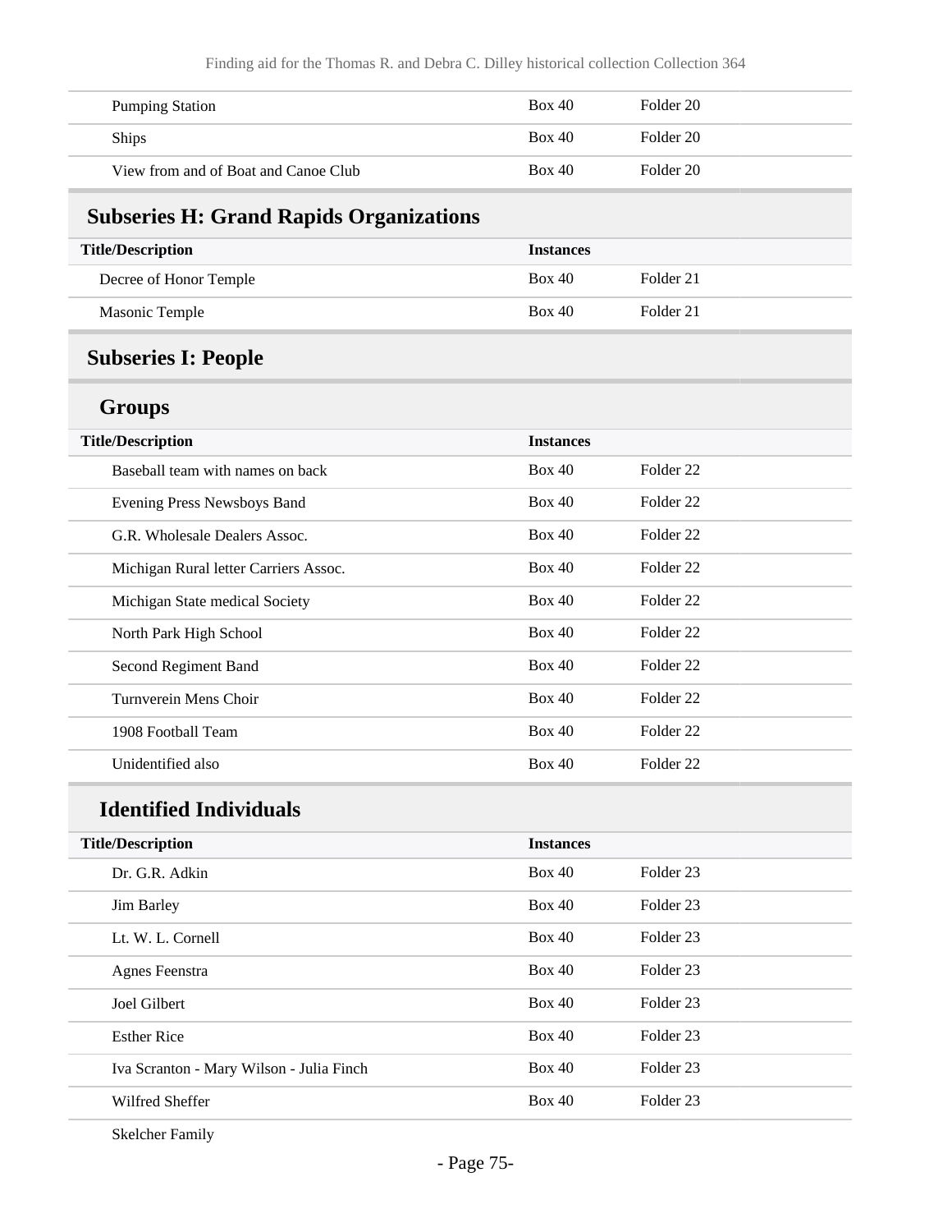| Title/Description | Instances | |
|---|---|---|
| Pumping Station | Box 40 | Folder 20 |
| Ships | Box 40 | Folder 20 |
| View from and of Boat and Canoe Club | Box 40 | Folder 20 |

## Subseries H: Grand Rapids Organizations

| Title/Description | Instances | |
|---|---|---|
| Decree of Honor Temple | Box 40 | Folder 21 |
| Masonic Temple | Box 40 | Folder 21 |

## Subseries I: People

### Groups

| Title/Description | Instances | |
|---|---|---|
| Baseball team with names on back | Box 40 | Folder 22 |
| Evening Press Newsboys Band | Box 40 | Folder 22 |
| G.R. Wholesale Dealers Assoc. | Box 40 | Folder 22 |
| Michigan Rural letter Carriers Assoc. | Box 40 | Folder 22 |
| Michigan State medical Society | Box 40 | Folder 22 |
| North Park High School | Box 40 | Folder 22 |
| Second Regiment Band | Box 40 | Folder 22 |
| Turnverein Mens Choir | Box 40 | Folder 22 |
| 1908 Football Team | Box 40 | Folder 22 |
| Unidentified also | Box 40 | Folder 22 |

### Identified Individuals

| Title/Description | Instances | |
|---|---|---|
| Dr. G.R. Adkin | Box 40 | Folder 23 |
| Jim Barley | Box 40 | Folder 23 |
| Lt. W. L. Cornell | Box 40 | Folder 23 |
| Agnes Feenstra | Box 40 | Folder 23 |
| Joel Gilbert | Box 40 | Folder 23 |
| Esther Rice | Box 40 | Folder 23 |
| Iva Scranton - Mary Wilson - Julia Finch | Box 40 | Folder 23 |
| Wilfred Sheffer | Box 40 | Folder 23 |
| Skelcher Family | | |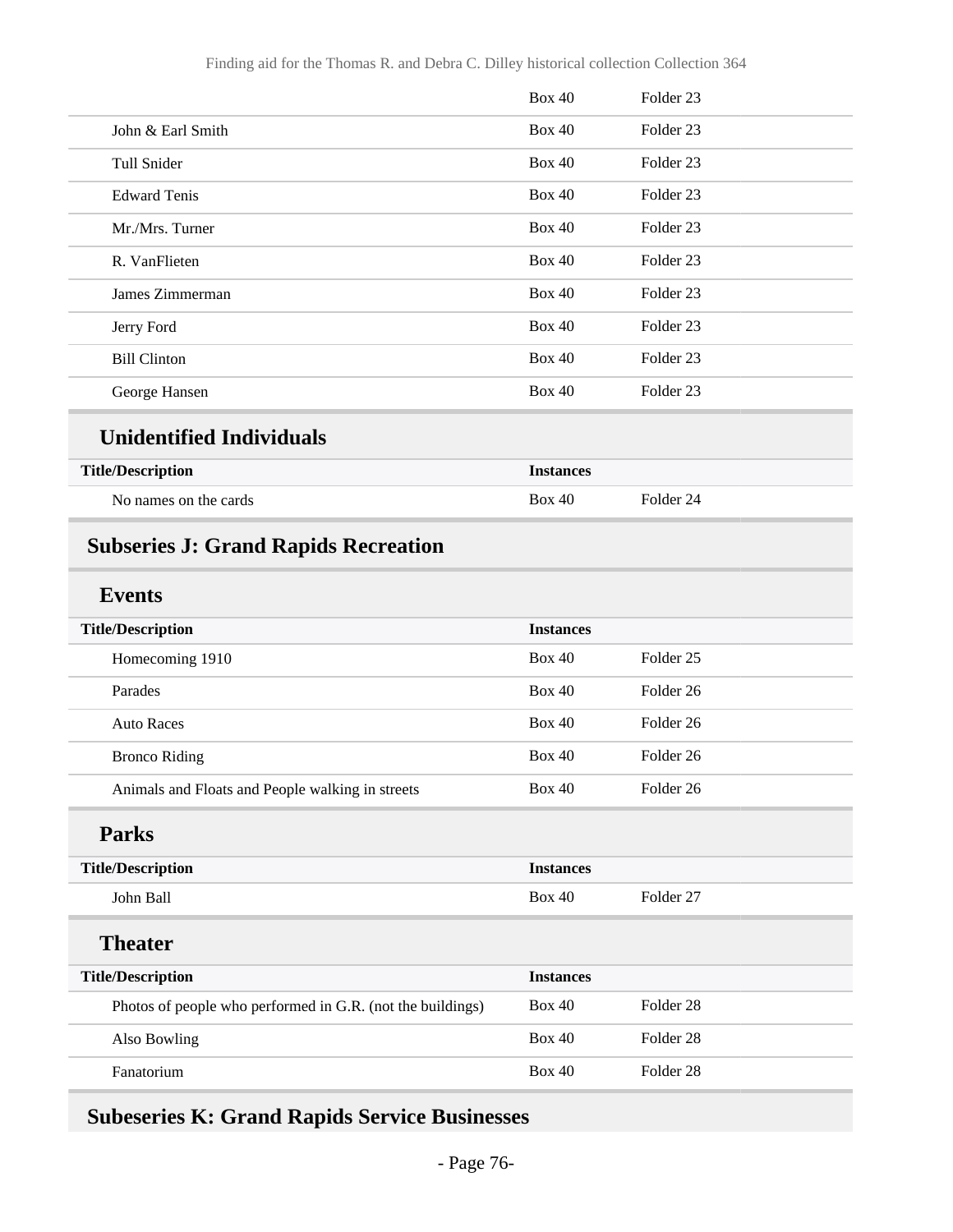| | | |
|---|---|---|
| | Box 40 | Folder 23 |
| John & Earl Smith | Box 40 | Folder 23 |
| Tull Snider | Box 40 | Folder 23 |
| Edward Tenis | Box 40 | Folder 23 |
| Mr./Mrs. Turner | Box 40 | Folder 23 |
| R. VanFlieten | Box 40 | Folder 23 |
| James Zimmerman | Box 40 | Folder 23 |
| Jerry Ford | Box 40 | Folder 23 |
| Bill Clinton | Box 40 | Folder 23 |
| George Hansen | Box 40 | Folder 23 |

### Unidentified Individuals

| Title/Description | Instances | |
|---|---|---|
| No names on the cards | Box 40 | Folder 24 |

## Subseries J: Grand Rapids Recreation

### Events

| Title/Description | Instances | |
|---|---|---|
| Homecoming 1910 | Box 40 | Folder 25 |
| Parades | Box 40 | Folder 26 |
| Auto Races | Box 40 | Folder 26 |
| Bronco Riding | Box 40 | Folder 26 |
| Animals and Floats and People walking in streets | Box 40 | Folder 26 |

### Parks

| Title/Description | Instances | |
|---|---|---|
| John Ball | Box 40 | Folder 27 |

### Theater

| Title/Description | Instances | |
|---|---|---|
| Photos of people who performed in G.R. (not the buildings) | Box 40 | Folder 28 |
| Also Bowling | Box 40 | Folder 28 |
| Fanatorium | Box 40 | Folder 28 |

## Subeseries K: Grand Rapids Service Businesses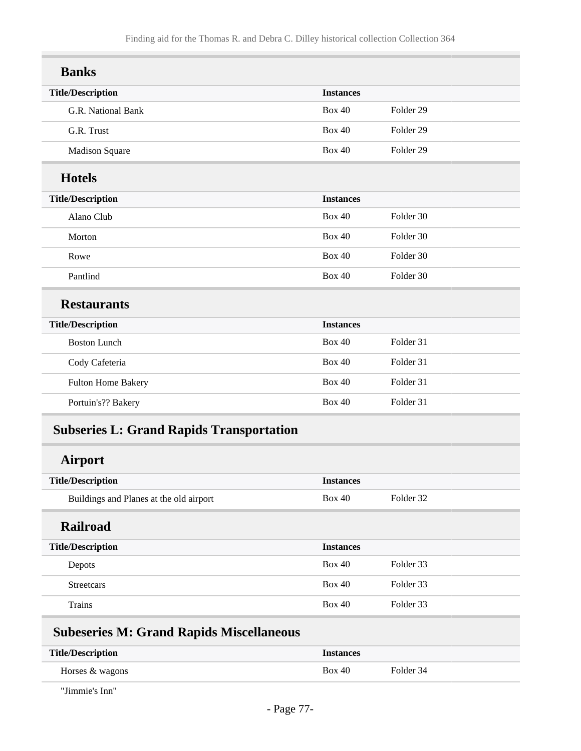### Banks

| Title/Description | Instances | |
|---|---|---|
| G.R. National Bank | Box 40 | Folder 29 |
| G.R. Trust | Box 40 | Folder 29 |
| Madison Square | Box 40 | Folder 29 |

### Hotels

| Title/Description | Instances | |
|---|---|---|
| Alano Club | Box 40 | Folder 30 |
| Morton | Box 40 | Folder 30 |
| Rowe | Box 40 | Folder 30 |
| Pantlind | Box 40 | Folder 30 |

### Restaurants

| Title/Description | Instances | |
|---|---|---|
| Boston Lunch | Box 40 | Folder 31 |
| Cody Cafeteria | Box 40 | Folder 31 |
| Fulton Home Bakery | Box 40 | Folder 31 |
| Portuin's?? Bakery | Box 40 | Folder 31 |

## Subseries L: Grand Rapids Transportation

### Airport

| Title/Description | Instances | |
|---|---|---|
| Buildings and Planes at the old airport | Box 40 | Folder 32 |

### Railroad

| Title/Description | Instances | |
|---|---|---|
| Depots | Box 40 | Folder 33 |
| Streetcars | Box 40 | Folder 33 |
| Trains | Box 40 | Folder 33 |

## Subeseries M: Grand Rapids Miscellaneous

| Title/Description | Instances | |
|---|---|---|
| Horses & wagons | Box 40 | Folder 34 |
| "Jimmie's Inn" | | |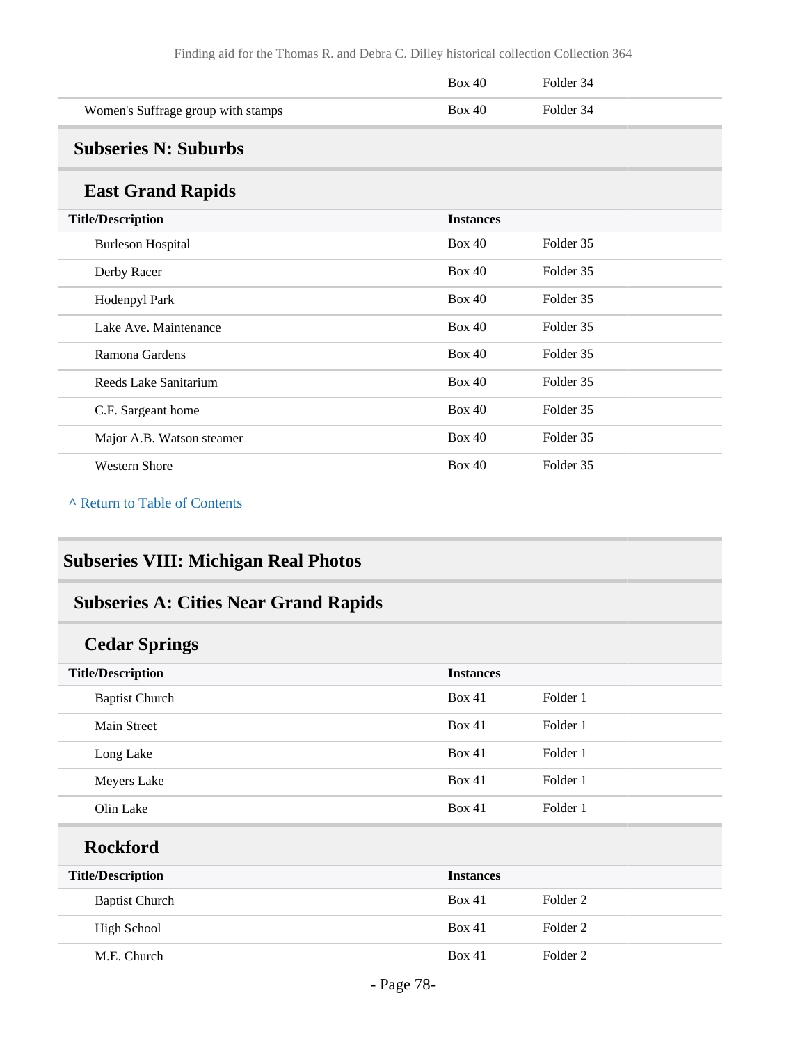| | Box 40 | Folder 34 |
|---|---|---|
| Women's Suffrage group with stamps | Box 40 | Folder 34 |

### Subseries N: Suburbs

#### East Grand Rapids

| Title/Description | Instances | |
|---|---|---|
| Burleson Hospital | Box 40 | Folder 35 |
| Derby Racer | Box 40 | Folder 35 |
| Hodenpyl Park | Box 40 | Folder 35 |
| Lake Ave. Maintenance | Box 40 | Folder 35 |
| Ramona Gardens | Box 40 | Folder 35 |
| Reeds Lake Sanitarium | Box 40 | Folder 35 |
| C.F. Sargeant home | Box 40 | Folder 35 |
| Major A.B. Watson steamer | Box 40 | Folder 35 |
| Western Shore | Box 40 | Folder 35 |

^ Return to Table of Contents

## Subseries VIII: Michigan Real Photos

### Subseries A: Cities Near Grand Rapids

#### Cedar Springs

| Title/Description | Instances | |
|---|---|---|
| Baptist Church | Box 41 | Folder 1 |
| Main Street | Box 41 | Folder 1 |
| Long Lake | Box 41 | Folder 1 |
| Meyers Lake | Box 41 | Folder 1 |
| Olin Lake | Box 41 | Folder 1 |

#### Rockford

| Title/Description | Instances | |
|---|---|---|
| Baptist Church | Box 41 | Folder 2 |
| High School | Box 41 | Folder 2 |
| M.E. Church | Box 41 | Folder 2 |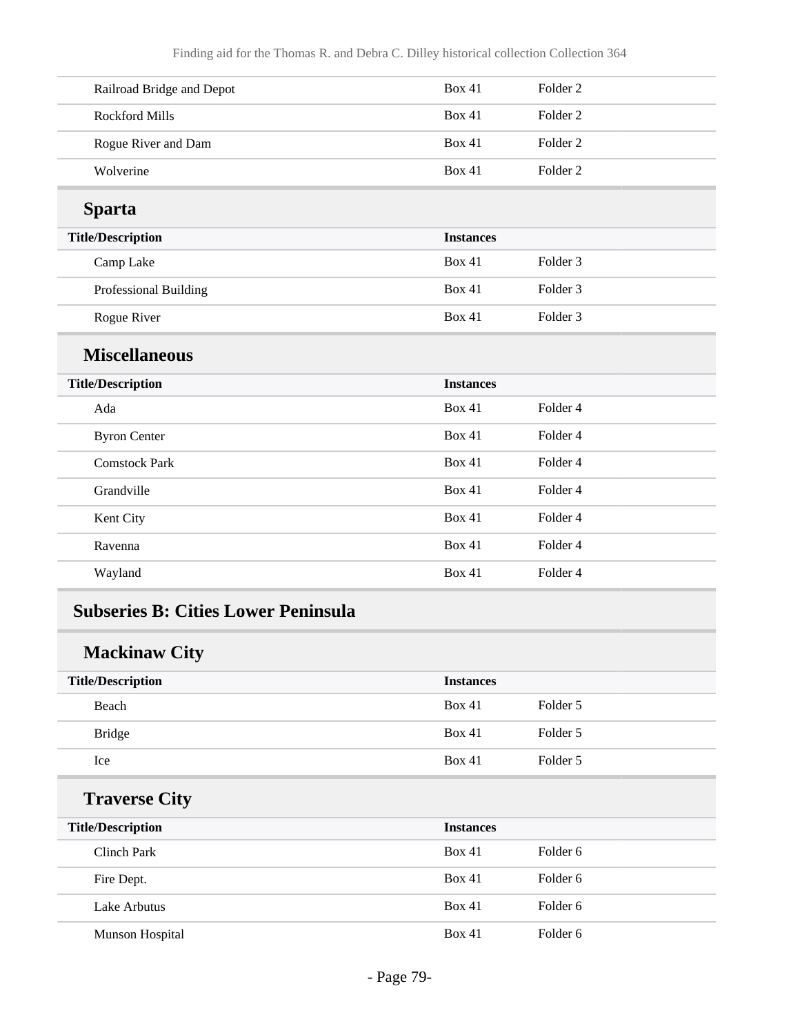| Title/Description | Instances | |
|---|---|---|
| Railroad Bridge and Depot | Box 41 | Folder 2 |
| Rockford Mills | Box 41 | Folder 2 |
| Rogue River and Dam | Box 41 | Folder 2 |
| Wolverine | Box 41 | Folder 2 |

### Sparta

| Title/Description | Instances | |
|---|---|---|
| Camp Lake | Box 41 | Folder 3 |
| Professional Building | Box 41 | Folder 3 |
| Rogue River | Box 41 | Folder 3 |

### Miscellaneous

| Title/Description | Instances | |
|---|---|---|
| Ada | Box 41 | Folder 4 |
| Byron Center | Box 41 | Folder 4 |
| Comstock Park | Box 41 | Folder 4 |
| Grandville | Box 41 | Folder 4 |
| Kent City | Box 41 | Folder 4 |
| Ravenna | Box 41 | Folder 4 |
| Wayland | Box 41 | Folder 4 |

## Subseries B: Cities Lower Peninsula

### Mackinaw City

| Title/Description | Instances | |
|---|---|---|
| Beach | Box 41 | Folder 5 |
| Bridge | Box 41 | Folder 5 |
| Ice | Box 41 | Folder 5 |

### Traverse City

| Title/Description | Instances | |
|---|---|---|
| Clinch Park | Box 41 | Folder 6 |
| Fire Dept. | Box 41 | Folder 6 |
| Lake Arbutus | Box 41 | Folder 6 |
| Munson Hospital | Box 41 | Folder 6 |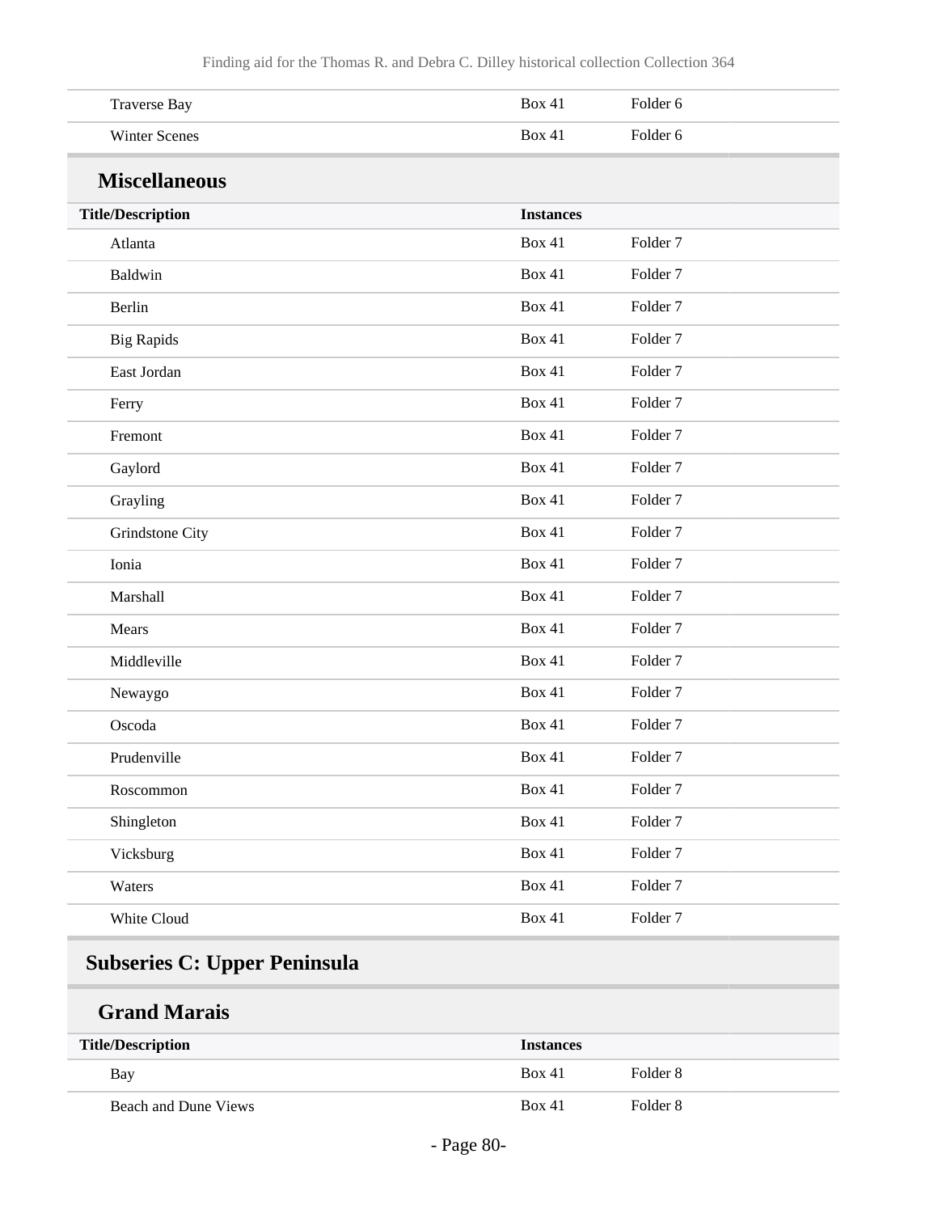| Title/Description | Instances | |
|---|---|---|
| Traverse Bay | Box 41 | Folder 6 |
| Winter Scenes | Box 41 | Folder 6 |

### Miscellaneous

| Title/Description | Instances | |
|---|---|---|
| Atlanta | Box 41 | Folder 7 |
| Baldwin | Box 41 | Folder 7 |
| Berlin | Box 41 | Folder 7 |
| Big Rapids | Box 41 | Folder 7 |
| East Jordan | Box 41 | Folder 7 |
| Ferry | Box 41 | Folder 7 |
| Fremont | Box 41 | Folder 7 |
| Gaylord | Box 41 | Folder 7 |
| Grayling | Box 41 | Folder 7 |
| Grindstone City | Box 41 | Folder 7 |
| Ionia | Box 41 | Folder 7 |
| Marshall | Box 41 | Folder 7 |
| Mears | Box 41 | Folder 7 |
| Middleville | Box 41 | Folder 7 |
| Newaygo | Box 41 | Folder 7 |
| Oscoda | Box 41 | Folder 7 |
| Prudenville | Box 41 | Folder 7 |
| Roscommon | Box 41 | Folder 7 |
| Shingleton | Box 41 | Folder 7 |
| Vicksburg | Box 41 | Folder 7 |
| Waters | Box 41 | Folder 7 |
| White Cloud | Box 41 | Folder 7 |

## Subseries C: Upper Peninsula

### Grand Marais

| Title/Description | Instances | |
|---|---|---|
| Bay | Box 41 | Folder 8 |
| Beach and Dune Views | Box 41 | Folder 8 |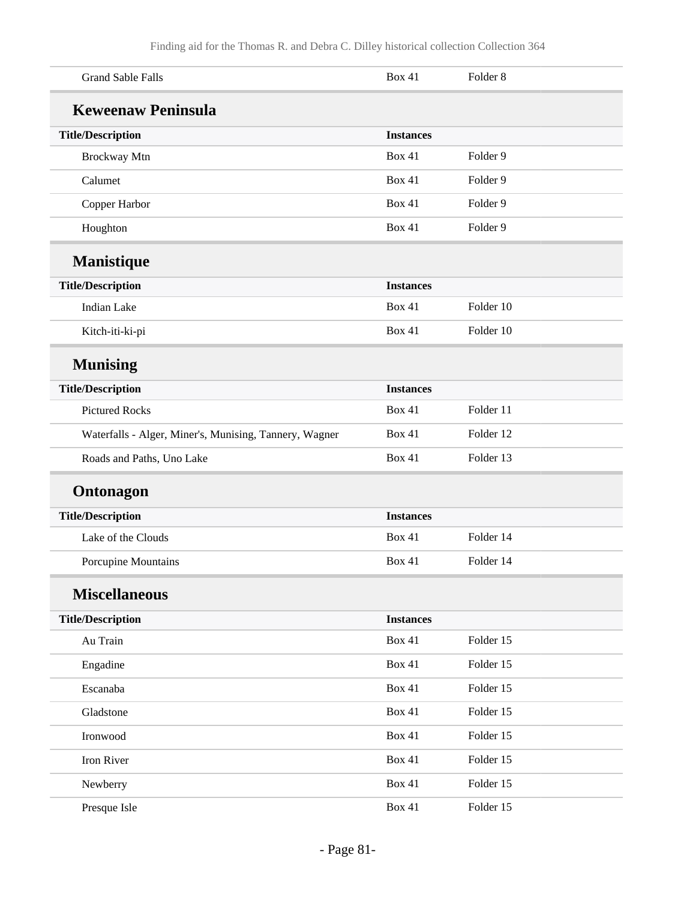| | | |
|---|---|---|
| Grand Sable Falls | Box 41 | Folder 8 |

### Keweenaw Peninsula

| Title/Description | Instances | |
|---|---|---|
| Brockway Mtn | Box 41 | Folder 9 |
| Calumet | Box 41 | Folder 9 |
| Copper Harbor | Box 41 | Folder 9 |
| Houghton | Box 41 | Folder 9 |

### Manistique

| Title/Description | Instances | |
|---|---|---|
| Indian Lake | Box 41 | Folder 10 |
| Kitch-iti-ki-pi | Box 41 | Folder 10 |

### Munising

| Title/Description | Instances | |
|---|---|---|
| Pictured Rocks | Box 41 | Folder 11 |
| Waterfalls - Alger, Miner's, Munising, Tannery, Wagner | Box 41 | Folder 12 |
| Roads and Paths, Uno Lake | Box 41 | Folder 13 |

### Ontonagon

| Title/Description | Instances | |
|---|---|---|
| Lake of the Clouds | Box 41 | Folder 14 |
| Porcupine Mountains | Box 41 | Folder 14 |

### Miscellaneous

| Title/Description | Instances | |
|---|---|---|
| Au Train | Box 41 | Folder 15 |
| Engadine | Box 41 | Folder 15 |
| Escanaba | Box 41 | Folder 15 |
| Gladstone | Box 41 | Folder 15 |
| Ironwood | Box 41 | Folder 15 |
| Iron River | Box 41 | Folder 15 |
| Newberry | Box 41 | Folder 15 |
| Presque Isle | Box 41 | Folder 15 |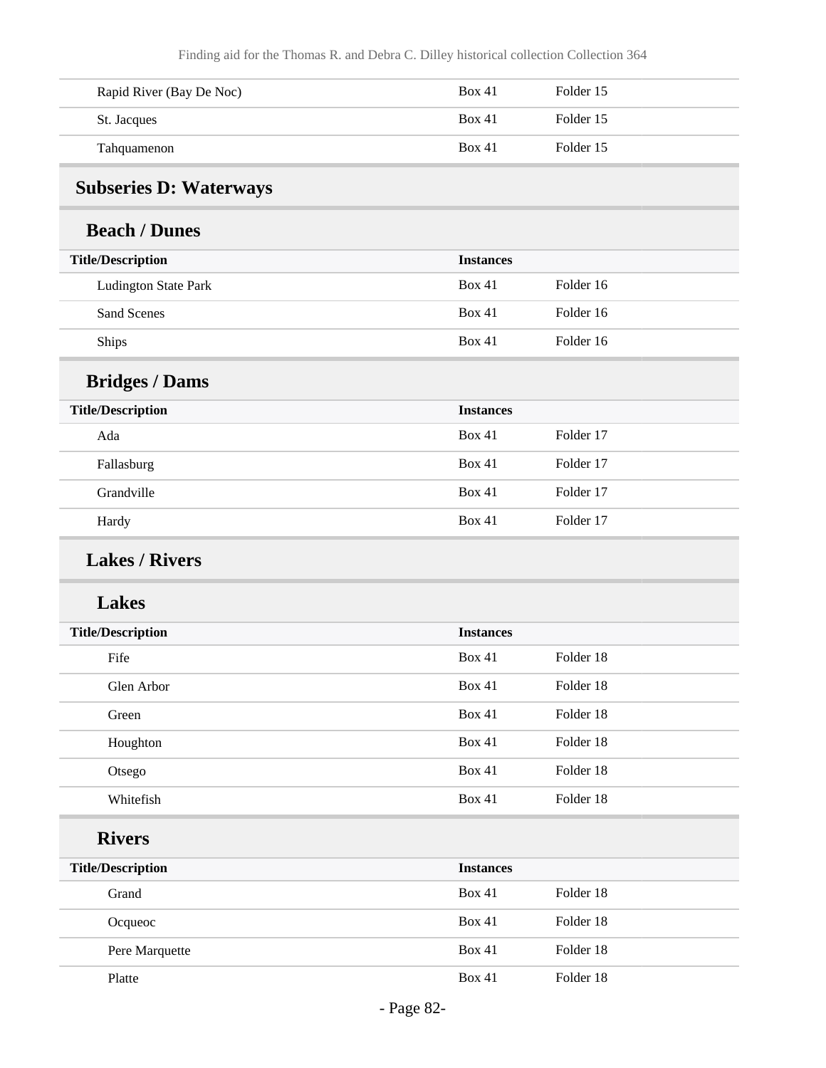| | | |
|---|---|---|
| Rapid River (Bay De Noc) | Box 41 | Folder 15 |
| St. Jacques | Box 41 | Folder 15 |
| Tahquamenon | Box 41 | Folder 15 |

## Subseries D: Waterways

### Beach / Dunes

| Title/Description | Instances | |
|---|---|---|
| Ludington State Park | Box 41 | Folder 16 |
| Sand Scenes | Box 41 | Folder 16 |
| Ships | Box 41 | Folder 16 |

### Bridges / Dams

| Title/Description | Instances | |
|---|---|---|
| Ada | Box 41 | Folder 17 |
| Fallasburg | Box 41 | Folder 17 |
| Grandville | Box 41 | Folder 17 |
| Hardy | Box 41 | Folder 17 |

### Lakes / Rivers

#### Lakes

| Title/Description | Instances | |
|---|---|---|
| Fife | Box 41 | Folder 18 |
| Glen Arbor | Box 41 | Folder 18 |
| Green | Box 41 | Folder 18 |
| Houghton | Box 41 | Folder 18 |
| Otsego | Box 41 | Folder 18 |
| Whitefish | Box 41 | Folder 18 |

#### Rivers

| Title/Description | Instances | |
|---|---|---|
| Grand | Box 41 | Folder 18 |
| Ocqueoc | Box 41 | Folder 18 |
| Pere Marquette | Box 41 | Folder 18 |
| Platte | Box 41 | Folder 18 |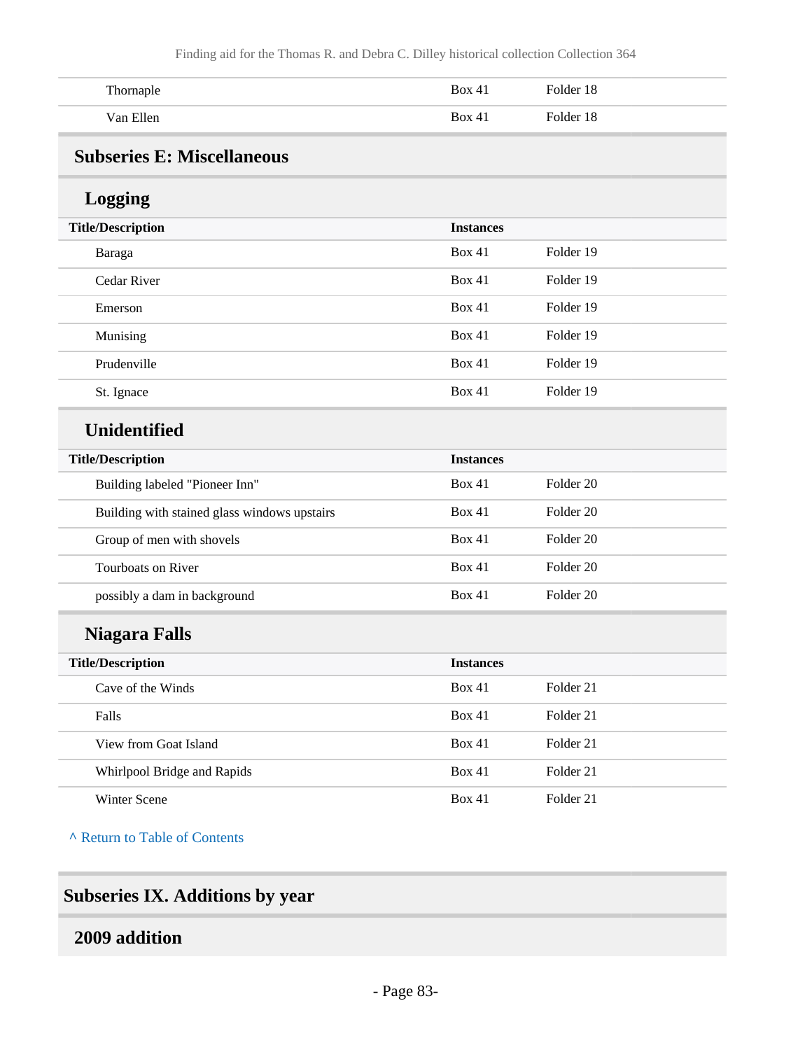| | | |
|---|---|---|
| Thornaple | Box 41 | Folder 18 |
| Van Ellen | Box 41 | Folder 18 |

## Subseries E: Miscellaneous

### Logging

| Title/Description | Instances | |
|---|---|---|
| Baraga | Box 41 | Folder 19 |
| Cedar River | Box 41 | Folder 19 |
| Emerson | Box 41 | Folder 19 |
| Munising | Box 41 | Folder 19 |
| Prudenville | Box 41 | Folder 19 |
| St. Ignace | Box 41 | Folder 19 |

### Unidentified

| Title/Description | Instances | |
|---|---|---|
| Building labeled "Pioneer Inn" | Box 41 | Folder 20 |
| Building with stained glass windows upstairs | Box 41 | Folder 20 |
| Group of men with shovels | Box 41 | Folder 20 |
| Tourboats on River | Box 41 | Folder 20 |
| possibly a dam in background | Box 41 | Folder 20 |

### Niagara Falls

| Title/Description | Instances | |
|---|---|---|
| Cave of the Winds | Box 41 | Folder 21 |
| Falls | Box 41 | Folder 21 |
| View from Goat Island | Box 41 | Folder 21 |
| Whirlpool Bridge and Rapids | Box 41 | Folder 21 |
| Winter Scene | Box 41 | Folder 21 |

^ Return to Table of Contents

# Subseries IX. Additions by year

## 2009 addition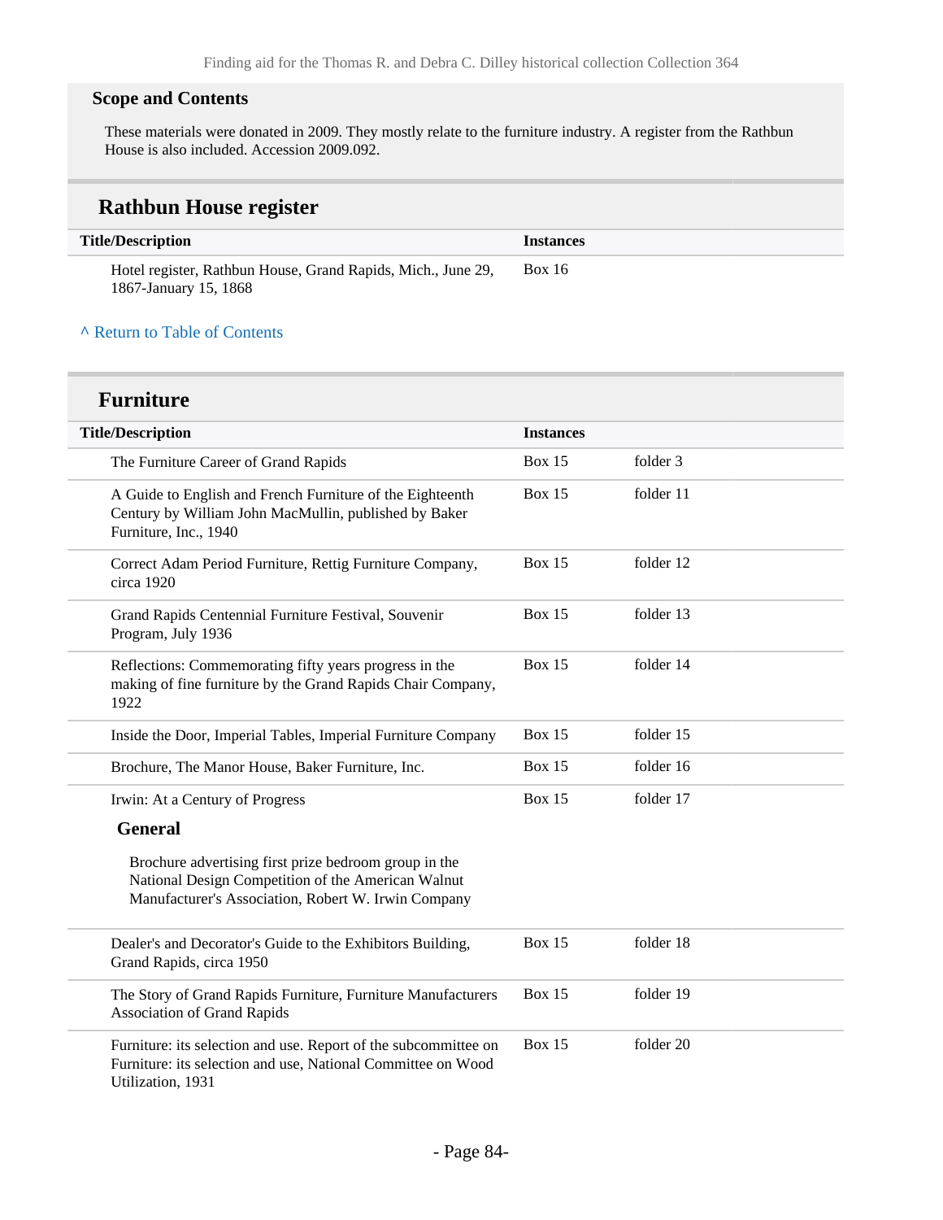### Scope and Contents

These materials were donated in 2009. They mostly relate to the furniture industry. A register from the Rathbun House is also included. Accession 2009.092.

## Rathbun House register

| Title/Description | Instances | |
|---|---|---|
| Hotel register, Rathbun House, Grand Rapids, Mich., June 29, 1867-January 15, 1868 | Box 16 | |

^ Return to Table of Contents

## Furniture

| Title/Description | Instances | |
|---|---|---|
| The Furniture Career of Grand Rapids | Box 15 | folder 3 |
| A Guide to English and French Furniture of the Eighteenth Century by William John MacMullin, published by Baker Furniture, Inc., 1940 | Box 15 | folder 11 |
| Correct Adam Period Furniture, Rettig Furniture Company, circa 1920 | Box 15 | folder 12 |
| Grand Rapids Centennial Furniture Festival, Souvenir Program, July 1936 | Box 15 | folder 13 |
| Reflections: Commemorating fifty years progress in the making of fine furniture by the Grand Rapids Chair Company, 1922 | Box 15 | folder 14 |
| Inside the Door, Imperial Tables, Imperial Furniture Company | Box 15 | folder 15 |
| Brochure, The Manor House, Baker Furniture, Inc. | Box 15 | folder 16 |
| Irwin: At a Century of Progress<br><br>**General**<br><br>Brochure advertising first prize bedroom group in the National Design Competition of the American Walnut Manufacturer's Association, Robert W. Irwin Company | Box 15 | folder 17 |
| Dealer's and Decorator's Guide to the Exhibitors Building, Grand Rapids, circa 1950 | Box 15 | folder 18 |
| The Story of Grand Rapids Furniture, Furniture Manufacturers Association of Grand Rapids | Box 15 | folder 19 |
| Furniture: its selection and use. Report of the subcommittee on Furniture: its selection and use, National Committee on Wood Utilization, 1931 | Box 15 | folder 20 |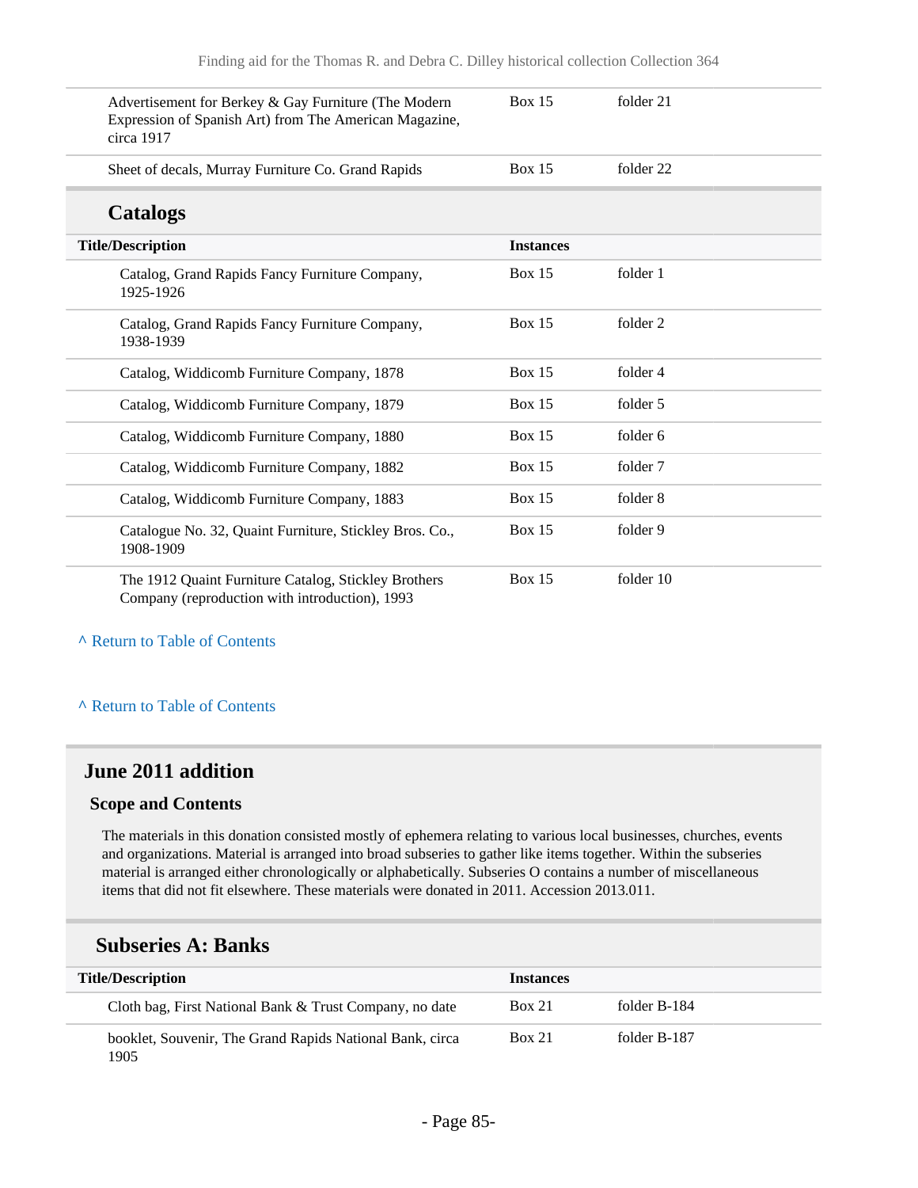| Title/Description | Instances | |
|---|---|---|
| Advertisement for Berkey & Gay Furniture (The Modern Expression of Spanish Art) from The American Magazine, circa 1917 | Box 15 | folder 21 |
| Sheet of decals, Murray Furniture Co. Grand Rapids | Box 15 | folder 22 |

### Catalogs

| Title/Description | Instances | |
|---|---|---|
| Catalog, Grand Rapids Fancy Furniture Company, 1925-1926 | Box 15 | folder 1 |
| Catalog, Grand Rapids Fancy Furniture Company, 1938-1939 | Box 15 | folder 2 |
| Catalog, Widdicomb Furniture Company, 1878 | Box 15 | folder 4 |
| Catalog, Widdicomb Furniture Company, 1879 | Box 15 | folder 5 |
| Catalog, Widdicomb Furniture Company, 1880 | Box 15 | folder 6 |
| Catalog, Widdicomb Furniture Company, 1882 | Box 15 | folder 7 |
| Catalog, Widdicomb Furniture Company, 1883 | Box 15 | folder 8 |
| Catalogue No. 32, Quaint Furniture, Stickley Bros. Co., 1908-1909 | Box 15 | folder 9 |
| The 1912 Quaint Furniture Catalog, Stickley Brothers Company (reproduction with introduction), 1993 | Box 15 | folder 10 |

^ Return to Table of Contents

^ Return to Table of Contents

## June 2011 addition

### Scope and Contents

The materials in this donation consisted mostly of ephemera relating to various local businesses, churches, events and organizations. Material is arranged into broad subseries to gather like items together. Within the subseries material is arranged either chronologically or alphabetically. Subseries O contains a number of miscellaneous items that did not fit elsewhere. These materials were donated in 2011. Accession 2013.011.

### Subseries A: Banks

| Title/Description | Instances | |
|---|---|---|
| Cloth bag, First National Bank & Trust Company, no date | Box 21 | folder B-184 |
| booklet, Souvenir, The Grand Rapids National Bank, circa 1905 | Box 21 | folder B-187 |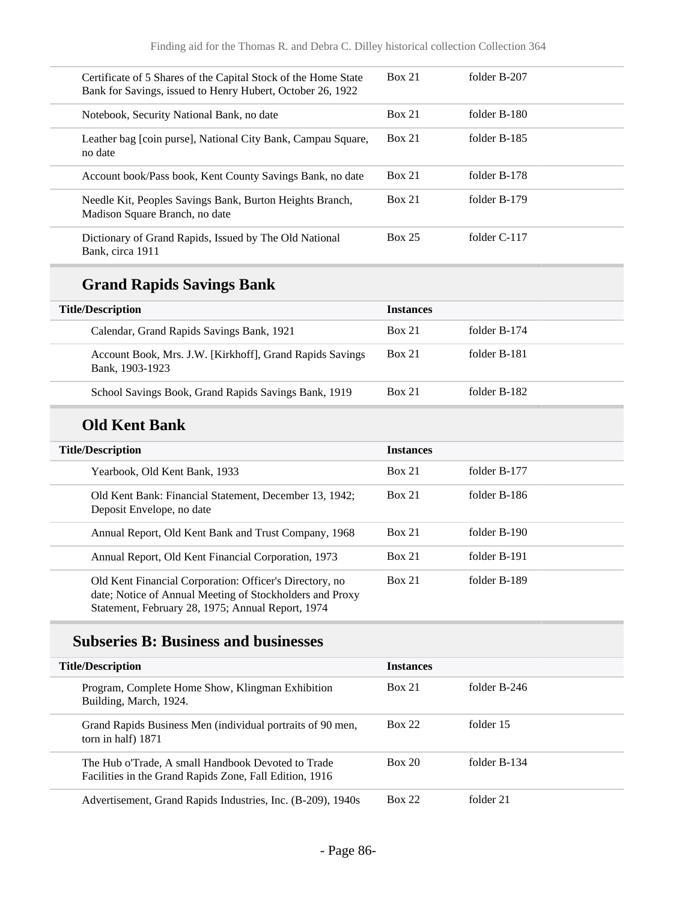| | | |
|---|---|---|
| Certificate of 5 Shares of the Capital Stock of the Home State Bank for Savings, issued to Henry Hubert, October 26, 1922 | Box 21 | folder B-207 |
| Notebook, Security National Bank, no date | Box 21 | folder B-180 |
| Leather bag [coin purse], National City Bank, Campau Square, no date | Box 21 | folder B-185 |
| Account book/Pass book, Kent County Savings Bank, no date | Box 21 | folder B-178 |
| Needle Kit, Peoples Savings Bank, Burton Heights Branch, Madison Square Branch, no date | Box 21 | folder B-179 |
| Dictionary of Grand Rapids, Issued by The Old National Bank, circa 1911 | Box 25 | folder C-117 |

### Grand Rapids Savings Bank

| Title/Description | Instances | |
|---|---|---|
| Calendar, Grand Rapids Savings Bank, 1921 | Box 21 | folder B-174 |
| Account Book, Mrs. J.W. [Kirkhoff], Grand Rapids Savings Bank, 1903-1923 | Box 21 | folder B-181 |
| School Savings Book, Grand Rapids Savings Bank, 1919 | Box 21 | folder B-182 |

### Old Kent Bank

| Title/Description | Instances | |
|---|---|---|
| Yearbook, Old Kent Bank, 1933 | Box 21 | folder B-177 |
| Old Kent Bank: Financial Statement, December 13, 1942; Deposit Envelope, no date | Box 21 | folder B-186 |
| Annual Report, Old Kent Bank and Trust Company, 1968 | Box 21 | folder B-190 |
| Annual Report, Old Kent Financial Corporation, 1973 | Box 21 | folder B-191 |
| Old Kent Financial Corporation: Officer's Directory, no date; Notice of Annual Meeting of Stockholders and Proxy Statement, February 28, 1975; Annual Report, 1974 | Box 21 | folder B-189 |

## Subseries B: Business and businesses

| Title/Description | Instances | |
|---|---|---|
| Program, Complete Home Show, Klingman Exhibition Building, March, 1924. | Box 21 | folder B-246 |
| Grand Rapids Business Men (individual portraits of 90 men, torn in half) 1871 | Box 22 | folder 15 |
| The Hub o'Trade, A small Handbook Devoted to Trade Facilities in the Grand Rapids Zone, Fall Edition, 1916 | Box 20 | folder B-134 |
| Advertisement, Grand Rapids Industries, Inc. (B-209), 1940s | Box 22 | folder 21 |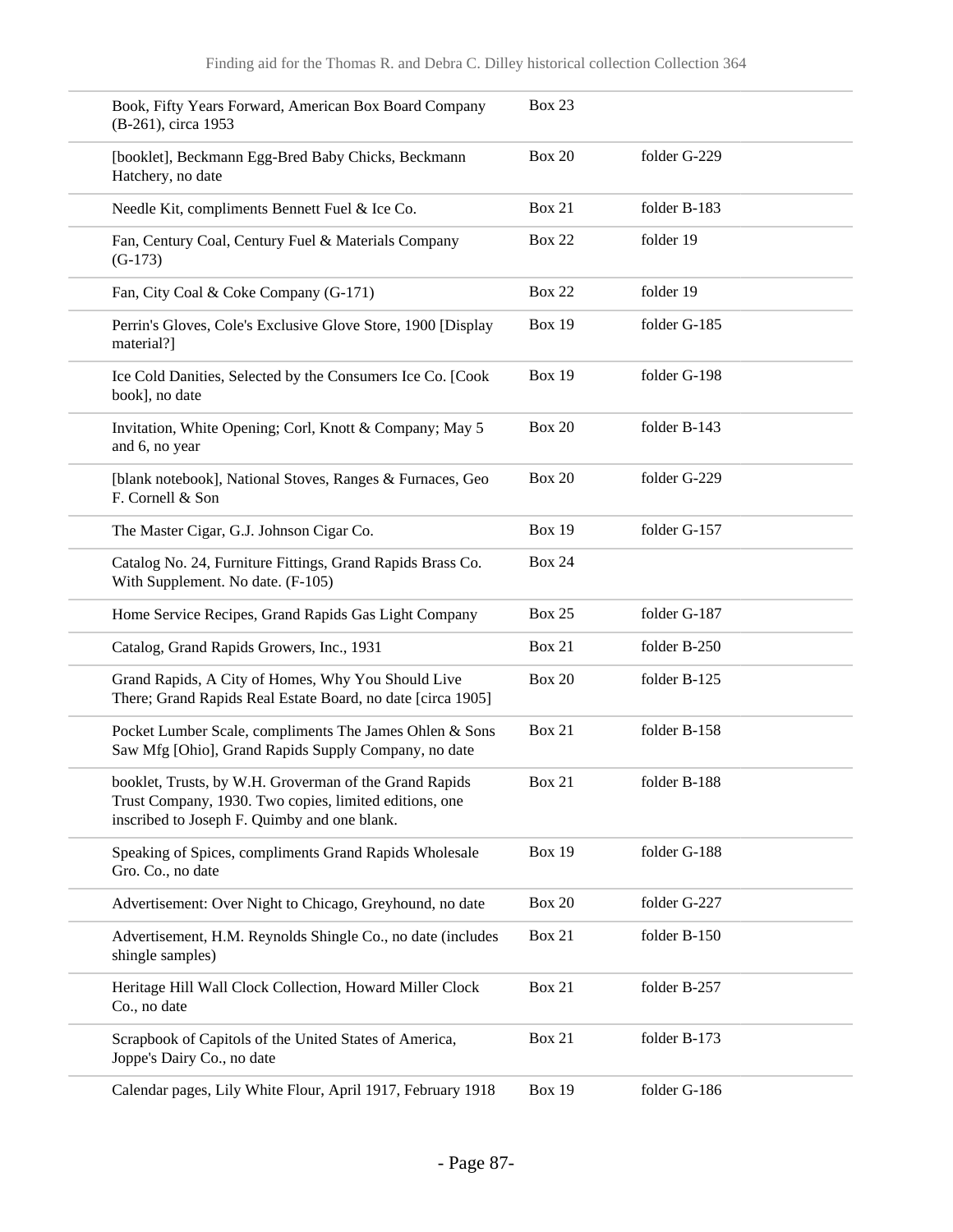| | | |
|---|---|---|
| Book, Fifty Years Forward, American Box Board Company (B-261), circa 1953 | Box 23 | |
| [booklet], Beckmann Egg-Bred Baby Chicks, Beckmann Hatchery, no date | Box 20 | folder G-229 |
| Needle Kit, compliments Bennett Fuel & Ice Co. | Box 21 | folder B-183 |
| Fan, Century Coal, Century Fuel & Materials Company (G-173) | Box 22 | folder 19 |
| Fan, City Coal & Coke Company (G-171) | Box 22 | folder 19 |
| Perrin's Gloves, Cole's Exclusive Glove Store, 1900 [Display material?] | Box 19 | folder G-185 |
| Ice Cold Danities, Selected by the Consumers Ice Co. [Cook book], no date | Box 19 | folder G-198 |
| Invitation, White Opening; Corl, Knott & Company; May 5 and 6, no year | Box 20 | folder B-143 |
| [blank notebook], National Stoves, Ranges & Furnaces, Geo F. Cornell & Son | Box 20 | folder G-229 |
| The Master Cigar, G.J. Johnson Cigar Co. | Box 19 | folder G-157 |
| Catalog No. 24, Furniture Fittings, Grand Rapids Brass Co. With Supplement. No date. (F-105) | Box 24 | |
| Home Service Recipes, Grand Rapids Gas Light Company | Box 25 | folder G-187 |
| Catalog, Grand Rapids Growers, Inc., 1931 | Box 21 | folder B-250 |
| Grand Rapids, A City of Homes, Why You Should Live There; Grand Rapids Real Estate Board, no date [circa 1905] | Box 20 | folder B-125 |
| Pocket Lumber Scale, compliments The James Ohlen & Sons Saw Mfg [Ohio], Grand Rapids Supply Company, no date | Box 21 | folder B-158 |
| booklet, Trusts, by W.H. Groverman of the Grand Rapids Trust Company, 1930. Two copies, limited editions, one inscribed to Joseph F. Quimby and one blank. | Box 21 | folder B-188 |
| Speaking of Spices, compliments Grand Rapids Wholesale Gro. Co., no date | Box 19 | folder G-188 |
| Advertisement: Over Night to Chicago, Greyhound, no date | Box 20 | folder G-227 |
| Advertisement, H.M. Reynolds Shingle Co., no date (includes shingle samples) | Box 21 | folder B-150 |
| Heritage Hill Wall Clock Collection, Howard Miller Clock Co., no date | Box 21 | folder B-257 |
| Scrapbook of Capitols of the United States of America, Joppe's Dairy Co., no date | Box 21 | folder B-173 |
| Calendar pages, Lily White Flour, April 1917, February 1918 | Box 19 | folder G-186 |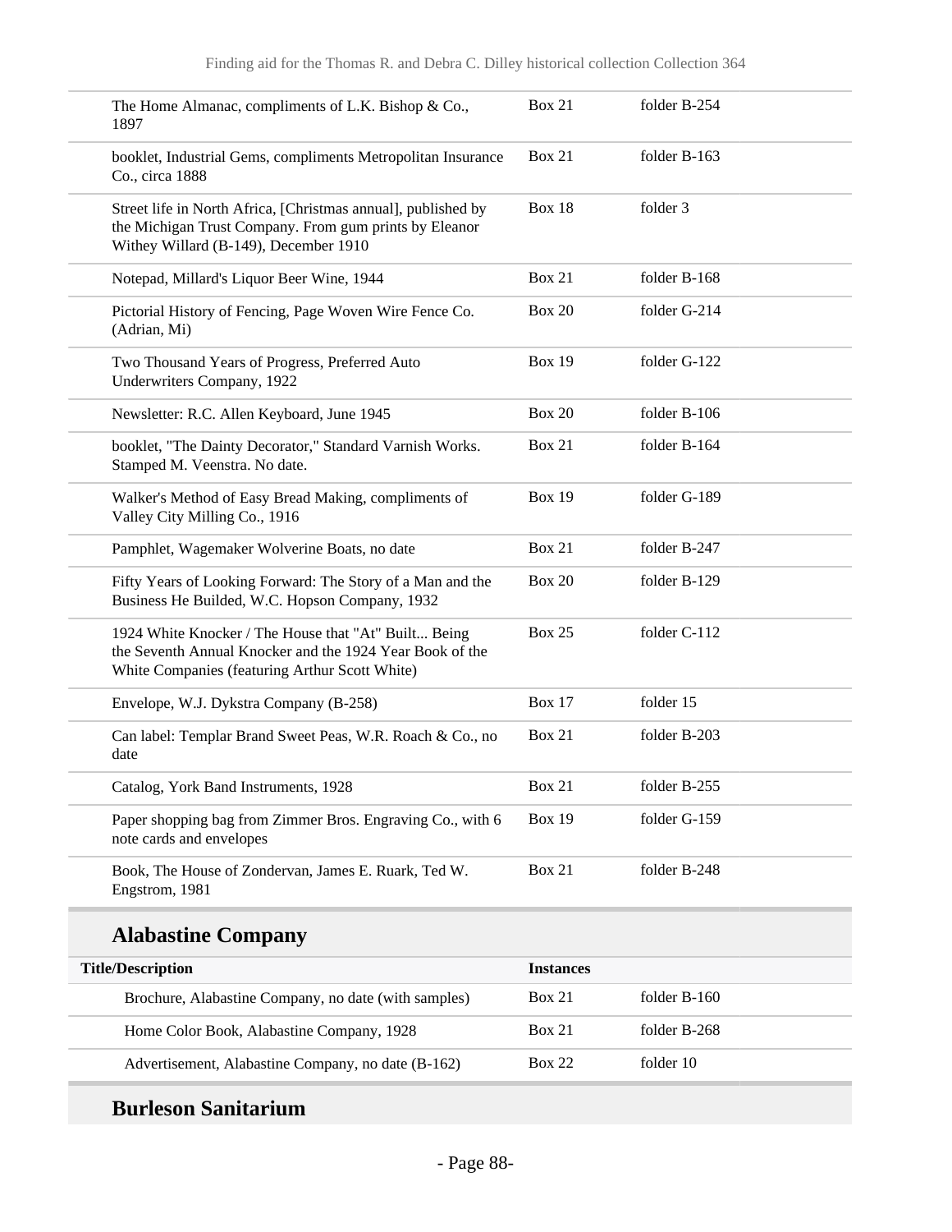| | | |
|---|---|---|
| The Home Almanac, compliments of L.K. Bishop & Co., 1897 | Box 21 | folder B-254 |
| booklet, Industrial Gems, compliments Metropolitan Insurance Co., circa 1888 | Box 21 | folder B-163 |
| Street life in North Africa, [Christmas annual], published by the Michigan Trust Company. From gum prints by Eleanor Withey Willard (B-149), December 1910 | Box 18 | folder 3 |
| Notepad, Millard's Liquor Beer Wine, 1944 | Box 21 | folder B-168 |
| Pictorial History of Fencing, Page Woven Wire Fence Co. (Adrian, Mi) | Box 20 | folder G-214 |
| Two Thousand Years of Progress, Preferred Auto Underwriters Company, 1922 | Box 19 | folder G-122 |
| Newsletter: R.C. Allen Keyboard, June 1945 | Box 20 | folder B-106 |
| booklet, "The Dainty Decorator," Standard Varnish Works. Stamped M. Veenstra. No date. | Box 21 | folder B-164 |
| Walker's Method of Easy Bread Making, compliments of Valley City Milling Co., 1916 | Box 19 | folder G-189 |
| Pamphlet, Wagemaker Wolverine Boats, no date | Box 21 | folder B-247 |
| Fifty Years of Looking Forward: The Story of a Man and the Business He Builded, W.C. Hopson Company, 1932 | Box 20 | folder B-129 |
| 1924 White Knocker / The House that "At" Built... Being the Seventh Annual Knocker and the 1924 Year Book of the White Companies (featuring Arthur Scott White) | Box 25 | folder C-112 |
| Envelope, W.J. Dykstra Company (B-258) | Box 17 | folder 15 |
| Can label: Templar Brand Sweet Peas, W.R. Roach & Co., no date | Box 21 | folder B-203 |
| Catalog, York Band Instruments, 1928 | Box 21 | folder B-255 |
| Paper shopping bag from Zimmer Bros. Engraving Co., with 6 note cards and envelopes | Box 19 | folder G-159 |
| Book, The House of Zondervan, James E. Ruark, Ted W. Engstrom, 1981 | Box 21 | folder B-248 |

## Alabastine Company

| Title/Description | Instances | |
|---|---|---|
| Brochure, Alabastine Company, no date (with samples) | Box 21 | folder B-160 |
| Home Color Book, Alabastine Company, 1928 | Box 21 | folder B-268 |
| Advertisement, Alabastine Company, no date (B-162) | Box 22 | folder 10 |

## Burleson Sanitarium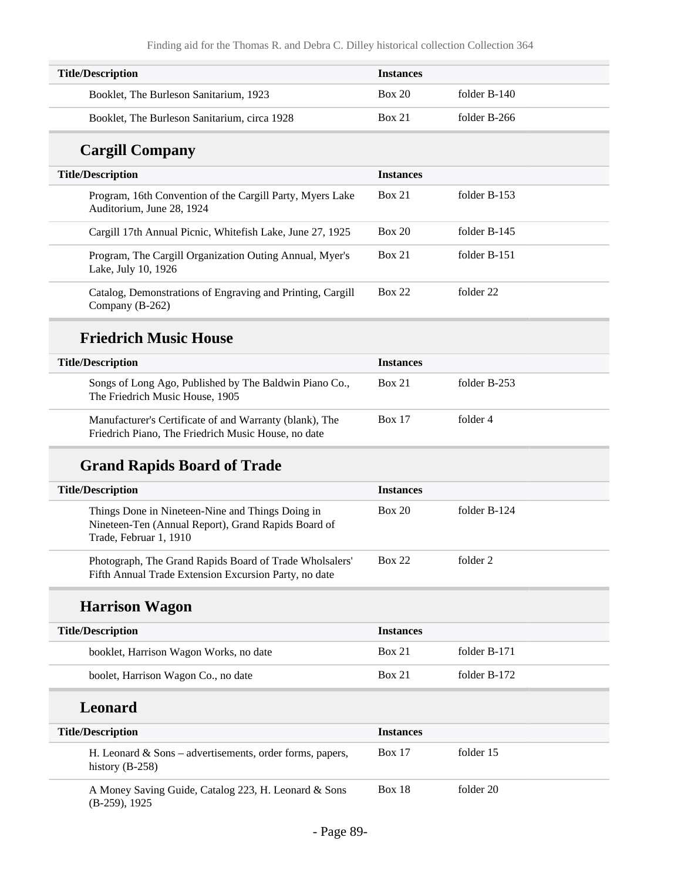| Title/Description | Instances | |
|---|---|---|
| Booklet, The Burleson Sanitarium, 1923 | Box 20 | folder B-140 |
| Booklet, The Burleson Sanitarium, circa 1928 | Box 21 | folder B-266 |

### Cargill Company

| Title/Description | Instances | |
|---|---|---|
| Program, 16th Convention of the Cargill Party, Myers Lake Auditorium, June 28, 1924 | Box 21 | folder B-153 |
| Cargill 17th Annual Picnic, Whitefish Lake, June 27, 1925 | Box 20 | folder B-145 |
| Program, The Cargill Organization Outing Annual, Myer's Lake, July 10, 1926 | Box 21 | folder B-151 |
| Catalog, Demonstrations of Engraving and Printing, Cargill Company (B-262) | Box 22 | folder 22 |

### Friedrich Music House

| Title/Description | Instances | |
|---|---|---|
| Songs of Long Ago, Published by The Baldwin Piano Co., The Friedrich Music House, 1905 | Box 21 | folder B-253 |
| Manufacturer's Certificate of and Warranty (blank), The Friedrich Piano, The Friedrich Music House, no date | Box 17 | folder 4 |

### Grand Rapids Board of Trade

| Title/Description | Instances | |
|---|---|---|
| Things Done in Nineteen-Nine and Things Doing in Nineteen-Ten (Annual Report), Grand Rapids Board of Trade, Februar 1, 1910 | Box 20 | folder B-124 |
| Photograph, The Grand Rapids Board of Trade Wholsalers' Fifth Annual Trade Extension Excursion Party, no date | Box 22 | folder 2 |

### Harrison Wagon

| Title/Description | Instances | |
|---|---|---|
| booklet, Harrison Wagon Works, no date | Box 21 | folder B-171 |
| boolet, Harrison Wagon Co., no date | Box 21 | folder B-172 |

### Leonard

| Title/Description | Instances | |
|---|---|---|
| H. Leonard & Sons – advertisements, order forms, papers, history (B-258) | Box 17 | folder 15 |
| A Money Saving Guide, Catalog 223, H. Leonard & Sons (B-259), 1925 | Box 18 | folder 20 |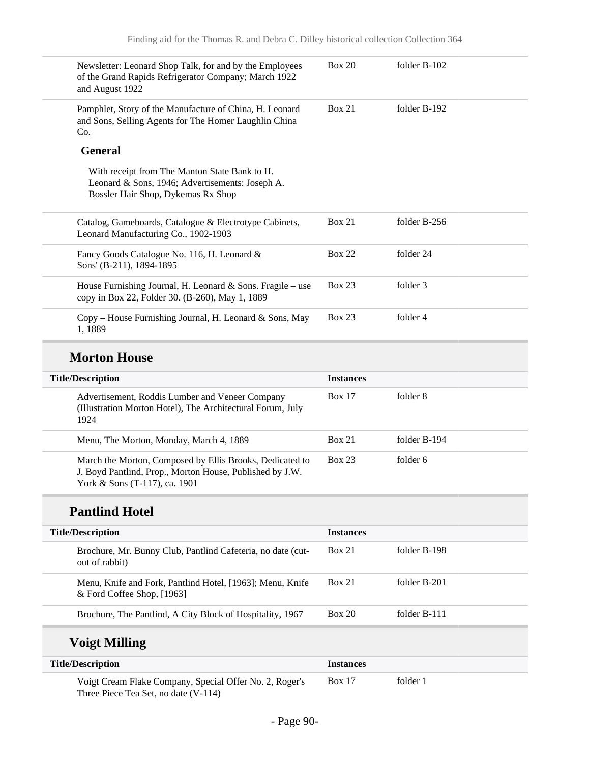| Title/Description | Instances | |
|---|---|---|
| Newsletter: Leonard Shop Talk, for and by the Employees of the Grand Rapids Refrigerator Company; March 1922 and August 1922 | Box 20 | folder B-102 |
| Pamphlet, Story of the Manufacture of China, H. Leonard and Sons, Selling Agents for The Homer Laughlin China Co. **General** With receipt from The Manton State Bank to H. Leonard & Sons, 1946; Advertisements: Joseph A. Bossler Hair Shop, Dykemas Rx Shop | Box 21 | folder B-192 |
| Catalog, Gameboards, Catalogue & Electrotype Cabinets, Leonard Manufacturing Co., 1902-1903 | Box 21 | folder B-256 |
| Fancy Goods Catalogue No. 116, H. Leonard & Sons' (B-211), 1894-1895 | Box 22 | folder 24 |
| House Furnishing Journal, H. Leonard & Sons. Fragile – use copy in Box 22, Folder 30. (B-260), May 1, 1889 | Box 23 | folder 3 |
| Copy – House Furnishing Journal, H. Leonard & Sons, May 1, 1889 | Box 23 | folder 4 |

## Morton House

| Title/Description | Instances | |
|---|---|---|
| Advertisement, Roddis Lumber and Veneer Company (Illustration Morton Hotel), The Architectural Forum, July 1924 | Box 17 | folder 8 |
| Menu, The Morton, Monday, March 4, 1889 | Box 21 | folder B-194 |
| March the Morton, Composed by Ellis Brooks, Dedicated to J. Boyd Pantlind, Prop., Morton House, Published by J.W. York & Sons (T-117), ca. 1901 | Box 23 | folder 6 |

## Pantlind Hotel

| Title/Description | Instances | |
|---|---|---|
| Brochure, Mr. Bunny Club, Pantlind Cafeteria, no date (cut-out of rabbit) | Box 21 | folder B-198 |
| Menu, Knife and Fork, Pantlind Hotel, [1963]; Menu, Knife & Ford Coffee Shop, [1963] | Box 21 | folder B-201 |
| Brochure, The Pantlind, A City Block of Hospitality, 1967 | Box 20 | folder B-111 |

## Voigt Milling

| Title/Description | Instances | |
|---|---|---|
| Voigt Cream Flake Company, Special Offer No. 2, Roger's Three Piece Tea Set, no date (V-114) | Box 17 | folder 1 |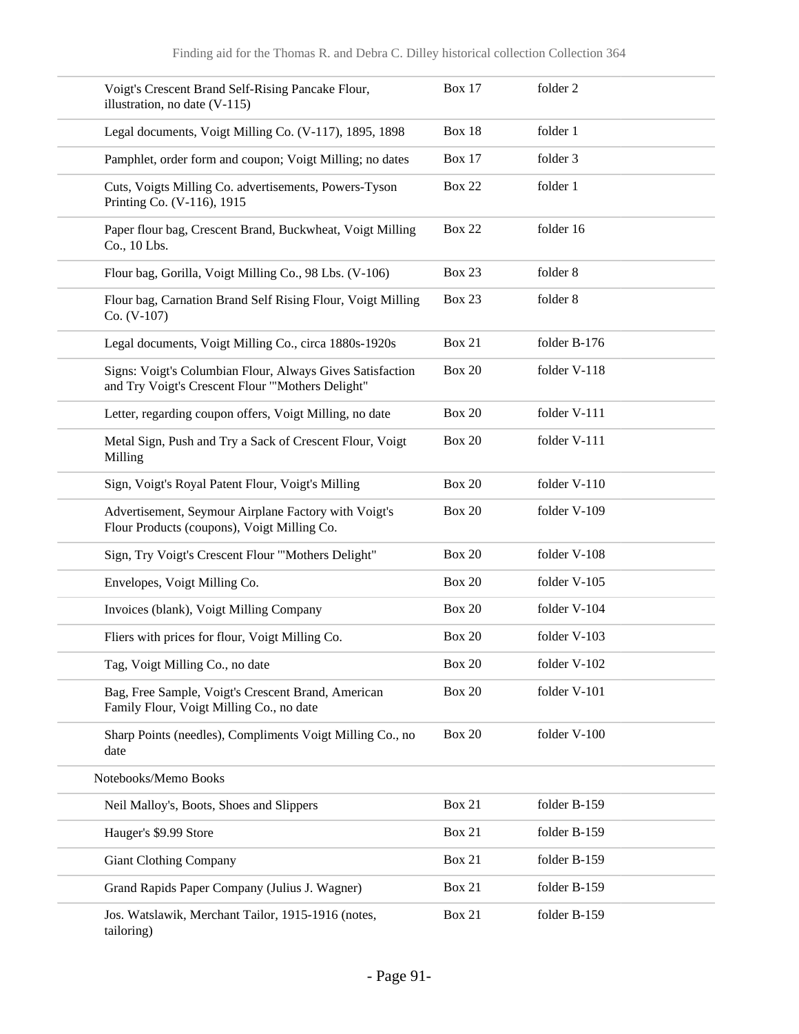| | | |
|---|---|---|
| Voigt's Crescent Brand Self-Rising Pancake Flour, illustration, no date (V-115) | Box 17 | folder 2 |
| Legal documents, Voigt Milling Co. (V-117), 1895, 1898 | Box 18 | folder 1 |
| Pamphlet, order form and coupon; Voigt Milling; no dates | Box 17 | folder 3 |
| Cuts, Voigts Milling Co. advertisements, Powers-Tyson Printing Co. (V-116), 1915 | Box 22 | folder 1 |
| Paper flour bag, Crescent Brand, Buckwheat, Voigt Milling Co., 10 Lbs. | Box 22 | folder 16 |
| Flour bag, Gorilla, Voigt Milling Co., 98 Lbs. (V-106) | Box 23 | folder 8 |
| Flour bag, Carnation Brand Self Rising Flour, Voigt Milling Co. (V-107) | Box 23 | folder 8 |
| Legal documents, Voigt Milling Co., circa 1880s-1920s | Box 21 | folder B-176 |
| Signs: Voigt's Columbian Flour, Always Gives Satisfaction and Try Voigt's Crescent Flour '"Mothers Delight" | Box 20 | folder V-118 |
| Letter, regarding coupon offers, Voigt Milling, no date | Box 20 | folder V-111 |
| Metal Sign, Push and Try a Sack of Crescent Flour, Voigt Milling | Box 20 | folder V-111 |
| Sign, Voigt's Royal Patent Flour, Voigt's Milling | Box 20 | folder V-110 |
| Advertisement, Seymour Airplane Factory with Voigt's Flour Products (coupons), Voigt Milling Co. | Box 20 | folder V-109 |
| Sign, Try Voigt's Crescent Flour '"Mothers Delight" | Box 20 | folder V-108 |
| Envelopes, Voigt Milling Co. | Box 20 | folder V-105 |
| Invoices (blank), Voigt Milling Company | Box 20 | folder V-104 |
| Fliers with prices for flour, Voigt Milling Co. | Box 20 | folder V-103 |
| Tag, Voigt Milling Co., no date | Box 20 | folder V-102 |
| Bag, Free Sample, Voigt's Crescent Brand, American Family Flour, Voigt Milling Co., no date | Box 20 | folder V-101 |
| Sharp Points (needles), Compliments Voigt Milling Co., no date | Box 20 | folder V-100 |
| Notebooks/Memo Books | | |
| Neil Malloy's, Boots, Shoes and Slippers | Box 21 | folder B-159 |
| Hauger's $9.99 Store | Box 21 | folder B-159 |
| Giant Clothing Company | Box 21 | folder B-159 |
| Grand Rapids Paper Company (Julius J. Wagner) | Box 21 | folder B-159 |
| Jos. Watslawik, Merchant Tailor, 1915-1916 (notes, tailoring) | Box 21 | folder B-159 |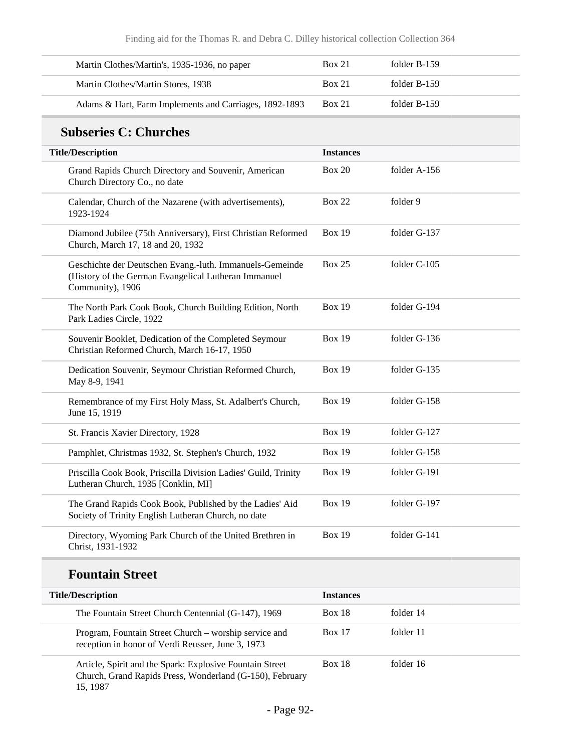| | | |
|---|---|---|
| Martin Clothes/Martin's, 1935-1936, no paper | Box 21 | folder B-159 |
| Martin Clothes/Martin Stores, 1938 | Box 21 | folder B-159 |
| Adams & Hart, Farm Implements and Carriages, 1892-1893 | Box 21 | folder B-159 |

## Subseries C: Churches

| Title/Description | Instances | |
|---|---|---|
| Grand Rapids Church Directory and Souvenir, American Church Directory Co., no date | Box 20 | folder A-156 |
| Calendar, Church of the Nazarene (with advertisements), 1923-1924 | Box 22 | folder 9 |
| Diamond Jubilee (75th Anniversary), First Christian Reformed Church, March 17, 18 and 20, 1932 | Box 19 | folder G-137 |
| Geschichte der Deutschen Evang.-luth. Immanuels-Gemeinde (History of the German Evangelical Lutheran Immanuel Community), 1906 | Box 25 | folder C-105 |
| The North Park Cook Book, Church Building Edition, North Park Ladies Circle, 1922 | Box 19 | folder G-194 |
| Souvenir Booklet, Dedication of the Completed Seymour Christian Reformed Church, March 16-17, 1950 | Box 19 | folder G-136 |
| Dedication Souvenir, Seymour Christian Reformed Church, May 8-9, 1941 | Box 19 | folder G-135 |
| Remembrance of my First Holy Mass, St. Adalbert's Church, June 15, 1919 | Box 19 | folder G-158 |
| St. Francis Xavier Directory, 1928 | Box 19 | folder G-127 |
| Pamphlet, Christmas 1932, St. Stephen's Church, 1932 | Box 19 | folder G-158 |
| Priscilla Cook Book, Priscilla Division Ladies' Guild, Trinity Lutheran Church, 1935 [Conklin, MI] | Box 19 | folder G-191 |
| The Grand Rapids Cook Book, Published by the Ladies' Aid Society of Trinity English Lutheran Church, no date | Box 19 | folder G-197 |
| Directory, Wyoming Park Church of the United Brethren in Christ, 1931-1932 | Box 19 | folder G-141 |

### Fountain Street

| Title/Description | Instances | |
|---|---|---|
| The Fountain Street Church Centennial (G-147), 1969 | Box 18 | folder 14 |
| Program, Fountain Street Church – worship service and reception in honor of Verdi Reusser, June 3, 1973 | Box 17 | folder 11 |
| Article, Spirit and the Spark: Explosive Fountain Street Church, Grand Rapids Press, Wonderland (G-150), February 15, 1987 | Box 18 | folder 16 |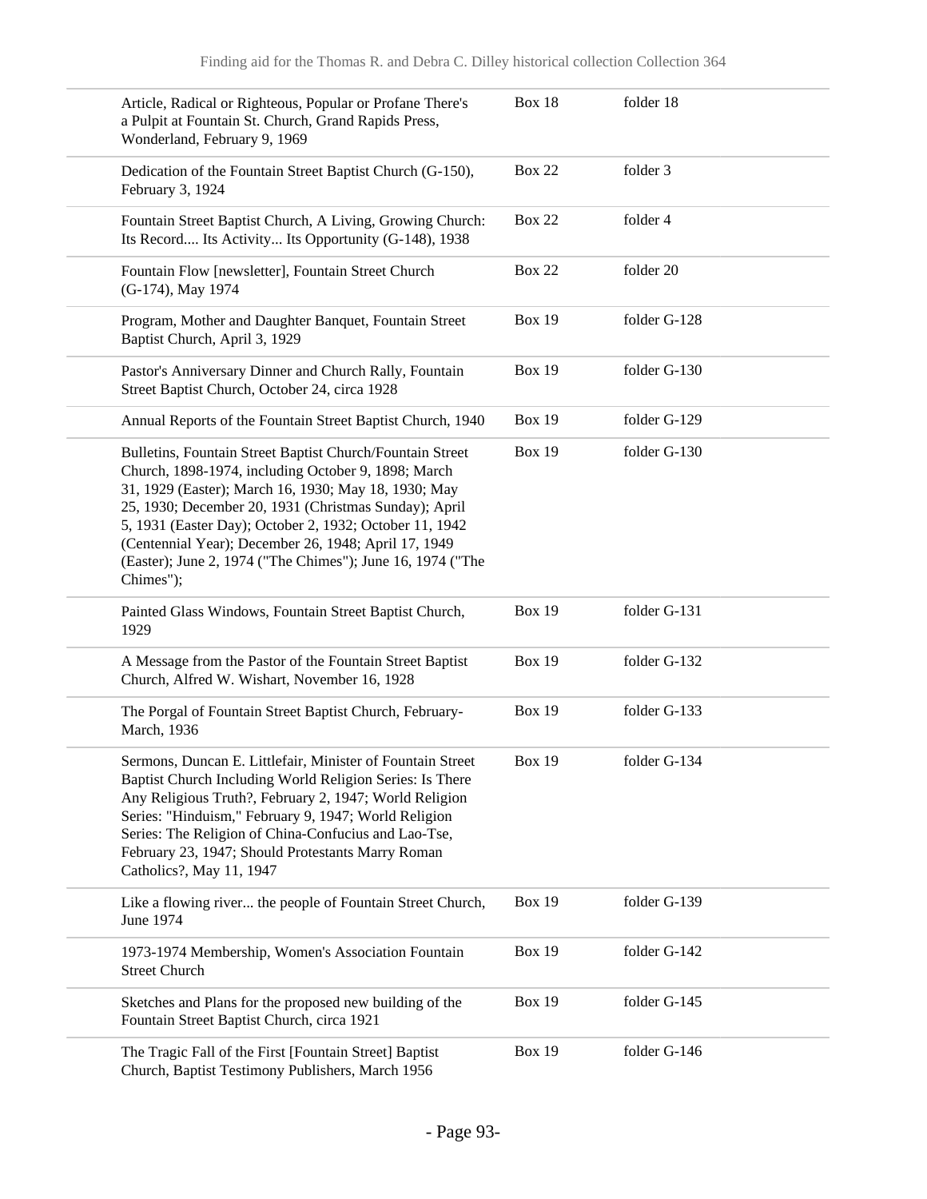| Description | Box | Folder |
| --- | --- | --- |
| Article, Radical or Righteous, Popular or Profane There's a Pulpit at Fountain St. Church, Grand Rapids Press, Wonderland, February 9, 1969 | Box 18 | folder 18 |
| Dedication of the Fountain Street Baptist Church (G-150), February 3, 1924 | Box 22 | folder 3 |
| Fountain Street Baptist Church, A Living, Growing Church: Its Record.... Its Activity... Its Opportunity (G-148), 1938 | Box 22 | folder 4 |
| Fountain Flow [newsletter], Fountain Street Church (G-174), May 1974 | Box 22 | folder 20 |
| Program, Mother and Daughter Banquet, Fountain Street Baptist Church, April 3, 1929 | Box 19 | folder G-128 |
| Pastor's Anniversary Dinner and Church Rally, Fountain Street Baptist Church, October 24, circa 1928 | Box 19 | folder G-130 |
| Annual Reports of the Fountain Street Baptist Church, 1940 | Box 19 | folder G-129 |
| Bulletins, Fountain Street Baptist Church/Fountain Street Church, 1898-1974, including October 9, 1898; March 31, 1929 (Easter); March 16, 1930; May 18, 1930; May 25, 1930; December 20, 1931 (Christmas Sunday); April 5, 1931 (Easter Day); October 2, 1932; October 11, 1942 (Centennial Year); December 26, 1948; April 17, 1949 (Easter); June 2, 1974 ("The Chimes"); June 16, 1974 ("The Chimes"); | Box 19 | folder G-130 |
| Painted Glass Windows, Fountain Street Baptist Church, 1929 | Box 19 | folder G-131 |
| A Message from the Pastor of the Fountain Street Baptist Church, Alfred W. Wishart, November 16, 1928 | Box 19 | folder G-132 |
| The Porgal of Fountain Street Baptist Church, February-March, 1936 | Box 19 | folder G-133 |
| Sermons, Duncan E. Littlefair, Minister of Fountain Street Baptist Church Including World Religion Series: Is There Any Religious Truth?, February 2, 1947; World Religion Series: "Hinduism," February 9, 1947; World Religion Series: The Religion of China-Confucius and Lao-Tse, February 23, 1947; Should Protestants Marry Roman Catholics?, May 11, 1947 | Box 19 | folder G-134 |
| Like a flowing river... the people of Fountain Street Church, June 1974 | Box 19 | folder G-139 |
| 1973-1974 Membership, Women's Association Fountain Street Church | Box 19 | folder G-142 |
| Sketches and Plans for the proposed new building of the Fountain Street Baptist Church, circa 1921 | Box 19 | folder G-145 |
| The Tragic Fall of the First [Fountain Street] Baptist Church, Baptist Testimony Publishers, March 1956 | Box 19 | folder G-146 |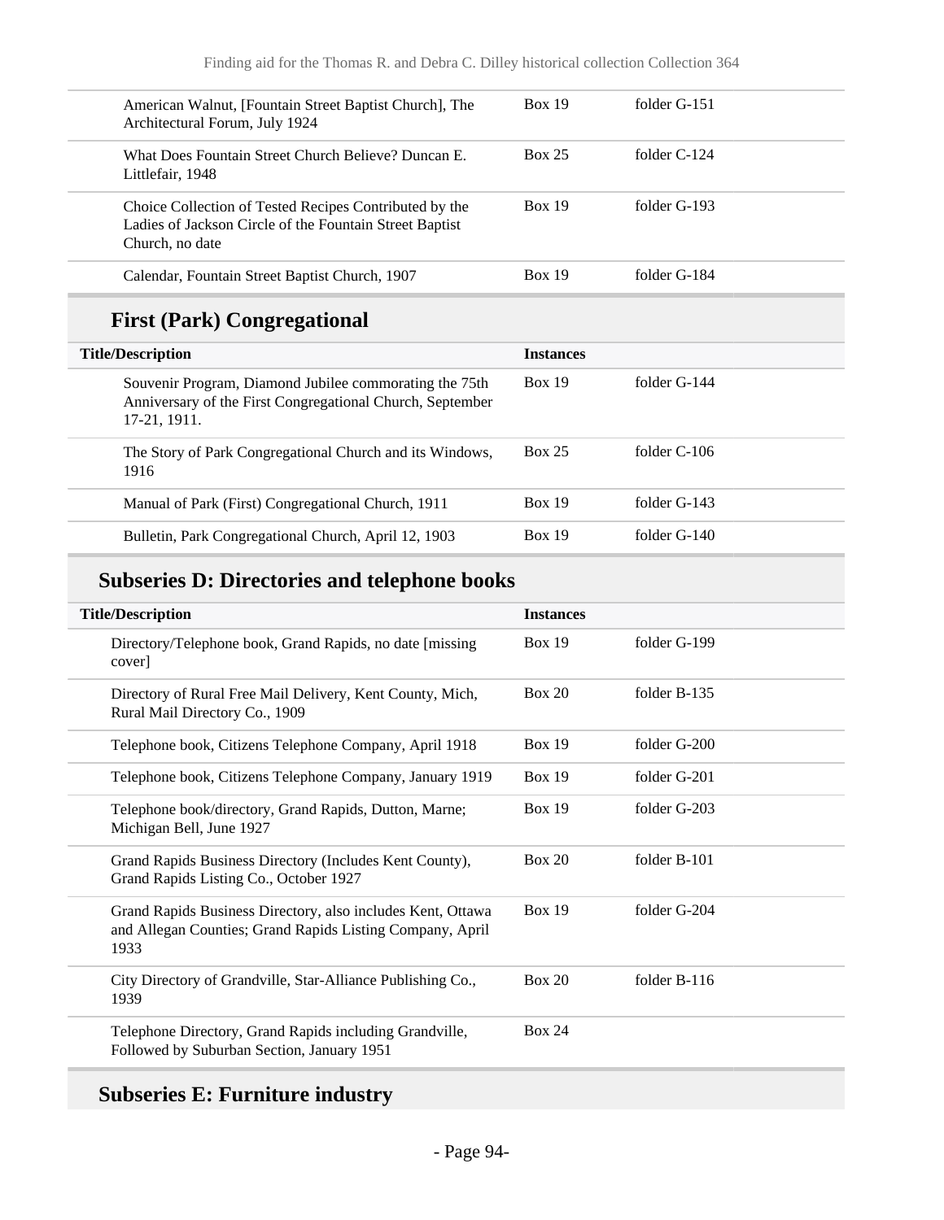| | | |
|---|---|---|
| American Walnut, [Fountain Street Baptist Church], The Architectural Forum, July 1924 | Box 19 | folder G-151 |
| What Does Fountain Street Church Believe? Duncan E. Littlefair, 1948 | Box 25 | folder C-124 |
| Choice Collection of Tested Recipes Contributed by the Ladies of Jackson Circle of the Fountain Street Baptist Church, no date | Box 19 | folder G-193 |
| Calendar, Fountain Street Baptist Church, 1907 | Box 19 | folder G-184 |

## First (Park) Congregational

| Title/Description | Instances | |
|---|---|---|
| Souvenir Program, Diamond Jubilee commorating the 75th Anniversary of the First Congregational Church, September 17-21, 1911. | Box 19 | folder G-144 |
| The Story of Park Congregational Church and its Windows, 1916 | Box 25 | folder C-106 |
| Manual of Park (First) Congregational Church, 1911 | Box 19 | folder G-143 |
| Bulletin, Park Congregational Church, April 12, 1903 | Box 19 | folder G-140 |

## Subseries D: Directories and telephone books

| Title/Description | Instances | |
|---|---|---|
| Directory/Telephone book, Grand Rapids, no date [missing cover] | Box 19 | folder G-199 |
| Directory of Rural Free Mail Delivery, Kent County, Mich, Rural Mail Directory Co., 1909 | Box 20 | folder B-135 |
| Telephone book, Citizens Telephone Company, April 1918 | Box 19 | folder G-200 |
| Telephone book, Citizens Telephone Company, January 1919 | Box 19 | folder G-201 |
| Telephone book/directory, Grand Rapids, Dutton, Marne; Michigan Bell, June 1927 | Box 19 | folder G-203 |
| Grand Rapids Business Directory (Includes Kent County), Grand Rapids Listing Co., October 1927 | Box 20 | folder B-101 |
| Grand Rapids Business Directory, also includes Kent, Ottawa and Allegan Counties; Grand Rapids Listing Company, April 1933 | Box 19 | folder G-204 |
| City Directory of Grandville, Star-Alliance Publishing Co., 1939 | Box 20 | folder B-116 |
| Telephone Directory, Grand Rapids including Grandville, Followed by Suburban Section, January 1951 | Box 24 | |

## Subseries E: Furniture industry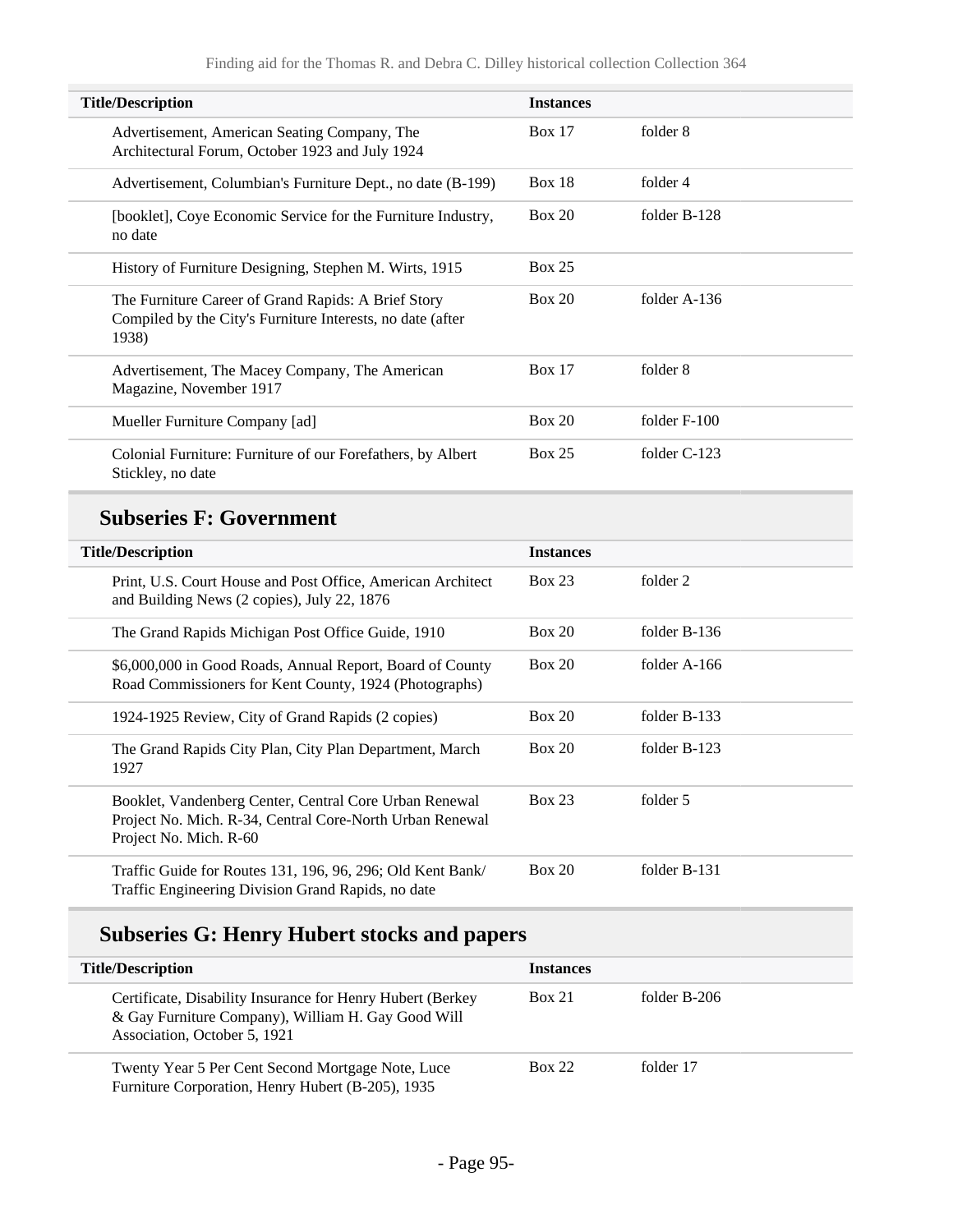| Title/Description | Instances | |
|---|---|---|
| Advertisement, American Seating Company, The Architectural Forum, October 1923 and July 1924 | Box 17 | folder 8 |
| Advertisement, Columbian's Furniture Dept., no date (B-199) | Box 18 | folder 4 |
| [booklet], Coye Economic Service for the Furniture Industry, no date | Box 20 | folder B-128 |
| History of Furniture Designing, Stephen M. Wirts, 1915 | Box 25 | |
| The Furniture Career of Grand Rapids: A Brief Story Compiled by the City's Furniture Interests, no date (after 1938) | Box 20 | folder A-136 |
| Advertisement, The Macey Company, The American Magazine, November 1917 | Box 17 | folder 8 |
| Mueller Furniture Company [ad] | Box 20 | folder F-100 |
| Colonial Furniture: Furniture of our Forefathers, by Albert Stickley, no date | Box 25 | folder C-123 |

## Subseries F: Government

| Title/Description | Instances | |
|---|---|---|
| Print, U.S. Court House and Post Office, American Architect and Building News (2 copies), July 22, 1876 | Box 23 | folder 2 |
| The Grand Rapids Michigan Post Office Guide, 1910 | Box 20 | folder B-136 |
| $6,000,000 in Good Roads, Annual Report, Board of County Road Commissioners for Kent County, 1924 (Photographs) | Box 20 | folder A-166 |
| 1924-1925 Review, City of Grand Rapids (2 copies) | Box 20 | folder B-133 |
| The Grand Rapids City Plan, City Plan Department, March 1927 | Box 20 | folder B-123 |
| Booklet, Vandenberg Center, Central Core Urban Renewal Project No. Mich. R-34, Central Core-North Urban Renewal Project No. Mich. R-60 | Box 23 | folder 5 |
| Traffic Guide for Routes 131, 196, 96, 296; Old Kent Bank/ Traffic Engineering Division Grand Rapids, no date | Box 20 | folder B-131 |

## Subseries G: Henry Hubert stocks and papers

| Title/Description | Instances | |
|---|---|---|
| Certificate, Disability Insurance for Henry Hubert (Berkey & Gay Furniture Company), William H. Gay Good Will Association, October 5, 1921 | Box 21 | folder B-206 |
| Twenty Year 5 Per Cent Second Mortgage Note, Luce Furniture Corporation, Henry Hubert (B-205), 1935 | Box 22 | folder 17 |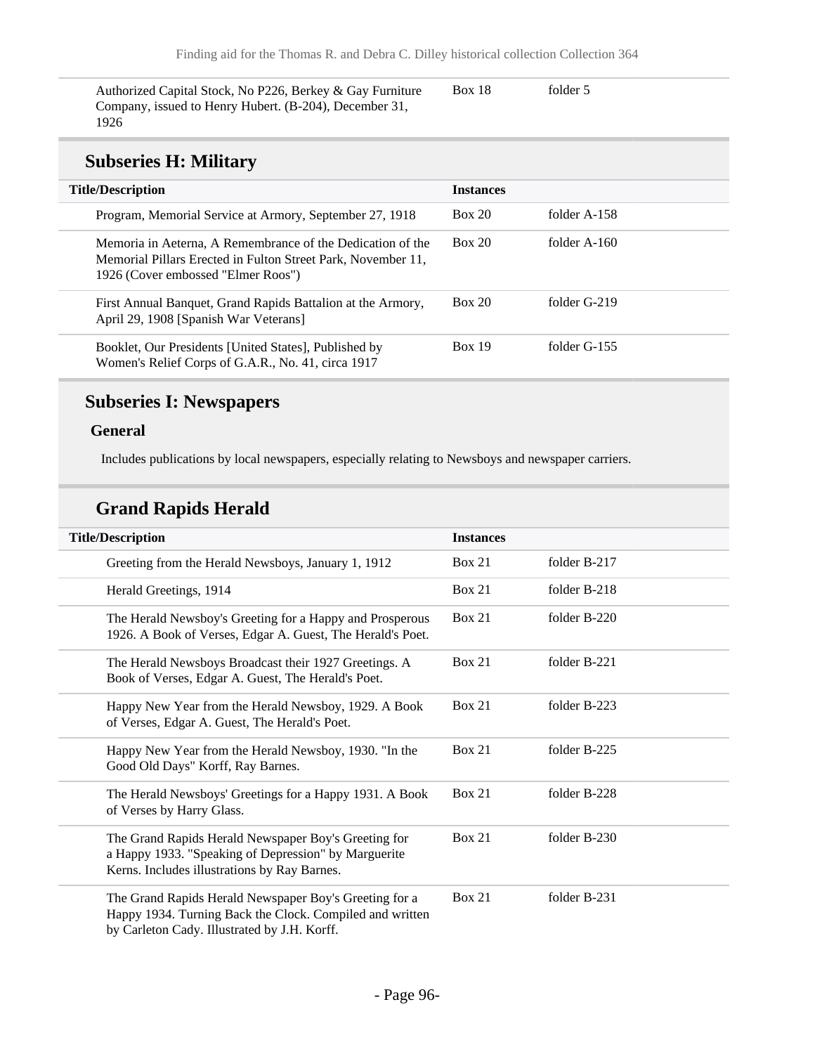| | | |
|---|---|---|
| Authorized Capital Stock, No P226, Berkey & Gay Furniture Company, issued to Henry Hubert. (B-204), December 31, 1926 | Box 18 | folder 5 |

## Subseries H: Military

| Title/Description | Instances | |
|---|---|---|
| Program, Memorial Service at Armory, September 27, 1918 | Box 20 | folder A-158 |
| Memoria in Aeterna, A Remembrance of the Dedication of the Memorial Pillars Erected in Fulton Street Park, November 11, 1926 (Cover embossed "Elmer Roos") | Box 20 | folder A-160 |
| First Annual Banquet, Grand Rapids Battalion at the Armory, April 29, 1908 [Spanish War Veterans] | Box 20 | folder G-219 |
| Booklet, Our Presidents [United States], Published by Women's Relief Corps of G.A.R., No. 41, circa 1917 | Box 19 | folder G-155 |

## Subseries I: Newspapers

### General

Includes publications by local newspapers, especially relating to Newsboys and newspaper carriers.

### Grand Rapids Herald

| Title/Description | Instances | |
|---|---|---|
| Greeting from the Herald Newsboys, January 1, 1912 | Box 21 | folder B-217 |
| Herald Greetings, 1914 | Box 21 | folder B-218 |
| The Herald Newsboy's Greeting for a Happy and Prosperous 1926. A Book of Verses, Edgar A. Guest, The Herald's Poet. | Box 21 | folder B-220 |
| The Herald Newsboys Broadcast their 1927 Greetings. A Book of Verses, Edgar A. Guest, The Herald's Poet. | Box 21 | folder B-221 |
| Happy New Year from the Herald Newsboy, 1929. A Book of Verses, Edgar A. Guest, The Herald's Poet. | Box 21 | folder B-223 |
| Happy New Year from the Herald Newsboy, 1930. "In the Good Old Days" Korff, Ray Barnes. | Box 21 | folder B-225 |
| The Herald Newsboys' Greetings for a Happy 1931. A Book of Verses by Harry Glass. | Box 21 | folder B-228 |
| The Grand Rapids Herald Newspaper Boy's Greeting for a Happy 1933. "Speaking of Depression" by Marguerite Kerns. Includes illustrations by Ray Barnes. | Box 21 | folder B-230 |
| The Grand Rapids Herald Newspaper Boy's Greeting for a Happy 1934. Turning Back the Clock. Compiled and written by Carleton Cady. Illustrated by J.H. Korff. | Box 21 | folder B-231 |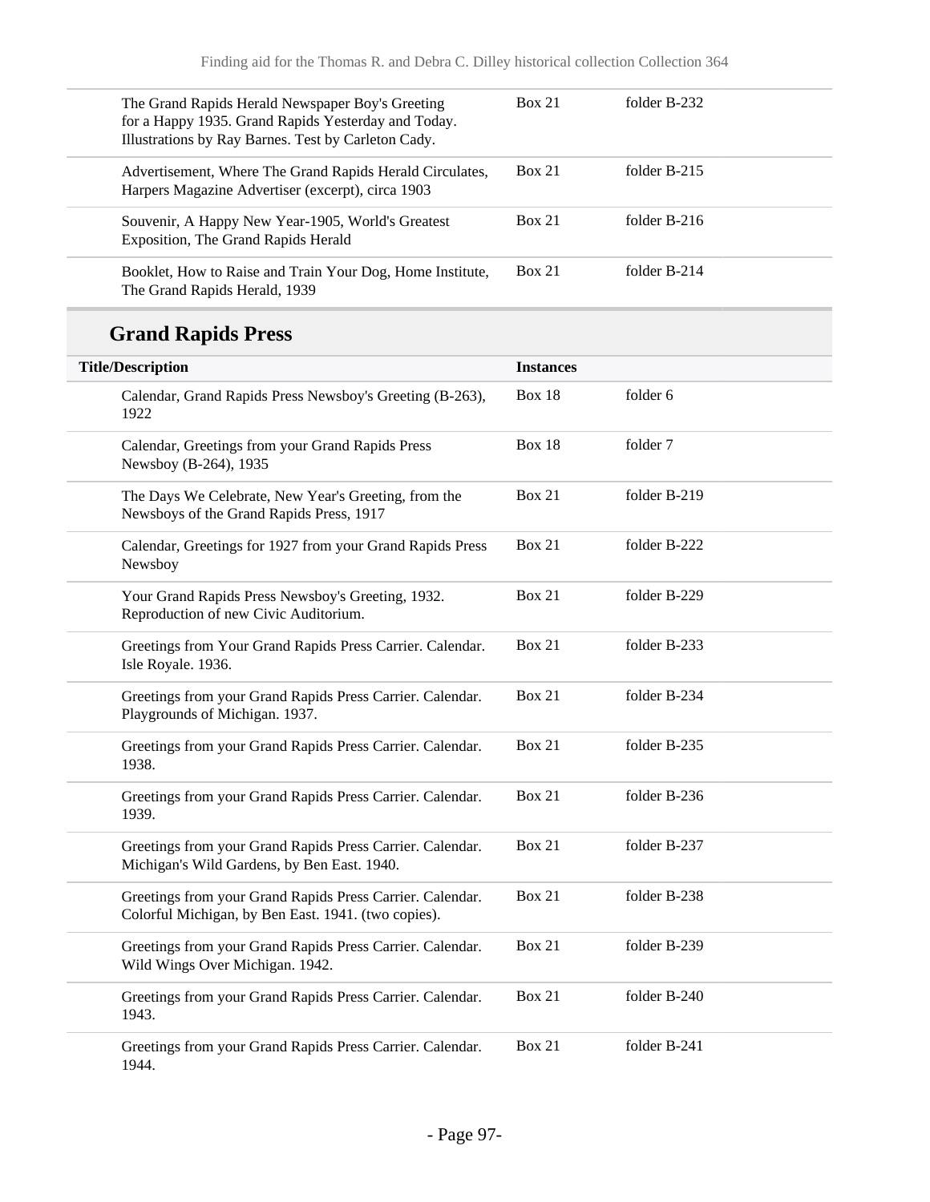| Title/Description | Instances | |
|---|---|---|
| The Grand Rapids Herald Newspaper Boy's Greeting for a Happy 1935. Grand Rapids Yesterday and Today. Illustrations by Ray Barnes. Test by Carleton Cady. | Box 21 | folder B-232 |
| Advertisement, Where The Grand Rapids Herald Circulates, Harpers Magazine Advertiser (excerpt), circa 1903 | Box 21 | folder B-215 |
| Souvenir, A Happy New Year-1905, World's Greatest Exposition, The Grand Rapids Herald | Box 21 | folder B-216 |
| Booklet, How to Raise and Train Your Dog, Home Institute, The Grand Rapids Herald, 1939 | Box 21 | folder B-214 |

## Grand Rapids Press

| Title/Description | Instances | |
|---|---|---|
| Calendar, Grand Rapids Press Newsboy's Greeting (B-263), 1922 | Box 18 | folder 6 |
| Calendar, Greetings from your Grand Rapids Press Newsboy (B-264), 1935 | Box 18 | folder 7 |
| The Days We Celebrate, New Year's Greeting, from the Newsboys of the Grand Rapids Press, 1917 | Box 21 | folder B-219 |
| Calendar, Greetings for 1927 from your Grand Rapids Press Newsboy | Box 21 | folder B-222 |
| Your Grand Rapids Press Newsboy's Greeting, 1932. Reproduction of new Civic Auditorium. | Box 21 | folder B-229 |
| Greetings from Your Grand Rapids Press Carrier. Calendar. Isle Royale. 1936. | Box 21 | folder B-233 |
| Greetings from your Grand Rapids Press Carrier. Calendar. Playgrounds of Michigan. 1937. | Box 21 | folder B-234 |
| Greetings from your Grand Rapids Press Carrier. Calendar. 1938. | Box 21 | folder B-235 |
| Greetings from your Grand Rapids Press Carrier. Calendar. 1939. | Box 21 | folder B-236 |
| Greetings from your Grand Rapids Press Carrier. Calendar. Michigan's Wild Gardens, by Ben East. 1940. | Box 21 | folder B-237 |
| Greetings from your Grand Rapids Press Carrier. Calendar. Colorful Michigan, by Ben East. 1941. (two copies). | Box 21 | folder B-238 |
| Greetings from your Grand Rapids Press Carrier. Calendar. Wild Wings Over Michigan. 1942. | Box 21 | folder B-239 |
| Greetings from your Grand Rapids Press Carrier. Calendar. 1943. | Box 21 | folder B-240 |
| Greetings from your Grand Rapids Press Carrier. Calendar. 1944. | Box 21 | folder B-241 |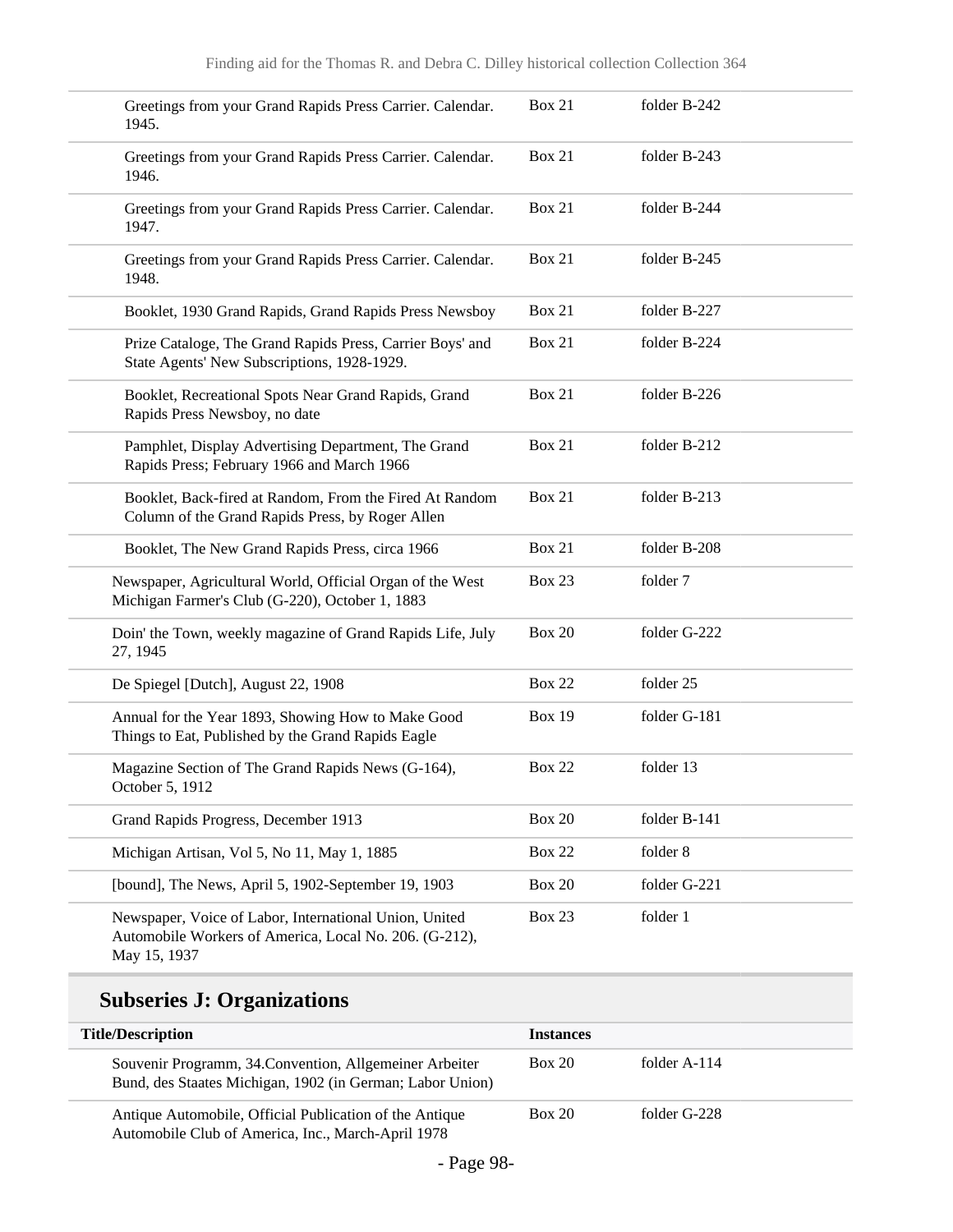| Title/Description | Instances | |
|---|---|---|
| Greetings from your Grand Rapids Press Carrier. Calendar. 1945. | Box 21 | folder B-242 |
| Greetings from your Grand Rapids Press Carrier. Calendar. 1946. | Box 21 | folder B-243 |
| Greetings from your Grand Rapids Press Carrier. Calendar. 1947. | Box 21 | folder B-244 |
| Greetings from your Grand Rapids Press Carrier. Calendar. 1948. | Box 21 | folder B-245 |
| Booklet, 1930 Grand Rapids, Grand Rapids Press Newsboy | Box 21 | folder B-227 |
| Prize Cataloge, The Grand Rapids Press, Carrier Boys' and State Agents' New Subscriptions, 1928-1929. | Box 21 | folder B-224 |
| Booklet, Recreational Spots Near Grand Rapids, Grand Rapids Press Newsboy, no date | Box 21 | folder B-226 |
| Pamphlet, Display Advertising Department, The Grand Rapids Press; February 1966 and March 1966 | Box 21 | folder B-212 |
| Booklet, Back-fired at Random, From the Fired At Random Column of the Grand Rapids Press, by Roger Allen | Box 21 | folder B-213 |
| Booklet, The New Grand Rapids Press, circa 1966 | Box 21 | folder B-208 |
| Newspaper, Agricultural World, Official Organ of the West Michigan Farmer's Club (G-220), October 1, 1883 | Box 23 | folder 7 |
| Doin' the Town, weekly magazine of Grand Rapids Life, July 27, 1945 | Box 20 | folder G-222 |
| De Spiegel [Dutch], August 22, 1908 | Box 22 | folder 25 |
| Annual for the Year 1893, Showing How to Make Good Things to Eat, Published by the Grand Rapids Eagle | Box 19 | folder G-181 |
| Magazine Section of The Grand Rapids News (G-164), October 5, 1912 | Box 22 | folder 13 |
| Grand Rapids Progress, December 1913 | Box 20 | folder B-141 |
| Michigan Artisan, Vol 5, No 11, May 1, 1885 | Box 22 | folder 8 |
| [bound], The News, April 5, 1902-September 19, 1903 | Box 20 | folder G-221 |
| Newspaper, Voice of Labor, International Union, United Automobile Workers of America, Local No. 206. (G-212), May 15, 1937 | Box 23 | folder 1 |

## Subseries J: Organizations

| Title/Description | Instances | |
|---|---|---|
| Souvenir Programm, 34.Convention, Allgemeiner Arbeiter Bund, des Staates Michigan, 1902 (in German; Labor Union) | Box 20 | folder A-114 |
| Antique Automobile, Official Publication of the Antique Automobile Club of America, Inc., March-April 1978 | Box 20 | folder G-228 |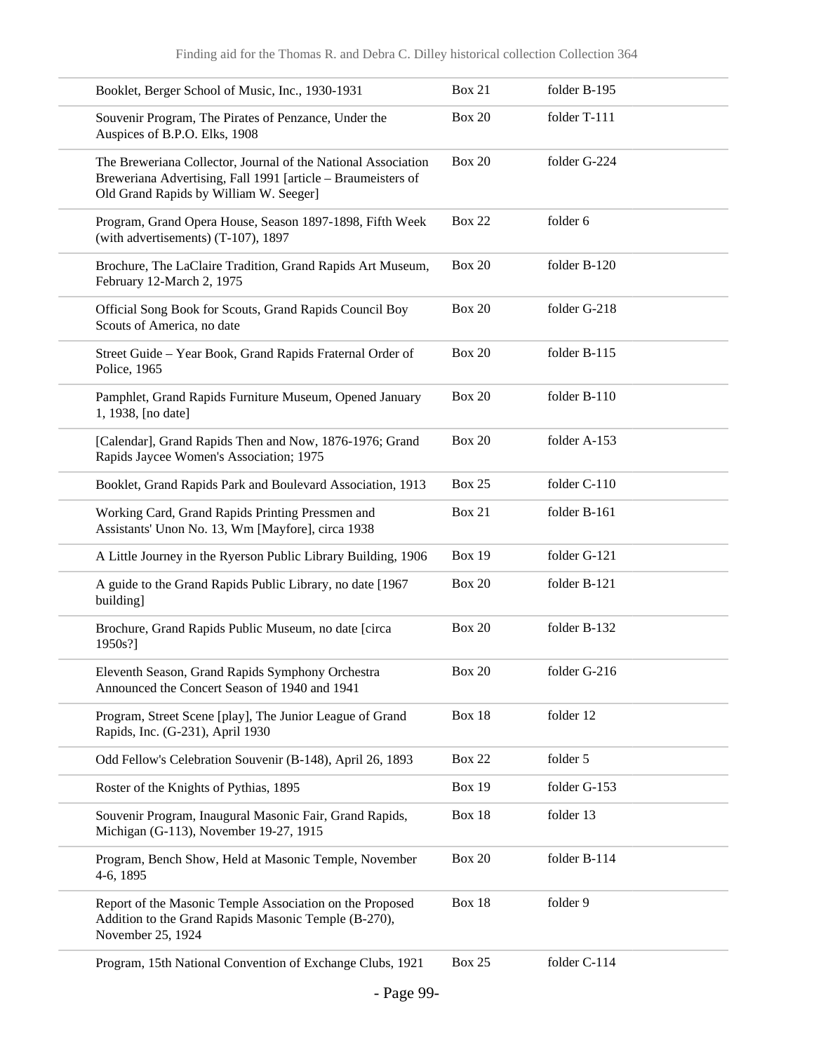| | | |
|---|---|---|
| Booklet, Berger School of Music, Inc., 1930-1931 | Box 21 | folder B-195 |
| Souvenir Program, The Pirates of Penzance, Under the Auspices of B.P.O. Elks, 1908 | Box 20 | folder T-111 |
| The Breweriana Collector, Journal of the National Association Breweriana Advertising, Fall 1991 [article – Braumeisters of Old Grand Rapids by William W. Seeger] | Box 20 | folder G-224 |
| Program, Grand Opera House, Season 1897-1898, Fifth Week (with advertisements) (T-107), 1897 | Box 22 | folder 6 |
| Brochure, The LaClaire Tradition, Grand Rapids Art Museum, February 12-March 2, 1975 | Box 20 | folder B-120 |
| Official Song Book for Scouts, Grand Rapids Council Boy Scouts of America, no date | Box 20 | folder G-218 |
| Street Guide – Year Book, Grand Rapids Fraternal Order of Police, 1965 | Box 20 | folder B-115 |
| Pamphlet, Grand Rapids Furniture Museum, Opened January 1, 1938, [no date] | Box 20 | folder B-110 |
| [Calendar], Grand Rapids Then and Now, 1876-1976; Grand Rapids Jaycee Women's Association; 1975 | Box 20 | folder A-153 |
| Booklet, Grand Rapids Park and Boulevard Association, 1913 | Box 25 | folder C-110 |
| Working Card, Grand Rapids Printing Pressmen and Assistants' Unon No. 13, Wm [Mayfore], circa 1938 | Box 21 | folder B-161 |
| A Little Journey in the Ryerson Public Library Building, 1906 | Box 19 | folder G-121 |
| A guide to the Grand Rapids Public Library, no date [1967 building] | Box 20 | folder B-121 |
| Brochure, Grand Rapids Public Museum, no date [circa 1950s?] | Box 20 | folder B-132 |
| Eleventh Season, Grand Rapids Symphony Orchestra Announced the Concert Season of 1940 and 1941 | Box 20 | folder G-216 |
| Program, Street Scene [play], The Junior League of Grand Rapids, Inc. (G-231), April 1930 | Box 18 | folder 12 |
| Odd Fellow's Celebration Souvenir (B-148), April 26, 1893 | Box 22 | folder 5 |
| Roster of the Knights of Pythias, 1895 | Box 19 | folder G-153 |
| Souvenir Program, Inaugural Masonic Fair, Grand Rapids, Michigan (G-113), November 19-27, 1915 | Box 18 | folder 13 |
| Program, Bench Show, Held at Masonic Temple, November 4-6, 1895 | Box 20 | folder B-114 |
| Report of the Masonic Temple Association on the Proposed Addition to the Grand Rapids Masonic Temple (B-270), November 25, 1924 | Box 18 | folder 9 |
| Program, 15th National Convention of Exchange Clubs, 1921 | Box 25 | folder C-114 |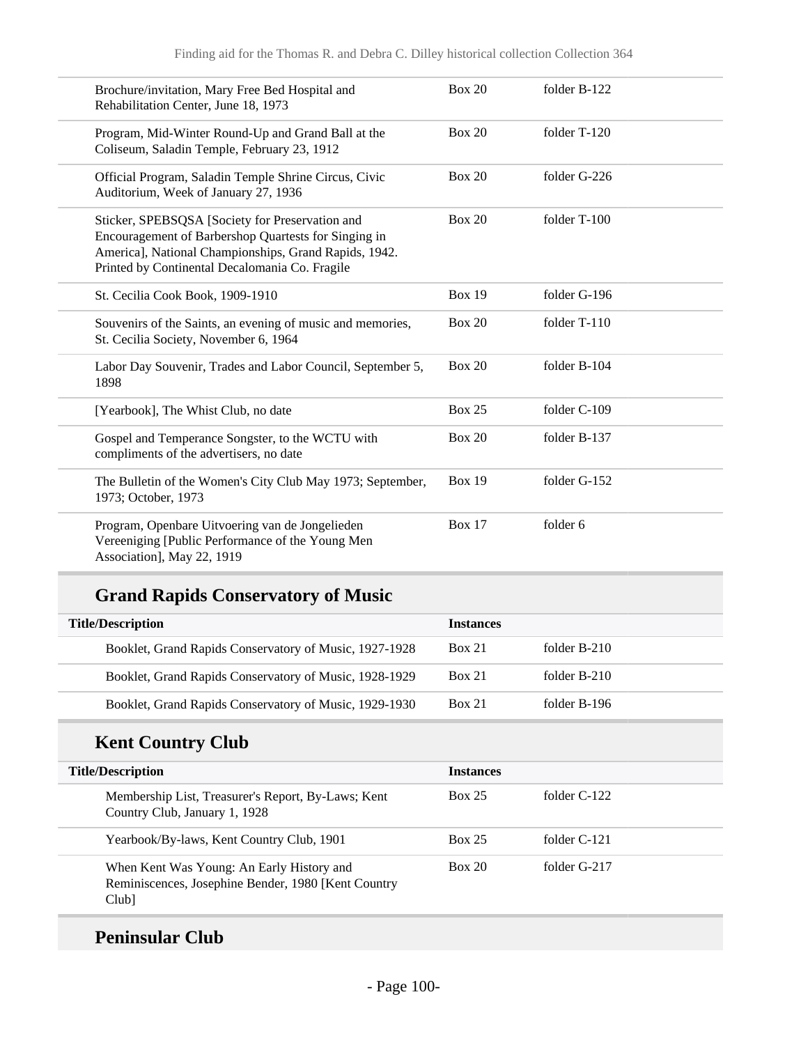| | | |
|---|---|---|
| Brochure/invitation, Mary Free Bed Hospital and Rehabilitation Center, June 18, 1973 | Box 20 | folder B-122 |
| Program, Mid-Winter Round-Up and Grand Ball at the Coliseum, Saladin Temple, February 23, 1912 | Box 20 | folder T-120 |
| Official Program, Saladin Temple Shrine Circus, Civic Auditorium, Week of January 27, 1936 | Box 20 | folder G-226 |
| Sticker, SPEBSQSA [Society for Preservation and Encouragement of Barbershop Quartests for Singing in America], National Championships, Grand Rapids, 1942. Printed by Continental Decalomania Co. Fragile | Box 20 | folder T-100 |
| St. Cecilia Cook Book, 1909-1910 | Box 19 | folder G-196 |
| Souvenirs of the Saints, an evening of music and memories, St. Cecilia Society, November 6, 1964 | Box 20 | folder T-110 |
| Labor Day Souvenir, Trades and Labor Council, September 5, 1898 | Box 20 | folder B-104 |
| [Yearbook], The Whist Club, no date | Box 25 | folder C-109 |
| Gospel and Temperance Songster, to the WCTU with compliments of the advertisers, no date | Box 20 | folder B-137 |
| The Bulletin of the Women's City Club May 1973; September, 1973; October, 1973 | Box 19 | folder G-152 |
| Program, Openbare Uitvoering van de Jongelieden Vereeniging [Public Performance of the Young Men Association], May 22, 1919 | Box 17 | folder 6 |

## Grand Rapids Conservatory of Music

| Title/Description | Instances | |
|---|---|---|
| Booklet, Grand Rapids Conservatory of Music, 1927-1928 | Box 21 | folder B-210 |
| Booklet, Grand Rapids Conservatory of Music, 1928-1929 | Box 21 | folder B-210 |
| Booklet, Grand Rapids Conservatory of Music, 1929-1930 | Box 21 | folder B-196 |

## Kent Country Club

| Title/Description | Instances | |
|---|---|---|
| Membership List, Treasurer's Report, By-Laws; Kent Country Club, January 1, 1928 | Box 25 | folder C-122 |
| Yearbook/By-laws, Kent Country Club, 1901 | Box 25 | folder C-121 |
| When Kent Was Young: An Early History and Reminiscences, Josephine Bender, 1980 [Kent Country Club] | Box 20 | folder G-217 |

## Peninsular Club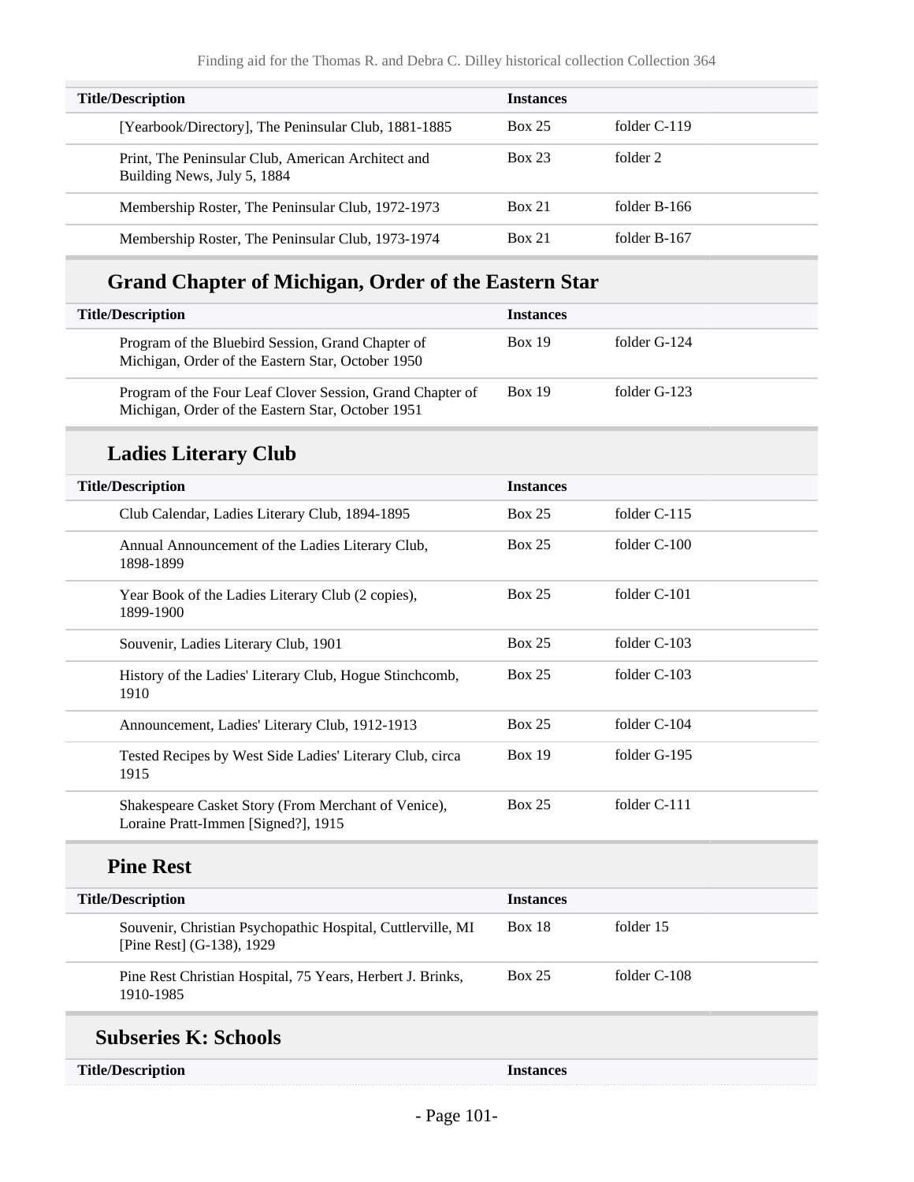| Title/Description | Instances | |
|---|---|---|
| [Yearbook/Directory], The Peninsular Club, 1881-1885 | Box 25 | folder C-119 |
| Print, The Peninsular Club, American Architect and Building News, July 5, 1884 | Box 23 | folder 2 |
| Membership Roster, The Peninsular Club, 1972-1973 | Box 21 | folder B-166 |
| Membership Roster, The Peninsular Club, 1973-1974 | Box 21 | folder B-167 |

## Grand Chapter of Michigan, Order of the Eastern Star

| Title/Description | Instances | |
|---|---|---|
| Program of the Bluebird Session, Grand Chapter of Michigan, Order of the Eastern Star, October 1950 | Box 19 | folder G-124 |
| Program of the Four Leaf Clover Session, Grand Chapter of Michigan, Order of the Eastern Star, October 1951 | Box 19 | folder G-123 |

## Ladies Literary Club

| Title/Description | Instances | |
|---|---|---|
| Club Calendar, Ladies Literary Club, 1894-1895 | Box 25 | folder C-115 |
| Annual Announcement of the Ladies Literary Club, 1898-1899 | Box 25 | folder C-100 |
| Year Book of the Ladies Literary Club (2 copies), 1899-1900 | Box 25 | folder C-101 |
| Souvenir, Ladies Literary Club, 1901 | Box 25 | folder C-103 |
| History of the Ladies' Literary Club, Hogue Stinchcomb, 1910 | Box 25 | folder C-103 |
| Announcement, Ladies' Literary Club, 1912-1913 | Box 25 | folder C-104 |
| Tested Recipes by West Side Ladies' Literary Club, circa 1915 | Box 19 | folder G-195 |
| Shakespeare Casket Story (From Merchant of Venice), Loraine Pratt-Immen [Signed?], 1915 | Box 25 | folder C-111 |

## Pine Rest

| Title/Description | Instances | |
|---|---|---|
| Souvenir, Christian Psychopathic Hospital, Cuttlerville, MI [Pine Rest] (G-138), 1929 | Box 18 | folder 15 |
| Pine Rest Christian Hospital, 75 Years, Herbert J. Brinks, 1910-1985 | Box 25 | folder C-108 |

## Subseries K: Schools

| Title/Description | Instances |
|---|---|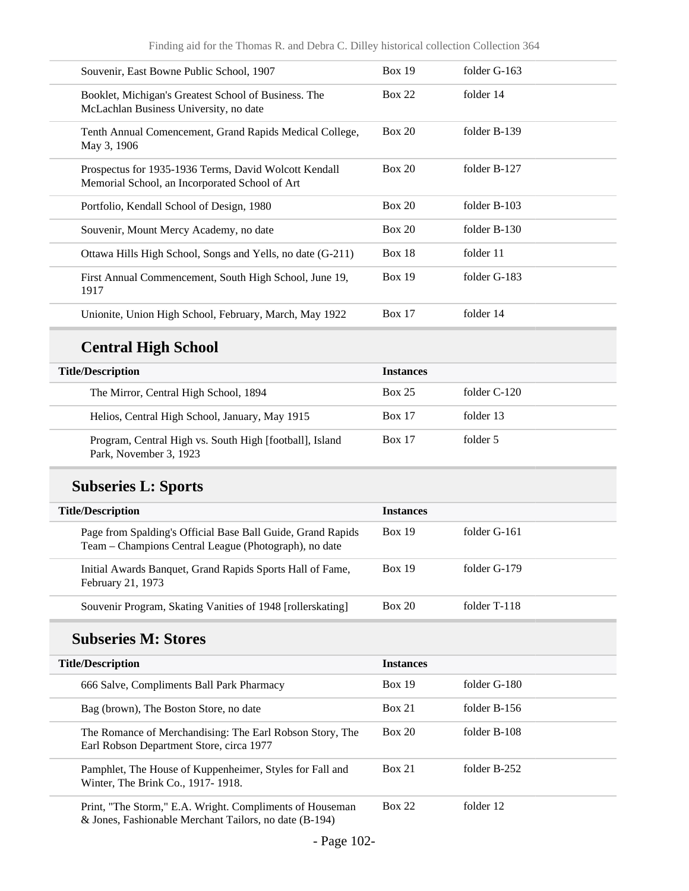| | | |
|---|---|---|
| Souvenir, East Bowne Public School, 1907 | Box 19 | folder G-163 |
| Booklet, Michigan's Greatest School of Business. The McLachlan Business University, no date | Box 22 | folder 14 |
| Tenth Annual Comencement, Grand Rapids Medical College, May 3, 1906 | Box 20 | folder B-139 |
| Prospectus for 1935-1936 Terms, David Wolcott Kendall Memorial School, an Incorporated School of Art | Box 20 | folder B-127 |
| Portfolio, Kendall School of Design, 1980 | Box 20 | folder B-103 |
| Souvenir, Mount Mercy Academy, no date | Box 20 | folder B-130 |
| Ottawa Hills High School, Songs and Yells, no date (G-211) | Box 18 | folder 11 |
| First Annual Commencement, South High School, June 19, 1917 | Box 19 | folder G-183 |
| Unionite, Union High School, February, March, May 1922 | Box 17 | folder 14 |

### Central High School

| Title/Description | Instances | |
|---|---|---|
| The Mirror, Central High School, 1894 | Box 25 | folder C-120 |
| Helios, Central High School, January, May 1915 | Box 17 | folder 13 |
| Program, Central High vs. South High [football], Island Park, November 3, 1923 | Box 17 | folder 5 |

## Subseries L: Sports

| Title/Description | Instances | |
|---|---|---|
| Page from Spalding's Official Base Ball Guide, Grand Rapids Team – Champions Central League (Photograph), no date | Box 19 | folder G-161 |
| Initial Awards Banquet, Grand Rapids Sports Hall of Fame, February 21, 1973 | Box 19 | folder G-179 |
| Souvenir Program, Skating Vanities of 1948 [rollerskating] | Box 20 | folder T-118 |

## Subseries M: Stores

| Title/Description | Instances | |
|---|---|---|
| 666 Salve, Compliments Ball Park Pharmacy | Box 19 | folder G-180 |
| Bag (brown), The Boston Store, no date | Box 21 | folder B-156 |
| The Romance of Merchandising: The Earl Robson Story, The Earl Robson Department Store, circa 1977 | Box 20 | folder B-108 |
| Pamphlet, The House of Kuppenheimer, Styles for Fall and Winter, The Brink Co., 1917- 1918. | Box 21 | folder B-252 |
| Print, "The Storm," E.A. Wright. Compliments of Houseman & Jones, Fashionable Merchant Tailors, no date (B-194) | Box 22 | folder 12 |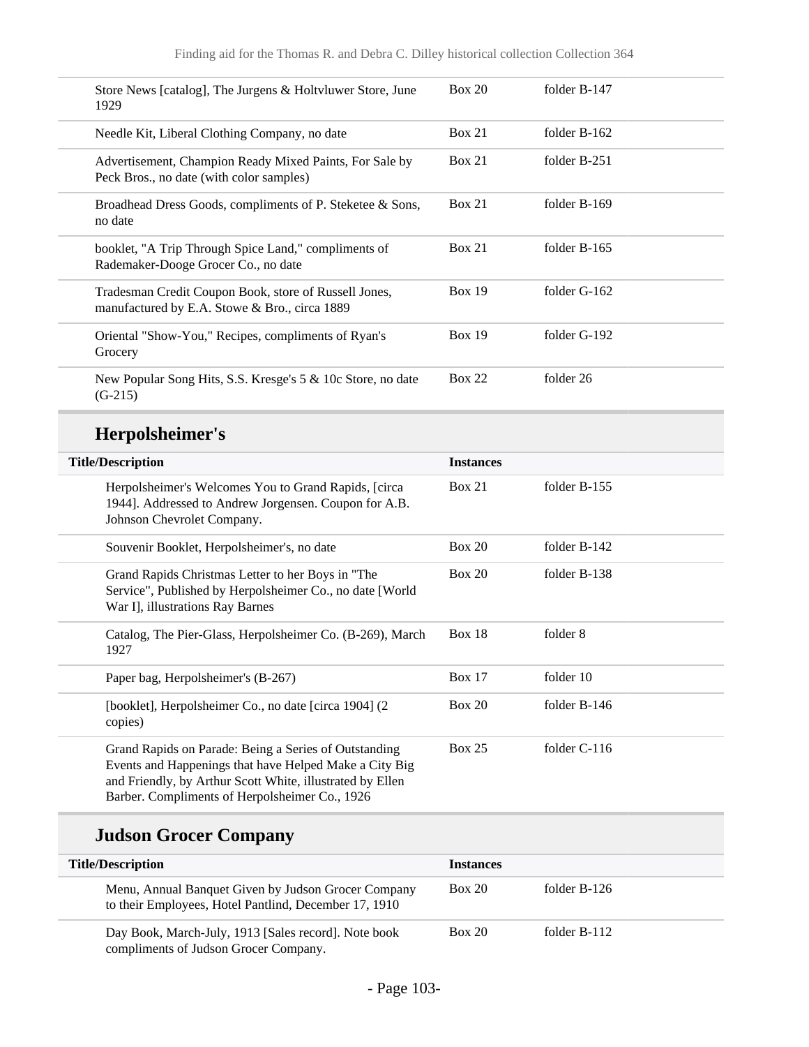| | | |
|---|---|---|
| Store News [catalog], The Jurgens & Holtvluwer Store, June 1929 | Box 20 | folder B-147 |
| Needle Kit, Liberal Clothing Company, no date | Box 21 | folder B-162 |
| Advertisement, Champion Ready Mixed Paints, For Sale by Peck Bros., no date (with color samples) | Box 21 | folder B-251 |
| Broadhead Dress Goods, compliments of P. Steketee & Sons, no date | Box 21 | folder B-169 |
| booklet, "A Trip Through Spice Land," compliments of Rademaker-Dooge Grocer Co., no date | Box 21 | folder B-165 |
| Tradesman Credit Coupon Book, store of Russell Jones, manufactured by E.A. Stowe & Bro., circa 1889 | Box 19 | folder G-162 |
| Oriental "Show-You," Recipes, compliments of Ryan's Grocery | Box 19 | folder G-192 |
| New Popular Song Hits, S.S. Kresge's 5 & 10c Store, no date (G-215) | Box 22 | folder 26 |

## Herpolsheimer's

| Title/Description | Instances | |
|---|---|---|
| Herpolsheimer's Welcomes You to Grand Rapids, [circa 1944]. Addressed to Andrew Jorgensen. Coupon for A.B. Johnson Chevrolet Company. | Box 21 | folder B-155 |
| Souvenir Booklet, Herpolsheimer's, no date | Box 20 | folder B-142 |
| Grand Rapids Christmas Letter to her Boys in "The Service", Published by Herpolsheimer Co., no date [World War I], illustrations Ray Barnes | Box 20 | folder B-138 |
| Catalog, The Pier-Glass, Herpolsheimer Co. (B-269), March 1927 | Box 18 | folder 8 |
| Paper bag, Herpolsheimer's (B-267) | Box 17 | folder 10 |
| [booklet], Herpolsheimer Co., no date [circa 1904] (2 copies) | Box 20 | folder B-146 |
| Grand Rapids on Parade: Being a Series of Outstanding Events and Happenings that have Helped Make a City Big and Friendly, by Arthur Scott White, illustrated by Ellen Barber. Compliments of Herpolsheimer Co., 1926 | Box 25 | folder C-116 |

## Judson Grocer Company

| Title/Description | Instances | |
|---|---|---|
| Menu, Annual Banquet Given by Judson Grocer Company to their Employees, Hotel Pantlind, December 17, 1910 | Box 20 | folder B-126 |
| Day Book, March-July, 1913 [Sales record]. Note book compliments of Judson Grocer Company. | Box 20 | folder B-112 |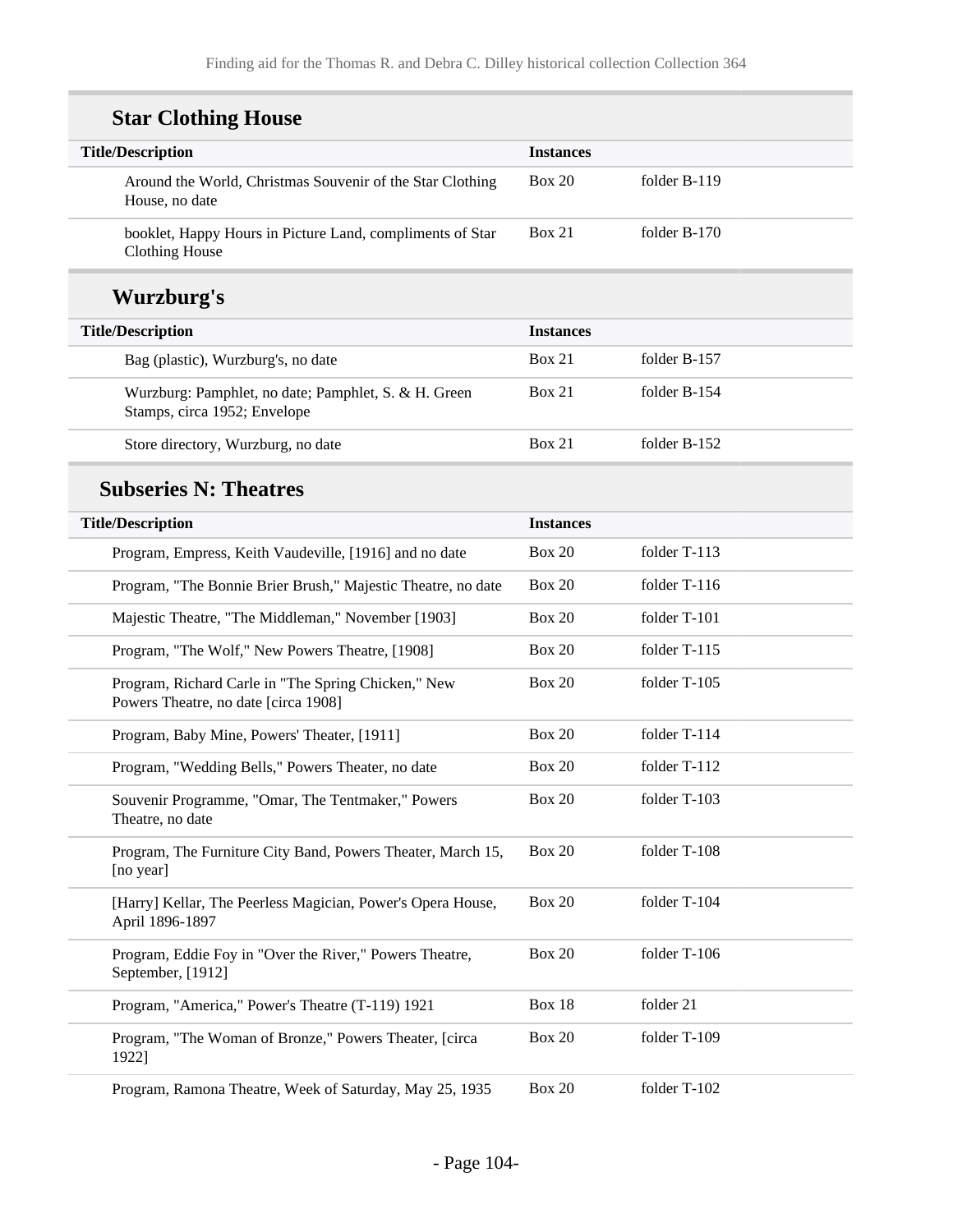### Star Clothing House

| Title/Description | Instances | |
|---|---|---|
| Around the World, Christmas Souvenir of the Star Clothing House, no date | Box 20 | folder B-119 |
| booklet, Happy Hours in Picture Land, compliments of Star Clothing House | Box 21 | folder B-170 |

### Wurzburg's

| Title/Description | Instances | |
|---|---|---|
| Bag (plastic), Wurzburg's, no date | Box 21 | folder B-157 |
| Wurzburg: Pamphlet, no date; Pamphlet, S. & H. Green Stamps, circa 1952; Envelope | Box 21 | folder B-154 |
| Store directory, Wurzburg, no date | Box 21 | folder B-152 |

## Subseries N: Theatres

| Title/Description | Instances | |
|---|---|---|
| Program, Empress, Keith Vaudeville, [1916] and no date | Box 20 | folder T-113 |
| Program, "The Bonnie Brier Brush," Majestic Theatre, no date | Box 20 | folder T-116 |
| Majestic Theatre, "The Middleman," November [1903] | Box 20 | folder T-101 |
| Program, "The Wolf," New Powers Theatre, [1908] | Box 20 | folder T-115 |
| Program, Richard Carle in "The Spring Chicken," New Powers Theatre, no date [circa 1908] | Box 20 | folder T-105 |
| Program, Baby Mine, Powers' Theater, [1911] | Box 20 | folder T-114 |
| Program, "Wedding Bells," Powers Theater, no date | Box 20 | folder T-112 |
| Souvenir Programme, "Omar, The Tentmaker," Powers Theatre, no date | Box 20 | folder T-103 |
| Program, The Furniture City Band, Powers Theater, March 15, [no year] | Box 20 | folder T-108 |
| [Harry] Kellar, The Peerless Magician, Power's Opera House, April 1896-1897 | Box 20 | folder T-104 |
| Program, Eddie Foy in "Over the River," Powers Theatre, September, [1912] | Box 20 | folder T-106 |
| Program, "America," Power's Theatre (T-119) 1921 | Box 18 | folder 21 |
| Program, "The Woman of Bronze," Powers Theater, [circa 1922] | Box 20 | folder T-109 |
| Program, Ramona Theatre, Week of Saturday, May 25, 1935 | Box 20 | folder T-102 |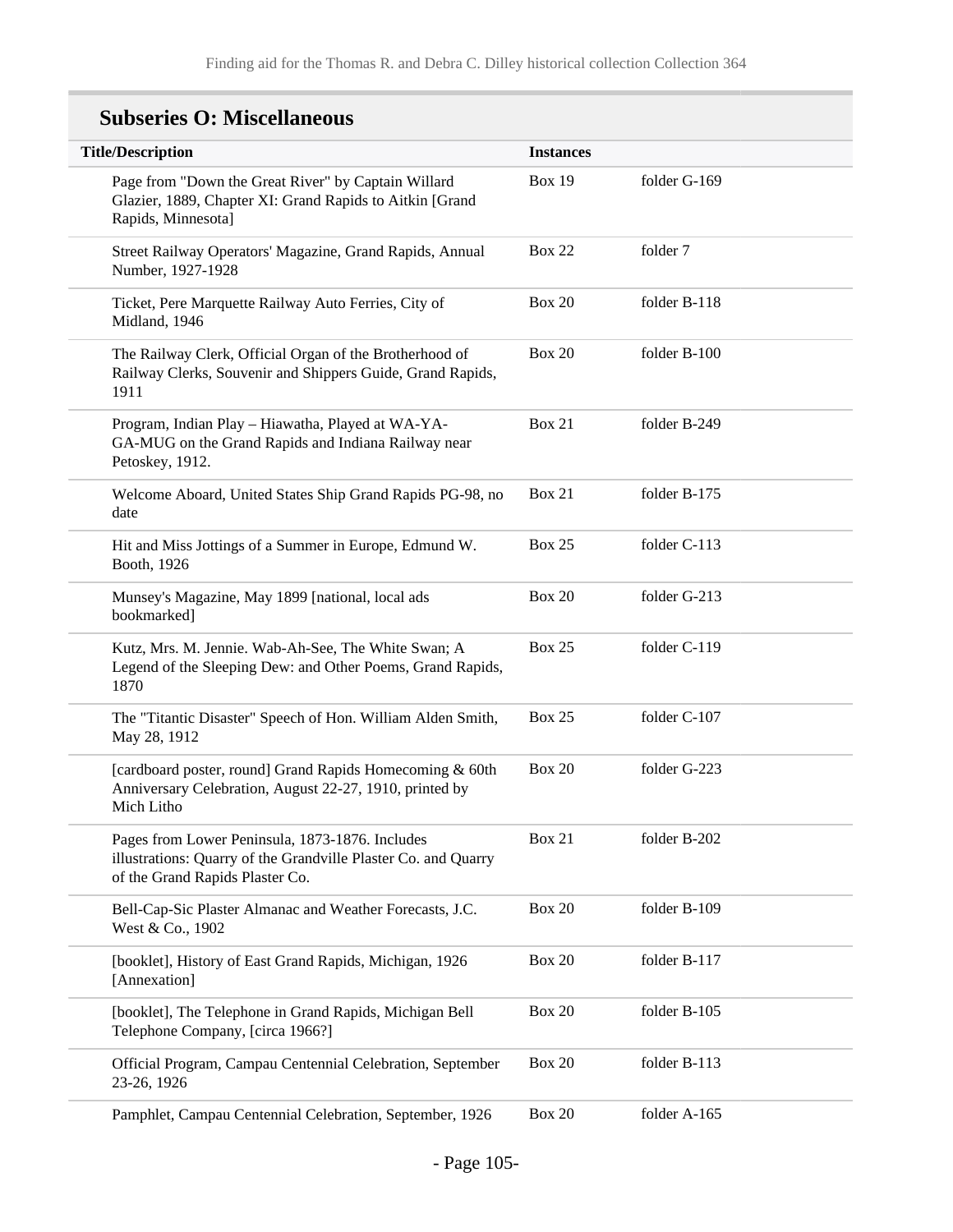## Subseries O: Miscellaneous

| Title/Description | Instances | |
|---|---|---|
| Page from "Down the Great River" by Captain Willard Glazier, 1889, Chapter XI: Grand Rapids to Aitkin [Grand Rapids, Minnesota] | Box 19 | folder G-169 |
| Street Railway Operators' Magazine, Grand Rapids, Annual Number, 1927-1928 | Box 22 | folder 7 |
| Ticket, Pere Marquette Railway Auto Ferries, City of Midland, 1946 | Box 20 | folder B-118 |
| The Railway Clerk, Official Organ of the Brotherhood of Railway Clerks, Souvenir and Shippers Guide, Grand Rapids, 1911 | Box 20 | folder B-100 |
| Program, Indian Play – Hiawatha, Played at WA-YA-GA-MUG on the Grand Rapids and Indiana Railway near Petoskey, 1912. | Box 21 | folder B-249 |
| Welcome Aboard, United States Ship Grand Rapids PG-98, no date | Box 21 | folder B-175 |
| Hit and Miss Jottings of a Summer in Europe, Edmund W. Booth, 1926 | Box 25 | folder C-113 |
| Munsey's Magazine, May 1899 [national, local ads bookmarked] | Box 20 | folder G-213 |
| Kutz, Mrs. M. Jennie. Wab-Ah-See, The White Swan; A Legend of the Sleeping Dew: and Other Poems, Grand Rapids, 1870 | Box 25 | folder C-119 |
| The "Titantic Disaster" Speech of Hon. William Alden Smith, May 28, 1912 | Box 25 | folder C-107 |
| [cardboard poster, round] Grand Rapids Homecoming & 60th Anniversary Celebration, August 22-27, 1910, printed by Mich Litho | Box 20 | folder G-223 |
| Pages from Lower Peninsula, 1873-1876. Includes illustrations: Quarry of the Grandville Plaster Co. and Quarry of the Grand Rapids Plaster Co. | Box 21 | folder B-202 |
| Bell-Cap-Sic Plaster Almanac and Weather Forecasts, J.C. West & Co., 1902 | Box 20 | folder B-109 |
| [booklet], History of East Grand Rapids, Michigan, 1926 [Annexation] | Box 20 | folder B-117 |
| [booklet], The Telephone in Grand Rapids, Michigan Bell Telephone Company, [circa 1966?] | Box 20 | folder B-105 |
| Official Program, Campau Centennial Celebration, September 23-26, 1926 | Box 20 | folder B-113 |
| Pamphlet, Campau Centennial Celebration, September, 1926 | Box 20 | folder A-165 |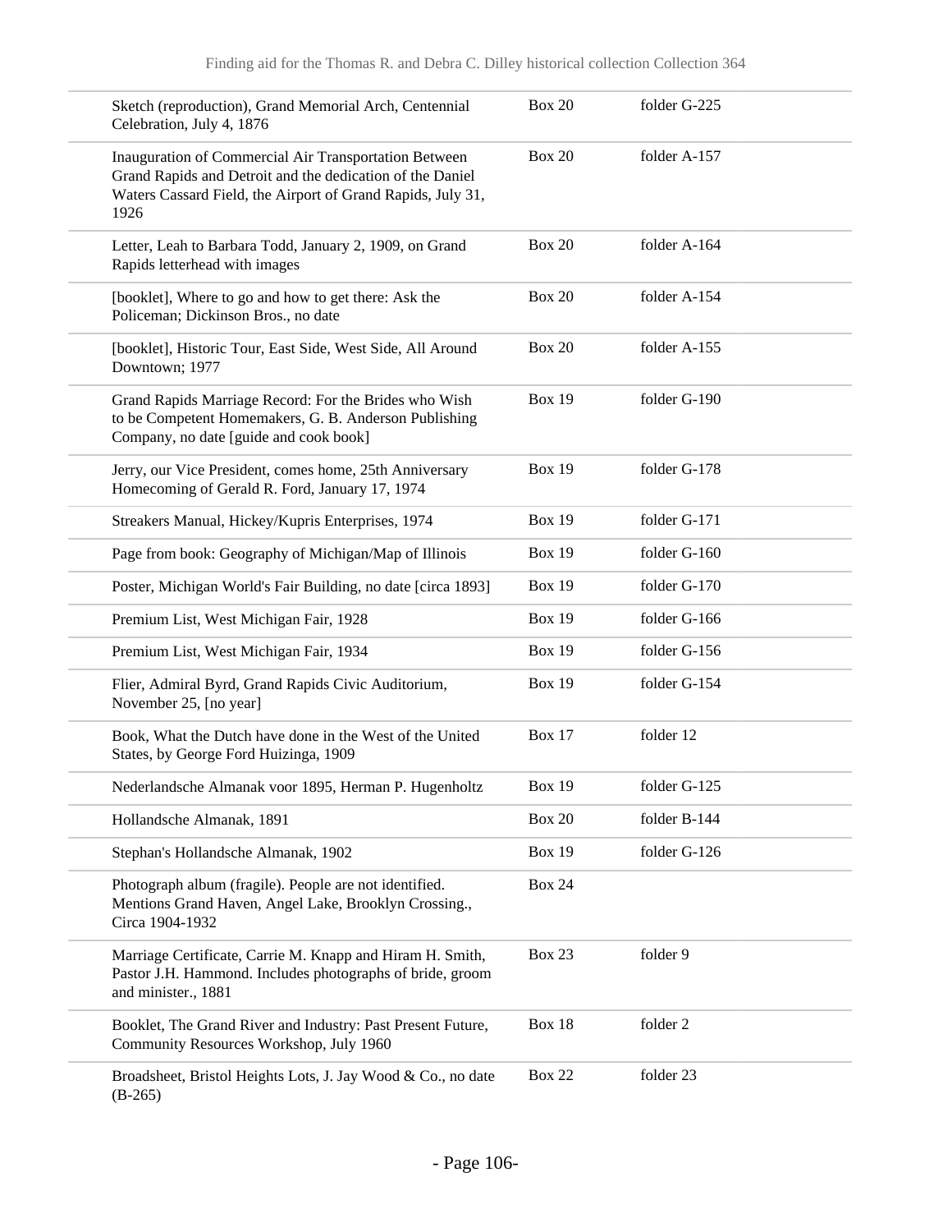| | | |
|---|---|---|
| Sketch (reproduction), Grand Memorial Arch, Centennial Celebration, July 4, 1876 | Box 20 | folder G-225 |
| Inauguration of Commercial Air Transportation Between Grand Rapids and Detroit and the dedication of the Daniel Waters Cassard Field, the Airport of Grand Rapids, July 31, 1926 | Box 20 | folder A-157 |
| Letter, Leah to Barbara Todd, January 2, 1909, on Grand Rapids letterhead with images | Box 20 | folder A-164 |
| [booklet], Where to go and how to get there: Ask the Policeman; Dickinson Bros., no date | Box 20 | folder A-154 |
| [booklet], Historic Tour, East Side, West Side, All Around Downtown; 1977 | Box 20 | folder A-155 |
| Grand Rapids Marriage Record: For the Brides who Wish to be Competent Homemakers, G. B. Anderson Publishing Company, no date [guide and cook book] | Box 19 | folder G-190 |
| Jerry, our Vice President, comes home, 25th Anniversary Homecoming of Gerald R. Ford, January 17, 1974 | Box 19 | folder G-178 |
| Streakers Manual, Hickey/Kupris Enterprises, 1974 | Box 19 | folder G-171 |
| Page from book: Geography of Michigan/Map of Illinois | Box 19 | folder G-160 |
| Poster, Michigan World's Fair Building, no date [circa 1893] | Box 19 | folder G-170 |
| Premium List, West Michigan Fair, 1928 | Box 19 | folder G-166 |
| Premium List, West Michigan Fair, 1934 | Box 19 | folder G-156 |
| Flier, Admiral Byrd, Grand Rapids Civic Auditorium, November 25, [no year] | Box 19 | folder G-154 |
| Book, What the Dutch have done in the West of the United States, by George Ford Huizinga, 1909 | Box 17 | folder 12 |
| Nederlandsche Almanak voor 1895, Herman P. Hugenholtz | Box 19 | folder G-125 |
| Hollandsche Almanak, 1891 | Box 20 | folder B-144 |
| Stephan's Hollandsche Almanak, 1902 | Box 19 | folder G-126 |
| Photograph album (fragile). People are not identified. Mentions Grand Haven, Angel Lake, Brooklyn Crossing., Circa 1904-1932 | Box 24 | |
| Marriage Certificate, Carrie M. Knapp and Hiram H. Smith, Pastor J.H. Hammond. Includes photographs of bride, groom and minister., 1881 | Box 23 | folder 9 |
| Booklet, The Grand River and Industry: Past Present Future, Community Resources Workshop, July 1960 | Box 18 | folder 2 |
| Broadsheet, Bristol Heights Lots, J. Jay Wood & Co., no date (B-265) | Box 22 | folder 23 |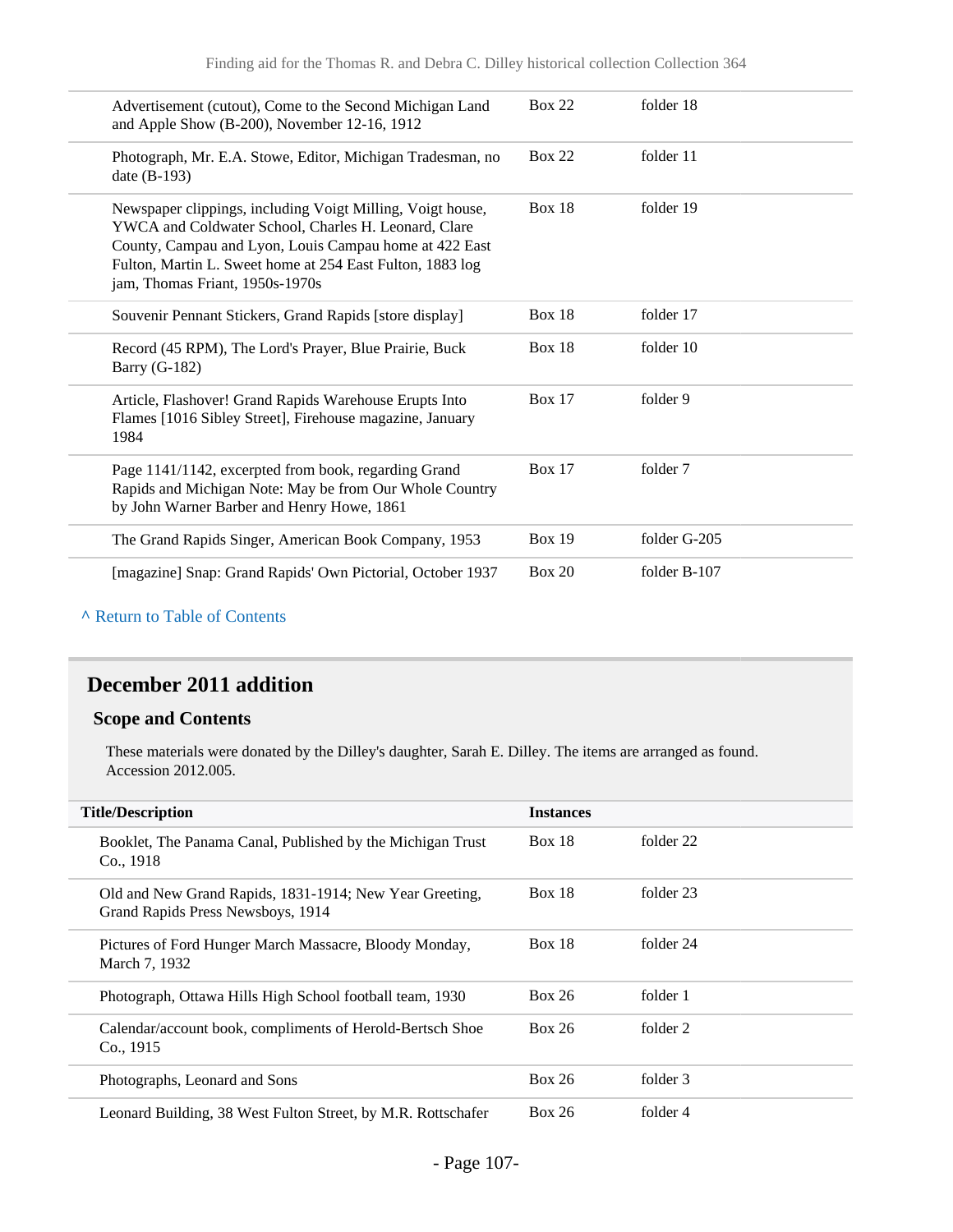| | | |
|---|---|---|
| Advertisement (cutout), Come to the Second Michigan Land and Apple Show (B-200), November 12-16, 1912 | Box 22 | folder 18 |
| Photograph, Mr. E.A. Stowe, Editor, Michigan Tradesman, no date (B-193) | Box 22 | folder 11 |
| Newspaper clippings, including Voigt Milling, Voigt house, YWCA and Coldwater School, Charles H. Leonard, Clare County, Campau and Lyon, Louis Campau home at 422 East Fulton, Martin L. Sweet home at 254 East Fulton, 1883 log jam, Thomas Friant, 1950s-1970s | Box 18 | folder 19 |
| Souvenir Pennant Stickers, Grand Rapids [store display] | Box 18 | folder 17 |
| Record (45 RPM), The Lord's Prayer, Blue Prairie, Buck Barry (G-182) | Box 18 | folder 10 |
| Article, Flashover! Grand Rapids Warehouse Erupts Into Flames [1016 Sibley Street], Firehouse magazine, January 1984 | Box 17 | folder 9 |
| Page 1141/1142, excerpted from book, regarding Grand Rapids and Michigan Note: May be from Our Whole Country by John Warner Barber and Henry Howe, 1861 | Box 17 | folder 7 |
| The Grand Rapids Singer, American Book Company, 1953 | Box 19 | folder G-205 |
| [magazine] Snap: Grand Rapids' Own Pictorial, October 1937 | Box 20 | folder B-107 |

^ Return to Table of Contents

## December 2011 addition

### Scope and Contents

These materials were donated by the Dilley's daughter, Sarah E. Dilley. The items are arranged as found. Accession 2012.005.

| Title/Description | Instances | |
|---|---|---|
| Booklet, The Panama Canal, Published by the Michigan Trust Co., 1918 | Box 18 | folder 22 |
| Old and New Grand Rapids, 1831-1914; New Year Greeting, Grand Rapids Press Newsboys, 1914 | Box 18 | folder 23 |
| Pictures of Ford Hunger March Massacre, Bloody Monday, March 7, 1932 | Box 18 | folder 24 |
| Photograph, Ottawa Hills High School football team, 1930 | Box 26 | folder 1 |
| Calendar/account book, compliments of Herold-Bertsch Shoe Co., 1915 | Box 26 | folder 2 |
| Photographs, Leonard and Sons | Box 26 | folder 3 |
| Leonard Building, 38 West Fulton Street, by M.R. Rottschafer | Box 26 | folder 4 |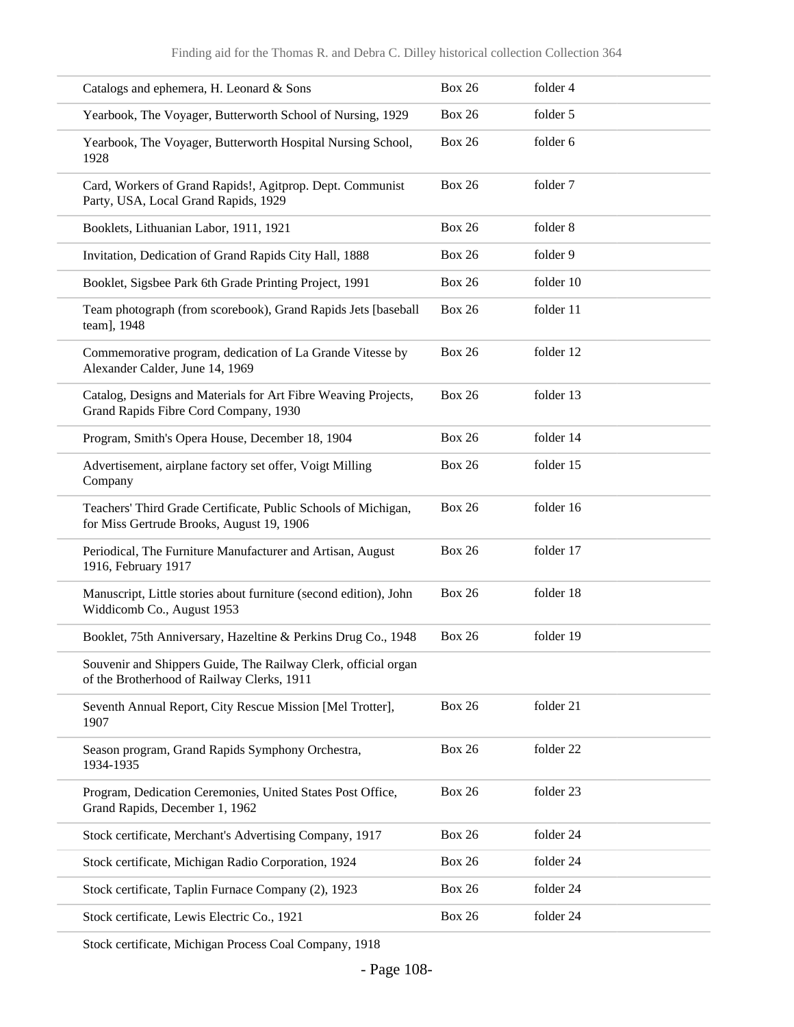| | | |
|---|---|---|
| Catalogs and ephemera, H. Leonard & Sons | Box 26 | folder 4 |
| Yearbook, The Voyager, Butterworth School of Nursing, 1929 | Box 26 | folder 5 |
| Yearbook, The Voyager, Butterworth Hospital Nursing School, 1928 | Box 26 | folder 6 |
| Card, Workers of Grand Rapids!, Agitprop. Dept. Communist Party, USA, Local Grand Rapids, 1929 | Box 26 | folder 7 |
| Booklets, Lithuanian Labor, 1911, 1921 | Box 26 | folder 8 |
| Invitation, Dedication of Grand Rapids City Hall, 1888 | Box 26 | folder 9 |
| Booklet, Sigsbee Park 6th Grade Printing Project, 1991 | Box 26 | folder 10 |
| Team photograph (from scorebook), Grand Rapids Jets [baseball team], 1948 | Box 26 | folder 11 |
| Commemorative program, dedication of La Grande Vitesse by Alexander Calder, June 14, 1969 | Box 26 | folder 12 |
| Catalog, Designs and Materials for Art Fibre Weaving Projects, Grand Rapids Fibre Cord Company, 1930 | Box 26 | folder 13 |
| Program, Smith's Opera House, December 18, 1904 | Box 26 | folder 14 |
| Advertisement, airplane factory set offer, Voigt Milling Company | Box 26 | folder 15 |
| Teachers' Third Grade Certificate, Public Schools of Michigan, for Miss Gertrude Brooks, August 19, 1906 | Box 26 | folder 16 |
| Periodical, The Furniture Manufacturer and Artisan, August 1916, February 1917 | Box 26 | folder 17 |
| Manuscript, Little stories about furniture (second edition), John Widdicomb Co., August 1953 | Box 26 | folder 18 |
| Booklet, 75th Anniversary, Hazeltine & Perkins Drug Co., 1948 | Box 26 | folder 19 |
| Souvenir and Shippers Guide, The Railway Clerk, official organ of the Brotherhood of Railway Clerks, 1911 | | |
| Seventh Annual Report, City Rescue Mission [Mel Trotter], 1907 | Box 26 | folder 21 |
| Season program, Grand Rapids Symphony Orchestra, 1934-1935 | Box 26 | folder 22 |
| Program, Dedication Ceremonies, United States Post Office, Grand Rapids, December 1, 1962 | Box 26 | folder 23 |
| Stock certificate, Merchant's Advertising Company, 1917 | Box 26 | folder 24 |
| Stock certificate, Michigan Radio Corporation, 1924 | Box 26 | folder 24 |
| Stock certificate, Taplin Furnace Company (2), 1923 | Box 26 | folder 24 |
| Stock certificate, Lewis Electric Co., 1921 | Box 26 | folder 24 |
| Stock certificate, Michigan Process Coal Company, 1918 | | |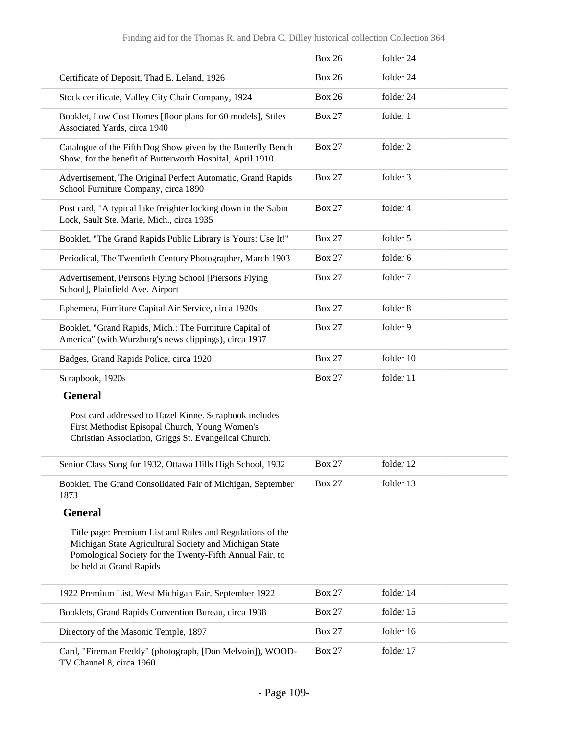| | Box 26 | folder 24 |
|---|---|---|
| Certificate of Deposit, Thad E. Leland, 1926 | Box 26 | folder 24 |
| Stock certificate, Valley City Chair Company, 1924 | Box 26 | folder 24 |
| Booklet, Low Cost Homes [floor plans for 60 models], Stiles Associated Yards, circa 1940 | Box 27 | folder 1 |
| Catalogue of the Fifth Dog Show given by the Butterfly Bench Show, for the benefit of Butterworth Hospital, April 1910 | Box 27 | folder 2 |
| Advertisement, The Original Perfect Automatic, Grand Rapids School Furniture Company, circa 1890 | Box 27 | folder 3 |
| Post card, "A typical lake freighter locking down in the Sabin Lock, Sault Ste. Marie, Mich., circa 1935 | Box 27 | folder 4 |
| Booklet, "The Grand Rapids Public Library is Yours: Use It!" | Box 27 | folder 5 |
| Periodical, The Twentieth Century Photographer, March 1903 | Box 27 | folder 6 |
| Advertisement, Peirsons Flying School [Piersons Flying School], Plainfield Ave. Airport | Box 27 | folder 7 |
| Ephemera, Furniture Capital Air Service, circa 1920s | Box 27 | folder 8 |
| Booklet, "Grand Rapids, Mich.: The Furniture Capital of America" (with Wurzburg's news clippings), circa 1937 | Box 27 | folder 9 |
| Badges, Grand Rapids Police, circa 1920 | Box 27 | folder 10 |
| Scrapbook, 1920s | Box 27 | folder 11 |

**General**

Post card addressed to Hazel Kinne. Scrapbook includes First Methodist Episopal Church, Young Women's Christian Association, Griggs St. Evangelical Church.

| | | |
|---|---|---|
| Senior Class Song for 1932, Ottawa Hills High School, 1932 | Box 27 | folder 12 |
| Booklet, The Grand Consolidated Fair of Michigan, September 1873 | Box 27 | folder 13 |

**General**

Title page: Premium List and Rules and Regulations of the Michigan State Agricultural Society and Michigan State Pomological Society for the Twenty-Fifth Annual Fair, to be held at Grand Rapids

| | | |
|---|---|---|
| 1922 Premium List, West Michigan Fair, September 1922 | Box 27 | folder 14 |
| Booklets, Grand Rapids Convention Bureau, circa 1938 | Box 27 | folder 15 |
| Directory of the Masonic Temple, 1897 | Box 27 | folder 16 |
| Card, "Fireman Freddy" (photograph, [Don Melvoin]), WOOD-TV Channel 8, circa 1960 | Box 27 | folder 17 |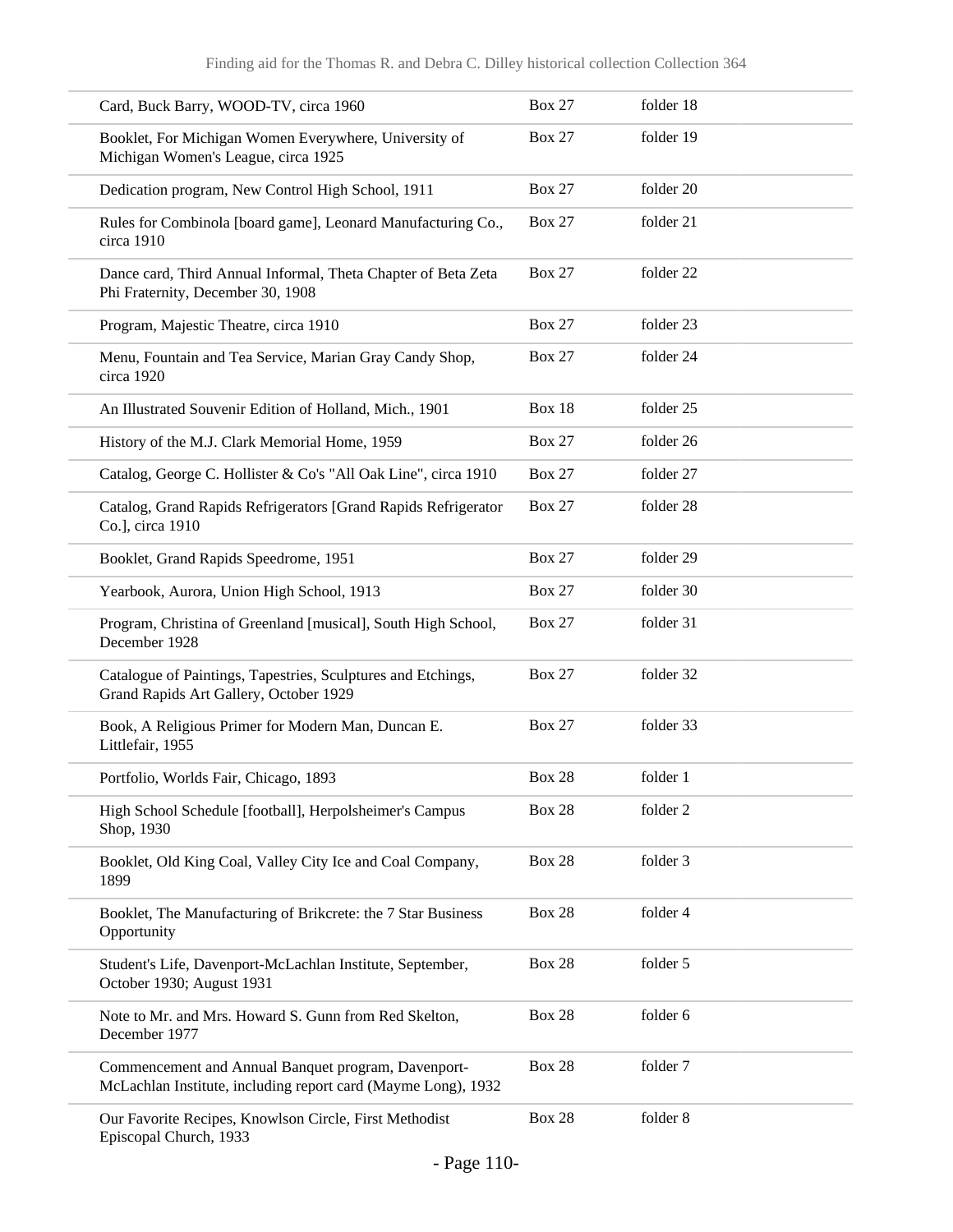| | | |
|---|---|---|
| Card, Buck Barry, WOOD-TV, circa 1960 | Box 27 | folder 18 |
| Booklet, For Michigan Women Everywhere, University of Michigan Women's League, circa 1925 | Box 27 | folder 19 |
| Dedication program, New Control High School, 1911 | Box 27 | folder 20 |
| Rules for Combinola [board game], Leonard Manufacturing Co., circa 1910 | Box 27 | folder 21 |
| Dance card, Third Annual Informal, Theta Chapter of Beta Zeta Phi Fraternity, December 30, 1908 | Box 27 | folder 22 |
| Program, Majestic Theatre, circa 1910 | Box 27 | folder 23 |
| Menu, Fountain and Tea Service, Marian Gray Candy Shop, circa 1920 | Box 27 | folder 24 |
| An Illustrated Souvenir Edition of Holland, Mich., 1901 | Box 18 | folder 25 |
| History of the M.J. Clark Memorial Home, 1959 | Box 27 | folder 26 |
| Catalog, George C. Hollister & Co's "All Oak Line", circa 1910 | Box 27 | folder 27 |
| Catalog, Grand Rapids Refrigerators [Grand Rapids Refrigerator Co.], circa 1910 | Box 27 | folder 28 |
| Booklet, Grand Rapids Speedrome, 1951 | Box 27 | folder 29 |
| Yearbook, Aurora, Union High School, 1913 | Box 27 | folder 30 |
| Program, Christina of Greenland [musical], South High School, December 1928 | Box 27 | folder 31 |
| Catalogue of Paintings, Tapestries, Sculptures and Etchings, Grand Rapids Art Gallery, October 1929 | Box 27 | folder 32 |
| Book, A Religious Primer for Modern Man, Duncan E. Littlefair, 1955 | Box 27 | folder 33 |
| Portfolio, Worlds Fair, Chicago, 1893 | Box 28 | folder 1 |
| High School Schedule [football], Herpolsheimer's Campus Shop, 1930 | Box 28 | folder 2 |
| Booklet, Old King Coal, Valley City Ice and Coal Company, 1899 | Box 28 | folder 3 |
| Booklet, The Manufacturing of Brikcrete: the 7 Star Business Opportunity | Box 28 | folder 4 |
| Student's Life, Davenport-McLachlan Institute, September, October 1930; August 1931 | Box 28 | folder 5 |
| Note to Mr. and Mrs. Howard S. Gunn from Red Skelton, December 1977 | Box 28 | folder 6 |
| Commencement and Annual Banquet program, Davenport-McLachlan Institute, including report card (Mayme Long), 1932 | Box 28 | folder 7 |
| Our Favorite Recipes, Knowlson Circle, First Methodist Episcopal Church, 1933 | Box 28 | folder 8 |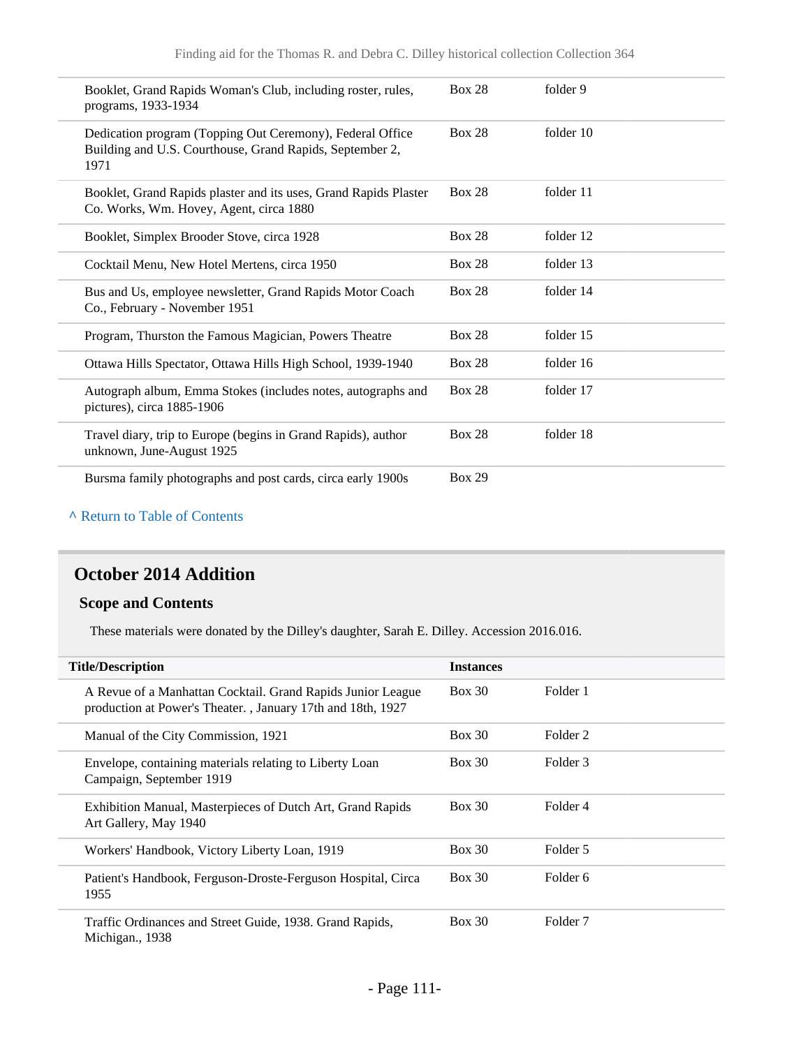| | | |
|---|---|---|
| Booklet, Grand Rapids Woman's Club, including roster, rules, programs, 1933-1934 | Box 28 | folder 9 |
| Dedication program (Topping Out Ceremony), Federal Office Building and U.S. Courthouse, Grand Rapids, September 2, 1971 | Box 28 | folder 10 |
| Booklet, Grand Rapids plaster and its uses, Grand Rapids Plaster Co. Works, Wm. Hovey, Agent, circa 1880 | Box 28 | folder 11 |
| Booklet, Simplex Brooder Stove, circa 1928 | Box 28 | folder 12 |
| Cocktail Menu, New Hotel Mertens, circa 1950 | Box 28 | folder 13 |
| Bus and Us, employee newsletter, Grand Rapids Motor Coach Co., February - November 1951 | Box 28 | folder 14 |
| Program, Thurston the Famous Magician, Powers Theatre | Box 28 | folder 15 |
| Ottawa Hills Spectator, Ottawa Hills High School, 1939-1940 | Box 28 | folder 16 |
| Autograph album, Emma Stokes (includes notes, autographs and pictures), circa 1885-1906 | Box 28 | folder 17 |
| Travel diary, trip to Europe (begins in Grand Rapids), author unknown, June-August 1925 | Box 28 | folder 18 |
| Bursma family photographs and post cards, circa early 1900s | Box 29 | |

^ Return to Table of Contents

## October 2014 Addition

### Scope and Contents

These materials were donated by the Dilley's daughter, Sarah E. Dilley. Accession 2016.016.

| Title/Description | Instances | |
|---|---|---|
| A Revue of a Manhattan Cocktail. Grand Rapids Junior League production at Power's Theater. , January 17th and 18th, 1927 | Box 30 | Folder 1 |
| Manual of the City Commission, 1921 | Box 30 | Folder 2 |
| Envelope, containing materials relating to Liberty Loan Campaign, September 1919 | Box 30 | Folder 3 |
| Exhibition Manual, Masterpieces of Dutch Art, Grand Rapids Art Gallery, May 1940 | Box 30 | Folder 4 |
| Workers' Handbook, Victory Liberty Loan, 1919 | Box 30 | Folder 5 |
| Patient's Handbook, Ferguson-Droste-Ferguson Hospital, Circa 1955 | Box 30 | Folder 6 |
| Traffic Ordinances and Street Guide, 1938. Grand Rapids, Michigan., 1938 | Box 30 | Folder 7 |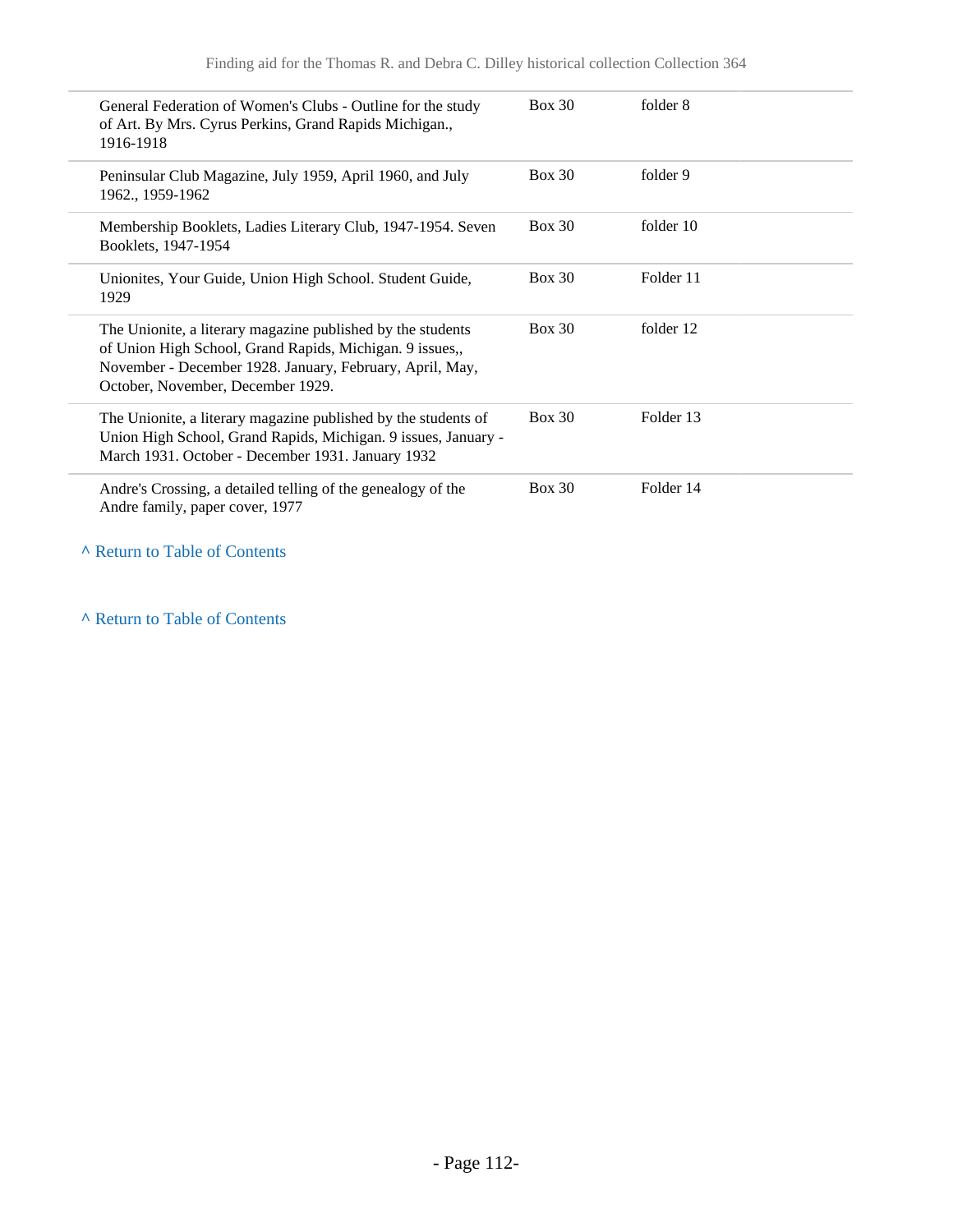| | | |
|---|---|---|
| General Federation of Women's Clubs - Outline for the study of Art. By Mrs. Cyrus Perkins, Grand Rapids Michigan., 1916-1918 | Box 30 | folder 8 |
| Peninsular Club Magazine, July 1959, April 1960, and July 1962., 1959-1962 | Box 30 | folder 9 |
| Membership Booklets, Ladies Literary Club, 1947-1954. Seven Booklets, 1947-1954 | Box 30 | folder 10 |
| Unionites, Your Guide, Union High School. Student Guide, 1929 | Box 30 | Folder 11 |
| The Unionite, a literary magazine published by the students of Union High School, Grand Rapids, Michigan. 9 issues,, November - December 1928. January, February, April, May, October, November, December 1929. | Box 30 | folder 12 |
| The Unionite, a literary magazine published by the students of Union High School, Grand Rapids, Michigan. 9 issues, January - March 1931. October - December 1931. January 1932 | Box 30 | Folder 13 |
| Andre's Crossing, a detailed telling of the genealogy of the Andre family, paper cover, 1977 | Box 30 | Folder 14 |

^ Return to Table of Contents

^ Return to Table of Contents